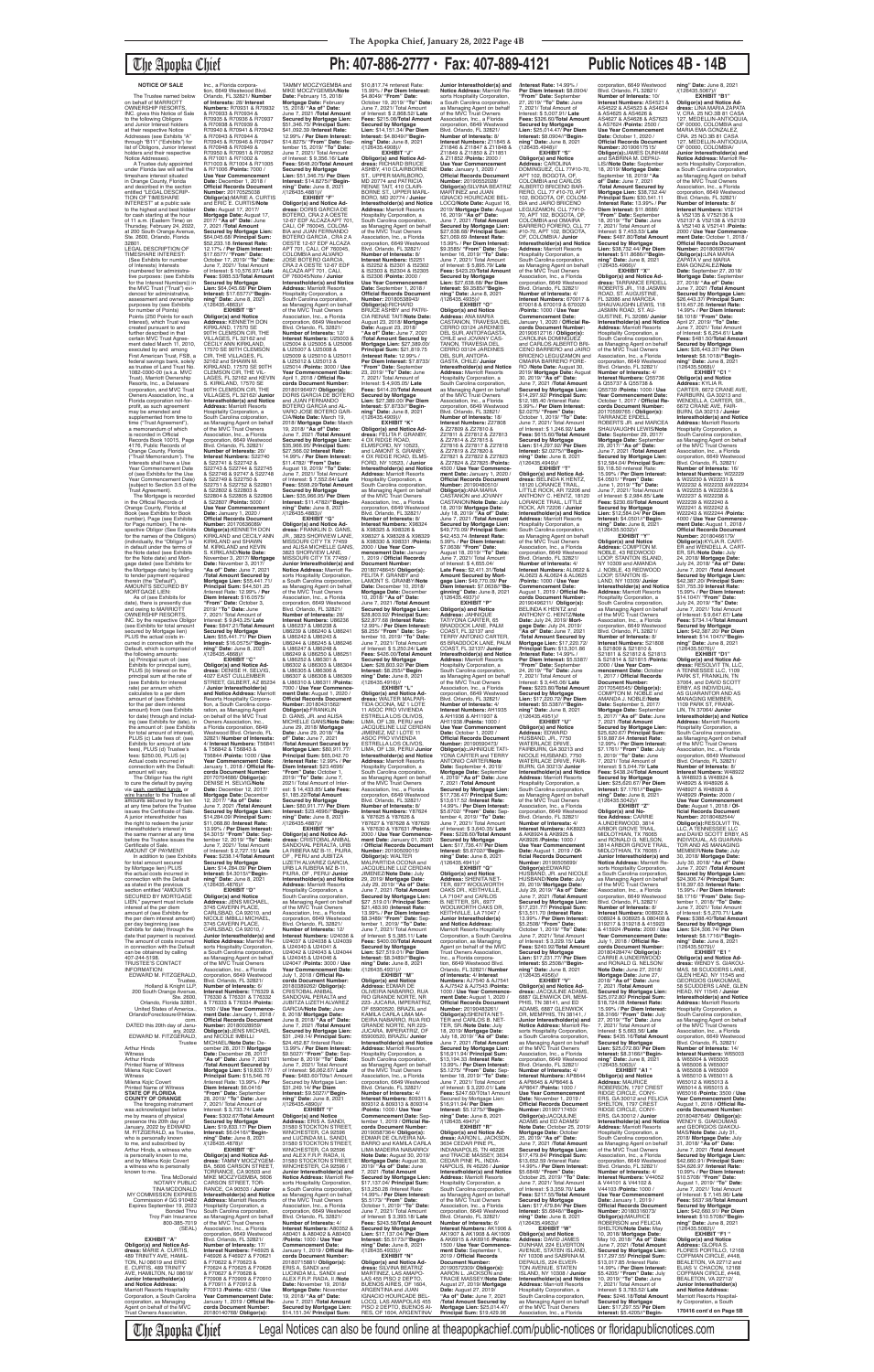**NOTICE OF SALE**

The Trustee named below on behalf of MARRIOTT OWNERSHIP RESORTS, INC. gives this Notice of Sale to the following Obligors and Junior Interest holders at their respective Notice Addresses (see Exhibits "A" through "E1" ("Exhibits") for list of Obligors, Junior Interest holders and their respective Notice Addresses).

A Trustee duly appointed under Florida law will sell the timeshare interest situated in Orange County, Florida and described in the section entitled "LEGAL DESCRIPTION OF TIMESHARE INTEREST" at a public sale to the highest and best bidder for cash starting at the hour of 11 a.m. (Eastern Time) on Thursday, February 24, 2022, at 200 South Orange Avenue, Ste. 2600, Orlando, Florida 32801.

LEGAL DESCRIPTION OF TIMESHARE INTEREST: (See Exhibits for number of Interests) Interests (numbered for administrative purposes: (see Exhibits for the Interest Numbers)) in the MVC Trust ("Trust") evidenced for administrative, assessment and ownership purposes by (see Exhibits for number of Points) Points (250 Points for each Interest), which Trust was created pursuant to and further described in that certain MVC Trust Agreement dated March 11, 2010, executed by and among First American Trust, FSB, a federal savings bank, solely as trustee of Land Trust No. 1082-0300-00 (a.k.a. MVC Trust), Marriott Ownership Resorts, Inc., a Delaware corporation, and MVC Trust Owners Association, Inc., a Florida corporation not-for-profit, as such agreement may be amended and supplemented from time to time ("Trust Agreement"), a memorandum of which is recorded in Official Records Book 10015, Page 4176, Public Records of Orange County, Florida ("Trust Memorandum"). The Interests shall have a Use Year Commencement Date of (see Exhibits for the Use Year Commencement Date) (subject to Section 3.5 of the Trust Agreement).

The Mortgage is recorded in the Official Records of Orange County, Florida at Book (see Exhibits for Book number), Page (see Exhibits for Page number). The respective Obligor (See Exhibits for the names of the Obligors) (individually, the "Obligor") is in default under the terms of the Note dated (see Exhibits for the Note date) and Mortgage dated (see Exhibits for the Mortgage date) by failing to tender payment required therein (the "Default"). AMOUNT(S) SECURED BY MORTGAGE LIEN:

As of (see Exhibits for date), there is presently due and owing to MARRIOTT OWNERSHIP RESORTS, INC. by the respective Obligor (see Exhibits for total amount secured by Mortgage lien) PLUS the actual costs incurred in connection with the Default, which is comprised of the following amounts:

(a) Principal sum of: (see Exhibits for principal sum), PLUS (b) Interest on the principal sum at the rate of (see Exhibits for interest rate) per annum which calculates to a per diem amount of (see Exhibits for the per diem interest amount) from (see Exhibits for date) through and including (see Exhibits for date), in the amount of: (see Exhibits for total amount of interest), PLUS (c) Late fees of: (see Exhibits for amount of late fees), PLUS (d) Trustee's fees: $250.00, PLUS (e) Actual costs incurred in connection with the Default: amount will vary.

The Obligor has the right to cure the default by paying via cash, certified funds, or wire transfer to the Trustee all AMOUNTS secured by the lien at any time before the Trustee issues the Certificate of Sale. A junior interestholder has the right to redeem the junior interestholder's interest in the same manner at any time before the Trustee issues the Certificate of Sale.

AMOUNT OF PAYMENT: In addition to (see Exhibits for total amount secured by Mortgage lien) PLUS the actual costs incurred in connection with the Default as stated in the previous section entitled "AMOUNTS SECURED BY MORTGAGE LIEN," payment must include interest at the per diem amount of (see Exhibits for the per diem interest amount) per day beginning (see Exhibits for date) through the date that payment is received. The amount of costs incurred in connection with the Default can be obtained by calling 407-244-5198.

TRUSTEE'S CONTACT INFORMATION:

EDWARD M. FITZGERALD, Trustee, Holland & Knight LLP, 200 South Orange Avenue, Ste. 2600, Orlando, Florida 32801, United States of America, OrlandoForeclosure@hklaw.com.

DATED this 20th day of January, 2022.

EDWARD M. FITZGERALD Trustee

Arthur Hinds
Witness

Milena Kojic Covert
Witness

Printed Name of Witness
Milena Kojic Covert
Printed Name of Witness

**STATE OF FLORIDA**
**COUNTY OF ORANGE**

The foregoing instrument was acknowledged before me by means of physical presence this 20th day of January, 2022 by EDWARD M. FITZGERALD, as Trustee, who is personally known to me, and subscribed by Arthur Hinds, a witness who is personally known to me, and by Milena Kojic Covert a witness who is personally known to me.

Tina McDonald
NOTARY PUBLIC
TINA MCDONALD
MY COMMISSION EXPIRES
Commission # GG 910482
Expires September 19, 2023
Bonded Thru Troy Fain Insurance 800-385-7019
(SEAL)

**EXHIBIT "A"**

**Obligor(s) and Notice Address:** MARIE A. CURTIS, 489 TRINITY AVE, HAMILTON, NJ 08619 and ERIC E. CURTIS, 489 TRINITY AVE, HAMILTON, NJ 08619/ **Junior Interestholder(s) and Notice Address:** Marriott Resorts Hospitality Corporation, a South Carolina corporation, as Managing Agent on behalf of the MVC Trust Owners Association, Inc., a Florida corporation, 6649 Westwood Blvd. Orlando, FL 32821/ **Number of Interests:** 28/ **Interest Numbers:** R70931 & R70932 & R70933 & R70934 & R70935 & R70936 & R70937 & R70938 & R70939 & R70940 & R70941 & R70942 & R70943 & R70944 & R70945 & R70946 & R70947 & R70948 & R70949 & R70950 & R70951 & R70952 & R71001 & R71002 & R71003 & R71004 & R71005 & R71006 /**Points:** 7000 / **Use Year Commencement Date:** December 1, 2018 / **Official Records Document Number:** 20170529208/ **Obligor(s):**MARIE A. CURTIS and ERIC E. CURTIS/**Note Date:** August 17, 2017/ **Mortgage Date:** August 17, 2017/ **"As of" Date:** June 7, 2021 /**Total Amount Secured by Mortgage Lien:** $64,045.88/ **Principal Sum:** $52,293.18 /**Interest Rate:** 12.17% / **Per Diem Interest:** $17.6777/ **"From" Date:** October 17, 2019/ **"To" Date:** June 7, 2021/ Total Amount of Interest: $ 10,576.97/ **Late Fees:** $985.33/**Total Amount Secured by Mortgage Lien:** $64,045.88/ **Per Diem Interest:** $17.6777//**"Beginning" Date:** June 8, 2021 /(126435.4863)//

**EXHIBIT "B"**

**Obligor(s) and Notice Address:** KENNETH DON KIRKLAND, 17570 SE 90TH CLEMSON CIR, THE VILLAGES, FL 32162 and CECILY ANN KIRKLAND, 17570 SE 90TH CLEMSON CIR, THE VILLAGES, FL 32162 and SHAWN M. KIRKLAND, 17570 SE 90TH CLEMSON CIR, THE VILLAGES, FL 32162 and KEVIN S. KIRKLAND, 17570 SE 90TH CLEMSON CIR, THE VILLAGES, FL 32162/ **Junior Interestholder(s) and Notice Address:** Marriott Resorts Hospitality Corporation, a South Carolina corporation, as Managing Agent on behalf of the MVC Trust Owners Association, Inc., a Florida corporation, 6649 Westwood Blvd. Orlando, FL 32821/ **Number of Interests:** 20/ **Interest Numbers:** S22740 & S22741 & S22742 & S22743 & S22744 & S22745 & S22746 & S22747 & S22748 & S22749 & S22750 & S22751 & S22752 & S22801 & S22802 & S22803 & S22804 & S22805 & S22806 & S22807 /**Points:** 5000 / **Use Year Commencement Date:** January 1, 2020 / **Official Records Document Number:** 20170636069/ **Obligor(s):**KENNETH DON KIRKLAND and CECILY ANN KIRKLAND and SHAWN M. KIRKLAND and KEVIN S. KIRKLAND/**Note Date:** November 3, 2017/ **Mortgage Date:** November 3, 2017/ **"As of" Date:** June 7, 2021 /**Total Amount Secured by Mortgage Lien:** $55,441.71/ **Principal Sum:** $44,501.25 /**Interest Rate:** 12.99% / **Per Diem Interest:** $16.0575/ **"From" Date:** October 3, 2019/ **"To" Date:** June 7, 2021/ Total Amount of Interest: $ 9,843.25/ **Late Fees:** $847.21/**Total Amount Secured by Mortgage Lien:** $55,441.71/ **Per Diem Interest:** $16.0575//**"Beginning" Date:** June 8, 2021 /(126435.4864)//

**EXHIBIT "C"**

**Obligor(s) and Notice Address:** DENISE H. SELVIG, 4027 EAST CULLUMBER STREET, GILBERT, AZ 85234 / **Junior Interestholder(s) and Notice Address:** Marriott Resorts Hospitality Corporation, a South Carolina corporation, as Managing Agent on behalf of the MVC Trust Owners Association, Inc., a Florida corporation, 6649 Westwood Blvd. Orlando, FL 32821/ **Number of Interests:** 6/ **Interest Numbers:** T56841 & T56842 & T56843 & T56844 /**Points:** 1000 / **Use Year Commencement Date:** January 1, 2018 / **Official Records Document Number:** 20170704686/ **Obligor(s):** DENISE H. SELVIG/**Note Date:** December 12, 2017/ **Mortgage Date:** December 12, 2017/ **"As of" Date:** June 7, 2021 /**Total Amount Secured by Mortgage Lien:** $14,284.09/ **Principal Sum:** $11,068.80 /**Interest Rate:** 13.99% / **Per Diem Interest:** $4.3015/ **"From" Date:** September 12, 2019/ **"To" Date:** June 7, 2021/ Total Amount of Interest: $ 2,727.15/ **Late Fees:** $238.14/**Total Amount Secured by Mortgage Lien:** $14,284.09/ **Per Diem Interest:** $4.3015//**"Beginning" Date:** June 8, 2021 /(126435.4876)//

**EXHIBIT "D"**

**Obligor(s) and Notice Address:** JENS MICHAEL, 3745 CAVERN PLACE, CARLSBAD, CA 92010, and NICOLE IMBILLI MICHAEL, 3745 CAVERN PLACE, CARLSBAD, CA 92010, / **Junior Interestholder(s) and Notice Address:** Marriott Resorts Hospitality Corporation, a South Carolina corporation, as Managing Agent on behalf of the MVC Trust Owners Association, Inc., a Florida corporation, 6649 Westwood Blvd. Orlando, FL 32821/ **Number of Interests:** 6/ **Interest Numbers:** T76329 & T76330 & T76331 & T76332 & T76333 & T76334 /**Points:** 1500 / **Use Year Commencement Date:** January 1, 2018 / **Official Records Document Number:** 20180028958/ **Obligor(s):**JENS MICHAEL and NICOLE IMBILLI MICHAEL/**Note Date:** December 28, 2017/ **Mortgage Date:** December 28, 2017/ **"As of" Date:** June 7, 2021 /**Total Amount Secured by Mortgage Lien:** $19,603.17/ **Principal Sum:** $15,546.70 /**Interest Rate:** 13.99% / **Per Diem Interest:** $6.0416/ **"From" Date:** September 28, 2019/ **"To" Date:** June 7, 2021/ Total Amount of Interest: $ 3,733.74/ **Late Fees:** $322.07/**Total Amount Secured by Mortgage Lien:** $19,603.17/ **Per Diem Interest:** $6.0416//**"Beginning" Date:** June 8, 2021 /(126435.4879)//

**EXHIBIT "E"**

**Obligor(s) and Notice Address:** TAMMY MOCZYGEMBA, 5806 CARSON STREET, TORRANCE, CA 90503 and MIKE MOCZYGEMBA, 5806 CARSON STREET, TORRANCE, CA 90503 / **Junior Interestholder(s) and Notice Address:** Marriott Resorts Hospitality Corporation, a South Carolina corporation, as Managing Agent on behalf of the MVC Trust Owners Association, Inc., a Florida corporation, 6649 Westwood Blvd. Orlando, FL 32821/ **Number of Interests:** 17/ **Interest Numbers:** F46925 & F46926 & F46927 & F70621 & F70622 & F70623 & F70624 & F70625 & F70626 & F70627 & F70628 & F70908 & F70909 & F70910 & F70911 & F70912 & F70913 /**Points:** 4250 / **Use Year Commencement Date:** January 1, 2019 / **Official Records Document Number:** 20180140768/ **Obligor(s):**TAMMY MOCZYGEMBA and MIKE MOCZYGEMBA/**Note Date:** February 15, 2018/ **Mortgage Date:** February 15, 2018/ **"As of" Date:** June 7, 2021 /**Total Amount Secured by Mortgage Lien:** $51,346.75/ **Principal Sum:** $41,992.39 /**Interest Rate:** 12.99% / **Per Diem Interest:** $14.8275/ **"From" Date:** September 15, 2019/ **"To" Date:** June 7, 2021/ Total Amount of Interest: $ 9,356.16/ **Late Fees:** $748.20/**Total Amount Secured by Mortgage Lien:** $51,346.75/ **Per Diem Interest:** $14.8275//**"Beginning" Date:** June 8, 2021 /(126435.4881)//

**EXHIBIT "F"**

**Obligor(s) and Notice Address:** DORIS GARCIA DE BOTERO, CRA 2 A OESTE 12-67 EDF ALCAZAR APT 701, CALI, OF 760045, COLOMBIA and JUAN FERNANDO BOTERO GARCIA, CRA 2 A OESTE 12-67 EDF ALCAZAR APT 701, CALI, OF 760045, COLOMBIA and ALVARO JOSE BOTERO GARCIA, CRA 2 A OESTE 12-67 EDF ALCAZAR APT 701, CALI, OF 760045/**Notice / Junior Interestholder(s) and Notice Address:** Marriott Resorts Hospitality Corporation, a South Carolina corporation, as Managing Agent on behalf of the MVC Trust Owners Association, Inc., a Florida corporation, 6649 Westwood Blvd. Orlando, FL 32821/ **Number of Interests:** 12/ **Interest Numbers:** U25003 & U25004 & U25005 & U25006 & U25007 & U25008 & U25009 & U25010 & U25011 & U25012 & U25013 & U25014 /**Points:** 3000 / **Use Year Commencement Date:** April 1, 2018 / **Official Records Document Number:** 20180194697/ **Obligor(s):** DORIS GARCIA DE BOTERO and JUAN FERNANDO BOTERO GARCIA and ALVARO JOSE BOTERO GARCIA/**Note Date:** March 16, 2018/ **Mortgage Date:** March 16, 2018/ **"As of" Date:** June 7, 2021 /**Total Amount Secured by Mortgage Lien:** $35,566.95/ **Principal Sum:** $27,566.02 /**Interest Rate:** 14.99% / **Per Diem Interest:** $11.4782/ **"From" Date:** August 16, 2019/ **"To" Date:** June 7, 2021/ Total Amount of Interest: $ 7,552.64/ **Late Fees:** $198.29/**Total Amount Secured by Mortgage Lien:** $35,566.95/ **Per Diem Interest:** $11.4782//**"Beginning" Date:** June 8, 2021 /(126435.4883)//

**EXHIBIT "G"**

**Obligor(s) and Notice Address:** FRANKLIN D. GANS, JR., 3823 SHORVIEW LANE, MISSOURI CITY TX 77459 and ALIX MICHELLE GANS, 3823 SHORVIEW LANE, MISSOURI CITY TX 77459 / **Junior Interestholder(s) and Notice Address:** Marriott Resorts Hospitality Corporation, a South Carolina corporation, as Managing Agent on behalf of the MVC Trust Owners Association, Inc., a Florida corporation, 6649 Westwood Blvd. Orlando, FL 32821/ **Number of Interests:** 18/ **Interest Numbers:** U86237 & U86238 & U86239 & U86240 & U86241 & U86242 & U86243 & U86244 & U86245 & U86246 & U86247 & U86248 & U86249 & U86250 & U86251 & U86252 & U86301 & U86302 & U86303 & U86304 & U86305 & U86306 & U86307 & U86308 & U86309 & U86310 & U86311 /**Points:** 6000 / **Use Year Commencement Date:** January 1, 2020 / **Official Records Document Number:** 20180283658/ **Obligor(s):**FRANKLIN D. GANS, JR. and ALIX MICHELLE GANS/**Note Date:** June 29, 2018/ **Mortgage Date:** June 29, 2018/ **"As of" Date:** June 7, 2021 /**Total Amount Secured by Mortgage Lien:** $69,971.77/ **Principal Sum:** $56,360.71 /**Interest Rate:** 12.99% / **Per Diem Interest:** $20.4666/ **"From" Date:** October 1, 2019/ **"To" Date:** June 7, 2021/ Total Amount of Interest: $ 14,433.85/ **Late Fees:** $1,188.22/**Total Amount Secured by Mortgage Lien:** $69,971.77/ **Per Diem Interest:** $20.4666//**"Beginning" Date:** June 8, 2021 /(126435.4887)//

**EXHIBIT "H"**

**Obligor(s) and Notice Address:** CRISTOBAL ARAUJO HERRERA, URBANIZACIÓN LA RIBERA MZ B-11, PIURA, OF , PERU and LIZETH ALVAREZ GARCIA, URB LA RIBERA MZ B-11, PIURA, OF , PERU/ **Junior Interestholder(s) and Notice Address:** Marriott Resorts Hospitality Corporation, a South Carolina corporation, as Managing Agent on behalf of the MVC Trust Owners Association, Inc., a Florida corporation, 6649 Westwood Blvd. Orlando, FL 32821/ **Number of Interests:** 12/ **Interest Numbers:** U24038 & U24039 & U24040 & U24041 & U24042 & U24043 & U24044 & U24045 & U24046 & U24047 /**Points:** 3000 / **Use Year Commencement Date:** July 1, 2018 / **Official Records Document Number:** 20180353962/ **Obligor(s):** CRISTOBAL ARAUJO HERRERA and ROSMERY JUBITZA LIZETH ALVAREZ GARCIA/**Note Date:** June 8, 2018/ **Mortgage Date:** June 8, 2018/ **"As of" Date:** June 7, 2021 /**Total Amount Secured by Mortgage Lien:** $31,296.76/ **Principal Sum:** $24,452.87 /**Interest Rate:** 13.99% / **Per Diem Interest:** $9.5027/ **"From" Date:** September 8, 2019/ **"To" Date:** June 7, 2021/ Total Amount of Interest: $6,063.67/ **Late Fees:** $580.22/**Total Amount Secured by Mortgage Lien:** $31,296.76/ **Per Diem Interest:** $9.5027//**"Beginning" Date:** June 8, 2021 /(126435.4890)//

**EXHIBIT "I"**

**Obligor(s) and Notice Address:** ERIKA S. SANDI, 31581 STOCKTON STREET, WINCHESTER, CA 92596 and LUCINDA M.L. SANDI, 31581 STOCKTON STREET, WINCHESTER, CA 92596 and ALEX F.P. RADA, II, 31581 STOCKTON STREET, WINCHESTER, CA 92596 / **Junior Interestholder(s) and Notice Address:** Marriott Resorts Hospitality Corporation, a South Carolina corporation, as Managing Agent on behalf of the MVC Trust Owners Association, Inc., a Florida corporation, 6649 Westwood Blvd. Orlando, FL 32821/ **Number of Interests:** 4/ **Interest Numbers:** AB0352 & AB0401 & AB0402 & AB0403 /**Points:** 1000 / **Use Year Commencement Date:** January 1, 2019 / **Official Records Document Number:** 20180714061/ **Obligor(s):**ERIKA S. SANDI and LUCINDA M.L. SANDI and ALEX F.P. RADA, II/**Note Date:** November 19, 2018/ **Mortgage Date:** November 19, 2018/ **"As of" Date:** June 7, 2021 /**Total Amount Secured by Mortgage Lien:** $10,817.74/ interest Rate: 15.99% / **Per Diem Interest:** $4.0640/ **"From" Date:** October 19, 2019/ **"To" Date:** June 7, 2021/ Total Amount of Interest: $ 2,868.52/ **Late Fees:** $215.06/**Total Amount Secured by Mortgage Lien:** $14,151.34/ **Per Diem Interest:** $4.0640//**"Beginning" Date:** June 8, 2021 /(126435.4908)//

**EXHIBIT "J"**

**Obligor(s) and Notice Address:** RICHARD BRUCE ASHBY, 410 CLAIRBORNE ST., UPPER MARLBORO, MD 20774 and PATRICIA RENAE TAIT, 410 CLAIRBORNE ST., UPPER MARLBORO, MD 20774 / **Junior Interestholder(s) and Notice Address:** Marriott Resorts Hospitality Corporation, a South Carolina corporation, as Managing Agent on behalf of the MVC Trust Owners Association, Inc., a Florida corporation, 6649 Westwood Blvd. Orlando, FL 32821/ **Number of Interests:** 8/ **Interest Numbers:** I52251 & I52252 & I52301 & I52302 & I52303 & I52304 & I52305 & I52306 /**Points:** 2000 / **Use Year Commencement Date:** September 1, 2018 / **Official Records Document Number:** 20180538943/ **Obligor(s):**RICHARD BRUCE ASHBY and PATRICIA RENAE TAIT/**Note Date:** August 23, 2018/ **Mortgage Date:** August 23, 2018/ **"As of" Date:** June 7, 2021 /**Total Amount Secured by Mortgage Lien:** $27,389.00/ **Principal Sum:** $21,876.75 /**Interest Rate:** 12.99% / **Per Diem Interest:** $7.8733/ **"From" Date:** September 23, 2019/ **"To" Date:** June 7, 2021/ Total Amount of Interest: $ 4,904.98/ **Late Fees:** $414.20/**Total Amount Secured by Mortgage Lien:** $27,389.00/ **Per Diem Interest:** $7.8733//**"Beginning" Date:** June 8, 2021 /(126435.4903)//

**EXHIBIT "K"**

**Obligor(s) and Notice Address:** TINA T.F. GRANBY, 4 OX RIDGE ROAD, ELMSFORD, NY 10523, and LAMONT S. GRANBY, 4 OX RIDGE ROAD, ELMSFORD, NY 10523 / **Junior Interestholder(s) and Notice Address:** Marriott Resorts Hospitality Corporation, a South Carolina corporation, as Managing Agent on behalf of the MVC Trust Owners Association, Inc., a Florida corporation, 6649 Westwood Blvd. Orlando, FL 32821/ **Number of Interests:** 6/ **Interest Numbers:** X98324 & X98325 & X98326 & X98327 & X98328 & X98329 & X98330 & X98331 /**Points:** 2000 / **Use Year Commencement Date:** January 1, 2019 / **Official Records Document Number:** 20180746645/ **Obligor(s):** FELISHA T.F. GRANBY and LAMONT S. GRANBY/**Note Date:** December 10, 2018/ **Mortgage Date:** December 10, 2018/ **"As of" Date:** June 7, 2021 /**Total Amount Secured by Mortgage Lien:** $28,997.73/ **Principal Sum:** $23,877.68 /**Interest Rate:** 13.99% / **Per Diem Interest:** $8.255/ **"From" Date:** September 10, 2019/ **"To" Date:** June 7, 2021/ Total Amount of Interest: $ 5,250.24/ **Late Fees:** $426.60/**Total Amount Secured by Mortgage Lien:** $28,997.73/ **Per Diem Interest:** $8.255//**"Beginning" Date:** June 8, 2021 /(126435.4916)//

**EXHIBIT "L"**

**Obligor(s) and Notice Address:** WALTER MALPARTIDA ANCCANA, AV. TIZIANO 359 - DPTO 11 ASOC PRO VIVIENDA ESTRELLA LOS OLIVOS, LIMA, OF L39, PERU and JACQUELINE LUZ CERDAN JIMENEZ, NIZ LOTE 11 ASOC PRO VIVIENDA ESTRELLA LOS OLIVOS, LIMA, OF L39, PERU / **Junior Interestholder(s) and Notice Address:** Marriott Resorts Hospitality Corporation, a South Carolina corporation, as Managing Agent on behalf of the MVC Trust Owners Association, Inc., a Florida corporation, 6649 Westwood Blvd. Orlando, FL 32821/ **Number of Interests:** 6/ **Interest Numbers:** Y87624 & Y87625 & Y87626 & Y87627 & Y87628 & Y87629 & Y87630 & Y87631 /**Points:** 2000 / **Use Year Commencement Date:** January 01, 2020 / **Official Records Document Number:** 20190509015/ **Obligor(s):**WALTER MALPARTIDA OCONA and JACQUELINE LUZ CERDAN JIMENEZ/**Note Date:** July 29, 2019/ **Mortgage Date:** July 29, 2019/ **"As of" Date:** June 7, 2021 /**Total Amount Secured by Mortgage Lien:** $27,519.01/ **Principal Sum:** $21,983.07 /**Interest Rate:** 13.99% / **Per Diem Interest:** $8.3460/ **"From" Date:** September 1, 2019/ **"To" Date:** June 7, 2021/ Total Amount of Interest: $ 5,385.11/ **Late Fees:** $450.00/**Total Amount Secured by Mortgage Lien:** $27,519.01/ **Per Diem Interest:** $8.3460//**"Beginning" Date:** June 8, 2021 /(126435.4931)//

**EXHIBIT "M"**

**Obligor(s) and Notice Address:** JOSE GERALDO OLIVEIRA NABARRO, RUA RIO GRANDE NORTE, NR 223- JUCARA, IMPERATRIZ, OF 65900330, BRAZIL and KAMILA CARLA LIMA NABARRO, RUA RIO GRANDE NORTE, NR 223- JUCARA, IMPERATRIZ, OF 65900330, BRAZIL / **Junior Interestholder(s) and Notice Address:** Marriott Resorts Hospitality Corporation, a South Carolina corporation, as Managing Agent on behalf of the MVC Trust Owners Association, Inc., a Florida corporation, 6649 Westwood Blvd. Orlando, FL 32821/ **Number of Interests:** 4/ **Interest Numbers:** B09311 & B09312 & B09313 & B09314 /**Points:** 1000 / **Use Year Commencement Date:** September 1, 2019 / **Official Records Document Number:** 20190538726/ **Obligor(s):**JOSE GERALDO OLIVEIRA NABARRO and KAMILA CARLA LIMA NABARRO/**Note Date:** August 30, 2019/ **Mortgage Date:** August 30, 2019/ **"As of" Date:** June 7, 2021 /**Total Amount Secured by Mortgage Lien:** $17,137.04/ **Principal Sum:** $13,258.26 /**Interest Rate:** 14.99% / **Per Diem Interest:** $5.5173/ **"From" Date:** October 1, 2019/ **"To" Date:** June 7, 2021/ Total Amount of Interest: $ 3,393.11/ **Late Fees:** $243.58/**Total Amount Secured by Mortgage Lien:** $17,137.04/ **Per Diem Interest:** $5.5173//**"Beginning" Date:** June 8, 2021 /(126435.4932)//

**EXHIBIT "N"**

**Obligor(s) and Notice Address:** ANA MARIA MARTINEZ, LAS AMAPOLAS 450 PISO 2 DEPTO, BUENOS AIRES, OF 1604, ARGENTINA and JUAN IGNACIO KORZEC BELLOZO, LAS AMAPOLAS 450 PISO 2 DEPTO, BUENOS AIRES, OF 1604, ARGENTINA / **Junior Interestholder(s) and Notice Address:** Marriott Resorts Hospitality Corporation, a South Carolina corporation, as Managing Agent on behalf of the MVC Trust Owners Association, Inc., a Florida corporation, 6649 Westwood Blvd. Orlando, FL 32821/ **Number of Interests:** 8/ **Interest Numbers:** Z11845 & Z11846 & Z11847 & Z11848 & Z11849 & Z11850 & Z11851 & Z11852 /**Points:** 2000 / **Use Year Commencement Date:** January 1, 2020 / **Official Records Document Number:** 20190550328/ **Obligor(s):**ANA MARIA MARTINEZ and JUAN IGNACIO KORZEC BELLOZO/**Note Date:** August 19, 2019/ **Mortgage Date:** August 19, 2019/ **"As of" Date:** June 7, 2021 /**Total Amount Secured by Mortgage Lien:** $27,638.66/ **Principal Sum:** $21,520.56 /**Interest Rate:** 15.99% / **Per Diem Interest:** $9.5585/ **"From" Date:** September 19, 2019/ **"To" Date:** June 7, 2021/ Total Amount of Interest: $ 5,695.75/ **Late Fees:** $423.35/**Total Amount Secured by Mortgage Lien:** $27,638.66/ **Per Diem Interest:** $9.5585//**"Beginning" Date:** June 8, 2021 /(126435.4935)//

**EXHIBIT "O"**

**Obligor(s) and Notice Address:** ANA MARIA CASTANON, TRAVESIA DEL CERRO 03124 JARDINES DEL SUR, ANTOFAGASTA, CHILE and JOVANY CASTANON, TRAVESIA DEL CERRO 03124 JARDINES DEL SUR, ANTOFAGASTA, CHILE / **Junior Interestholder(s) and Notice Address:** Marriott Resorts Hospitality Corporation, a South Carolina corporation, as Managing Agent on behalf of the MVC Trust Owners Association, Inc., a Florida corporation, 6649 Westwood Blvd. Orlando, FL 32821/ **Number of Interests:** 18/ **Interest Numbers:** Z27808 & Z27809 & Z27810 & Z27811 & Z27812 & Z27813 & Z27814 & Z27815 & Z27816 & Z27817 & Z27818 & Z27819 & Z27820 & Z27821 & Z27822 & Z27823 & Z27824 & Z27825 /**Points:** 4500 / **Use Year Commencement Date:** January 1, 2020 / **Official Records Document Number:** 20190566890/ **Obligor(s):**ANA MARIA CASTANON and JOVANY CASTANON/**Note Date:** July 18, 2019/ **Mortgage Date:** July 18, 2019/ **"As of" Date:** June 7, 2021 /**Total Amount Secured by Mortgage Lien:** $49,770.09/ **Principal Sum:** $40,453.74 /**Interest Rate:** 5.99% / **Per Diem Interest:** $7.0308/ **"From" Date:** August 18, 2019/ **"To" Date:** June 7, 2021/ Total Amount of Interest: $ 4,549.35/ **Late Fees:** $2,411.31/**Total Amount Secured by Mortgage Lien:** $49,770.09/ **Per Diem Interest:** $7.0308//**"Beginning" Date:** June 8, 2021 /(126435.4937)//

**EXHIBIT "P"**

**Obligor(s) and Notice Address:** TERRY ANTONIO CARTER, 65 BRADDOCK LANE, PALM COAST, FL 32137 and TATYONA CARTER, 65 BRADDOCK LANE, PALM COAST, FL 32137/ **Junior Interestholder(s) and Notice Address:** Marriott Resorts Hospitality Corporation, a South Carolina corporation, as Managing Agent on behalf of the MVC Trust Owners Association, Inc., a Florida corporation, 6649 Westwood Blvd. Orlando, FL 32821/ **Number of Interests:** 4/ **Interest Numbers:** AH1935 & AH1936 & AH1937 & AH1938 /**Points:** 1000 / **Use Year Commencement Date:** October 1, 2020 / **Official Records Document Number:** 20190590471/ **Obligor(s):**TATYONA CARTER and TERRY ANTONIO CARTER/**Note Date:** September 4, 2019/ **Mortgage Date:** September 4, 2019/ **"As of" Date:** June 7, 2021 /**Total Amount Secured by Mortgage Lien:** $17,736.47/ **Principal Sum:** $13,817.52 /**Interest Rate:** 14.99% / **Per Diem Interest:** $5.6702/ **"From" Date:** September 4, 2019/ **"To" Date:** June 7, 2021/ Total Amount of Interest: $ 3,640.30/ **Late Fees:** $228.65/**Total Amount Secured by Mortgage Lien:** $17,736.47/ **Per Diem Interest:** $5.6702//**"Beginning" Date:** June 8, 2021 /(126435.4941)//

**EXHIBIT "Q"**

**Obligor(s) and Notice Address:** SHENITA NETTER, 6977 WOOLWORTH OAKS CIR, KEITHVILLE, LA 71047 and JERRELL B. NETTER, SR., 6977 WOOLWORTH OAKS CIR, KEITHVILLE, LA 71047 / **Junior Interestholder(s) and Notice Address:** Marriott Resorts Hospitality Corporation, a South Carolina corporation, as Managing Agent on behalf of the MVC Trust Owners Association, Inc., a Florida corporation, 6649 Westwood Blvd. Orlando, FL 32821/ **Number of Interests:** 4/ **Interest Numbers:** AJ7540 & AJ7541 & AJ7542 & AJ7543 /**Points:** 1000 / **Use Year Commencement Date:** January 1, 2020 / **Official Records Document Number:** 20190658520/ **Obligor(s):**SHENITA NETTER and CARLOS B. NETTER, SR./**Note Date:** September 26, 2019/ **Mortgage Date:** September 26, 2019/ **"As of" Date:** June 7, 2021 /**Total Amount Secured by Mortgage Lien:** $16,911.94/ **Principal Sum:** $13,194.38 /**Interest Rate:** 13.99% / **Per Diem Interest:** $5.1275/ **"From" Date:** September 26, 2019/ **"To" Date:** June 7, 2021/ Total Amount of Interest: $ 3,217.56/ **Late Fees:** $247.50/**Total Amount Secured by Mortgage Lien:** $16,911.94/ **Per Diem Interest:** $5.1275//**"Beginning" Date:** June 8, 2021 /(126435.4947)//

**EXHIBIT "R"**

**Obligor(s) and Notice Address:** AARON L. JACKSON, 3634 CEDAR PINE PL., INDIANAPOLIS, IN 46226 and TRACIE MASSEY, 3634 CEDAR PINE PL., INDIANAPOLIS, IN 46226 / **Junior Interestholder(s) and Notice Address:** Marriott Resorts Hospitality Corporation, a South Carolina corporation, as Managing Agent on behalf of the MVC Trust Owners Association, Inc., a Florida corporation, 6649 Westwood Blvd. Orlando, FL 32821/ **Number of Interests:** 6/ **Interest Numbers:** AK1906 & AK1907 & AK1908 & AK1909 & AK1910 & AK1911 /**Points:** 1500 / **Use Year Commencement Date:** October 1, 2019 / **Official Records Document Number:** 20190675282/ **Obligor(s):** AARON L. JACKSON and TRACIE MASSEY/**Note Date:** August 27, 2019/ **Mortgage Date:** August 27, 2019/ **"As of" Date:** June 7, 2021 /**Total Amount Secured by Mortgage Lien:** $25,014.47/ **Principal Sum:** $19,428.06 /**Interest Rate:** 14.99% / **Per Diem Interest:** $8.0904/ **"From" Date:** September 27, 2019/ **"To" Date:** June 7, 2021/ Total Amount of Interest: $ 5,007.91/ **Late Fees:** $326.60/**Total Amount Secured by Mortgage Lien:** $25,014.47/ **Per Diem Interest:** $8.0904//**"Beginning" Date:** June 8, 2021 /(126435.4949)//

**EXHIBIT "S"**

**Obligor(s) and Notice Address:** CAROLINA DOMINGUEZ, CLL 77#10-70, APT 102, BOGOTA, OF, COLOMBIA and CARLOS ALBERTO BRICEÑO BARRERO, CLL 77 #10-70, APT 102, BOGOTA, OF, COLOMBIA and JAIRO BRICENO LEGUIZAMON, CLL 77#10-70, APT 102, BOGOTA, OF, COLOMBIA / **Junior Interestholder(s) and Notice Address:** Marriott Resorts Hospitality Corporation, a South Carolina corporation, as Managing Agent on behalf of the MVC Trust Owners Association, Inc., a Florida corporation, 6649 Westwood Blvd. Orlando, FL 32821/ **Number of Interests:** 4/ **Interest Numbers:** 670017 & 670018 & 670019 & 670020 /**Points:** 1000 / **Use Year Commencement Date:** January 1, 2020 / **Official Records Document Number:** 20190612718/ **Obligor(s):** CAROLINA DOMINGUEZ and CARLOS ALBERTO BRICENO BARRERO and JAIRO BRICENO LEGUIZAMON and OMAIRA BARRERO FERERO/**Note Date:** August 30, 2019/ **Mortgage Date:** August 30, 2019/ **"As of" Date:** June 7, 2021 /**Total Amount Secured by Mortgage Lien:** $14,297.92/ **Principal Sum:** $12,185.40 /**Interest Rate:** 5.99% / **Per Diem Interest:** $2.0275/ **"From" Date:** October 1, 2019/ **"To" Date:** June 7, 2021/ Total Amount of Interest: $ 1,246.92/ **Late Fees:** $615.60/**Total Amount Secured by Mortgage Lien:** $14,297.92/ **Per Diem Interest:** $2.0275//**"Beginning" Date:** June 8, 2021 /(126435.4949)//

**EXHIBIT "T"**

**Obligor(s) and Notice Address:** BELINDA K HENTZ, 18120 LORANCE TRAIL, LITTLE ROCK, AR 72206 and ANTHONY C. HENTZ, 18120 LORANCE TRAIL, LITTLE ROCK, AR 72206 / **Junior Interestholder(s) and Notice Address:** Marriott Resorts Hospitality Corporation, a South Carolina corporation, as Managing Agent on behalf of the MVC Trust Owners Association, Inc., a Florida corporation, 6649 Westwood Blvd. Orlando, FL 32821/ **Number of Interests:** 4/ **Interest Numbers:** AL0622 & AL0623 & AL0624 & AL0625 /**Points:** 1000 / **Use Year Commencement Date:** January 1, 2020 / **Official Records Document Number:** 20190494511/ **Obligor(s):** BELINDA K HENTZ and ANTHONY C. HENTZ/**Note Date:** July 24, 2019/ **Mortgage Date:** July 24, 2019/ **"As of" Date:** June 7, 2021 /**Total Amount Secured by Mortgage Lien:** $17,220.72/ **Principal Sum:** $13,301.86 /**Interest Rate:** 14.99% / **Per Diem Interest:** $5.5387/ **"From" Date:** September 24, 2019/ **"To" Date:** June 7, 2021/ Total Amount of Interest: $ 3,445.06/ **Late Fees:** $223.80/**Total Amount Secured by Mortgage Lien:** $17,220.72/ **Per Diem Interest:** $5.5387//**"Beginning" Date:** June 8, 2021 /(126435.4951)//

**EXHIBIT "U"**

**Obligor(s) and Notice Address:** EDWARD HUSBAND, JR., 7750 WATERLACE DRIVE, FAIRBURN, GA 30213 and NICOLE HUSBAND, 7750 WATERLACE DRIVE, FAIRBURN, GA 30213/ **Junior Interestholder(s) and Notice Address:** Marriott Resorts Hospitality Corporation, a South Carolina corporation, as Managing Agent on behalf of the MVC Trust Owners Association, Inc., a Florida corporation, 6649 Westwood Blvd. Orlando, FL 32821/ **Number of Interests:** 4/ **Interest Numbers:** AK6923 & AK6924 & AK6925 & AK6926 /**Points:** 1000 / **Use Year Commencement Date:** August 1, 2019 / **Official Records Document Number:** 20190506699/ **Obligor(s):**EDWARD HUSBAND, JR. and NICOLE HUSBAND/**Note Date:** July 29, 2019/ **Mortgage Date:** July 29, 2019/ **"As of" Date:** June 7, 2021 /**Total Amount Secured by Mortgage Lien:** $17,231.77/ **Principal Sum:** $13,511.70 /**Interest Rate:** 13.99% / **Per Diem Interest:** $5.2508/ **"From" Date:** October 1, 2019/ **"To" Date:** June 7, 2021/ Total Amount of Interest: $ 3,229.15/ **Late Fees:** $240.92/**Total Amount Secured by Mortgage Lien:** $17,231.77/ **Per Diem Interest:** $5.2508//**"Beginning" Date:** June 8, 2021 /(126435.4956)//

**EXHIBIT "V"**

**Obligor(s) and Notice Address:** JACQUELINE ADAMS, 6887 GLENWICK DR, MEMPHIS, TN 38141, and ED ADAMS, 6887 GLENWICK DR, MEMPHIS, TN 38141, / **Junior Interestholder(s) and Notice Address:** Marriott Resorts Hospitality Corporation, a South Carolina corporation, as Managing Agent on behalf of the MVC Trust Owners Association, Inc., a Florida corporation, 6649 Westwood Blvd. Orlando, FL 32821/ **Number of Interests:** 4/ **Interest Numbers:** AP6844 & AP6845 & AP6846 & AP6847 /**Points:** 1000 / **Use Year Commencement Date:** November 1, 2019 / **Official Records Document Number:** 20190717450/ **Obligor(s):**JACQUELINE ADAMS and ED ADAMS/**Note Date:** October 25, 2019/ **Mortgage Date:** October 25, 2019/ **"As of" Date:** June 7, 2021 /**Total Amount Secured by Mortgage Lien:** $17,479.84/ **Principal Sum:** $13,652.59 /**Interest Rate:** 14.99% / **Per Diem Interest:** $5.6848/ **"From" Date:** October 25, 2019/ **"To" Date:** June 7, 2021/ Total Amount of Interest: $ 3,359.70/ **Late Fees:** $217.55/**Total Amount Secured by Mortgage Lien:** $17,479.84/ **Per Diem Interest:** $5.6848//**"Beginning" Date:** June 8, 2021 /(126435.4960)//

**EXHIBIT "W"**

**Obligor(s) and Notice Address:** DAVID JAMES DUNHAM, 224 ELVERTON AVENUE, STATEN ISLAND, NY 10308 and SABRINA M. DEPAULIS, 224 ELVERTON AVENUE, STATEN ISLAND, NY 10308 / **Junior Interestholder(s) and Notice Address:** Marriott Resorts Hospitality Corporation, a South Carolina corporation, as Managing Agent on behalf of the MVC Trust Owners Association, Inc., a Florida corporation, 6649 Westwood Blvd. Orlando, FL 32821/ **Number of Interests:** 10/ **Interest Numbers:** AS4521 & AS4522 & AS4523 & AS4524 & AS4625 & AS4626 & AS4627 & AS4628 & AS7623 & AS7624 /**Points:** 2500 / **Use Year Commencement Date:** October 1, 2020 / **Official Records Document Number:** 20190617511/ **Obligor(s):**JAMES DUNHAM and SABRINA M. DEPAULIS/**Note Date:** September 18, 2019/ **Mortgage Date:** September 18, 2019/ **"As of" Date:** June 7, 2021 /**Total Amount Secured by Mortgage Lien:** $38,732.44/ **Principal Sum:** $30,541.11 /**Interest Rate:** 13.99% / **Per Diem Interest:** $11.8686/ **"From" Date:** September 18, 2019/ **"To" Date:** June 7, 2021/ Total Amount of Interest: $ 7,453.53/ **Late Fees:** $487.80/**Total Amount Secured by Mortgage Lien:** $38,732.44/ **Per Diem Interest:** $11.8686//**"Beginning" Date:** June 8, 2021 /(126435.4966)//

**EXHIBIT "X"**

**Obligor(s) and Notice Address:** TARRANCE ERIDELL ROBERTS SR., 118 JASMIN ROAD, ST. AUGUSTINE, FL 32086 and MARCELLA SHAUVAUGHN LEWIS, 118 JASMIN ROAD, ST. AUGUSTINE, FL 32086/ **Junior Interestholder(s) and Notice Address:** Marriott Resorts Hospitality Corporation, a South Carolina corporation, as Managing Agent on behalf of the MVC Trust Owners Association, Inc., a Florida corporation, 6649 Westwood Blvd. Orlando, FL 32821/ **Number of Interests:** 4/ **Interest Numbers:** Q55736 & Q55737 & Q55738 & Q55739 /**Points:** 1000 / **Use Year Commencement Date:** October 1, 2017 / **Official Records Document Number:** 20170599765 / **Obligor(s):** TARRANCE ERIDELL ROBERTS JR. and MARCELLA SHAUVAUGHN LEWIS/**Note Date:** September 29, 2017/ **Mortgage Date:** September 29, 2017/ **"As of" Date:** June 7, 2021 /**Total Amount Secured by Mortgage Lien:** $12,584.04/ **Principal Sum:** $10,118.50 /**Interest Rate:** 15.99% / **Per Diem Interest:** $4.0501/ **"From" Date:** October 1, 2019/ **"To" Date:** June 7, 2021/ Total Amount of Interest: $ 2,984.85/ **Late Fees:** $230.69/**Total Amount Secured by Mortgage Lien:** $12,584.04/ **Per Diem Interest:** $4.0501//**"Beginning" Date:** June 8, 2021 /(126435.5032)//

**EXHIBIT "Y"**

**Obligor(s) and Notice Address:** COMPTON M. NOBLE, 43 REDWOOD LOOP, STATEN ISLAND, NY 10309 and AMANDA J. NOBLE, 43 REDWOOD LOOP, STATEN ISLAND, NY 10309/ **Junior Interestholder(s) and Notice Address:** Marriott Resorts Hospitality Corporation, a South Carolina corporation, as Managing Agent on behalf of the MVC Trust Owners Association, Inc., a Florida corporation, 6649 Westwood Blvd. Orlando, FL 32821/ **Number of Interests:** 6/ **Interest Numbers:** S21808 & S21809 & S21810 & S21811 & S21812 & S21813 & S21814 & S21815 /**Points:** 2000 / **Use Year Commencement Date:** January 1, 2018 / **Official Records Document Number:** 20170456545/ **Obligor(s):** COMPTON M. NOBLE and AMANDA J. NOBLE/**Note Date:** September 5, 2017/ **Mortgage Date:** September 5, 2017/ **"As of" Date:** June 7, 2021 /**Total Amount Secured by Mortgage Lien:** $25,620.67/ **Principal Sum:** $19,887.64 /**Interest Rate:** 12.99% / **Per Diem Interest:** $7.1761/ **"From" Date:** July 5, 2019/ **"To" Date:** June 7, 2021/ Total Amount of Interest: $ 5,044.79/ **Late Fees:** $438.24/**Total Amount Secured by Mortgage Lien:** $25,620.67/ **Per Diem Interest:** $7.1761//**"Beginning" Date:** June 8, 2021 /(126435.5062)//

**EXHIBIT "Z"**

**Obligor(s) and Notice Address:** CARRIE A.UNDERWOOD, 3814 ARBOR GROVE TRAIL, MIDLOTHIAN, TX 76065 and RONALD G. NELSON, 3814 ARBOR GROVE TRAIL, MIDLOTHIAN, TX 76065 / **Junior Interestholder(s) and Notice Address:** Marriott Resorts Hospitality Corporation, a South Carolina corporation, as Managing Agent on behalf of the MVC Trust Owners Association, Inc., a Florida corporation, 6649 Westwood Blvd. Orlando, FL 32821/ **Number of Interests:** 8/ **Interest Numbers:** 008922 & 008924 & 008925 & 080408 & 319217 & 319218 & 415923 & 415924 /**Points:** 2000 / **Use Year Commencement Date:** January 1, 2019 / **Official Records Document Number:** 20180428474/ **Obligor(s):** CARRIE A.UNDERWOOD and RONALD G. NELSON/**Note Date:** June 27, 2018/ **Mortgage Date:** June 27, 2018/ **"As of" Date:** June 7, 2021 /**Total Amount Secured by Mortgage Lien:** $25,072.80/ **Principal Sum:** $18,724.08 /**Interest Rate:** 15.99% / **Per Diem Interest:** $8.3166/ **"From" Date:** July 27, 2019/ **"To" Date:** June 7, 2021/ Total Amount of Interest: $ 5,663.58/ **Late Fees:** $435.16/**Total Amount Secured by Mortgage Lien:** $25,072.80/ **Per Diem Interest:** $8.3166//**"Beginning" Date:** June 8, 2021 /(126435.5063)//

**EXHIBIT "A1"**

**Obligor(s) and Notice Address:** MAURICE ROBERSON, 1797 CREST RIDGE CIRCLE, CONYERS, GA 30012 and FELICIA SHELTON, 1797 CREST RIDGE CIRCLE, CONYERS, GA 30012 / **Junior Interestholder(s) and Notice Address:** Marriott Resorts Hospitality Corporation, a South Carolina corporation, as Managing Agent on behalf of the MVC Trust Owners Association, Inc., a Florida corporation, 6649 Westwood Blvd. Orlando, FL 32821/ **Number of Interests:** 4/ **Interest Numbers:** V44052 & V44101 & V44102 & V44103 /**Points:** 1000 / **Use Year Commencement Date:** January 1, 2019 / **Official Records Document Number:** 20180180074/ **Obligor(s):**MAURICE ROBERSON and FELICIA SHELTON/**Note Date:** May 10, 2018/ **Mortgage Date:** May 10, 2018/ **"As of" Date:** June 7, 2021 /**Total Amount Secured by Mortgage Lien:** $17,297.55/ **Principal Sum:** $13,017.85 /**Interest Rate:** 14.99% / **Per Diem Interest:** $5.4205/ **"From" Date:** July 10, 2019/ **"To" Date:** June 7, 2021/ Total Amount of Interest: $ 3,783.52/ **Late Fees:** $246.18/**Total Amount Secured by Mortgage Lien:** $17,297.55/ **Per Diem Interest:** $5.4205//**"Beginning" Date:** June 8, 2021 /(126435.5067)//

**EXHIBIT "B1"**

**Obligor(s) and Notice Address:** LINA MARIA ZAPATA V, CRA. 25 NO.36 81 CASA 127, MEDELLIN-ANTIOQUIA, OF 00000, COLOMBIA and MARIA EMA GONZALEZ, CRA. 25 NO.36 81 CASA 127, MEDELLIN-ANTIOQUIA, OF 00000, COLOMBIA / **Junior Interestholder(s) and Notice Address:** Marriott Resorts Hospitality Corporation, a South Carolina corporation, as Managing Agent on behalf of the MVC Trust Owners Association, Inc., a Florida corporation, 6649 Westwood Blvd. Orlando, FL 32821/ **Number of Interests:** 10/ **Interest Numbers:** V52134 & V52135 & V52136 & V52137 & V52138 & V52139 & V52140 & V52141 /**Points:** 2000 / **Use Year Commencement Date:** October 1, 2018 / **Official Records Document Number:** 20180606764/ **Obligor(s):**LINA MARIA ZAPATA V and MARIA EMA GONZALEZ/**Note Date:** September 27, 2018/ **Mortgage Date:** September 27, 2018/ **"As of" Date:** June 7, 2021 /**Total Amount Secured by Mortgage Lien:** $26,443.37/ **Principal Sum:** $19,457.26 /**Interest Rate:** 14.99% / **Per Diem Interest:** $8.1018/ **"From" Date:** April 27, 2019/ **"To" Date:** June 7, 2021/ Total Amount of Interest: $ 6,334.11/ **Late Fees:** $481.50/**Total Amount Secured by Mortgage Lien:** $26,443.37/ **Per Diem Interest:** $8.1018//**"Beginning" Date:** June 8, 2021 /(126435.5080)//

**EXHIBIT "C1"**

**Obligor(s) and Notice Address:** KYLIA R. CARTER, 8672 CRANE AVE, FAIRBURN, GA 30213 and WENDELL L. CARTER, SR., 8672 CRANE AVE, FAIRBURN, GA 30213 / **Junior Interestholder(s) and Notice Address:** Marriott Resorts Hospitality Corporation, a South Carolina corporation, as Managing Agent on behalf of the MVC Trust Owners Association, Inc., a Florida corporation, 6649 Westwood Blvd. Orlando, FL 32821/ **Number of Interests:** 16/ **Interest Numbers:** W22232 & W22233 & W22234 & W22235 & W22236 & W22237 & W22238 & W22239 & W22240 & W22241 & W22242 & W22243 & W22244 & W22245 & W22246 & W22247 /**Points:** 4000 / **Use Year Commencement Date:** January 1, 2019 / **Official Records Document Number:** 20180486176/ **Obligor(s):**KYLIA R. CARTER and WENDELL L. CARTER, SR./**Note Date:** July 24, 2018/ **Mortgage Date:** July 24, 2018/ **"As of" Date:** June 7, 2021 /**Total Amount Secured by Mortgage Lien:** $54,387.30/ **Principal Sum:** $42,387.20 /**Interest Rate:** 12.99% / **Per Diem Interest:** $14.1047/ **"From" Date:** July 24, 2019/ **"To" Date:** June 7, 2021/ Total Amount of Interest: $ 9,785.59/ **Late Fees:** $734.14/**Total Amount Secured by Mortgage Lien:** $54,387.30/ **Per Diem Interest:** $14.1047//**"Beginning" Date:** June 8, 2021 /(126435.5070)//

**EXHIBIT "D1"**

**Obligor(s) and Notice Address:** RESOLVIT TN, LLC, A TENNESSEE LLC, 1109 PARK ST., FRANKLIN, TN 37064, and DAVID SCOTT ERBY, AS INDIVIDUAL, AS GUARANTOR AND AS MANAGING MEMBER, 1109 PARK ST., FRANKLIN, TN 37064/ **Junior Interestholder(s) and Notice Address:** Marriott Resorts Hospitality Corporation, a South Carolina corporation, as Managing Agent on behalf of the MVC Trust Owners Association, Inc., a Florida corporation, 6649 Westwood Blvd. Orlando, FL 32821/ **Number of Interests:** 4/ **Interest Numbers:** W48922 & W48923 & W48924 & W48925 /**Points:** 1000 / **Use Year Commencement Date:** January 1, 2019 / **Official Records Document Number:** 20180435544/ **Obligor(s):**RESOLVIT TN, LLC, A TENNESSEE LLC and DAVID SCOTT ERBY, AS INDIVIDUAL, AS GUARANTOR AND AS MANAGING MEMBER/**Note Date:** July 30, 2018/ **Mortgage Date:** July 30, 2018/ **"As of" Date:** June 7, 2021 /**Total Amount Secured by Mortgage Lien:** $24,306.74/ **Principal Sum:** $18,397.03 /**Interest Rate:** 15.99% / **Per Diem Interest:** $8.1716/ **"From" Date:** September 1, 2019/ **"To" Date:** June 7, 2021/ Total Amount of Interest: $ 5,270.71/ **Late Fees:** $389.40/**Total Amount Secured by Mortgage Lien:** $24,306.74/ **Per Diem Interest:** $8.1716//**"Beginning" Date:** June 8, 2021 /(126435.5073)//

**EXHIBIT "E1"**

**Obligor(s) and Notice Address:** WENDY S. GAKOU-SAN, 56 GOODWIN LANE, GLEN HEAD, NY 11545 and GEORGES GAKOUSAN, 56 GOODWIN LANE, GLEN HEAD, NY 11545 / **Junior Interestholder(s) and Notice Address:** Marriott Resorts Hospitality Corporation, a South Carolina corporation, as Managing Agent on behalf of the MVC Trust Owners Association, Inc., a Florida corporation, 6649 Westwood Blvd. Orlando, FL 32821/ **Number of Interests:** 14/ **Interest Numbers:** W65003 & W65004 & W65005 & W65006 & W65007 & W65008 & W65009 & W65010 & W65011 & W65012 & W65013 & W65014 & W65015 & W65016 /**Points:** 3500 / **Use Year Commencement Date:** August 1, 2018 / **Official Records Document Number:** 20180467646/ **Obligor(s):**WENDY S. GAKOUSAN and GEORGES GAKOUSAN/**Note Date:** July 31, 2018/ **Mortgage Date:** July 31, 2018/ **"As of" Date:** June 7, 2021 /**Total Amount Secured by Mortgage Lien:** $42,660.81/ **Principal Sum:** $34,628.57 /**Interest Rate:** 10.99% / **Per Diem Interest:** $10.5708/ **"From" Date:** August 1, 2019/ **"To" Date:** June 7, 2021/ Total Amount of Interest: $ 7,145.96/ **Late Fees:** $637.08/**Total Amount Secured by Mortgage Lien:** $42,660.81/ **Per Diem Interest:** $10.5708//**"Beginning" Date:** June 8, 2021 /(126435.5074)//

**EXHIBIT "F1"**

**Obligor(s) and Notice Address:** GLORIA S. FLORES FONTELO, 12168 COFFMAN CIRCLE, #448, BEALETON, VA 22712 and ELIAS S. FONTELO, 12168 COFFMAN CIRCLE, #448, BEALETON, VA 22712 / **Junior Interestholder(s) and Notice Address:** Marriott Resorts Hospitality Corporation, a South Carolina

**170416 cont'd on Page 5B**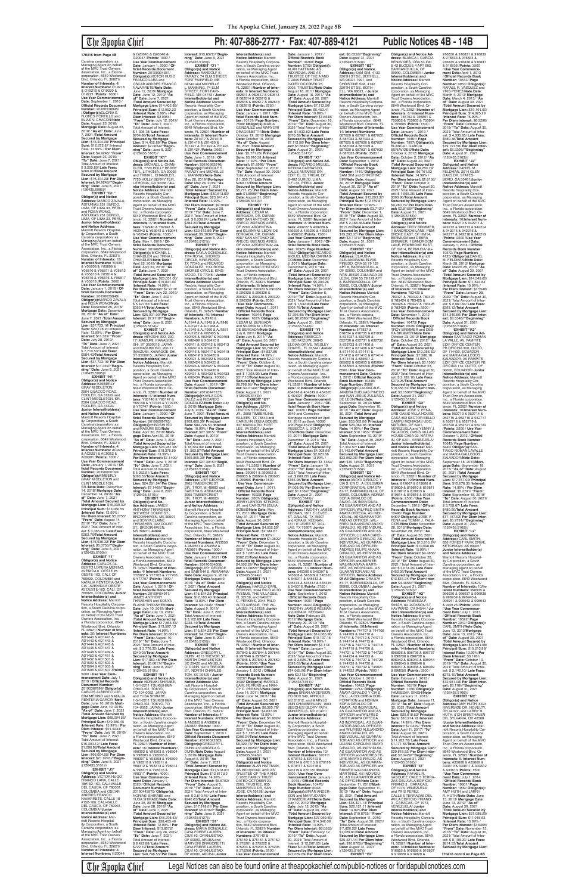170416 from Page 4B

Carolina corporation, as Managing Agent on behalf of the MVC Trust Owners Association, Inc., a Florida corporation, 6649 Westwood Blvd. Orlando, FL 32821/ **Number of Interests:** 4/ **Interest Numbers:** O19218 & O19219 & O19220 & O19221 /**Points:** 1000 / **Use Year Commencement Date:** September 1, 2018 / **Official Records Document Number:** 20180538945 / **Obligor(s):**GLORIA S. FLORES PORTILLO and ELIAS V. CHACON/**Note Date:** August 23, 2018/ **Mortgage Date:** August 23, 2018/ **"As of" Date:** June 7, 2021 /**Total Amount Secured by Mortgage Lien:** $16,404.28/ **Principal Sum:** $12,672.87 /**Interest Rate:** 13.99% / **Per Diem Interest:** $4.9248/ **"From" Date:** August 23, 2019/ **"To" Date:** June 7, 2021/ Total Amount of Interest: $ 3,220.80/ **Late Fees:** $260.61/**Total Amount Secured by Mortgage Lien:** $16,404.28/ **Per Diem Interest:** $4.9248//**"Beginning" Date:** June 8, 2021 /(126435.5083)//

**EXHIBIT "G1"**
**Obligor(s) and Notice Address:** MARCO ZAVALA, ASTURIAS 231 SURCO, LIMA, OF LIMA 33, PERU and ROSA WONG, ASTURIAS 231 SURCO, LIMA, OF LIMA 33, PERU/ **Junior Interestholder(s) and Notice Address:** Marriott Resorts Hospitality Corporation, a South Carolina corporation, as Managing Agent on behalf of the MVC Trust Owners Association, Inc., a Florida corporation, 6649 Westwood Blvd. Orlando, FL 32821/ **Number of Interests:** 12/ **Interest Numbers:** Y05807 & Y05808 & Y05809 & Y05810 & Y05811 & Y05812 & Y05813 & Y05814 & Y05815 & Y05816 & Y05817 & Y05818 /**Points:** 3000 / **Use Year Commencement Date:** January 1, 2019 / **Official Records Document Number:** 20190020649/ **Obligor(s):**MARCO ZAVALA and ROSA WONG/**Note Date:** December 28, 2018/ **Mortgage Date:** December 28, 2018/ **"As of" Date:** June 7, 2021 /**Total Amount Secured by Mortgage Lien:** $37,723.16/ **Principal Sum:** $29,178.20 /**Interest Rate:** 13.99% / **Per Diem Interest:** $11.339/ **"From" Date:** July 28, 2019/ **"To" Date:** June 7, 2021/ Total Amount of Interest: $ 7,710.53/ **Late Fees:** $584.43/**Total Amount Secured by Mortgage Lien:** $37,723.16/ **Per Diem Interest:** $11.339//**"Beginning" Date:** June 8, 2021 /(126435.5085)//

**EXHIBIT "H1"**
**Obligor(s) and Notice Address:** KIMBERLY GRAY MIDDLETON, 2504 QUACCO ROAD, POOLER, GA 31322 and CLINT MIDDLETON, SR., 2504 QUACCO ROAD, POOLER, GA 31322/ **Junior Interestholder(s) and Notice Address:** Marriott Resorts Hospitality Corporation, a South Carolina corporation, as Managing Agent on behalf of the MVC Trust Owners Association, Inc., a Florida corporation, 6649 Westwood Blvd. Orlando, FL 32821/ **Number of Interests:** 4/ **Interest Numbers:** AC9250 & AC9251 & AC9252 & AC9301 /**Points:** 1000 / **Use Year Commencement Date:** January 1, 2019 / **Official Records Document Number:** 20190061139/ **Obligor(s):**KIMBERLY GRAY MIDDLETON and CLINT MIDDLETON, SR./**Note Date:** December 14, 2018/ **Mortgage Date:** December 14, 2018/ **"As of" Date:** June 7, 2021 /**Total Amount Secured by Mortgage Lien:** $16,039.32/ **Principal Sum:** $13,060.55 /**Interest Rate:** 13.99% / **Per Diem Interest:** $5.0755/ **"From" Date:** August 14, 2019/ **"To" Date:** June 7, 2021/ Total Amount of Interest: $ 3,395.01/ **Late Fees:** $283.76/**Total Amount Secured by Mortgage Lien:** $16,039.32/ **Per Diem Interest:** $5.0755//**"Beginning" Date:** June 8, 2021 /(126435.5100)//

**EXHIBIT "I1"**
**Obligor(s) and Notice Address:** CARLOS ALBERTO LOPERA MERINO, AVENIDA 6 OESTE #5 OESTE-163, CALI, OF 760020, COLOMBIA and NATALIA HERRERA GARCIA, AVENIDA 6 OESTE #5 OESTE-163, CALI, OF 760020, COLOMBIA/ **Junior Interestholder(s) and Notice Address:** Marriott Resorts Hospitality Corporation, a South Carolina corporation, as Managing Agent on behalf of the MVC Trust Owners Association, Inc., a Florida corporation, 6649 Westwood Blvd. Orlando, FL 32821/ **Number of Interests:** 20/ **Interest Numbers:** AD1440 & AD1441 & AD1442 & AD1443 & AD1444 & AD1445 & AD1446 & AD1447 & AD1448 & AD1449 & AD1450 & AD1451 & AD1452 & AD1501 & AD1502 & AD1503 & AD1504 & AD1505 & AD1506 & AD1507 /**Points:** 5000 / **Use Year Commencement Date:** July 1, 2019 / **Official Records Document Number:** 20190391997/ **Obligor(s):**CARLOS ALBERTO LOPERA MERINO and NATALIA HERRERA GARCIA/**Note Date:** June 10, 2019/ **Mortgage Date:** June 10, 2019/ **"As of" Date:** June 7, 2021 /**Total Amount Secured by Mortgage Lien:** $65,034.55/ **Principal Sum:** $49,360.45 /**Interest Rate:** 15.99% / **Per Diem Interest:** $21.9243/ **"From" Date:** July 10, 2019/ **"To" Date:** June 7, 2021/ Total Amount of Interest: $15,303.12/ **Late Fees:** $1,080.98/**Total Amount Secured by Mortgage Lien:** $65,034.55/ **Per Diem Interest:** $21.9243//**"Beginning" Date:** June 8, 2021 /(126435.5101)//

**EXHIBIT "J1"**
**Obligor(s) and Notice Address:** VICTOR HUGO FRANCO LARA, CALLE 18#152-160, CALI-VALLE DEL CAUCA, OF 760031, COLOMBIA and OSCAR ANDRES FRANCO NAVARRETE, CALLE 18 #152-160, CALI-VALLE DEL CAUCA, OF 760031, COLOMBIA/ **Junior Interestholder(s) and Notice Address:** Marriott Resorts Hospitality Corporation, a South Carolina corporation, as Managing Agent on behalf of the MVC Trust Owners Association, Inc., a Florida corporation, 6649 Westwood Blvd. Orlando, FL 32821/ **Number of Interests:** 4/ **Interest Numbers:** G20044 & G20045 & G20046 & G20047 /**Points:** 1000 / **Use Year Commencement Date:** January 1, 2020 / **Official Records Document Number:** 20190394385/ **Obligor(s):**VICTOR HUGO FRANCO LARA and OSCAR ANDRES FRANCO NAVARRETE/**Note Date:** June 12, 2019/ **Mortgage Date:** June 12, 2019/ **"As of" Date:** June 7, 2021 /**Total Amount Secured by Mortgage Lien:** $14,402.69/ **Principal Sum:** $12,052.23 /**Interest Rate:** 5.99% / **Per Diem Interest:** $2.0054/ **"From" Date:** July 12, 2019/ **"To" Date:** June 7, 2021/ Total Amount of Interest: $ 1,395.78/ **Late Fees:** $704.68/**Total Amount Secured by Mortgage Lien:** $14,402.69/ **Per Diem Interest:** $2.0054//**"Beginning" Date:** June 8, 2021 /(126435.5107)//

**EXHIBIT "K1"**
**Obligor(s) and Notice Address:** MICHAEL L. CHANDLER, 7720 HOLLY BERRY TER., LITHONIA, GA 30038 and TRINA L. CHANDLER, 7720 HOLLY BERRY TER., LITHONIA, GA 30038 / **Junior Interestholder(s) and Notice Address:** Marriott Resorts Hospitality Corporation, a South Carolina corporation, as Managing Agent on behalf of the MVC Trust Owners Association, Inc., a Florida corporation, 6649 Westwood Blvd. Orlando, FL 32821/ **Number of Interests:** 6/ **Interest Numbers:** Y62940 & Y62941 & Y62942 & Y62943 & Y62944 & Y62945 /**Points:** 1500 / **Use Year Commencement Date:** May 1, 2019 / **Official Records Document Number:** 20190269642/ **Obligor(s):** MICHAEL L. CHANDLER and TRINA L. CHANDLER/**Note Date:** April 22, 2019/ **Mortgage Date:** April 22, 2019/ **"As of" Date:** June 7, 2021 /**Total Amount Secured by Mortgage Lien:** $25,031.00/ **Principal Sum:** $19,601.04 /**Interest Rate:** 14.99% / **Per Diem Interest:** $7.9118/ **"From" Date:** July 22, 2019/ **"To" Date:** June 7, 2021/ Total Amount of Interest: $ 5,427.52/ **Late Fees:** $352.44/**Total Amount Secured by Mortgage Lien:** $25,031.00/ **Per Diem Interest:** $7.9118//**"Beginning" Date:** June 8, 2021 /(126435.5114)//

**EXHIBIT "L1"**
**Obligor(s) and Notice Address:** HIROSHI ISO, 200-17 IMAIZUMI, KAWAGOE-SHI, ST 3500015, JAPAN and MASUMI ISO, 200-17 IMAIZUMI, KAWAGOE-SHI, ST 3500015, JAPAN/ **Junior Interestholder(s) and Notice Address:** Marriott Resorts Hospitality Corporation, a South Carolina corporation, as Managing Agent on behalf of the MVC Trust Owners Association, Inc., a Florida corporation, 6649 Westwood Blvd. Orlando, FL 32821/ **Number of Interests:** 6/ **Interest Numbers:** Y65146 & Y65147 & Y65148 & Y70745 & Y70746 & Y70747 /**Points:** 1500 / **Use Year Commencement Date:** January 1, 2020 / **Official Records Document Number:** 20190293793/ **Obligor(s):**HIROSHI ISO and MASUMI ISO/**Note Date:** April 30, 2019/ **Mortgage Date:** April 30, 2019/ **"As of" Date:** June 7, 2021 /**Total Amount Secured by Mortgage Lien:** $24,281.94/ **Principal Sum:** $18,375.50 /**Interest Rate:** 13.99% / **Per Diem Interest:** $7.1408/ **"From" Date:** June 1, 2019/ **"To" Date:** June 7, 2021/ Total Amount of Interest: $ 5,262.91/ **Late Fees:** $393.53/**Total Amount Secured by Mortgage Lien:** $24,281.94/ **Per Diem Interest:** $7.1408//**"Beginning" Date:** June 8, 2021 /(126435.5116)//

**EXHIBIT "M1"**
**Obligor(s) and Notice Address:** JAMES ANTHONY THRASHER, 322 COURT ST., BROOKHAVEN, MS 39601 and SONYA ELAINE THRASHER, 322 COURT ST., BROOKHAVEN, MS 39601/ **Junior Interestholder(s) and Notice Address:** Marriott Resorts Hospitality Corporation, a South Carolina corporation, as Managing Agent on behalf of the MVC Trust Owners Association, Inc., a Florida corporation, 6649 Westwood Blvd. Orlando, FL 32821/ **Number of Interests:** 4/ **Interest Numbers:** Y77602 & Y77705 & Y77706 & Y77707 /**Points:** 1000 / **Use Year Commencement Date:** August 1, 2019 / **Official Records Document Number:** 20190464611/ **Obligor(s):**JAMES ANTHONY THRASHER and SONYA ELAINE THRASHER/**Note Date:** July 10, 2019/ **Mortgage Date:** July 10, 2019/ **"As of" Date:** June 7, 2021 /**Total Amount Secured by Mortgage Lien:** $17,863.48/ **Principal Sum:** $13,597.13 /**Interest Rate:** 14.99% / **Per Diem Interest:** $5.6617/ **"From" Date:** August 10, 2019/ **"To" Date:** June 7, 2021/ Total Amount of Interest: $ 3,776.32/ **Late Fees:** $240.03/**Total Amount Secured by Mortgage Lien:** $17,863.48/ **Per Diem Interest:** $5.6617//**"Beginning" Date:** June 8, 2021 /(126435.5119)//

**EXHIBIT "N1"**
**Obligor(s) and Notice Address:** NORIAKI SHIRABE, 1-5-1-2211 TSUKISHIMA CHUO-KU, TOKYO, TO 104-0052, JAPAN and YUSA SHIRABE, 1-5-1-2211 TSUKISHIMA CHUO-KU, TOKYO, TO 104-0052, JAPAN/ **Junior Interestholder(s) and Notice Address:** Marriott Resorts Hospitality Corporation, a South Carolina corporation, as Managing Agent on behalf of the MVC Trust Owners Association, Inc., a Florida corporation, 6649 Westwood Blvd. Orlando, FL 32821/ **Number of Interests:** 16/ **Interest Numbers:** Y98302 & Y98303 & Y98304 & Y98305 & Y98306 & Y98307 & Y98308 & Y98309 & Y98310 & Y98311 & Y98312 & Y98313 & Y98314 & Y98315 & Y98316 & Y98317 /**Points:** 4000 / **Use Year Commencement Date:** January 1, 2020 / **Official Records Document Number:** 20190443975/ **Obligor(s):** NORIAKI SHIRABE and YUSA SHIRABE/**Note Date:** June 28, 2019/ **Mortgage Date:** June 28, 2019/ **"As of" Date:** June 7, 2021 /**Total Amount Secured by Mortgage Lien:** $48,798.53/ **Principal Sum:** $38,403.46 /**Interest Rate:** 12.99% / **Per Diem Interest:** $13.8572/ **"From" Date:** July 28, 2019/ **"To" Date:** June 7, 2021/ Total Amount of Interest: $ 9,422.88/ **Late Fees:** $722.19/**Total Amount Secured by Mortgage Lien:** $48,798.53/ **Per Diem Interest:** $13.8572//**"Beginning" Date:** June 8, 2021 /(126435.5120)//

**EXHIBIT "O1"**
**Obligor(s) and Notice Address:** RANDOLF S. PARADY, 74 ELM STREET, FORT FAIRFIELD, ME 04742 and MICHELLE L. PARADY, 74 ELM STREET, FORT FAIRFIELD, ME 04742 / **Junior Interestholder(s) and Notice Address:** Marriott Resorts Hospitality Corporation, a South Carolina corporation, as Managing Agent on behalf of the MVC Trust Owners Association, Inc., a Florida corporation, 6649 Westwood Blvd. Orlando, FL 32821/ **Number of Interests:** 8/ **Interest Numbers:** Z01417 & Z01418 & Z01419 & Z01420 & Z01421 & Z01422 & Z01423 & Z01424 /**Points:** 2000 / **Use Year Commencement Date:** June 1, 2019 / **Official Records Document Number:** 20190362675/ **Obligor(s):**RANDOLF S. PARADY and MICHELLE L. PARADY/**Note Date:** May 28, 2019/ **Mortgage Date:** May 28, 2019/ **"As of" Date:** June 7, 2021 /**Total Amount Secured by Mortgage Lien:** $30,613.89/ **Principal Sum:** $23,941.45 /**Interest Rate:** 13.99% / **Per Diem Interest:** $9.3039/ **"From" Date:** August 28, 2019/ **"To" Date:** June 7, 2021/ Total Amount of Interest: $ 6,038.24/ **Late Fees:** $384.20/**Total Amount Secured by Mortgage Lien:** $30,613.89/ **Per Diem Interest:** $9.3039//**"Beginning" Date:** June 8, 2021 /(126435.5121)//

**EXHIBIT "P1"**
**Obligor(s) and Notice Address:** KAYLA GONZALEZ, 1114 ROYAL SHORES CIRCLE, KINGWOOD, TX 77345 and RICARDO GONZALEZ, 1114 ROYAL SHORES CIRCLE, KINGWOOD, TX 77345/ **Junior Interestholder(s) and Notice Address:** Marriott Resorts Hospitality Corporation, a South Carolina corporation, as Managing Agent on behalf of the MVC Trust Owners Association, Inc., a Florida corporation, 6649 Westwood Blvd. Orlando, FL 32821/ **Number of Interests:** 40/ **Interest Numbers:** AJ1943 & AJ1944 & AJ1945 & AJ1946 & AJ1947 & AJ1948 & AJ1949 & AJ1950 & AJ1951 & AJ1952 & X02405 & X02406 & X02407 & X02408 & X02409 & X02410 & X02411 & X02412 & X02413 & X02414 & X02415 & X02416 & X02417 & X02418 & X02419 & X02420 & X02421 & X02422 & X02423 & X02424 & X02425 & X02426 & X02427 & X02428 & X02429 & X02430 & X02431 & X02432 & X02433 & X02434 /**Points:** 10000 / **Use Year Commencement Date:** January 1, 2020 / **Official Records Document Number:** 20190487906/ **Obligor(s):**KAYLA GONZALEZ and RICARDO GONZALEZ/**Note Date:** July 8, 2019/ **Mortgage Date:** July 8, 2019/ **"As of" Date:** June 7, 2021 /**Total Amount Secured by Mortgage Lien:** $109,800.38/ **Principal Sum:** $85,836.99 /**Interest Rate:** 10.99% / **Per Diem Interest:** $27.3915/ **"From" Date:** August 8, 2019/ **"To" Date:** June 7, 2021/ Total Amount of Interest: $18,326.89/ **Late Fees:** $386.50/**Total Amount Secured by Mortgage Lien:** $109,800.38/ **Per Diem Interest:** $27.3915//**"Beginning" Date:** June 8, 2021 /(126435.5124)//

**EXHIBIT "Q1"**
**Obligor(s) and Notice Address:** LIBY GEORGE, 3965 TIMBERCREST DR., TROY, MI 48083 and SABITHA S. ABRAHAM, 3965 TIMBERCREST DR., TROY, MI 48083/ **Junior Interestholder(s) and Notice Address:** Marriott Resorts Hospitality Corporation, a South Carolina corporation, as Managing Agent on behalf of the MVC Trust Owners Association, Inc., a Florida corporation, 6649 Westwood Blvd. Orlando, FL 32821/ **Number of Interests:** 4/ **Interest Numbers:** AN0549 & AN0550 & AN0551 & AN0552 & AN0601 /**Points:** 1000 / **Use Year Commencement Date:** January 1, 2021 / **Official Records Document Number:** 20190534308/ **Obligor(s):**LIBY GEORGE and SABITHA S. ABRAHAM/**Note Date:** August 9, 2019/ **Mortgage Date:** August 9, 2019/ **"As of" Date:** June 7, 2021 /**Total Amount Secured by Mortgage Lien:** $15,834.23/ **Principal Sum:** $12,183.45 /**Interest Rate:** 12.99% / **Per Diem Interest:** $4.7346/ **"From" Date:** August 9, 2019/ **"To" Date:** June 7, 2021/ Total Amount of Interest: $ 3,162.69/ **Late Fees:** $238.14/**Total Amount Secured by Mortgage Lien:** $15,834.23/ **Per Diem Interest:** $4.7346//**"Beginning" Date:** June 8, 2021 /(126435.5126)//

**EXHIBIT "R1"**
**Obligor(s) and Notice Address:** GREGORY L. DUNN, 4313 TREVOR ST., NORTH CHARLESTON, SC 29420 and ANGELA G. DUNN, 4313 TREVOR ST., NORTH CHARLESTON, SC 29420/ **Junior Interestholder(s) and Notice Address:** Marriott Resorts Hospitality Corporation, a South Carolina corporation, as Managing Agent on behalf of the MVC Trust Owners Association, Inc., a Florida corporation, 6649 Westwood Blvd. Orlando, FL 32821/ **Number of Interests:** 4/ **Interest Numbers:** AN3824 & AN3825 & AN3826 & AN3827 /**Points:** 1000 / **Use Year Commencement Date:** January 1, 2020 / **Official Records Document Number:** 20190522380/ **Obligor(s):**GREGORY L. DUNN and ANGELA G. DUNN/**Note Date:** August 12, 2019/ **Mortgage Date:** August 12, 2019/ **"As of" Date:** June 7, 2021 /**Total Amount Secured by Mortgage Lien:** $17,818.01/ **Principal Sum:** $13,617.51 /**Interest Rate:** 14.99% / **Per Diem Interest:** $5.6702/ **"From" Date:** August 12, 2019/ **"To" Date:** June 7, 2021/ Total Amount of Interest: $ 3,810.46/ **Late Fees:** $140.04/**Total Amount Secured by Mortgage Lien:** $17,818.01/ **Per Diem Interest:** $5.6702//**"Beginning" Date:** June 8, 2021 /(126435.5128)//

**EXHIBIT "S1"**
**Obligor(s) and Notice Address:** MARIA GONZALEZ, CAYA PIERE LAURENCIUS #3, ORANJESTAD, OF 00000, ARUBA and MARYORI DRAGONETTI, CAYA PIERRE LAURENCIUS #3, ORANJESTAD, OF 00000, ARUBA/ **Junior Interestholder(s) and Notice Address:** Marriott Resorts Hospitality Corporation, a South Carolina corporation, as Managing Agent on behalf of the MVC Trust Owners Association, Inc., a Florida corporation, 6649 Westwood Blvd. Orlando, FL 32821/ **Number of Interests:** 9/ **Interest Numbers:** 082611 & 082612 & 082613 & 082614 & 082615 & 082616 & 082617 & 082618 & 082619 /**Points:** 2250 / **Use Year Commencement Date:** January 1, 2011 / **Official Records Book Number:** 10191/ **Page Number:** 7508/ **Obligor(s):**MARIA GONZALEZ and MARYORI DRAGONETTI/**Note Date:** October 19, 2010/ **Mortgage Date:** October 19, 2010/ **"As of" Date:** August 30, 2021 /**Total Amount Secured by Mortgage Lien:** $5,771.25/ **Principal Sum:** $3,910.28 /**Interest Rate:** 17.49% / **Per Diem Interest:** $1.8998/ **"From" Date:** September 19, 2019/ **"To" Date:** August 30, 2021/ Total Amount of Interest: $ 1,350.71/ **Late Fees:** $260.16/**Total Amount Secured by Mortgage Lien:** $5,771.25/ **Per Diem Interest:** $1.8998//**"Beginning" Date:** August 31, 2021 /(126435.5140)//

**EXHIBIT "T1"**
**Obligor(s) and Notice Address:** CESAR M. BERGADA, DR. DURAN 697, SAN ANTONIO DE ARECO, BUENOS AIRES, OF 2760, ARGENTINA and SILVANA M. LEONI DE BERGADA, DR. DURAN 697, SAN ANTONIO DE ARECO, BUENOS AIRES, OF 2760, ARGENTINA/ **Junior Interestholder(s) and Notice Address:** Marriott Resorts Hospitality Corporation, a South Carolina corporation, as Managing Agent on behalf of the MVC Trust Owners Association, Inc., a Florida corporation, 6649 Westwood Blvd. Orlando, FL 32821/ **Number of Interests:** 8/ **Interest Numbers:** 290323 & 290324 & 290325 & 290326 & 290327 & 290328 & 290329 & 290330 /**Points:** 2000 / **Use Year Commencement Date:** January 1, 2011 / **Official Records Book Number:** 10244/ **Page Number:** 1027/ **Obligor(s):**CESAR M. BERGADA and SILVANA M. LEONI DE BERGADA/**Note Date:** July 8, 2011/ **Mortgage Date:** July 8, 2011/ **"As of" Date:** August 30, 2021 /**Total Amount Secured by Mortgage Lien:** $6,798.95/ **Principal Sum:** $4,837.86 /**Interest Rate:** 14.99% / **Per Diem Interest:** $2.0144/ **"From" Date:** October 8, 2019/ **"To" Date:** August 30, 2021/ Total Amount of Interest: $ 1,393.95/ **Late Fees:** $317.10/**Total Amount Secured by Mortgage Lien:** $6,798.95/ **Per Diem Interest:** $2.0144//**"Beginning" Date:** August 31, 2021 /(126435.5143)//

**EXHIBIT "U1"**
**Obligor(s) and Notice Address:** JERRY LENTON STRONG, JR., 2938 TIMBERLINE, KILLEEN, TX 76543 and CAROLYN EGUIA BOBBS, 337 MANILA RD, FORT LEE, VA 23801 / **Junior Interestholder(s) and Notice Address:** Marriott Resorts Hospitality Corporation, a South Carolina corporation, as Managing Agent on behalf of the MVC Trust Owners Association, Inc., a Florida corporation, 6649 Westwood Blvd. Orlando, FL 32821/ **Number of Interests:** 6/ **Interest Numbers:** 290601 & 290602 & 290603 & 290604 & 290605 & 290606 /**Points:** 1500 / **Use Year Commencement Date:** January 1, 2012 / **Official Records Book Number:** 10228/ **Page Number:** 3607/ **Obligor(s):** JERRY LENTON STRONG, JR. and CAROLYN EGUIA BOBBS/**Note Date:** May 11, 2011/ **Mortgage Date:** May 11, 2011/ **"As of" Date:** August 30, 2021 /**Total Amount Secured by Mortgage Lien:** $4,502.29/ **Principal Sum:** $2,784.67 /**Interest Rate:** 13.99% / **Per Diem Interest:** $1.0822/ **"From" Date:** November 1, 2019/ **"To" Date:** August 30, 2021/ Total Amount of Interest: $ 1,085.42/ **Late Fees:** $382.20/**Total Amount Secured by Mortgage Lien:** $4,502.29/ **Per Diem Interest:** $1.0822//**"Beginning" Date:** August 31, 2021 /(126435.5147)//

**EXHIBIT "V1"**
**Obligor(s) and Notice Address:** HAROLD EARL PERKINS, 2044 PALO ALTO AVENUE, THE VILLAGES, FL 32159 and NANCY C. PERKINS, 2044 PALO ALTO AVENUE, THE VILLAGES, FL 32159/ **Junior Interestholder(s) and Notice Address:** Marriott Resorts Hospitality Corporation, a South Carolina corporation, as Managing Agent on behalf of the MVC Trust Owners Association, Inc., a Florida corporation, 6649 Westwood Blvd. Orlando, FL 32821/ **Number of Interests:** 8/ **Interest Numbers:** 297943 & 297944 & 297945 & 297946 & 297947 & 297948 & 297949 & 297950 /**Points:** 2000 / **Use Year Commencement Date:** January 1, 2012 / **Official Records Book Number:** 10237/ **Page Number:** 3436/ **Obligor(s):**HAROLD EARL PERKINS and NANCY C. PERKINS/**Note Date:** June 14, 2011/ **Mortgage Date:** June 14, 2011/ **"As of" Date:** August 30, 2021 /**Total Amount Secured by Mortgage Lien:** $6,320.78/ **Principal Sum:** $4,837.57 /**Interest Rate:** 13.99% / **Per Diem Interest:** $1.8024/ **"From" Date:** August 14, 2019/ **"To" Date:** August 30, 2021/ Total Amount of Interest: $ 1,286.45/ **Late Fees:** $306.34/**Total Amount Secured by Mortgage Lien:** $6,320.78/ **Per Diem Interest:** $1.8024//**"Beginning" Date:** August 31, 2021 /(126435.5149)//

**EXHIBIT "W1"**
**Obligor(s) and Notice Address:** ALAN HATTMAN, AS INDIVIDUAL AND AS TRUSTEE OF THE A AND C 2005 FAMILY TRUST DATED OCTOBER 20, 2005, TRUSTEE, 855 MANSFIELD DR, SAN JOSE, CA 95128/ **Junior Interestholder(s) and Notice Address:** Marriott Resorts Hospitality Corporation, a South Carolina corporation, as Managing Agent on behalf of the MVC Trust Owners Association, Inc., a Florida corporation, 6649 Westwood Blvd. Orlando, FL 32821/ **Number of Interests:** 10/ **Interest Numbers:** 375149 & 375150 & 375151 & 375152 & 375201 & 375202 & 375203 & 375204 & 375205 & 375206 /**Points:** 2500 / **Use Year Commencement Date:** January 1, 2012 / **Official Records Book Number:** 10280/ **Page Number:** 5730/ **Obligor(s):** ALAN HATTMAN, AS INDIVIDUAL AND AS TRUSTEE OF THE A AND C 2005 FAMILY TRUST DATED OCTOBER 20, 2005, TRUSTEE/**Note Date:** August 18, 2011/ **Mortgage Date:** August 18, 2011/ **"As of" Date:** August 30, 2021 /**Total Amount Secured by Mortgage Lien:** $7,113.56/ **Principal Sum:** $5,403.41 /**Interest Rate:** 10.99% / **Per Diem Interest:** $1.6494/ **"From" Date:** December 18, 2019/ **"To" Date:** August 30, 2021/ Total Amount of Interest: $ 1,033.65/ **Late Fees:** $276.32/**Total Amount Secured by Mortgage Lien:** $7,113.56/ **Per Diem Interest:** $1.6494//**"Beginning" Date:** August 31, 2021 /(126435.5152)//

**EXHIBIT "X1"**
**Obligor(s) and Notice Address:** RICARDO MIGUEL MEDINA CARRASCO, CALLE ANTARES SN EDIF. E6 BL TERRAL OF B-402 SURCO, LIMA, OF L33, PERU/ **Junior Interestholder(s) and Notice Address:** Marriott Resorts Hospitality Corporation, a South Carolina corporation, as Managing Agent on behalf of the MVC Trust Owners Association, Inc., a Florida corporation, 6649 Westwood Blvd. Orlando, FL 32821/ **Number of Interests:** 6/ **Interest Numbers:** 439227 & 439228 & 439229 & 439230 & 439231 & 439232 /**Points:** 1500 / **Use Year Commencement Date:** January 1, 2012 / **Official Records Book Number:** 10325/ **Page Number:** 7532/ **Obligor(s):**RICARDO MIGUEL MEDINA CARRASCO/**Note Date:** December 8, 2011/ **Mortgage Date:** December 8, 2011/ **"As of" Date:** August 30, 2021 /**Total Amount Secured by Mortgage Lien:** $7,398.85/ **Principal Sum:** $5,304.26 /**Interest Rate:** 14.99% / **Per Diem Interest:** $2.2086/ **"From" Date:** October 8, 2019/ **"To" Date:** August 30, 2021/ Total Amount of Interest: $ 1,532.83/ **Late Fees:** $309.76/**Total Amount Secured by Mortgage Lien:** $7,398.85/ **Per Diem Interest:** $2.2086//**"Beginning" Date:** August 31, 2021 /(126435.5158)//

**EXHIBIT "Y1"**
**Obligor(s) and Notice Address:** REBECCA L. SCHATZOW, 30845 ELOIAN DRIVE, WESLEY CHAPEL, FL 33544 / **Junior Interestholder(s) and Notice Address:** Marriott Resorts Hospitality Corporation, a South Carolina corporation, as Managing Agent on behalf of the MVC Trust Owners Association, Inc., a Florida corporation, 6649 Westwood Blvd. Orlando, FL 32821/ **Number of Interests:** 4/ **Interest Numbers:** 454319 & 454320 & 454321 & 454322 /**Points:** 1000 / **Use Year Commencement Date:** January 1, 2012 / **Official Records Book Number:** 10328/ **Page Number:** 3649 and Consolidate Mortgage recorded on April 12, 2013 as Book 10560 and Page 3566/ **Obligor(s):** REBECCA L. SCHATZOW/**Note Date:** December 19, 2011/ **Mortgage Date:** December 19, 2011/ **"As of" Date:** August 30, 2021 /**Total Amount Secured by Mortgage Lien:** $3,838.98/ **Principal Sum:** $2,633.88 /**Interest Rate:** 13.99% / **Per Diem Interest:** $1.1362/ **"From" Date:** January 19, 2020/ **"To" Date:** August 30, 2021/ Total Amount of Interest: $ 669.22/ **Late Fees:** $165.88/**Total Amount Secured by Mortgage Lien:** $3,838.98/ **Per Diem Interest:** $1.1362//**"Beginning" Date:** August 31, 2021 /(126435.5169)//

**EXHIBIT "Z1"**
**Obligor(s) and Notice Address:** TIMOTHY JAMES KEENAN, 6611 E LEVEE ST, DALLAS, TX 75207 and KIRA M. KEENAN, 6611 E LEVEE ST, DALLAS, TX 75207/ **Junior Interestholder(s) and Notice Address:** Marriott Resorts Hospitality Corporation, a South Carolina corporation, as Managing Agent on behalf of the MVC Trust Owners Association, Inc., a Florida corporation, 6649 Westwood Blvd. Orlando, FL 32821/ **Number of Interests:** 10/ **Interest Numbers:** 545308 & 545309 & 545310 & 545311 & 545312 & 545313 & 545314 & 545315 & 545316 /**Points:** 2750 / **Use Year Commencement Date:** September 1, 2012 / **Official Records Book Number:** 10419/ **Page Number:** 3694/ **Obligor(s):** TIMOTHY JAMES KEENAN and KIRA M. KEENAN/**Note Date:** February 29, 2012/ **Mortgage Date:** February 29, 2012/ **"As of" Date:** August 30, 2021 /**Total Amount Secured by Mortgage Lien:** $15,068.26/ **Principal Sum:** $10,197.15 /**Interest Rate:** 14.99% / **Per Diem Interest:** $3.113/ **"From" Date:** January 1, 2019/ **"To" Date:** August 30, 2021/ Total Amount of Interest: $ 3,035.19/ **Late Fees:** $355.01/**Total Amount Secured by Mortgage Lien:** $14,065.90/ **Per Diem Interest:** $3.113//**"Beginning" Date:** August 31, 2021 /(126435.5175)//

**EXHIBIT "A2"**
**Obligor(s) and Notice Address:** BRIAN ANDERSON, PO BOX 640, ARNOLD, MD 21012 and MARYJO ANN CHAMBERLAIN, 1603 BEECHES GLORY PATH, ANNAPOLIS, MD 21401/ **Junior Interestholder(s) and Notice Address:** Marriott Resorts Hospitality Corporation, a South Carolina corporation, as Managing Agent on behalf of the MVC Trust Owners Association, Inc., a Florida corporation, 6649 Westwood Blvd. Orlando, FL 32821/ **Number of Interests:** 10/ **Interest Numbers:** 670111 & 670112 & 670113 & 670114 & 670115 & 670116 & 670117 & 670118 & 670119 & 670120 /**Points:** 2500 / **Use Year Commencement Date:** January 1, 2013 / **Official Records Book Number:** 10478/ **Page Number:** 6042/ **Obligor(s):**BRIAN ANDERSON and MARYJO ANN CHAMBERLAIN/**Note Date:** July 12, 2012/ **Mortgage Date:** July 12, 2012/ **"As of" Date:** August 30, 2021 /**Total Amount Secured by Mortgage Lien:** $14,542.06/ **Principal Sum:** $10,888.95 /**Interest Rate:** 10.99% / **Per Diem Interest:** $6.0552/ **"From" Date:** February 12, 2019/ **"To" Date:** August 30, 2021/ Total Amount of Interest: $ 12,267.63/ **Late Fees:** $536.38/**Total Amount Secured by Mortgage Lien:** $27,059.69/ **Per Diem Interest:** $6.0552//**"Beginning" Date:** August 31, 2021 /(126435.5183)//

**EXHIBIT "B2"**
**Obligor(s) and Notice Address:** SAM SIM, 4132 220TH ST SE, BOTHELL, WA 98021-7991, and CHRISTINE SIM, 4132 220TH ST SE, BOTHELL, WA 98021 / **Junior Interestholder(s) and Notice Address:** Marriott Resorts Hospitality Corporation, a South Carolina corporation, as Managing Agent on behalf of the MVC Trust Owners Association, Inc., a Florida corporation, 6649 Westwood Blvd. Orlando, FL 32821/ **Number of Interests:** 14/ **Interest Numbers:** 687020 & 687021 & 687022 & 687023 & 687024 & 687025 & 687026 & 687027 & 687028 & 687029 & 687030 & 687031 & 687032 & 687033 /**Points:** 3500 / **Use Year Commencement Date:** September 1, 2012 / **Official Records Book Number:** 10446/ **Page Number:** 1419/ **Obligor(s):** SAM SIM and CHRISTINE SIM/**Note Date:** August 30, 2012/ **Mortgage Date:** August 30, 2012/ **"As of" Date:** August 30, 2021 /**Total Amount Secured by Mortgage Lien:** $15,293.37/ **Principal Sum:** $12,159.81 /**Interest Rate:** 10.99% / **Per Diem Interest:** $3.7121/ **"From" Date:** December 1, 2019/ **"To" Date:** August 30, 2021/ Total Amount of Interest: $ 2,368.36/ **Late Fees:** $515.20/**Total Amount Secured by Mortgage Lien:** $15,293.37/ **Per Diem Interest:** $3.7121//**"Beginning" Date:** August 31, 2021 /(126435.5154)//

**EXHIBIT "C2"**
**Obligor(s) and Notice Address:** CLAUDIA ALEJANDRA BUELVAS PINEDO, CRA 55 79 129 APT 8, BARRANQUILLA, OF 00000, COLOMBIA and IVAN JESUS ZULUAGA DE LEON, CRA 55 79 129 APT 8, BARRANQUILLA, OF 00000, COLOMBIA/ **Junior Interestholder(s) and Notice Address:** Marriott Resorts Hospitality Corporation, a South Carolina corporation, as Managing Agent on behalf of the MVC Trust Owners Association, Inc., a Florida corporation, 6649 Westwood Blvd. Orlando, FL 32821/ **Number of Interests:** 26/ **Interest Numbers:** 577887 & 616734 & 616735 & 631936 & 631937 & 632729 & 632730 & 632731 & 632732 & 632733 & 671406 & 671407 & 671408 & 671409 & 671410 & 671411 & 671412 & 671413 & 671414 & 671415 & 685601 & 685602 & 685603 & 685604 & 685605 & 685606 /**Points:** 6500 / **Use Year Commencement Date:** October 1, 2012 / **Official Records Book Number:** 10448/ **Page Number:** 3586/ **Obligor(s):**CLAUDIA ALEJANDRA BUELVAS PINEDO and IVAN JESUS ZULUAGA DE LEON/**Note Date:** September 10, 2012/ **Mortgage Date:** September 10, 2012/ **"As of" Date:** August 30, 2021 /**Total Amount Secured by Mortgage Lien:** $33,062.09/ **Principal Sum:** $24,304.85 /**Interest Rate:** 14.99% / **Per Diem Interest:** $10.1453/ **"From" Date:** September 10, 2019/ **"To" Date:** August 30, 2021/ Total Amount of Interest: $ 7,204.57/ **Late Fees:** $1,142.64/**Total Amount Secured by Mortgage Lien:** $33,062.09/ **Per Diem Interest:** $10.1453//**"Beginning" Date:** August 31, 2021 /(126435.5184)//

**EXHIBIT "D2"**
**Obligor(s) and Notice Address:** ANAYA GIRALDO Y CIA S. EN C., A COLOMBIA CORPORATION, CRA 57# 81-77, BARRANQUILLA, OF 99999, COLOMBIA, NORMA SOFIA GIRALDO DE ANAYA, AS INDIVIDUAL, AS GUARANTOR AND AS OFFICER, WILFRED ANAYA ORTEGA, AS INDIVIDUAL, AS GUARANTOR AND AS OFFICER, WILFRED ALEJANDRO ANAYA GIRALDO, AS INDIVIDUAL, AS GUARANTOR AND AS OFFICER, LILIANA CAROLINA ANAYA GIRALDO, AS INDIVIDUAL, AS GUARANTOR AND AS OFFICER, ANDRES FELIPE ANAYA GIRALDO, AS INDIVIDUAL, AS GUARANTOR AND AS OFFICER and BREWER WALKIN ANAYA MARTINEZ, AS INDIVIDUAL, AS GUARANTOR AND AS OFFICER, **Notice Address Of All Obligors:** CRA 57# 81-77, BARRANQUILLA, OF 99999, COLOMBIA / **Junior Interestholder(s) and Notice Address:** Marriott Resorts Hospitality Corporation, a South Carolina corporation, as Managing Agent on behalf of the MVC Trust Owners Association, Inc., a Florida corporation, 6649 Westwood Blvd. Orlando, FL 32821/ **Number of Interests:** 28/ **Interest Numbers:** 744707 & 744708 & 744709 & 744710 & 744711 & 744712 & 744713 & 744714 & 744715 & 744716 & 744717 & 744718 & 744719 & 744720 & 744721 & 744722 & 744723 & 744724 & 744725 & 744726 & 744727 & 744728 & 744729 & 744730 & 744731 & 744732 & 744921 & 744922 /**Points:** 7000 / **Use Year Commencement Date:** October 1, 2012 / **Official Records Book Number:** 10452/ **Page Number:** 2274/ **Obligor(s):**ANAYA GIRALDO Y CIA S. EN C., A COLOMBIA CORPORATION and NORMA SOFIA GIRALDO DE ANAYA, AS INDIVIDUAL, AS GUARANTOR AND AS OFFICER and WILFRED ANAYA ORTEGA, AS INDIVIDUAL, AS GUARANTOR AND AS OFFICER and WILFRED ALEJANDRO ANAYA GIRALDO, AS INDIVIDUAL, AS GUARANTOR AND AS OFFICER and LILIANA CAROLINA ANAYA GIRALDO, AS INDIVIDUAL, AS GUARANTOR AND AS OFFICER and ANDRES FELIPE ANAYA GIRALDO, AS INDIVIDUAL, AS GUARANTOR AND AS OFFICER and BREWER WALKIN ANAYA MARTINEZ, AS INDIVIDUAL, AS GUARANTOR AND AS OFFICER/**Note Date:** September 11, 2012/ **Mortgage Date:** September 11, 2012/ **"As of" Date:** August 30, 2021 /**Total Amount Secured by Mortgage Lien:** $35,421.14/ **Principal Sum:** $26,121.11 /**Interest Rate:** 14.99% / **Per Diem Interest:** $10.8765/ **"From" Date:** November 11, 2019/ **"To" Date:** August 30, 2021/ Total Amount of Interest: $ 7,820.22/ **Late Fees:** $1,229.81/**Total Amount Secured by Mortgage Lien:** $35,421.14/ **Per Diem Interest:** $10.8765//**"Beginning" Date:** August 31, 2021 /(126435.5185)//

**EXHIBIT "E2"**
**Obligor(s) and Notice Address:** BLANCA I. GARCIA BENAVIDES, CRA 53 #90 B 42 BLOQUE 4 APT 602, BARRANQUILLA, OF 99999, COLOMBIA / **Junior Interestholder(s) and Notice Address:** Marriott Resorts Hospitality Corporation, a South Carolina corporation, as Managing Agent on behalf of the MVC Trust Owners Association, Inc., a Florida corporation, 6649 Westwood Blvd. Orlando, FL 32821/ **Number of Interests:** 6/ **Interest Numbers:** 755752 & 755801 & 755802 & 755803 & 755804 & 755805 /**Points:** 1500 / **Use Year Commencement Date:** January 1, 2013 / **Official Records Book Number:** 10461/ **Page Number:** 7097/ **Obligor(s):** BLANCA I. GARCIA BENAVIDES/**Note Date:** October 2, 2012/ **Mortgage Date:** October 2, 2012/ **"As of" Date:** August 30, 2021 /**Total Amount Secured by Mortgage Lien:** $9,280.79/ **Principal Sum:** $6,761.93 /**Interest Rate:** 14.99% / **Per Diem Interest:** $2.8156/ **"From" Date:** October 2, 2019/ **"To" Date:** August 30, 2021/ Total Amount of Interest: $ 1,965.26/ **Late Fees:** $303.60/**Total Amount Secured by Mortgage Lien:** $9,280.79/ **Per Diem Interest:** $2.8156//**"Beginning" Date:** August 31, 2021 /(126435.5186)//

**EXHIBIT "F2"**
**Obligor(s) and Notice Address:** TROY BRIMMER, 1 BANDROOM LANE, PEMBROKE EAST, OF HM14, BERMUDA and DEBRA BRIMMER, 1 BANDROOM LANE, PEMBROKE EAST, OF HM14, BERMUDA/ **Junior Interestholder(s) and Notice Address:** Marriott Resorts Hospitality Corporation, a South Carolina corporation, as Managing Agent on behalf of the MVC Trust Owners Association, Inc., a Florida corporation, 6649 Westwood Blvd. Orlando, FL 32821/ **Number of Interests:** 10/ **Interest Numbers:** 783420 & 783421 & 783422 & 783423 & 783424 & 783425 & 783426 & 783427 & 783428 & 783429 /**Points:** 2500 / **Use Year Commencement Date:** November 1, 2012 / **Official Records Book Number:** 10473/ **Page Number:** 0629/ **Obligor(s):** TROY BRIMMER and DEBRA BRIMMER/**Note Date:** October 23, 2012/ **Mortgage Date:** October 23, 2012/ **"As of" Date:** August 30, 2021 /**Total Amount Secured by Mortgage Lien:** $10,356.52/ **Principal Sum:** $7,588.16 /**Interest Rate:** 14.99% / **Per Diem Interest:** $3.1596/ **"From" Date:** October 23, 2019/ **"To" Date:** August 30, 2021/ Total Amount of Interest: $ 2,139.10/ **Late Fees:** $379.26/**Total Amount Secured by Mortgage Lien:** $10,356.52/ **Per Diem Interest:** $3.1596//**"Beginning" Date:** August 31, 2021 /(126435.5189)//

**EXHIBIT "G2"**
**Obligor(s) and Notice Address:** JOSE V. PENA, URB OASIS VILLA HOUSE, CASA #42 SECTOR BELLO CAMPO MONAGAS UDO, MATURIN, OF 6201, VENEZUELA and YENNY J. PALACIOS, OASIS VILLA HOUSE CASA 02, MATURIN, OF 6201, VENEZUELA/ **Junior Interestholder(s) and Notice Address:** Marriott Resorts Hospitality Corporation, a South Carolina corporation, as Managing Agent on behalf of the MVC Trust Owners Association, Inc., a Florida corporation, 6649 Westwood Blvd. Orlando, FL 32821/ **Number of Interests:** 10/ **Interest Numbers:** 819807 & 819808 & 819809 & 819810 & 819811 & 819812 & 819813 & 819814 & 819815 & 819816 /**Points:** 2500 / **Use Year Commencement Date:** December 1, 2012 / **Official Records Book Number:** 10480/ **Page Number:** 5464/ **Obligor(s):**JOSE V. PENA and YENNY J. PALACIOS/**Note Date:** November 28, 2012/ **Mortgage Date:** November 28, 2012/ **"As of" Date:** August 30, 2021 /**Total Amount Secured by Mortgage Lien:** $13,815.24/ **Principal Sum:** $10,098.86 /**Interest Rate:** 15.99% / **Per Diem Interest:** $4.4856/ **"From" Date:** October 28, 2019/ **"To" Date:** August 30, 2021/ Total Amount of Interest: $ 3,014.29/ **Late Fees:** $452.09/**Total Amount Secured by Mortgage Lien:** $13,815.24/ **Per Diem Interest:** $4.4856//**"Beginning" Date:** August 31, 2021 /(126435.5190)//

**EXHIBIT "H2"**
**Obligor(s) and Notice Address:** FAMEEZAT SINGH, 89 JACKSON ST, HAYWARD, CA 94544 / **Junior Interestholder(s) and Notice Address:** Marriott Resorts Hospitality Corporation, a South Carolina corporation, as Managing Agent on behalf of the MVC Trust Owners Association, Inc., a Florida corporation, 6649 Westwood Blvd. Orlando, FL 32821/ **Number of Interests:** 14/ **Interest Numbers:** 895826 & 896736 & 896737 & 896738 & 896739 & 898043 & 898044 & 898045 & 898046 & 898047 & 898048 & 898049 & 898050 /**Points:** 3500 / **Use Year Commencement Date:** February 1, 2013 / **Official Records Book Number:** 10519/ **Page Number:** 7118/ **Obligor(s):** FAMEEZAT SINGH/**Note Date:** January 11, 2013/ **Mortgage Date:** January 11, 2013/ **"As of" Date:** August 30, 2021 /**Total Amount Secured by Mortgage Lien:** $29,618.52/ **Principal Sum:** $16,914.18 /**Interest Rate:** 14.99% / **Per Diem Interest:** $7.0429/ **"From" Date:** April 11, 2017/ **"To" Date:** August 30, 2021/ Total Amount of Interest: $11,282.78/ **Late Fees:** $1,171.56/**Total Amount Secured by Mortgage Lien:** $29,618.52/ **Per Diem Interest:** $7.0429//**"Beginning" Date:** August 31, 2021 /(126435.5192)//

**EXHIBIT "I2"**
**Obligor(s) and Notice Address:** RAFAEL R. VASQUEZ, CALLE 5 TERRAZAS DEL AVILA EDIFICIO PRIANO 3, CARACAS, OF 1073, VENEZUELA and YRIS PEREZ, CALLE 5 TERRAZAS DEL AVILA EDIFICIO PRIANO 3, CARACAS, OF 1073, VENEZUELA/ **Junior Interestholder(s) and Notice Address:** Marriott Resorts Hospitality Corporation, a South Carolina corporation, as Managing Agent on behalf of the MVC Trust Owners Association, Inc., a Florida corporation, 6649 Westwood Blvd. Orlando, FL 32821/ **Number of Interests:** 14/ **Interest Numbers:** 916825 & 916826 & 916827 & 916828 & 916829 & 916830 & 916831 & 916832 & 916833 & 916834 & 916835 & 916836 & 916837 & 916838 /**Points:** 3500 / **Use Year Commencement Date:** April 1, 2013 / **Official Records Book Number:** 10540/ **Page Number:** 3953/ **Obligor(s):**RAFAEL R. VASQUEZ and YRIS PEREZ/**Note Date:** March 4, 2013/ **Mortgage Date:** March 4, 2013/ **"As of" Date:** August 30, 2021 /**Total Amount Secured by Mortgage Lien:** $19,191.50/ **Principal Sum:** $14,025.29 /**Interest Rate:** 15.99% / **Per Diem Interest:** $6.2296/ **"From" Date:** October 4, 2019/ **"To" Date:** August 30, 2021/ Total Amount of Interest: $ 4,335.85/ **Late Fees:** $580.36/**Total Amount Secured by Mortgage Lien:** $19,191.50/ **Per Diem Interest:** $6.2296//**"Beginning" Date:** August 31, 2021 /(126435.5193)//

**EXHIBIT "J2"**
**Obligor(s) and Notice Address:** DANIEL M. FELDMAN, 20 HILLIARD STREET, WEST ROXBURY, MA 02132/ **Junior Interestholder(s) and Notice Address:** Marriott Resorts Hospitality Corporation, a South Carolina corporation, as Managing Agent on behalf of the MVC Trust Owners Association, Inc., a Florida corporation, 6649 Westwood Blvd. Orlando, FL 32821/ **Number of Interests:** 8/ **Interest Numbers:** 942213 & 942214 & 942215 & 942216 & 942217 & 942218 & 942219 & 942220 /**Points:** 2000 / **Use Year Commencement Date:** January 1, 2014 / **Official Records Book Number:** 10572/ **Page Number:** 4125/ **Obligor(s):**DANIEL M. FELDMAN/**Note Date:** March 28, 2013/ **Mortgage Date:** March 28, 2013/ **"As of" Date:** August 30, 2021 /**Total Amount Secured by Mortgage Lien:** $14,549.60/ **Principal Sum:** $11,644.64 /**Interest Rate:** 10.99% / **Per Diem Interest:** $3.5548/ **"From" Date:** January 28, 2020/ **"To" Date:** August 30, 2021/ Total Amount of Interest: $ 2,061.84/ **Late Fees:** $593.12/**Total Amount Secured by Mortgage Lien:** $14,549.60/ **Per Diem Interest:** $3.5548//**"Beginning" Date:** August 31, 2021 /(126435.5194)//

**EXHIBIT "K2"**
**Obligor(s) and Notice Address:** SANTIAGO ROMAN LA VALLE, AV. PAMPITE EDIF OFFICE CENTER PB OFICINA 003, QUITO, OF 170400, ECUADOR and MARIA GALLEGOS SALVADOR, AV. PAMPITE EDIF OFFICE CENTER PB OFICINA 103, QUITO, OF 00000, ECUADOR/ **Junior Interestholder(s) and Notice Address:** Marriott Resorts Hospitality Corporation, a South Carolina corporation, as Managing Agent on behalf of the MVC Trust Owners Association, Inc., a Florida corporation, 6649 Westwood Blvd. Orlando, FL 32821/ **Number of Interests:** 10/ **Interest Numbers:** 952713 & 952714 & 952715 & 952716 & 952717 & 952718 & 952719 & 952720 & 952721 & 952722 /**Points:** 2500 / **Use Year Commencement Date:** October 1, 2013 / **Official Records Book Number:** 10643/ **Page Number:** 6440/ **Obligor(s):**SANTIAGO ROMAN LA VALLE and MARIA GALLEGOS SALVADOR/**Note Date:** September 18, 2013/ **Mortgage Date:** September 18, 2013/ **"As of" Date:** August 30, 2021 /**Total Amount Secured by Mortgage Lien:** $17,507.60/ **Principal Sum:** $12,948.88 /**Interest Rate:** 14.99% / **Per Diem Interest:** $5.3918/ **"From" Date:** September 18, 2019/ **"To" Date:** August 30, 2021/ Total Amount of Interest: $ 3,758.07/ **Late Fees:** $480.65/**Total Amount Secured by Mortgage Lien:** $17,507.60/ **Per Diem Interest:** $5.3918//**"Beginning" Date:** August 31, 2021 /(126435.5195)//

**EXHIBIT "L2"**
**Obligor(s) and Notice Address:** CARL SMITH, 626 FAYETTE STREET, KETCHIKAN, AK 99901/ **Junior Interestholder(s) and Notice Address:** Marriott Resorts Hospitality Corporation, a South Carolina corporation, as Managing Agent on behalf of the MVC Trust Owners Association, Inc., a Florida corporation, 6649 Westwood Blvd. Orlando, FL 32821/ **Number of Interests:** 10/ **Interest Numbers:** 996935 & 996936 & 996937 & 996938 & 996939 & 996940 & 996941 & 996942 & 996943 & 996123 /**Points:** 2500 / **Use Year Commencement Date:** July 1, 2013 / **Official Records Book Number:** 10592/ **Page Number:** 0907/ **Obligor(s):** CARL SMITH/**Note Date:** June 13, 2013/ **Mortgage Date:** June 13, 2013/ **"As of" Date:** August 30, 2021 /**Total Amount Secured by Mortgage Lien:** $12,981.06/ **Principal Sum:** $10,213.88 /**Interest Rate:** 10.99% / **Per Diem Interest:** $3.1181/ **"From" Date:** October 13, 2019/ **"To" Date:** August 30, 2021/ Total Amount of Interest: $ 2,142.10/ **Late Fees:** $375.10/**Total Amount Secured by Mortgage Lien:** $12,981.06/ **Per Diem Interest:** $3.1181//**"Beginning" Date:** August 31, 2021 /(126435.5198)//

**EXHIBIT "M2"**
**Obligor(s) and Notice Address:** AMY HUTH, 8124 RIVERSIDE DR, NOVELTY, OH 44072, and LARRY R. HUTH, 5134 BRINTHAVEN DR, SYLVANIA, OH 43560/ **Junior Interestholder(s) and Notice Address:** Marriott Resorts Hospitality Corporation, a South Carolina corporation, as Managing Agent on behalf of the MVC Trust Owners Association, Inc., a Florida corporation, 6649 Westwood Blvd. Orlando, FL 32821/ **Number of Interests:** 6/ **Interest Numbers:** A33608 & A33609 & A33610 & A33611 & A33612 & A33613 /**Points:** 1500 / **Use Year Commencement Date:** July 1, 2014 / **Official Records Book Number:** 10601/ **Page Number:** 1909/ **Obligor(s):** AMY HUTH and LARRY R. HUTH/**Note Date:** June 13, 2013/ **Mortgage Date:** June 13, 2013/ **"As of" Date:** August 30, 2021 /**Total Amount Secured by Mortgage Lien:** $21,388.26/ **Principal Sum:** $15,903.27 /**Interest Rate:** 14.99% / **Per Diem Interest:** $6.6220/ **"From" Date:** November 13, 2018/ **"To" Date:** August 30, 2021/ Total Amount of Interest: $ 6,108.23/ **Late Fees:** $814.53/**Total Amount Secured by Mortgage Lien:** $21,388.26/ **Per Diem Interest:**

**170416 cont'd on Page 6B**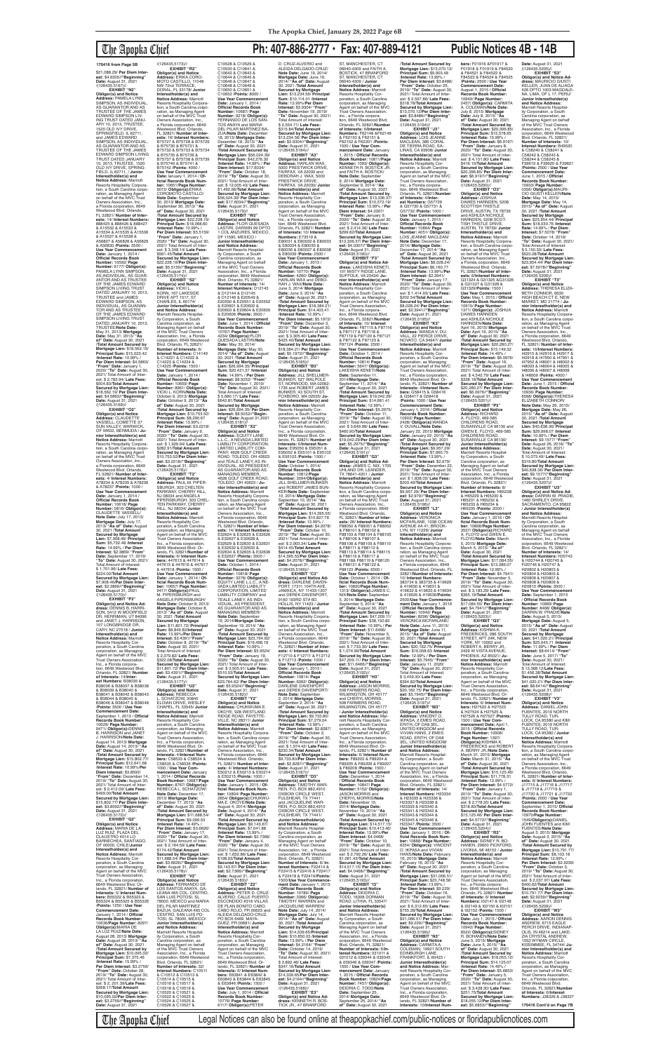170416 from Page 5B

$21,088.29/ **Per Diem Interest:** $4.6335//**"Beginning" Date:** August 31, 2021 /(126435.5167)//

**EXHIBIT "N2"**
**Obligor(s) and Notice Address:** PAMELA LYNN SIMPSON, AS INDIVIDUAL, AS GUARANTOR AND AS TRUSTEE OF THE JAMES EDWARD SIMPSON LIVING TRUST DATED JANUARY 10, 2013, TRUSTEE, 1520 OLD IVY DRIVE, SPRINGFIELD, IL 62711, and JAMES EDWARD SIMPSON, AS INDIVIDUAL, AS GUARANTOR AND AS TRUSTEE OF THE JAMES EDWARD SIMPSON LIVING TRUST DATED JANUARY 10, 2013, TRUSTEE, 1520 OLD IVY DRIVE, SPRINGFIELD, IL 62711, / **Junior Interestholder(s) and Notice Address:** Marriott Resorts Hospitality Corporation, a South Carolina corporation, as Managing Agent on behalf of the MVC Trust Owners Association, Inc., a Florida corporation, 6649 Westwood Blvd. Orlando, FL 32821/ **Number of Interests:** 14/ **Interest Numbers:** 888425 & 888426 & 888427 & A15532 & A15533 & A15534 & A15535 & A15536 & A15537 & A15538 & A56825 & A56826 & A56827 & A56828 /**Points:** 3500 / **Use Year Commencement Date:** January 1, 2014 / **Official Records Book Number:** 10592/ **Page Number:** 6177/ **Obligor(s):**PAMELA LYNN SIMPSON, AS INDIVIDUAL, AS GUARANTOR AND AS TRUSTEE OF THE JAMES EDWARD SIMPSON LIVING TRUST DATED JANUARY 10, 2013, TRUSTEE and JAMES EDWARD SIMPSON, AS INDIVIDUAL, AS GUARANTOR AND AS TRUSTEE OF THE JAMES EDWARD SIMPSON LIVING TRUST DATED JANUARY 10, 2013, TRUSTEE/**Note Date:** May 31, 2013/ **Mortgage Date:** May 31, 2013/ **"As of" Date:** August 30, 2021 /**Total Amount Secured by Mortgage Lien:** $15,023.42/ **Interest Rate:** 10.99% / **Per Diem Interest:** $4.5863/ **"From" Date:** January 1, 2020/ **"To" Date:** August 30, 2021/ Total Amount of Interest: $ 2,793.04/ **Late Fees:** $504.63/**Total Amount Secured by Mortgage Lien:** $15,023.42/ **Per Diem Interest:** $4.5863//**"Beginning" Date:** August 31, 2021 /(126435.5169)//

**EXHIBIT "O2"**
**Obligor(s) and Notice Address:** CLAUDETTE VASSELL, COMETTE 37 SUN VALLEY, WARWICK, OF WV02, BERMUDA / **Junior Interestholder(s) and Notice Address:** Marriott Resorts Hospitality Corporation, a South Carolina corporation, as Managing Agent on behalf of the MVC Trust Owners Association, Inc., a Florida corporation, 6649 Westwood Blvd. Orlando, FL 32821/ **Number of Interests:** 4/ **Interest Numbers:** A78234 & A78235 & A78236 & A78237 /**Points:** 1000 / **Use Year Commencement Date:** January 1, 2014 / **Official Records Book Number:** 10618/ **Page Number:** 0816/ **Obligor(s):**CLAUDETTE VASSELL/ **Note Date:** July 17, 2013/ **Mortgage Date:** July 17, 2013/ **"As of" Date:** August 30, 2021 /**Total Amount Secured by Mortgage Lien:** $7,908.46/ **Principal Sum:** $5,732.48 /**Interest Rate:** 14.99% / **Per Diem Interest:** $2.3869/ **"From" Date:** September 17, 2019/ **"To" Date:** August 30, 2021/ Total Amount of Interest: $ 1,687.53/ **Late Fees:** $244.20/**Total Amount Secured by Mortgage Lien:** $7,908.46/**Per Diem Interest:** $2.3869//**"Beginning" Date:** August 31, 2021 /(126435.5170)//

**EXHIBIT "P2"**
**Obligor(s) and Notice Address:** DENNIS B. HARRISON, 5412 W MOORFIELD DR, RIVERTON, UT 84096 and JANET J. HARRISON, 107 LOCKBRIDGE DR, CARY, NC 27518 / **Junior Interestholder(s) and Notice Address:** Marriott Resorts Hospitality Corporation, a South Carolina corporation, as Managing Agent on behalf of the MVC Trust Owners Association, Inc., a Florida corporation, 6649 Westwood Blvd. Orlando, FL 32821/ **Number of Interests:** 14/**Interest Numbers:** B38035 & B38036 & B38037 & B38038 & B38039 & B38040 & B38041 & B38042 & B38043 & B38044 & B38045 & B38046 & B38047 & B38048 /**Points:** 3500 / **Use Year Commencement Date:** September 1, 2013 / **Official Records Book Number:** 10626/ **Page Number:** 9471/ **Obligor(s):**DENNIS B. HARRISON and JANET J. HARRISON/**Note Date:** August 14, 2013/ **Mortgage Date:** August 14, 2013/ **"As of" Date:** August 30, 2021 /**Total Amount Secured by Mortgage Lien:** $15,802.77/ **Principal Sum:** $12,641.68 /**Interest Rate:** 10.99%/**Per Diem Interest:** $3.8592/ **"From" Date:** December 14, 2019/ **"To" Date:** August 30, 2021/ Total Amount of Interest: $ 2,412.09/ **Late Fees:** $499.00/**Total Amount Secured by Mortgage Lien:** $15,802.77/ **Per Diem Interest:** $3.8592//**"Beginning" Date:** August 31, 2021 /(126435.5172)//

**EXHIBIT "Q2"**
**Obligor(s) and Notice Address:** MARIA DE LA LUZ RUIZ, PLAZA DEL CLAUSTRO 4014 LO BARNECHEA, SANTIAGO, OF 00000, CHILE/**Junior Interestholder(s) and Notice Address:** Marriott Resorts Hospitality Corporation, a South Carolina corporation, as Managing Agent on behalf of the MVC Trust Owners Association, Inc., a Florida corporation, 6649 Westwood Blvd. Orlando, FL 32821/ **Number of Interests:** 5/ **Interest Numbers:** B55322 & B55323 & B55324 & B55325 & B55326 /**Points:** 1250 / **Use Year Commencement Date:** January 1, 2014 / **Official Records Book Number:** 10636/ **Page Number:** 8297/ **Obligor(s):**MARIA DE LA LUZ RUIZ/**Note Date:** August 28, 2013/ **Mortgage Date:** August 28, 2013/ **"As of" Date:** August 30, 2021 /**Total Amount Secured by Mortgage Lien:** $10,095.02/ **Principal Sum:** $7,370.46 /**Interest Rate:** 15.99% / **Per Diem Interest:** $3.2759/ **"From" Date:** October 28, 2019/ **"To" Date:** August 30, 2021/ Total Amount of Interest: $ 2,201.39/**Late Fees:** $268.17/**Total Amount Secured by Mortgage Lien:** $10,095.02/**Per Diem Interest:** $3.2759//**"Beginning" Date:** August 31, 2021 /(126435.5173)//

**EXHIBIT "R2"**
**Obligor(s) and Notice Address:** ERIKA COROMOTO CASTILLO, 11048 NW 72nd TERRACE, DORAL, FL 33178/ **Junior Interestholder(s) and Notice Address:** Marriott Resorts Hospitality Corporation, a South Carolina corporation, as Managing Agent on behalf of the MVC Trust Owners Association, Inc., a Florida corporation, 6649 Westwood Blvd. Orlando, FL 32821/**Number of Interests:** 16/ **Interest Numbers:** B75727 & B75728 & B75729 & B75730 & B75731 & B75732 & B75733 & B75734 & B75735 & B75736 & B75737 & B75738 & B75739 & B75740 & B75741 & B75742 /**Points:** 4000 / **Use Year Commencement Date:** January 1, 2014 / **Official Records Book Number:** 10651/**Page Number:** 9015/ **Obligor(s):**ERIKA COROMOTO CASTILLO/**Note Date:** September 30, 2013/ **Mortgage Date:** September 30, 2013/ **"As of" Date:** August 30, 2021 /**Total Amount Secured by Mortgage Lien:** $22,228.19/ **Principal Sum:** $18,068.60 /**Interest Rate:** 10.99% / **Per Diem Interest:** $5.5159/ **"From" Date:** January 1, 2020/ **"To" Date:** August 30, 2021/ Total Amount of Interest: $ 3,346.14/ **Late Fees:** $561.45/**Total Amount Secured by Mortgage Lien:** $22,228.19/**Per Diem Interest:** $5.5159//**"Beginning" Date:** August 31, 2021 /(126435.5174)//

**EXHIBIT "S2"**
**Obligor(s) and Notice Address:** VICKI L. KORN, 167 LAKESIDE DRIVE APT 1S17, ST CHARLES, IL 60174/ **Junior Interestholder(s) and Notice Address:** Marriott Resorts Hospitality Corporation, a South Carolina corporation, as Managing Agent on behalf of the MVC Trust Owners Association, Inc., a Florida corporation, 6649 Westwood Blvd. Orlando, FL 32821/ **Number of Interests:** 6/ **Interest Numbers:** C14149 & C14221 & C14222 & C14223 & C14224 & C14225 /**Points:** 1500 / **Use Year Commencement Date:** January 1, 2014 / **Official Records Book Number:** 10659/ **Page Number:** 8961/ **Obligor(s):**VICKI L. KORN/**Note Date:** October 9, 2013/ **Mortgage Date:** October 9, 2013/ **"As of" Date:** August 30, 2021 /**Total Amount Secured by Mortgage Lien:** $10,753.52/ **Principal Sum:** $8,096.97 /**Interest Rate:** 13.99% / **Per Diem Interest:** $3.2218/ **"From" Date:** January 9, 2020/ **"To" Date:** August 30, 2021/ Total Amount of Interest: $ 1,929.94/ **Late Fees:** $282.91/**Total Amount Secured by Mortgage Lien:** $10,753.52/**Per Diem Interest:** $3.2218//**"Beginning" Date:** August 31, 2021 /(126435.5176)//

**EXHIBIT "T2"**
**Obligor(s) and Notice Address:** PAUL M. PIPERSBURGH, 303 CHELTEN PARKWAY, CHERRY HILL, NJ 08034 and ANGELA PIPERSBURGH, 303 CHELTEN PARKWAY, CHERRY HILL, NJ 08034/ **Junior Interestholder(s) and Notice Address:** Marriott Resorts Hospitality Corporation, a South Carolina corporation, as Managing Agent on behalf of the MVC Trust Owners Association, Inc., a Florida corporation, 6649 Westwood Blvd. Orlando, FL 32821/**Number of Interests:** 6/ **Interest Numbers:** 447613 & 447614 & 447615 & 447616 & 447617 & 447618 /**Points:** 1500 / **Use Year Commencement Date:** January 1, 2014 / **Official Records Book Number:** 10657/ **Page Number:** 9417/ **Obligor(s):**PAUL M. PIPERSBURGH and ANGELA PIPERSBURGH/**Note Date:** October 8, 2013/ **Mortgage Date:** October 8, 2013/ **"As of" Date:** August 30, 2021 /**Total Amount Secured by Mortgage Lien:** $11,801.72/ **Principal Sum:** $8,849.82/**Interest Rate:** 13.99%/**Per Diem Interest:** $3.4391/**"From" Date:** October 8, 2019/ **"To" Date:** August 30, 2021/ Total Amount of Interest: $ 2,379.82/ **Late Fees:** $322.08/**Total Amount Secured by Mortgage Lien:** $11,801.72/ **Per Diem Interest:** $3.4391//**"Beginning" Date:** August 31, 2021 /(126435.5177)//

**EXHIBIT "U2"**
**Obligor(s) and Notice Address:** REBECCA L. SCHATZOW, 30845 ELOIAN DRIVE, WESLEY CHAPEL, FL 33545/ **Junior Interestholder(s) and Notice Address:** Marriott Resorts Hospitality Corporation, a South Carolina corporation, as Managing Agent on behalf of the MVC Trust Owners Association, Inc., a Florida corporation, 6649 Westwood Blvd. Orlando, FL 32821/ **Number of Interests:** 4/**Interest Numbers:** C58533 & C58534 & C58535 & C58536 /**Points:** 1000 / **Use Year Commencement Date:** January 1, 2014 / **Official Records Book Number:** 10678/ **Page Number:** 6767/ **Obligor(s):**REBECCA L. SCHATZOW/**Note Date:** December 17, 2013/ **Mortgage Date:** December 17, 2013/ **"As of" Date:** August 30, 2021 /**Total Amount Secured by Mortgage Lien:** $11,688.54/ **Principal Sum:** $9,099.53 /**Interest Rate:** 14.49% / **Per Diem Interest:** $3.6626/ **"From" Date:** January 17, 2020/ **"To" Date:** August 30, 2021/ Total Amount of Interest: $ 2,164.59/**Late Fees:** $174.42/**Total Amount Secured by Mortgage Lien:** $11,688.54/ **Per Diem Interest:** $3.6626//**"Beginning" Date:** August 31, 2021 /(126435.5178)//

**EXHIBIT "V2"**
**Obligor(s) and Notice Address:** FERNANDO DE LOS SANTOS ANAYA, GALEANA 465 COL. CENTRO, SAN LUIS POTOSI, SL 78000, MEXICO and MARIA DEL PILAR MARTINEZ BAZUA, GALEANA 465 COL. CENTRO, SAN LUIS POTOSI, SL 78000, MEXICO/ **Junior Interestholder(s) and Notice Address:** Marriott Resorts Hospitality Corporation, a South Carolina corporation, as Managing Agent on behalf of the MVC Trust Owners Association, Inc., a Florida corporation, 6649 Westwood Blvd. Orlando, FL 32821/**Number of Interests:** 32/ **Interest Numbers:** C10511 & C10512 & C10513 & C10514 & C10515 & C10516 & C10517 & C10518 & C10519 & C10520 & C10521 & C10522 & C10523 & C10524 & C10525 & C10526 & C10527 & C10528 & C10529 & C10530 & C10641 & C10642 & C10643 & C10644 & C10645 & C10646 & C10647 & C10648 & C10649 & C10650 & C10651 & C10652 /**Points:** 8000 / **Use Year Commencement Date:** January 1, 2014 / **Official Records Book Number:** 10687/ **Page Number:** 3218/ **Obligor(s):**FERNANDO DE LOS SANTOS ANAYA and MARIA DEL PILAR MARTINEZ BAZUA/**Note Date:** December 18, 2013/ **Mortgage Date:** December 18, 2013/ **"As of" Date:** August 30, 2021 /**Total Amount Secured by Mortgage Lien:** $56,024.39/ **Principal Sum:** $42,876.30 /**Interest Rate:** 14.99% / **Per Diem Interest:** $17.8534/ **"From" Date:** October 18, 2019/ **"To" Date:** August 30, 2021/ Total Amount of Interest: $ 12,005.43/ **Late Fees:** $1,492.66/**Total Amount Secured by Mortgage Lien:** $56,024.39/ **Per Diem Interest:** $17.8534//**"Beginning" Date:** August 31, 2021 /(126435.5179)//

**EXHIBIT "W2"**
**Obligor(s) and Notice Address:** FLOR QUESADA LASTIRI, DARWIN 99 DPTO 1 COL ANZURES, MEXICO, DF 11590, MEXICO / **Junior Interestholder(s) and Notice Address:** Marriott Resorts Hospitality Corporation, a South Carolina corporation, as Managing Agent on behalf of the MVC Trust Owners Association, Inc., a Florida corporation, 6649 Westwood Blvd. Orlando, FL 32821/ **Number of Interests:** 12/ **Interest Numbers:** D12141 & D12142 & D12143 & D12144 & E20549 & E20550 & E20551 & E20552 & E20601 & E20602 & E20603 & E20604 /**Points:** 3000 / **Use Year Commencement Date:** January 1, 2014 / **Official Records Book Number:** 10707/ **Page Number:** 4234/ **Obligor(s):**FLOR QUESADA LASTIRI/**Note Date:** May 30, 2014/ **Mortgage Date:** May 30, 2014/ **"As of" Date:** August 30, 2021 /**Total Amount Secured by Mortgage Lien:** $26,264.35/ **Principal Sum:** $21,421.37 /**Interest Rate:** 14.99% / **Per Diem Interest:** $8.9202/ **"From" Date:** November 1, 2019/ **"To" Date:** August 30, 2021/ Total Amount of Interest: $ 5,680.17/ **Late Fees:** $642.81/**Total Amount Secured by Mortgage Lien:** $26,264.35/ **Per Diem Interest:** $8.9202//**"Beginning" Date:** August 31, 2021 /(126435.5180)//

**EXHIBIT "X2"**
**Obligor(s) and Notice Address:** EQUITY LANE L.L.C., A NEVADA LIMITED LIABILITY CORPORATION, LIMITED LIABILITY COMPANY, 4626 GOLF CREEK ROAD, TOLEDO, OH 43623 and TEALE LANEY, AS INDIVIDUAL, AS PRESIDENT, AS GUARANTOR AND AS MANAGING MEMBER, 4626 GOLF CREEK ROAD, TOLEDO, OH 43623 / **Junior Interestholder(s) and Notice Address:** Marriott Resorts Hospitality Corporation, a South Carolina corporation, as Managing Agent on behalf of the MVC Trust Owners Association, Inc., a Florida corporation, 6649 Westwood Blvd. Orlando, FL 32821/**Number of Interests:** 14/ **Interest Numbers:** E32624 & E32625 & E32626 & E32627 & E32628 & E32629 & E32630 & E32631 & E32632 & E32633 & E32634 & E32635 & E32636 & E32637 /**Points:** 3500 / **Use Year Commencement Date:** October 1, 2014 / **Official Records Book Number:** 10818/ **Page Number:** 7680/ **Obligor(s):**EQUITY LANE L.L.C., A NEVADA LIMITED LIABILITY CORPORATION, LIMITED LIABILITY COMPANY and TEALE LANEY, AS INDIVIDUAL, AS PRESIDENT, AS GUARANTOR AND AS MANAGING MEMBER/**Note Date:** September 19, 2014/**Mortgage Date:** September 19, 2014/ **"As of" Date:** August 30, 2021 /**Total Amount Secured by Mortgage Lien:** $23,764.62/ **Principal Sum:** $19,486.18 /**Interest Rate:** 10.99% / **Per Diem Interest:** $5.9524/ **"From" Date:** January 19, 2020/ **"To" Date:** August 30, 2021/ Total Amount of Interest: $ 3,505.95/ **Late Fees:** $516.15/**Total Amount Secured by Mortgage Lien:** $23,764.62/**Per Diem Interest:** $5.9524//**"Beginning" Date:** August 31, 2021 /(126435.5182)//

**EXHIBIT "Y2"**
**Obligor(s) and Notice Address:** UCHE OKOYE, 326 WESTLAND RIDGE ROAD, FAYETTEVILLE, NC 28311/ **Junior Interestholder(s) and Notice Address:** Marriott Resorts Hospitality Corporation, a South Carolina corporation, as Managing Agent on behalf of the MVC Trust Owners Association, Inc., a Florida corporation, 6649 Westwood Blvd. Orlando, FL 32821/ **Number of Interests:** 4/ **Interest Numbers:** E50212 & E50213 & E50214 & E50215 /**Points:** 1000 / **Use Year Commencement Date:** January 1, 2015 / **Official Records Book Number:** 10804/ **Page Number:** 2854/ **Obligor(s):**CHUKWUMA E. OKOYE/**Note Date:** August 4, 2014/ **Mortgage Date:** August 4, 2014/ **"As of" Date:** August 30, 2021 /**Total Amount Secured by Mortgage Lien:** $9,143.67/ **Principal Sum:** $7,041.94 /**Interest Rate:** 13.99% / **Per Diem Interest:** $2.7366/ **"From" Date:** January 4, 2020/ **"To" Date:** August 30, 2021/ Total Amount of Interest: $ 1,652.89/ **Late Fees:** $198.83/**Total Amount Secured by Mortgage Lien:** $9,143.67/ **Per Diem Interest:** $2.7366//**"Beginning" Date:** August 31, 2021 /(126435.5183)//

**EXHIBIT "Z2"**
**Obligor(s) and Notice Address:** JESUS DEL CRUZ ALVERO, CALLE PUERTO ESCONDIDO #30 VILLAS DE PLAN BONITO CABO, CABO REAL YR 23623 and ALEIDA DELGADO-CRUZ, PLAZA 4469, MONCLEZ, PR 00681/ **Junior Interestholder(s) and Notice Address:** Marriott Resorts Hospitality Corporation, a South Carolina corporation, as Managing Agent on behalf of the MVC Trust Owners Association, Inc., a Florida corporation, 6649 Westwood Blvd. Orlando, FL 32821/ **Number of Interests:** 6/ **Interest Numbers:** E63841 & E63842 & E63843 & E63844 & E63845 & E63846 /**Points:** 1500 / **Use Year Commencement Date:** July 1, 2014 / **Official Records Book Number:** 10779/ **Page Number:** 6117/ **Obligor(s):**PETER D. CRUZ-ALVERO and ALEIDA DELGADO-CRUZ/ **Note Date:** June 19, 2014/ **Mortgage Date:** June 19, 2014/ **"As of" Date:** August 30, 2021 /**Total Amount Secured by Mortgage Lien:** $13,234.05/**Principal Sum:** $10,114.01 /**Interest Rate:** 13.25%/**Per Diem Interest:** $3.6060/ **"From" Date:** November 19, 2019/ **"To" Date:** August 30, 2021/ Total Amount of Interest: $ 2,554.71/ **Late Fees:** $315.84/**Total Amount Secured by Mortgage Lien:** $13,234.05/**Per Diem Interest:** $3.6060//**"Beginning" Date:** August 31, 2021 /(126435.5184)//

**EXHIBIT "A3"**
**Obligor(s) and Notice Address:** HARLAN WAX, 5000 PRESTWICK DRIVE, FAIRFAX, VA 22030 and BARBARA WAX, 5000 PRESTWICK DRIVE, FAIRFAX, VA 22030/ **Junior Interestholder(s) and Notice Address:** Marriott Resorts Hospitality Corporation, a South Carolina corporation, as Managing Agent on behalf of the MVC Trust Owners Association, Inc., a Florida corporation, 6649 Westwood Blvd. Orlando, FL 32821/**Number of Interests:** 6/ **Interest Numbers:** E73519 & E80035 & E80036 & E80037 & E80038 & E80039 /**Points:** 1500 / **Use Year Commencement Date:** January 1, 2015 / **Official Records Book Number:** 10770/ **Page Number:** 4292/ **Obligor(s):**HARLAN WAX and BARBARA WAX/**Note Date:** June 3, 2014/ **Mortgage Date:** June 3, 2014/ **"As of" Date:** August 30, 2021 /**Total Amount Secured by Mortgage Lien:** $18,384.21/ **Principal Sum:** $14,403.41 /**Interest Rate:** 12.99% / **Per Diem Interest:** $5.1972/ **"From" Date:** December 3, 2019/ **"To" Date:** August 30, 2021/ Total Amount of Interest: $ 3,305.40/ **Late Fees:** $425.40/**Total Amount Secured by Mortgage Lien:** $18,384.21/ **Per Diem Interest:** $5.1972//**"Beginning" Date:** August 31, 2021 /(126435.5185)//

**EXHIBIT "B3"**
**Obligor(s) and Notice Address:** JILL SHELMERDINE-BURGER, 527 WALPOLE ST, NORWOOD, MA 02062-1525 and ROBERT JAMES BURGER, 9 STRATHMORE RD, FOXBORO, MA 02035 / **Junior Interestholder(s) and Notice Address:** Marriott Resorts Hospitality Corporation, a South Carolina corporation, as Managing Agent on behalf of the MVC Trust Owners Association, Inc., a Florida corporation, 6649 Westwood Blvd. Orlando, FL 32821/ **Number of Interests:** 6/ **Interest Numbers:** E95050 & E95051 & E95052 & E95101 & E95102 & E95103 /**Points:** 1500 / **Use Year Commencement Date:** October 1, 2014 / **Official Records Book Number:** 10812/**Page Number:** 2094/**Obligor(s):**JILL SHELMERDINE-BURGER and ROBERT JAMES BURGER/**Note Date:** September 15, 2014/ **Mortgage Date:** September 15, 2014/ **"As of" Date:** August 30, 2021 /**Total Amount Secured by Mortgage Lien:** $14,305.55/ **Principal Sum:** $10,827.76 /**Interest Rate:** 14.99% / **Per Diem Interest:** $4.2078/ **"From" Date:** September 15, 2019/ **"To" Date:** August 30, 2021/ Total Amount of Interest: $ 2,963.34/ **Late Fees:** $264.45/**Total Amount Secured by Mortgage Lien:** $14,305.55/**Per Diem Interest:** $4.2078//**"Beginning" Date:** August 31, 2021 /(126435.5186)//

**EXHIBIT "C3"**
**Obligor(s) and Notice Address:** DARLENE DAVENPORT, 17311 SHERIVALE, JAMAICA, NY 11433-1307 and DEREK DAVENPORT, 9160 193RD ST#4D, HOLLIS, NY 11423 / **Junior Interestholder(s) and Notice Address:** Marriott Resorts Hospitality Corporation, a South Carolina corporation, as Managing Agent on behalf of the MVC Trust Owners Association, Inc., a Florida corporation, 6649 Westwood Blvd. Orlando, FL 32821/ **Number of Interests:** 4/ **Interest Numbers:** F12710 & F12711 & F12712 & F12713 /**Points:** 1000 / **Use Year Commencement Date:** January 1, 2015 / **Official Records Book Number:** 10820/ **Page Number:** 6002/ **Obligor(s):**DARLENE DAVENPORT and DEREK DAVENPORT/**Note Date:** September 2, 2014/ **Mortgage Date:** September 2, 2014/ **"As of" Date:** August 30, 2021 /**Total Amount Secured by Mortgage Lien:** $9,562.37/ **Principal Sum:** $7,279.04 /**Interest Rate:** 13.99% / **Per Diem Interest:** $2.8287/ **"From" Date:** October 2, 2019/ **"To" Date:** August 30, 2021/ Total Amount of Interest: $ 1,955.59/**Late Fees:** $230.34/**Total Amount Secured by Mortgage Lien:** $9,562.37/**Per Diem Interest:** $2.8287//**"Beginning" Date:** August 31, 2021 /(126435.5187)//

**EXHIBIT "D3"**
**Obligor(s) and Notice Address:** TIMOTHY WARREN, P.O. BOX 882,4910 CANYON CREEK WEST, FULSHEAR, TX 77441 and JACQUELINE WARREN, P.O. BOX 882,4910 CANYON CREEK WEST, FULSHEAR, TX 77441/ **Junior Interestholder(s) and Notice Address:** Marriott Resorts Hospitality Corporation, a South Carolina corporation, as Managing Agent on behalf of the MVC Trust Owners Association, Inc., a Florida corporation, 6649 Westwood Blvd. Orlando, FL 32821/ **Number of Interests:** 6/ **Interest Numbers:** F22414 & F22415 & F22416 & F22417 & F22418 & F22419/**Points:** 1500/**Use Year Commencement Date:** January 1, 2015 / **Official Records Book Number:** 10820/ **Page Number:** 3390/ **Obligor(s):**TIMOTHY WARREN and JACQUELINE WARREN/**Note Date:** July 14, 2014/ **Mortgage Date:** July 14, 2014/ **"As of" Date:** August 30, 2021 /**Total Amount Secured by Mortgage Lien:** $14,339.65/**Principal Sum:** $10,850.03 /**Interest Rate:** 13.99% / **Per Diem Interest:** $4.2164/ **"From" Date:** October 14, 2019/ **"To" Date:** August 30, 2021/ Total Amount of Interest: $ 2,933.58/ **Late Fees:** $347.16/**Total Amount Secured by Mortgage Lien:** $14,339.65/**Per Diem Interest:** $4.2164//**"Beginning" Date:** August 31, 2021 /(126435.5188)//

**EXHIBIT "E3"**
**Obligor(s) and Notice Address:** KENNETH A. BOSTICK, 47 BRANFORD ST, MANCHESTER, CT 06040-4305 and FAITH A. BOSTICK, 47 BRANFORD ST, MANCHESTER, CT 06040-4305/ **Junior Interestholder(s) and Notice Address:** Marriott Resorts Hospitality Corporation, a South Carolina corporation, as Managing Agent on behalf of the MVC Trust Owners Association, Inc., a Florida corporation, 6649 Westwood Blvd. Orlando, FL 32821/**Number of Interests:** 6/**Interest Numbers:** F62148 & F62149 & F62150 & F62151 & F62152 & F62201 /**Points:** 1500 / **Use Year Commencement Date:** January 1, 2015 / **Official Records Book Number:** 10811/**Page Number:** 1306/ **Obligor(s):**KENNETH A. BOSTICK JR. and FAITH A. BOSTICK/**Note Date:** September 9, 2014/ **Mortgage Date:** September 9, 2014/ **"As of" Date:** August 30, 2021 /**Total Amount Secured by Mortgage Lien:** $13,336.37/ **Principal Sum:** $10,372.19/ **Interest Rate:** 13.99% / **Per Diem Interest:** $4.0307/ **"From" Date:** January 9, 2020/ **"To" Date:** August 30, 2021/ Total Amount of Interest: $ 2,414.36/ **Late Fees:** $299.82/**Total Amount Secured by Mortgage Lien:** $13,336.37/ **Per Diem Interest:** $4.0307//**"Beginning" Date:** August 31, 2021 /(126435.5189)//

**EXHIBIT "F3"**
**Obligor(s) and Notice Address:** LAKEISHA KENT, 101 MISTY RIDGE LANE, SUFFOLK, VA 23434/ **Junior Interestholder(s) and Notice Address:** Marriott Resorts Hospitality Corporation, a South Carolina corporation, as Managing Agent on behalf of the MVC Trust Owners Association, Inc., a Florida corporation, 6649 Westwood Blvd. Orlando, FL 32821/ **Number of Interests:** 10/**Interest Numbers:** F87115 & F87116 & F87117 & F87118 & F87119 & F87120 & F87121 & F87122 & F87123 & F87124 /**Points:** 2500 / **Use Year Commencement Date:** January 1, 2015 / **Official Records Book Number:** 10847/ **Page Number:** 5447/ **Obligor(s):**LAKEISHA KENT/**Note Date:** September 11, 2014/**Mortgage Date:** September 11, 2014/ **"As of" Date:** August 30, 2021 /**Total Amount Secured by Mortgage Lien:** $16,042.29/ **Principal Sum:** $14,081.41 /**Interest Rate:** 12.99% / **Per Diem Interest:** $5.2975/ **"From" Date:** October 11, 2019/ **"To" Date:** August 30, 2021/ Total Amount of Interest: $ 3,649.96/ **Late Fees:** $445.09/**Total Amount Secured by Mortgage Lien:** $16,042.29/**Per Diem Interest:** $5.2975//**"Beginning" Date:** August 31, 2021 /(126435.5191)//

**EXHIBIT "G3"**
**Obligor(s) and Notice Address:** JAMES C. NIX, 1705 GLENMARY LANE, TEMPLE, TX 76502-4201/ **Junior Interestholder(s) and Notice Address:** Marriott Resorts Hospitality Corporation, a South Carolina corporation, as Managing Agent on behalf of the MVC Trust Owners Association, Inc., a Florida corporation, 6649 Westwood Blvd. Orlando, FL 32821/ **Number of Interests:** 4/ **Interest Numbers:** G11556 & G11557 & G11558 & G11559 /**Points:** 1000 / **Use Year Commencement Date:** January 1, 2015 / **Official Records Book Number:** 10826/ **Page Number:** 8296/ **Obligor(s):**JAMES C. NIX/**Note Date:** September 25, 2014/ **Mortgage Date:** September 25, 2014/ **"As of" Date:** August 30, 2021 /**Total Amount Secured by Mortgage Lien:** $10,017.52/ **Principal Sum:** $7,639.92 /**Interest Rate:** 13.99% / **Per Diem Interest:** $2.9689/ **"From" Date:** January 25, 2020/ **"To" Date:** August 30, 2021/ Total Amount of Interest: $ 1,722.03/ **Late Fees:** $405.57/**Total Amount Secured by Mortgage Lien:** $10,017.52/**Per Diem Interest:** $2.9689//**"Beginning" Date:** August 31, 2021 /(126435.5192)//

**EXHIBIT "H3"**
**Obligor(s) and Notice Address:** ANTHONY JOSEPH MORRIS, 508 FARMERS ROAD, WILMINGTON, OH 45177 and CHERYL MORRIS, 508 FARMERS ROAD, WILMINGTON, OH 45177/ **Junior Interestholder(s) and Notice Address:** Marriott Resorts Hospitality Corporation, a South Carolina corporation, as Managing Agent on behalf of the MVC Trust Owners Association, Inc., a Florida corporation, 6649 Westwood Blvd. Orlando, FL 32821/ **Number of Interests:** 6/ **Interest Numbers:** F89204 & F89205 & F89206 & F89207 & F89208 & F89209 /**Points:** 1500 / **Use Year Commencement Date:** December 1, 2014 / **Official Records Book Number:** 10818/ **Page Number:** 1152/ **Obligor(s):**ANTHONY JOSEPH MORRIS and CHERYL MORRIS/**Note Date:** November 25, 2014/ **Mortgage Date:** November 25, 2014/ **"As of" Date:** August 30, 2021 /**Total Amount Secured by Mortgage Lien:** $18,876.74/ **Principal Sum:** $14,514.93 /**Interest Rate:** 13.99% / **Per Diem Interest:** $4.0468/ **"From" Date:** October 25, 2019/ **"To" Date:** August 30, 2021/ Total Amount of Interest: $ 2,800.38/ **Late Fees:** $1,061.43/**Total Amount Secured by Mortgage Lien:** $18,876.74/**Per Diem Interest:** $4.0468//**"Beginning" Date:** August 31, 2021 /(126435.5193)//

**EXHIBIT "I3"**
**Obligor(s) and Notice Address:** DEBRA C. TODD, 14398 DORMAN ROAD, LITHIA, FL 33547/ **Junior Interestholder(s) and Notice Address:** Marriott Resorts Hospitality Corporation, a South Carolina corporation, as Managing Agent on behalf of the MVC Trust Owners Association, Inc., a Florida corporation, 6649 Westwood Blvd. Orlando, FL 32821/ **Number of Interests:** 4/ **Interest Numbers:** G01911 & G01912 & G01913 & G01914 /**Points:** 1000 / **Use Year Commencement Date:** January 1, 2015 / **Official Records Book Number:** 10924/ **Page Number:** 7457/ **Obligor(s):**DEBRA C. TODD/**Note Date:** March 25, 2015/ **Mortgage Date:** March 25, 2015/ **"As of" Date:** August 30, 2021 /**Total Amount Secured by Mortgage Lien:** $13,070.12/ **Principal Sum:** $9,903.48 /**Interest Rate:** 13.99% / **Per Diem Interest:** $3.8486/ **"From" Date:** October 25, 2019/ **"To" Date:** August 30, 2021/ Total Amount of Interest: $ 2,527.85/ **Late Fees:** $318.79/**Total Amount Secured by Mortgage Lien:** $13,070.12/**Per Diem Interest:** $3.8486//**"Beginning" Date:** August 31, 2021 /(126435.5194)//

**EXHIBIT "J3"**
**Obligor(s) and Notice Address:** LOIS JEANNE MACLEAN, 386 CORAL DE TIERRA ROAD, SALINAS, CA 93908/ **Junior Interestholder(s) and Notice Address:** Marriott Resorts Hospitality Corporation, a South Carolina corporation, as Managing Agent on behalf of the MVC Trust Owners Association, Inc., a Florida corporation, 6649 Westwood Blvd. Orlando, FL 32821/ **Number of Interests:** 4/ **Interest Numbers:** G57729 & G57730 & G57731 & G57732 /**Points:** 1000 / **Use Year Commencement Date:** January 1, 2015 / **Official Records Book Number:** 10864/ **Page Number:** 4051/ **Obligor(s):**LOIS JEANNE MACLEAN/**Note Date:** December 17, 2014/ **Mortgage Date:** December 17, 2014/ **"As of" Date:** August 30, 2021 /**Total Amount Secured by Mortgage Lien:** $8,028.24/ **Principal Sum:** $6,160.77 /**Interest Rate:** 13.99% / **Per Diem Interest:** $2.3941/ **"From" Date:** January 17, 2020/ **"To" Date:** August 30, 2021/ Total Amount of Interest: $ 1,414.93/ **Late Fees:** $202.54/**Total Amount Secured by Mortgage Lien:** $8,028.24/ **Per Diem Interest:** $2.3941//**"Beginning" Date:** August 31, 2021 /(126435.5195)//

**EXHIBIT "K3"**
**Obligor(s) and Notice Address:** WANDA V. DUVALL, 22 PIERCE DRIVE, NOVATO, CA 94947/ **Junior Interestholder(s) and Notice Address:** Marriott Resorts Hospitality Corporation, a South Carolina corporation, as Managing Agent on behalf of the MVC Trust Owners Association, Inc., a Florida corporation, 6649 Westwood Blvd. Orlando, FL 32821/ **Number of Interests:** 4/ **Interest Numbers:** G58615 & G58616 & G58617 & G58618 /**Points:** 1000 / **Use Year Commencement Date:** January 1, 2015 / **Official Records Book Number:** 10830/ **Page Number:** 2428/ **Obligor(s):**WANDA V. DUVALL/**Note Date:** January 22, 2015/ **Mortgage Date:** January 22, 2015/ **"As of" Date:** August 30, 2021 /**Total Amount Secured by Mortgage Lien:** $9,957.29/ **Principal Sum:** $7,685.75 /**Interest Rate:** 13.99% / **Per Diem Interest:** $2.9979/ **"From" Date:** December 22, 2019/ **"To" Date:** August 30, 2021/ Total Amount of Interest: $ 1,838.05/ **Late Fees:** $203.49/**Total Amount Secured by Mortgage Lien:** $9,957.29/ **Per Diem Interest:** $2.9979//**"Beginning" Date:** August 31, 2021 /(126435.5196)//

**EXHIBIT "L3"**
**Obligor(s) and Notice Address:** VERONICA MCFARLANE, 1036 OCEAN AVE #1, BROOKLYN, NY 11226/ **Junior Interestholder(s) and Notice Address:** Marriott Resorts Hospitality Corporation, a South Carolina corporation, as Managing Agent on behalf of the MVC Trust Owners Association, Inc., a Florida corporation, 6649 Westwood Blvd. Orlando, FL 32821/ **Number of Interests:** 10/ **Interest Numbers:** 383734 & 383735 & 419629 & 419630 & 419631 & 419632 & 419633 & 419634 & 419635 & 419636/**Points:** 2500/**Use Year Commencement Date:** October 1, 2014 / **Official Records Book Number:** 10942/ **Page Number:** 8296/ **Obligor(s):**VERONICA MCFARLANE/ **Note Date:** June 11, 2015/ **Mortgage Date:** June 11, 2015/ **"As of" Date:** August 30, 2021 /**Total Amount Secured by Mortgage Lien:** $20,162.75/ **Principal Sum:** $16,058.63 /**Interest Rate:** 12.99% / **Per Diem Interest:** $5.7945/ **"From" Date:** January 11, 2020/ **"To" Date:** August 30, 2021/ Total Amount of Interest: $ 3,459.30/ **Late Fees:** $394.82/**Total Amount Secured by Mortgage Lien:** $20,162.75/ **Per Diem Interest:** $5.7945//**"Beginning" Date:** August 31, 2021 /(126435.5197)//

**EXHIBIT "M3"**
**Obligor(s) and Notice Address:** VINCENT O. IKPASA, 2 EMES ROAD, ERITH, OF DA8 3EL, UNITED KINGDOM and VIVIAN HANS, 2 EMES ROAD, ERITH, OF DA8 3EL, UNITED KINGDOM/ **Junior Interestholder(s) and Notice Address:** Marriott Resorts Hospitality Corporation, a South Carolina corporation, as Managing Agent on behalf of the MVC Trust Owners Association, Inc., a Florida corporation, 6649 Westwood Blvd. Orlando, FL 32821/ **Number of Interests:** 14/ **Interest Numbers:** H23335 & H23336 & H23337 & H23338 & H23339 & H23340 & H23341 & H23342 & H23343 & H23344 & H23345 & H23346 & H23347 & H23348/ **Points:** 3500 / **Use Year Commencement Date:** January 1, 2016 / **Official Records Book Number:** 10888/ **Page Number:** 6354/ **Obligor(s):**VINCENT O. IKPASA and VIVIAN HANS/**Note Date:** February 16, 2015/**Mortgage Date:** February 16, 2015/ **"As of" Date:** August 30, 2021 /**Total Amount Secured by Mortgage Lien:** $31,066.51/ **Principal Sum:** $23,748.58 /**Interest Rate:** 13.99% / **Per Diem Interest:** $9.229/ **"From" Date:** August 16, 2019/ **"To" Date:** August 30, 2021/ Total Amount of Interest: $ 6,312.65/ **Late Fees:** $755.28/**Total Amount Secured by Mortgage Lien:** $31,066.51/ **Per Diem Interest:** $9.229//**"Beginning" Date:** August 31, 2021 /(126435.5199)//

**EXHIBIT "N3"**
**Obligor(s) and Notice Address:** CARMITA A. COLEMAN, 19921 SOUTH EDINBURGH LANE, FRANKFORT, IL 60423/ **Junior Interestholder(s) and Notice Address:** Marriott Resorts Hospitality Corporation, a South Carolina corporation, as Managing Agent on behalf of the MVC Trust Owners Association, Inc., a Florida corporation, 6649 Westwood Blvd. Orlando, FL 32821/ **Number of Interests:** 10/ **Interest Numbers:** F01916 & F01917 & F01918 & F01919 & F84520 & F84521 & F84522 & F84523 & F84524 & F84525 /**Points:** 2500 / **Use Year Commencement Date:** August 1, 2015 / **Official Records Book Number:** 10949/ **Page Number:** 2457/ **Obligor(s):**CARMITA A. COLEMAN/**Note Date:** July 8, 2015/ **Mortgage Date:** July 8, 2015/ **"As of" Date:** August 30, 2021 /**Total Amount Secured by Mortgage Lien:** $20,398.85/ **Principal Sum:** $15,578.55 /**Interest Rate:** 15.99% / **Per Diem Interest:** $6.9197/ **"From" Date:** August 8, 2019/ **"To" Date:** August 30, 2021/ Total Amount of Interest: $ 4,151.80/ **Late Fees:** $416.10/**Total Amount Secured by Mortgage Lien:** $20,398.85/ **Per Diem Interest:** $6.9197//**"Beginning" Date:** August 31, 2021 /(126435.5200)//

**EXHIBIT "O3"**
**Obligor(s) and Notice Address:** JOSHUA DAWES HARNDEN, 5206 SCOTTISH THISTLE DRIVE, AUSTIN, TX 78739 and ASHLEA NICHOLE HARNDEN, 5206 SCOTTISH THISTLE DRIVE, AUSTIN, TX 78739/ **Junior Interestholder(s) and Notice Address:** Marriott Resorts Hospitality Corporation, a South Carolina corporation, as Managing Agent on behalf of the MVC Trust Owners Association, Inc., a Florida corporation, 6649 Westwood Blvd. Orlando, FL 32821/ **Number of Interests:** 6/ **Interest Numbers:** G31324 & G31325 & G31326 & G31327 & G31328 & G31329 /**Points:** 1500 / **Use Year Commencement Date:** May 1, 2015 / **Official Records Book Number:** 10915/ **Page Number:** 1271/ **Obligor(s):**JOSHUA DAWES HARNDEN and ASHLEA NICHOLE HARNDEN/**Note Date:** April 16, 2015/ **Mortgage Date:** April 16, 2015/ **"As of" Date:** August 30, 2021 /**Total Amount Secured by Mortgage Lien:** $20,280.27/ **Principal Sum:** $15,149.32 /**Interest Rate:** 14.49% / **Per Diem Interest:** $6.0976/ **"From" Date:** August 16, 2019/ **"To" Date:** August 30, 2021/ Total Amount of Interest: $ 4,542.79/ **Late Fees:** $338.16/**Total Amount Secured by Mortgage Lien:** $20,280.27/ **Per Diem Interest:** $6.0976//**"Beginning" Date:** August 31, 2021 /(126435.5201)//

**EXHIBIT "P3"**
**Obligor(s) and Notice Address:** RICHARD A. FLOYD, 465-585 CHILDRENS ROAD, SUSANVILLE CA 96130 and GWEN E. FLOYD, 465-585 CHILDRENS ROAD, SUSANVILLE CA 96130/ **Junior Interestholder(s) and Notice Address:** Marriott Resorts Hospitality Corporation, a South Carolina corporation, as Managing Agent on behalf of the MVC Trust Owners Association, Inc., a Florida corporation, 6649 Westwood Blvd. Orlando, FL 32821/ **Number of Interests:** 8/ **Interest Numbers:** H65228 & H65229 & H65230 & H65231 & H65232 & H65233 & H65234 & H65235 /**Points:** 2000 / **Use Year Commencement Date:** January 1, 2016 / **Official Records Book Number:** 10808/ **Page Number:** 2637/ **Obligor(s):**RICHARD A. FLOYD and GWEN E. FLOYD/**Note Date:** March 5, 2015/ **Mortgage Date:** March 5, 2015/ **"As of" Date:** August 30, 2021 /**Total Amount Secured by Mortgage Lien:** $17,084.55/ **Principal Sum:** $13,286.07 /**Interest Rate:** 12.99% / **Per Diem Interest:** $4.7941/ **"From" Date:** November 5, 2019/ **"To" Date:** August 30, 2021/ Total Amount of Interest: $ 3,183.29/ **Late Fees:** $365.19/**Total Amount Secured by Mortgage Lien:** $17,084.55/ **Per Diem Interest:** $4.7941//**"Beginning" Date:** August 31, 2021 /(126435.5203)//

**EXHIBIT "Q3"**
**Obligor(s) and Notice Address:** KISHMA R. FREDERICKS, 388 SOUTH STREET APT 24K, NEW YORK, NY 10002 and ROBERT A. BERRY JR., 2429 W VISTA AVENUE, PHOENIX, AZ 85021/ **Junior Interestholder(s) and Notice Address:** Marriott Resorts Hospitality Corporation, a South Carolina corporation, as Managing Agent on behalf of the MVC Trust Owners Association, Inc., a Florida corporation, 6649 Westwood Blvd. Orlando, FL 32821/ **Number of Interests:** 6/ **Interest Numbers:** H27522 & H27523 & H27524 & H27525 & H27526 & H27527 /**Points:** 1500 / **Use Year Commencement Date:** April 1, 2015 / **Official Records Book Number:** 10906/ **Page Number:** 1397/ **Obligor(s):**KISHMA R. FREDERICKS and ROBERT A. BERRY JR/**Note Date:** March 31, 2015/ **Mortgage Date:** March 31, 2015/ **"As of" Date:** August 30, 2021 /**Total Amount Secured by Mortgage Lien:** $15,125.46/ **Principal Sum:** $11,178.31 /**Interest Rate:** 13.99% / **Per Diem Interest:** $4.3440/ **"From" Date:** January 1, 2020/ **"To" Date:** August 30, 2021/ Total Amount of Interest: $ 2,778.35/ **Late Fees:** $318.80/**Total Amount Secured by Mortgage Lien:** $15,125.46/ **Per Diem Interest:** $4.3440//**"Beginning" Date:** August 31, 2021 /(126435.5204)//

**EXHIBIT "R3"**
**Obligor(s) and Notice Address:** SIDNEY R. BOHANEN, 29600 ROCKFORD, LIVONIA, MI 48152/ **Junior Interestholder(s) and Notice Address:** Marriott Resorts Hospitality Corporation, a South Carolina corporation, as Managing Agent on behalf of the MVC Trust Owners Association, Inc., a Florida corporation, 6649 Westwood Blvd. Orlando, FL 32821/ **Number of Interests:** 6/ **Interest Numbers:** I02147 & I02148 & I02149 & I02150 & I02151 & I02152 /**Points:** 1500 / **Use Year Commencement Date:** July 1, 2015 / **Official Records Book Number:** 10942/ **Page Number:** 6322/ **Obligor(s):**SIDNEY R. BOHANEN/**Note Date:** June 5, 2015/ **Mortgage Date:** June 5, 2015/ **"As of" Date:** August 30, 2021 /**Total Amount Secured by Mortgage Lien:** $18,055.12/ **Principal Sum:** $14,125.07 /**Interest Rate:** 14.49% / **Per Diem Interest:** $5.6853/ **"From" Date:** January 5, 2020/ **"To" Date:** August 30, 2021/ Total Amount of Interest: $ 3,428.30/ **Late Fees:** $251.75/**Total Amount Secured by Mortgage Lien:** $18,055.12/ **Per Diem Interest:** $5.6853//**"Beginning" Date:** August 31, 2021 /(126435.5205)//

**EXHIBIT "S3"**
**Obligor(s) and Notice Address:** MAURICIO GIUSTI KELLER, JUAN DE ALIAGA 426 DPTO 1003 MAGDALENA, LIMA, OF L 17, PERU/ **Junior Interestholder(s) and Notice Address:** Marriott Resorts Hospitality Corporation, a South Carolina corporation, as Managing Agent on behalf of the MVC Trust Owners Association, Inc., a Florida corporation, 6649 Westwood Blvd. Orlando, FL 32821/ **Number of Interests:** 10/ **Interest Numbers:** E49520 & C58240 & C58241 & C58242 & C58243 & C58244 & C58245 & F39619 & F39620 & F39621 /**Points:** 2500 / **Use Year Commencement Date:** January 1, 2016 / **Official Records Book Number:** 10933/ **Page Number:** 0350/ **Obligor(s):**MAURICIO GIUSTI KELLER/**Note Date:** May 14, 2015/ **Mortgage Date:** May 14, 2015/ **"As of" Date:** August 30, 2021 /**Total Amount Secured by Mortgage Lien:** $23,954.44/ **Principal Sum:** $18,520.75 /**Interest Rate:** 14.99% / **Per Diem Interest:** $7.5078/ **"From" Date:** October 14, 2019/ **"To" Date:** August 30, 2021/ Total Amount of Interest: $ 5,150.30/ **Late Fees:** $523.39/**Total Amount Secured by Mortgage Lien:** $23,954.44/ **Per Diem Interest:** $7.5078//**"Beginning" Date:** August 31, 2021 /(126435.5206)//

**EXHIBIT "T3"**
**Obligor(s) and Notice Address:** THERESA ELIZABETH CONBOY, 2500 HIGH REACH CT E, NEW MARKET, MD 21774 / **Junior Interestholder(s) and Notice Address:** Marriott Resorts Hospitality Corporation, a South Carolina corporation, as Managing Agent on behalf of the MVC Trust Owners Association, Inc., a Florida corporation, 6649 Westwood Blvd. Orlando, FL 32821/ **Number of Interests:** 14/ **Interest Numbers:** H42917 & H42918 & H42919 & H47955 & H79951 & H79952 & H80001 & H80002 & H80003 & H80004 & H80005 & H80006 & H80007 & I48005 /**Points:** 3500 / **Use Year Commencement Date:** June 1, 2015 / **Official Records Book Number:** 10938/ **Page Number:** 6568/ **Obligor(s):**THERESA ELIZABETH CONBOY/**Note Date:** May 26, 2015/ **Mortgage Date:** May 26, 2015/ **"As of" Date:** August 30, 2021 /**Total Amount Secured by Mortgage Lien:** $40,638.39/ **Principal Sum:** $32,051.79 /**Interest Rate:** 10.99% / **Per Diem Interest:** $9.1577/ **"From" Date:** August 26, 2019/ **"To" Date:** August 30, 2021/ Total Amount of Interest: $ 6,788.12/ **Late Fees:** $316.48/**Total Amount Secured by Mortgage Lien:** $40,638.39/ **Per Diem Interest:** $9.1577//**"Beginning" Date:** August 31, 2021 /(126435.5207)//

**EXHIBIT "U3"**
**Obligor(s) and Notice Address:** DARRIN W. PRADIE, 1462 PARK RIVERSIDE DR, SACRAMENTO, CA 95822 / **Junior Interestholder(s) and Notice Address:** Marriott Resorts Hospitality Corporation, a South Carolina corporation, as Managing Agent on behalf of the MVC Trust Owners Association, Inc., a Florida corporation, 6649 Westwood Blvd. Orlando, FL 32821/ **Number of Interests:** 12/ **Interest Numbers:** H20743 & H20744 & H20745 & H20746 & H20747 & H20804 & H20805 & H20806 & H20807 & H20808 & H20809 & H20810 /**Points:** 3000 / **Use Year Commencement Date:** September 1, 2015 / **Official Records Book Number:** 10950/ **Page Number:** 4696/ **Obligor(s):**DARRIN W. PRADIE/**Note Date:** August 5, 2015/ **Mortgage Date:** August 5, 2015/ **"As of" Date:** August 30, 2021 /**Total Amount Secured by Mortgage Lien:** $41,020.21/ **Principal Sum:** $25,945.77 /**Interest Rate:** 13.99% / **Per Diem Interest:** $8.6414/ **"From" Date:** June 5, 2017/ **"To" Date:** August 30, 2021/ Total Amount of Interest: $ 13,368.12/ **Late Fees:** $1,456.38/**Total Amount Secured by Mortgage Lien:** $41,020.21/ **Per Diem Interest:** $8.6414//**"Beginning" Date:** August 31, 2021 /(126435.5208)//

**EXHIBIT "V3"**
**Obligor(s) and Notice Address:** DANIEL JOHN FUENTES, 2019 NORTH TULLY ROAD, TURLOCK, CA 95380 and KIM FUENTES, 2019 NORTH TULLY ROAD, TURLOCK, CA 95380 / **Junior Interestholder(s) and Notice Address:** Marriott Resorts Hospitality Corporation, a South Carolina corporation, as Managing Agent on behalf of the MVC Trust Owners Association, Inc., a Florida corporation, 6649 Westwood Blvd. Orlando, FL 32821/ **Number of Interests:** 8/ **Interest Numbers:** J17713 & J17714 & J17715 & J17716 & J17717 & J17718 & J17719 & J17720 /**Points:** 2000 / **Use Year Commencement Date:** January 1, 2016 / **Official Records Book Number:** 10977/ **Page Number:** 1549/ **Obligor(s):**DANIEL JOHN FUENTES and KIM FUENTES/**Note Date:** August 3, 2015/ **Mortgage Date:** August 3, 2015/ **"As of" Date:** August 30, 2021 /**Total Amount Secured by Mortgage Lien:** $19,705.32/ **Principal Sum:** $15,003.18 /**Interest Rate:** 12.99% / **Per Diem Interest:** $5.4137/ **"From" Date:** October 3, 2019/ **"To" Date:** August 30, 2021/ Total Amount of Interest: $ 3,307.77/ **Late Fees:** $400.37/**Total Amount Secured by Mortgage Lien:** $19,705.32/ **Per Diem Interest:** $5.4137//**"Beginning" Date:** August 31, 2021 /(126435.5209)//

**EXHIBIT "W3"**
**Obligor(s) and Notice Address:** AARON DENNIS ANDREW, 6775 EAGLE PERCH DRIVE, INDIANAPOLIS, IN 46214 and LAKEZIA CRYSTAL ANDREW, 1553 WYMAN CIRCLE, KISSIMMEE, FL 34744/ **Junior Interestholder(s) and Notice Address:** Marriott Resorts Hospitality Corporation, a South Carolina corporation, as Managing Agent on behalf of the MVC Trust Owners Association, Inc., a Florida corporation, 6649 Westwood Blvd. Orlando, FL 32821/ **Number of Interests:** 4/ **Interest Numbers:** J08326 & J08327

170416 Cont'd on Page 7B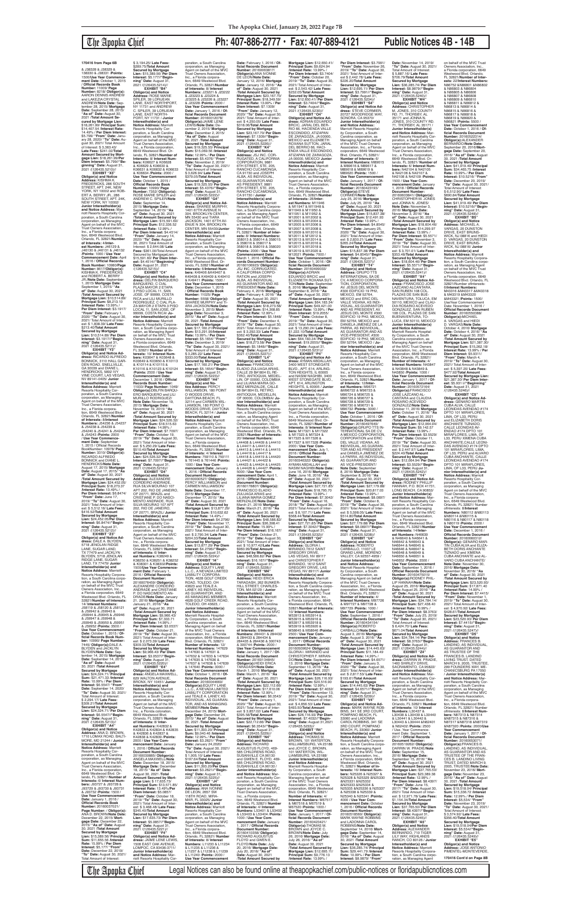170416 from Page 6B

& J38328 & J38329 & J38330 & J38331 /Points: 1500/Use Year Commencement Date: October 1, 2015 / Official Records Book Number: 11030/ Page Number: 8118/ Obligor(s): AARON DENNIS ANDREW and LAKEZIA CRYSTAL ANDREW/Note Date: September 28, 2015/ Mortgage Date: September 28, 2015/ "As of" Date: August 30, 2021 /Total Amount Secured by Mortgage Lien: $18,261.39/ Principal Sum: $14,407.54 /Interest Rate: 14.49% / Per Diem Interest: $5.799/ "From" Date: January 28, 2020/ "To" Date: August 30, 2021/ Total Amount of Interest: $ 3,383.43/ Late Fees: $241.02/Total Amount Secured by Mortgage Lien: $18,261.39/Per Diem Interest: $5.799//"Beginning" Date: August 31, 2021 /(126435.5210)//

**EXHIBIT "X3"**
**Obligor(s) and Notice Address:** KISHNA K. FREDERICKS, 286 SOUTH STREET, APT. 24K, NEW YORK, NY 10002 and ROBERT A. BERRY JR., 286 SOUTH STREET, APT. 24K, NEW YORK, NY 10002 /**Junior Interestholder(s) and Notice Address:** Marriott Resorts Hospitality Corporation, a South Carolina corporation, as Managing Agent on behalf of the MVC Trust Owners Association, Inc., a Florida corporation, 6649 Westwood Blvd. Orlando, FL 32821/**Number of Interests:** 4/**Interest Numbers:** J46129 & J46130 & J46131 & J46132 /**Points:** 1000 / **Use Year Commencement Date:** April 1, 2016 / **Official Records Book Number:** 10980/**Page Number:** 8617/**Obligor(s):** KISHNA K. FREDERICKS and ROBERT A. BERRY JR./**Note Date:** September 1, 2015/ **Mortgage Date:** September 1, 2015/ **"As of" Date:** August 30, 2021 /**Total Amount Secured by Mortgage Lien:** $10,514.89/ **Principal Sum:** $8,213.10 /**Interest Rate:** 13.99% / **Per Diem Interest:** $3.1917/ **"From" Date:** February 1, 2020/ **"To" Date:** August 30, 2021/ Total Amount of Interest: $ 1,838.39/ **Late Fees:** $213.40/**Total Amount Secured by Mortgage Lien:** $10,514.89/ **Per Diem Interest:** $3.1917//**"Beginning" Date:** August 31, 2021 /(126435.5211)//

**EXHIBIT "Y3"**
**Obligor(s) and Notice Address:** RICARDO ALFREDO BONNICK, 3110 HALL GARDEN ROAD, SNELLVILLE, GA 30039 and DIANE L. HENDRICKS, 5852 IVY VINE COURT, LAS VEGAS, NV 89141-0405/ **Junior Interestholder(s) and Notice Address:** Marriott Resorts Hospitality Corporation, a South Carolina corporation, as Managing Agent on behalf of the MVC Trust Owners Association, Inc., a Florida corporation, 6649 Westwood Blvd. Orlando, FL 32821/**Number of Interests:** 8/**Interest Numbers:** J54236 & J54237 & J54238 & J54239 & J54240 & J54241 & J54242 & J54243 /**Points:** 2000 / **Use Year Commencement Date:** September 1, 2015 / **Official Records Book Number:** 10976/ **Page Number:** 3019/ **Obligor(s):**RICARDO ALFREDO BONNICK and DIANE L. HENDRICKS/**Note Date:** August 17, 2015/ **Mortgage Date:** August 17, 2015/ **"As of" Date:** August 30, 2021 /**Total Amount Secured by Mortgage Lien:** $24,452.05/ **Principal Sum:** $18,273.37 /**Interest Rate:** 13.49% / **Per Diem Interest:** $6.8474/ **"From" Date:** June 17, 2019/ **"To" Date:** August 30, 2021/ Total Amount of Interest: $ 5,512.16/ **Late Fees:** $416.52/**Total Amount Secured by Mortgage Lien:** $24,452.05/**Per Diem Interest:** $6.8474//**"Beginning" Date:** August 31, 2021 /(126435.5212)//

**EXHIBIT "Z3"**
**Obligor(s) and Notice Address:** DALE A. BLYDEN, 3718 JENOLAN RIDGE LANE, SUGAR LAND, TX 77479 and JACKLYN BLYDEN, 3718 JENOLAN RIDGE LANE, SUGAR LAND, TX 77479/ **Junior Interestholder(s) and Notice Address:** Marriott Resorts Hospitality Corporation, a South Carolina corporation, as Managing Agent on behalf of the MVC Trust Owners Association, Inc., a Florida corporation, 6649 Westwood Blvd. Orlando, FL 32821/**Number of Interests:** 14/**Interest Numbers:** J58119 & J58120 & J58121 & J59942 & J59943 & J59944 & J59945 & J59946 & J59947 & J59948 & J59949 & J59950 & J59951 & J59952 /**Points:** 3500 / **Use Year Commencement Date:** October 1, 2015 / **Official Records Book Number:** 10990/ **Page Number:** 7498/ **Obligor(s):**DALE A. BLYDEN and JACKLYN BLYDEN/**Note Date:** September 14, 2015/ **Mortgage Date:** September 14, 2015/ **"As of" Date:** August 30, 2021 /**Total Amount Secured by Mortgage Lien:** $24,324.71/ **Principal Sum:** $21,471.32 /**Interest Rate:** 10.99% / **Per Diem Interest:** $6.5547/ **"From" Date:** September 14, 2020/ **"To" Date:** August 30, 2021/ Total Amount of Interest: $ 2,294.17/ **Late Fees:** $309.22/**Total Amount Secured by Mortgage Lien:** $24,324.71/ **Per Diem Interest:** $6.5547//**"Beginning" Date:** August 31, 2021 /(126435.5213)//

**EXHIBIT "A4"**
**Obligor(s) and Notice Address:** ANA D. BROWN, 1710 LAMBRE ROAD, BALTIMORE, MD 21244 / **Junior Interestholder(s) and Notice Address:** Marriott Resorts Hospitality Corporation, a South Carolina corporation, as Managing Agent on behalf of the MVC Trust Owners Association, Inc., a Florida corporation, 6649 Westwood Blvd. Orlando, FL 32821/**Number of Interests:** 6/ **Interest Numbers:** J60727 & J60728 & J63729 & J63730 & J63731 & J63732 /**Points:** 1500 / **Use Year Commencement Date:** January 1, 2016 / **Official Records Book Number:** 20160037021/ **Page Number:** / **Obligor(s):** ANA D. BROWN/**Note Date:** December 22, 2015/ **Mortgage Date:** December 22, 2015/ **"As of" Date:** August 30, 2021 /**Total Amount Secured by Mortgage Lien:** $15,389.56/ **Principal Sum:** $11,655.56 /**Interest Rate:** 15.99% / **Per Diem Interest:** $5.1771/ **"From" Date:** December 22, 2019/ **"To" Date:** August 30, 2021/ Total Amount of Interest: $ 3,194.25/ **Late Fees:** $289.75/**Total Amount Secured by Mortgage Lien:** $15,389.56/ **Per Diem Interest:** $5.1771//**"Beginning" Date:** August 31, 2021 /(126435.5214)//

**EXHIBIT "B4"**
**Obligor(s) and Notice Address:** ROSE MARIE SPILER, 39 LORIJEAN LANE, EAST NORTHPORT, NY 11731 and ANDREW C. SPILER, 39 LORIJEAN LANE, EAST NORTHPORT, NY 11731 / **Junior Interestholder(s) and Notice Address:** Marriott Resorts Hospitality Corporation, a South Carolina corporation, as Managing Agent on behalf of the MVC Trust Owners Association, Inc., a Florida corporation, 6649 Westwood Blvd. Orlando, FL 32821/**Number of Interests:** 8/ **Interest Numbers:** K06627 & K06628 & K06629 & K06630 & K06631 & K06632 & K06633 & K06634 /**Points:** 2000 / **Use Year Commencement Date:** October 1, 2015 / **Official Records Book Number:** 10990/ **Page Number:** 7352/ **Obligor(s):** ROSE MARIE SPILER and ANDREW C. SPILER/**Note Date:** September 14, 2015/ **Mortgage Date:** September 14, 2015/ **"As of" Date:** August 30, 2021 /**Total Amount Secured by Mortgage Lien:** $15,591.60/ **Principal Sum:** $12,336.52 /**Interest Rate:** 12.99% / **Per Diem Interest:** $4.4514/ **"From" Date:** January 14, 2020/ **"To" Date:** August 30, 2021/ Total Amount of Interest: $ 2,644.06/ **Late Fees:** $361.00/Total Amount Secured by MortgageLien: $15,591.60/ Per Diem Interest: $4.4514//"Beginning" Date: August 31, 2021 /(126435.5215)//

**EXHIBIT "C4"**
**Obligor(s) and Notice Address:** DELFIN BARQUERO BARQUERO, C CIAL PLAZA MAYOR 2 ETAPA 3 PISO LOCAL 11, SAN JOSE, OF 99999, COSTA RICA and LILI MURILLO RODRIGUEZ, C CIAL PLAZA MAYOR 2 ETAPA 3 PISO LOCAL 11, SAN JOSE, OF 99999, COSTA RICA/ **Junior Interestholder(s) and Notice Address:** Marriott Resorts Hospitality Corporation, a South Carolina corporation, as Managing Agent on behalf of the MVC Trust Owners Association, Inc., a Florida corporation, 6649 Westwood Blvd. Orlando, FL 32821/ **Number of Interests:** 10/ **Interest Numbers:** K03647 & K03648 & K03649 & K03650 & K10113 & K10114 & K10115 & K10116 & K10120 & K10121 /**Points:** 2500 / **Use Year Commencement Date:** December 1, 2016 / **Official Records Book Number:** 11033/ **Page Number:** 1049/ **Obligor(s):**DELFIN BARQUERO BARQUERO and LILI MURILLO RODRIGUEZ/**Note Date:** November 19, 2015/ **Mortgage Date:** November 19, 2015/ **"As of" Date:** August 30, 2021 /**Total Amount Secured by Mortgage Lien:** $24,526.32/ **Principal Sum:** $18,515.63 /**Interest Rate:** 14.99% / **Per Diem Interest:** $7.7097/ **"From" Date:** October 19, 2019/ **"To" Date:** August 30, 2021/ Total Amount of Interest: $ 5,250.29/ **Late Fees:** $510.40/**Total Amount Secured by Mortgage Lien:** $24,526.32/ **Per Diem Interest:** $7.7097//**"Beginning" Date:** August 31, 2021 /(126435.5216)//

**EXHIBIT "D4"**
**Obligor(s) and Notice Address:** ALEXANDRE CORDEIRO ANDRADE, RUA SILVA MOURAO 107 APT 202, RIO DE JANEIRO, OF 20771, BRAZIL and CRISTIANE P. DO NASCIMENTO ANDRADE, RUA SILVA MOURAO 107 APT 202, RIO DE JANEIRO, OF 20771, BRAZIL/ **Junior Interestholder(s) and Notice Address:** Marriott Resorts Hospitality Corporation, a South Carolina corporation, as Managing Agent on behalf of the MVC Trust Owners Association, Inc., a Florida corporation, 6649 Westwood Blvd. Orlando, FL 32821/**Number of Interests:** 6/ **Interest Numbers:** K38249 & K38250 & K38251 & K38252 & K38301 & K38302/**Points:** 1500/**Use Year Commencement Date:** February 1, 2016 / **Official Records Book Number:** 20160076435/ **Obligor(s):** ALEXANDRE CORDEIRO ANDRADE and CRISTIANE P. DO NASCIMENTO ANDRADE/**Note Date:** January 21, 2016/ **Mortgage Date:** January 21, 2016/ **"As of" Date:** August 30, 2021 /**Total Amount Secured by Mortgage Lien:** $9,966.43/ **Principal Sum:** $7,333.71 /**Interest Rate:** 14.99% / **Per Diem Interest:** $3.0537/ **"From" Date:** October 21, 2019/ **"To" Date:** August 30, 2021/ Total Amount of Interest: $ 2,073.39/ **Late Fees:** $309.33/**Total Amount Secured by Mortgage Lien:** $9,966.43/ **Per Diem Interest:** $3.0537//**"Beginning" Date:** August 31, 2021 /(126435.5220)//

**EXHIBIT "E4"**
**Obligor(s) and Notice Address:** ANGELA MAXWELL, 629 WALTON AVENUE, BRONX, NY 10451/ **Junior Interestholder(s) and Notice Address:** Marriott Resorts Hospitality Corporation, a South Carolina corporation, as Managing Agent on behalf of the MVC Trust Owners Association, Inc., a Florida corporation, 6649 Westwood Blvd. Orlando, FL 32821/ **Number of Interests:** 8/ **Interest Numbers:** K42832 & K42833 & K42834 & K42835 & K42836 & K42837 & K42838 & K42839 /**Points:** 2000 / **Use Year Commencement Date:** January 1, 2016 / **Official Records Book Number:** 20160030885/ **Obligor(s):** ANGELA MAXWELL/**Note Date:** December 18, 2015/ **Mortgage Date:** December 18, 2015/ **"As of" Date:** August 30, 2021 /**Total Amount Secured by Mortgage Lien:** $ 17,635.73/ **Principal Sum:** $13,571.65 /**Interest Rate:** 13.49%/ **Per Diem Interest:** $5.0857/ **"From" Date:** October 18, 2019/ **"To" Date:** August 30, 2021/ Total Amount of Interest: $ 3,468.48/ **Late Fees:** $345.40/**Total Amount Secured by Mortgage Lien:** $17,635.73/ **Per Diem Interest:** $5.0857//**"Beginning" Date:** August 31, 2021 /(126435.5221)//

**EXHIBIT "F4"**
**Obligor(s) and Notice Address:** JAIME LEINE LEWIS, 1508 EAST OAK AVENUE, LOMPOC, CA 93436-3711/ **Junior Interestholder(s) and Notice Address:** Marriott Resorts Hospitality Corporation, a South Carolina corporation, as Managing Agent on behalf of the MVC Trust Owners Association, Inc., a Florida corporation, 6649 Westwood Blvd. Orlando, FL 32821/**Number of Interests:** 8/ **Interest Numbers:** J23223 & J23224 & J23225 & J23226 & J23227 & J23228 & J23229 & J23230/**Points:** 2000 / **Use Year Commencement Date:** January 1, 2016 / **Official Records Book Number:** 20160012078/ **Obligor(s):**JAIME LEINE LEWIS/**Note Date:** November 2, 2015/ **Mortgage Date:** November 2, 2015/ **"As of" Date:** August 30, 2021 /**Total Amount Secured by Mortgage Lien:** $18,325.51/ **Principal Sum:** $14,159.76 /**Interest Rate:** 12.99% / **Per Diem Interest:** $5.4379/ **"From" Date:** November 2, 2019/ **"To" Date:** August 30, 2021/ Total Amount of Interest: $ 3,628.56/ **Late Fees:** $370.05/**Total Amount Secured by Mortgage Lien:** $18,325.51/ **Per Diem Interest:** $5.4379//**"Beginning" Date:** August 31, 2021 /(126435.5222)//

**EXHIBIT "G4"**
**Obligor(s) and Notice Address:** SHAREE MURPHY, 1401 67TH AVENUE N 304, BROOKLYN CENTER, MN 55430 and DONAN JACKSON, 1401 67TH AVENUE N 304, BROOKLYN CENTER, MN 55430/**Junior Interestholder(s) and Notice Address:** Marriott Resorts Hospitality Corporation, a South Carolina corporation, as Managing Agent on behalf of the MVC Trust Owners Association, Inc., a Florida corporation, 6649 Westwood Blvd. Orlando, FL 32821/**Number of Interests:** 6/ **Interest Numbers:** K40406 & K40407 & K40408 & K40409 & K40410 & K40411 /**Points:** 1500 / **Use Year Commencement Date:** December 1, 2015 / **Official Records Book Number:** 11025/ **Page Number:** 5598/ **Obligor(s):** SHAREE MURPHY and TIANA JACKSON/**Note Date:** November 5, 2015/ **Mortgage Date:** November 5, 2015/ **"As of" Date:** August 30, 2021 /**Total Amount Secured by Mortgage Lien:** $17,162.21/**Principal Sum:** $13,291.00 /**Interest Rate:** 14.99% / **Per Diem Interest:** $5.1654/ **"From" Date:** December 5, 2019/ **"To" Date:** August 30, 2021/ Total Amount of Interest: $ 3,285.22/ **Late Fees:** $335.99/**Total Amount Secured by Mortgage Lien:** $17,162.21/ **Per Diem Interest:** $5.1654//**"Beginning" Date:** August 31, 2021 /(126435.5223)//

**EXHIBIT "H4"**
**Obligor(s) and Notice Address:** PERCY WILLIAMSON, 180 POINT O WOODS DRIVE, DAYTONA BEACH, FL 32114 and CARRIE WILLIAMSON, 180 POINT O WOODS DRIVE, DAYTONA BEACH, FL 32114 / **Junior Interestholder(s) and Notice Address:** Marriott Resorts Hospitality Corporation, a South Carolina corporation, as Managing Agent on behalf of the MVC Trust Owners Association, Inc., a Florida corporation, 6649 Westwood Blvd. Orlando, FL 32821/**Number of Interests:** 4/ **Interest Numbers:** 76R110 & 76R111 & 76R112 & 76R113 /**Points:** 1000 / **Use Year Commencement Date:** January 1, 2016 / **Official Records Book Number:** 20160030577/ **Obligor(s):** PERCY WILLIAMSON and CARRIE WILLIAMSON/**Note Date:** December 17, 2015/ **Mortgage Date:** December 17, 2015/ **"As of" Date:** August 30, 2021 /**Total Amount Secured by Mortgage Lien:** $13,677.29/ **Principal Sum:** $10,632.62 /**Interest Rate:** 14.49% / **Per Diem Interest:** $4.2796/ **"From" Date:** November 17, 2019/ **"To" Date:** August 30, 2021/ Total Amount of Interest: $ 2,790.34/ **Late Fees:** $404.33/**Total Amount Secured by Mortgage Lien:** $13,677.29/ **Per Diem Interest:** $4.2796//**"Beginning" Date:** August 31, 2021 /(126435.5224)//

**EXHIBIT "I4"**
**Obligor(s) and Notice Address:** EQUITY LANE L.L.C., A NEVADA LIMITED LIABILITY CORPORATION, 4628 GOLF CREEK ROAD, TOLEDO, OH 43623 and EQUITY LANE L.L.C., A NEVADA LIMITED LIABILITY CORPORATION, AND AS MANAGING MEMBER, 4628 GOLF CREEK ROAD, TOLEDO, OH 43623 / **Junior Interestholder(s) and Notice Address:** Marriott Resorts Hospitality Corporation, a South Carolina corporation, as Managing Agent on behalf of the MVC Trust Owners Association, Inc., a Florida corporation, 6649 Westwood Blvd. Orlando, FL 32821/**Number of Interests:** 6/ **Interest Numbers:** 147622 & 147623 & 147624 & 147632 & 147633 & 147634 & 147635 & 147636 & 147637 & 147638 & 147639 /**Points:** 3000 / **Use Year Commencement Date:** October 1, 2016 / **Official Records Book Number:** 20160044660/ **Obligor(s):**EQUITY LANE L.L.C., A NEVADA LIMITED LIABILITY CORPORATION and TEALE A. LANEY, AS INDIVIDUAL, AS GUARANTOR, AND AS MANAGING MEMBER/**Note Date:** December 24, 2015/ **Mortgage Date:** December 24, 2015/ **"As of" Date:** August 30, 2021 /**Total Amount Secured by Mortgage Lien:** $11,293.20/ **Principal Sum:** $9,040.46 /**Interest Rate:** 13.99% / **Per Diem Interest:** $3.5621/ **"From" Date:** January 24, 2020/ **"To" Date:** August 30, 2021/ Total Amount of Interest: $ 1,905.10/ **Late Fees:** $197.64/**Total Amount Secured by Mortgage Lien:** $11,293.20/**Per Diem Interest:** $3.3621//**"Beginning" Date:** August 31, 2021 /(126435.5225)//

**EXHIBIT "J4"**
**Obligor(s) and Notice Address:** ANA IVONNE DE LEON, 2627 SW 118TH ROAD, MIRAMAR, FL 33025/ **Junior Interestholder(s) and Notice Address:** Marriott Resorts Hospitality Corporation, a South Carolina corporation, as Managing Agent on behalf of the MVC Trust Owners Association, Inc., a Florida corporation, 6649 Westwood Blvd. Orlando, FL 32821/**Number of Interests:** 8/ **Interest Numbers:** L11233 & L11234 & L11235 & L11236 & L11237 & L11238 & L11239 & L11240 /**Points:** 2000 / **Use Year Commencement Date:** February 1, 2016 / **Official Records Book Number:** 20160063871/ **Obligor(s):**ANA IVONNE DE LEON/**Note Date:** January 12, 2016/ **Mortgage Date:** January 12, 2016/ **"As of" Date:** August 30, 2021 /**Total Amount Secured by Mortgage Lien:** $23,167.70/ **Principal Sum:** $18,949.50 /**Interest Rate:** 13.99% / **Per Diem Interest:** $7.1309/ **"From" Date:** January 12, 2020/ **"To" Date:** August 30, 2021/ Total Amount of Interest: $ 4,235.05/ **Late Fees:** $318.15/**Total Amount Secured by Mortgage Lien:** $23,167.70/ **Per Diem Interest:** $7.1309//**"Beginning" Date:** August 31, 2021 /(126435.5226)//

**EXHIBIT "K4"**
**Obligor(s) and Notice Address:** JS,INC. CORPORATION A CALIFORNIA CORPORATION, 9881 6TH STREET STE. 205, RANCHO CUCAMONGA, CA 91730 and JOSEPH ALBA, AS INDIVIDUAL, AS GUARANTOR AND AS PRESIDENT, 9881 6TH STREET STE. 205, RANCHO CUCAMONGA, CA 91730 / **Junior Interestholder(s) and Notice Address:** Marriott Resorts Hospitality Corporation, a South Carolina corporation, as Managing Agent on behalf of the MVC Trust Owners Association, Inc., a Florida corporation, 6649 Westwood Blvd. Orlando, FL 32821/ **Number of Interests:** 8/ **Interest Numbers:** 358013 & 358014 & 358015 & 358016 & 358017 & 358018 & 358019 & 358020 /**Points:** 2000 / **Use Year Commencement Date:** March 1, 2016 / **Official Records Book Number:** 20160090629/ **Obligor(s):** JS,INC. CORPORATION A CALIFORNIA CORPORATION and JOSEPH ALBA, AS INDIVIDUAL, AS GUARANTOR AND AS PRESIDENT/**Note Date:** February 4, 2016/ **Mortgage Date:** February 4, 2016/ **"As of" Date:** August 30, 2021 /**Total Amount Secured by Mortgage Lien:** $16,273.56/ **Principal Sum:** $12,952.86 /**Interest Rate:** 12.99% / **Per Diem Interest:** $5.1848/ **"From" Date:** December 4, 2019/ **"To" Date:** August 30, 2021/ Total Amount of Interest: $ 3,292.35/ **Late Fees:** $363.45/**Total Amount Secured by Mortgage Lien:** $16,273.56/ **Per Diem Interest:** $5.1848//**"Beginning" Date:** August 31, 2021 /(126435.5227)//

**EXHIBIT "L4"**
**Obligor(s) and Notice Address:** FRANCISCO ELADIO ZULUAGA ARIAS, CALLE 29 SH 804 EL RETIRO ANTIOQUIA, MEDELLIN, OF 00000, COLOMBIA and LILIANA MARIA GOMEZ MERIZALDE, CALLE 29 SH 804 EL RETIRO ANTIOQUIA, MEDELLIN, OF 00000, COLOMBIA/ **Junior Interestholder(s) and Notice Address:** Marriott Resorts Hospitality Corporation, a South Carolina corporation, as Managing Agent on behalf of the MVC Trust Owners Association, Inc., a Florida corporation, 6649 Westwood Blvd. Orlando, FL 32821/**Number of Interests:** 20/ **Interest Numbers:** L44408 & L44409 & L44410 & L44411 & L44412 & L44413 & L44414 & L44415 & L44416 & L44417 & L44418 & L44419 & L44420 & L44421 & L44422 & L44423 & L44424 & L44425 & L44426 & L44427 /**Points:** 5000 / **Use Year Commencement Date:** April 1, 2016 / **Official Records Book Number:** 20160178207/ **Obligor(s):**FRANCISCO ELADIO ZULUAGA ARIAS and LILIANA MARIA GOMEZ MERIZALDE/**Note Date:** March 21, 2016/ **Mortgage Date:** March 21, 2016/ **"As of" Date:** August 30, 2021 /**Total Amount Secured by Mortgage Lien:** $48,586.82/ **Principal Sum:** $36,396.41 /**Interest Rate:** 14.99% / **Per Diem Interest:** $16.167/ **"From" Date:** October 21, 2019/ **"To" Date:** August 30, 2021/ Total Amount of Interest: $ 10,977.42/ **Late Fees:** $963.00/**Total Amount Secured by Mortgage Lien:** $48,586.82/ **Per Diem Interest:** $16.167//**"Beginning" Date:** August 31, 2021 /(126435.5228)//

**EXHIBIT "M4"**
**Obligor(s) and Notice Address:** HEIDI ERICA TARADASH, 282 BUNKER HILL STREET, CHARLESTON, MA 02129 / **Junior Interestholder(s) and Notice Address:** Marriott Resorts Hospitality Corporation, a South Carolina corporation, as Managing Agent on behalf of the MVC Trust Owners Association, Inc., a Florida corporation, 6649 Westwood Blvd. Orlando, FL 32821/ **Number of Interests:** 4/ **Interest Numbers:** 284431 & 284432 & 284433 & 284434 & 284435 & 284436 & 300743 & 300744 /**Points:** 1000 / **Use Year Commencement Date:** January 1, 2017 / **Official Records Book Number:** 20160134845/ **Obligor(s):**HEIDI ERICA TARADASH/**Note Date:** March 1, 2016/ **Mortgage Date:** March 1, 2016/ **"As of" Date:** August 30, 2021 /**Total Amount Secured by Mortgage Lien:** $22,112.60/ **Principal Sum:** $17,610.06 /**Interest Rate:** 12.99% / **Per Diem Interest:** $6.3543/ **"From" Date:** October 1, 2019/ **"To" Date:** August 30, 2021/ Total Amount of Interest: $ 4,357.03/ **Late Fees:** $395.58/**Total Amount Secured by Mortgage Lien:** $22,112.60/ **Per Diem Interest:** $6.3543//**"Beginning" Date:** August 31, 2021 /(126435.5229)//

**EXHIBIT "N4"**
**Obligor(s) and Notice Address:** RICHMOND AUGUSTUS FLOYD, 469-585 CHILDERS ROAD, SUSANVILLE CA 96130 and GWEN E. FLOYD, 469-585 CHILDERS ROAD, SUSANVILLE CA 96130/ **Junior Interestholder(s) and Notice Address:** Marriott Resorts Hospitality Corporation, a South Carolina corporation, as Managing Agent on behalf of the MVC Trust Owners Association, Inc., a Florida corporation, 6649 Westwood Blvd. Orlando, FL 32821/ **Number of Interests:** 4/ **Interest Numbers:** L33401 & L33402 & L33403 & L33404 /**Points:** 1000 / **Use Year Commencement Date:** January 1, 2017 / **Official Records Book Number:** 20160410326/ **Obligor(s):**RICHMOND AUGUSTUS FLOYD and GWEN E. FLOYD/**Note Date:** July 20, 2016/ **Mortgage Date:** July 20, 2016/ **"As of" Date:** August 30, 2021 /**Total Amount Secured by Mortgage Lien:** $12,650.41/ **Principal Sum:** $9,624.94 /**Interest Rate:** 13.99% / **Per Diem Interest:** $3.7404/ **"From" Date:** October 20, 2019/ **"To" Date:** August 30, 2021/ Total Amount of Interest: $ 2,540.43/ **Late Fees:** $235.04/**Total Amount Secured by Mortgage Lien:** $12,650.41/ **Per Diem Interest:** $3.7404//**"Beginning" Date:** August 31, 2021 /(126435.5230)//

**EXHIBIT "O4"**
**Obligor(s) and Notice Address:** ADRIAN EDUARDO ESCOBEDO, 1140 CALLE RIO 66, HACIENDA VALLE ESCONDIDO, ATIZAPAN DE ZARAGOZA, JA 00000, MEXICO and ELIZABETH ROXANA SUTTON, JARAL DEL BERRIO 66, HACIENDA VALLE ESCONDIDO ATIZAPAN DE ZARAGOZA, JA 00000, MEXICO/ **Junior Interestholder(s) and Notice Address:** Marriott Resorts Hospitality Corporation, a South Carolina corporation, as Managing Agent on behalf of the MVC Trust Owners Association, Inc., a Florida corporation, 6649 Westwood Blvd. Orlando, FL 32821/ **Number of Interests:** 40/ **Interest Numbers:** M11946 & M11947 & M11948 & M11949 & M11950 & M11951 & M11952 & M12002 & M12003 & M12004 & M12005 & M12006 & M12007 & M12008 & M12009 & M12010 & M12011 & M12012 & M12013 & M12014 & M12015 & M12016 & M12017 & M12018 & M12019 & M12020 & M12021 /**Points:** 7000 / **Use Year Commencement Date:** October 1, 2016 / **Official Records Book Number:** 20160490093/ **Obligor(s):**ADRIAN EDUARDO ESCOBEDO and ELIZABETH ROXANA SUTTON/**Note Date:** September 8, 2016/ **Mortgage Date:** September 8, 2016/ **"As of" Date:** August 30, 2021 /**Total Amount Secured by Mortgage Lien:** $64,183.34/ **Principal Sum:** $49,421.00 /**Interest Rate:** 13.99%/ **Per Diem Interest:** $19.2055/ **"From" Date:** May 8, 2019/ **"To" Date:** August 30, 2021/ Total Amount of Interest: $ 16,326.20/ **Late Fees:** $1,205.42/**Total Amount Secured by Mortgage Lien:** $64,183.34/ **Per Diem Interest:** $19.2055//**"Beginning" Date:** August 31, 2021 /(126435.5231)//

**EXHIBIT "P4"**
**Obligor(s) and Notice Address:** AYMAN ABDALLAH, 3460 WEST STONEGATE BLVD., APT. 614, ARLINGTON HEIGHTS, IL 60005 and NASIM NAGHIBI, 3460 WEST STONEGATE BLVD., APT. 614, ARLINGTON HEIGHTS, IL 60005 / **Junior Interestholder(s) and Notice Address:** Marriott Resorts Hospitality Corporation, a South Carolina corporation, as Managing Agent on behalf of the MVC Trust Owners Association, Inc., a Florida corporation, 6649 Westwood Blvd. Orlando, FL 32821/**Number of Interests:** 8/**Interest Numbers:** M17321 & M17322 & M17323 & M17324 & M17325 & M17326 & M17327 & M17328 /**Points:** 2000 / **Use Year Commencement Date:** July 1, 2016 / **Official Records Book Number:** 20160354580/ **Obligor(s):**AYMAN ABDALLAH and NASIM NAGHIBI/**Note Date:** June 16, 2016/ **Mortgage Date:** June 16, 2016/ **"As of" Date:** August 30, 2021 /**Total Amount Secured by Mortgage Lien:** $24,721.85/ **Principal Sum:** $18,795.75 /**Interest Rate:** 15.99% / **Per Diem Interest:** $8.3481/ **"From" Date:** October 16, 2019/ **"To" Date:** August 30, 2021/ Total Amount of Interest: $ 5,710.17/ **Late Fees:** $415.93/**Total Amount Secured by Mortgage Lien:** $24,721.85/ **Per Diem Interest:** $8.3481//**"Beginning" Date:** August 31, 2021 /(126435.5232)//

**EXHIBIT "Q4"**
**Obligor(s) and Notice Address:** GLORIA I. MIRANDO, 10012 SAINT GREGORY DRIVE, LAS VEGAS, NV 89117 and CHRISTOPHER F. MIRANDO, 10012 SAINT GREGORY DRIVE, LAS VEGAS, NV 89117/ **Junior Interestholder(s) and Notice Address:** Marriott Resorts Hospitality Corporation, a South Carolina corporation, as Managing Agent on behalf of the MVC Trust Owners Association, Inc., a Florida corporation, 6649 Westwood Blvd. Orlando, FL 32821/**Number of Interests:** 8/ **Interest Numbers:** M53913 & M53914 & M53915 & M53916 & M53917 & M53918 & M58645 & M58646 /**Points:** 2000 / **Use Year Commencement Date:** January 1, 2017 / **Official Records Book Number:** 20160500474/ **Obligor(s):**GLORIA I. MIRANDO and CHRISTOPHER F. MIRANDO/**Note Date:** September 13, 2016/ **Mortgage Date:** September 13, 2016/ **"As of" Date:** August 30, 2021 /**Total Amount Secured by Mortgage Lien:** $26,163.80/ **Principal Sum:** $20,516.30 /**Interest Rate:** 12.99% / **Per Diem Interest:** $7.4032/ **"From" Date:** November 13, 2019/ **"To" Date:** August 30, 2021/ Total Amount of Interest: $ 4,997.13/ **Late Fees:** $400.50/**Total Amount Secured by Mortgage Lien:** $26,163.80/ **Per Diem Interest:** $7.4032//**"Beginning" Date:** August 31, 2021 /(126435.5233)//

**EXHIBIT "R4"**
**Obligor(s) and Notice Address:** JOHNNIE B. BROWN, 101 WATERTON, WILLIAMSBURG, VA 23188 and JOYCE C. BROWN, 101 WATERTON, WILLIAMSBURG, VA 23188/ **Junior Interestholder(s) and Notice Address:** Marriott Resorts Hospitality Corporation, a South Carolina corporation, as Managing Agent on behalf of the MVC Trust Owners Association, Inc., a Florida corporation, 6649 Westwood Blvd. Orlando, FL 32821/ **Number of Interests:** 4/ **Interest Numbers:** M77517 & M77518 & M77519 & M77520 /**Points:** 1000 / **Use Year Commencement Date:** January 1, 2017 / **Official Records Book Number:** 20160423421/ **Obligor(s):**JOHNNIE B. BROWN and JOYCE C. BROWN/**Note Date:** July 26, 2016/ **Mortgage Date:** July 26, 2016/ **"As of" Date:** August 30, 2021 /**Total Amount Secured by Mortgage Lien:** $12,680.15/ **Principal Sum:** $9,776.13 /**Interest Rate:** 13.99% / **Per Diem Interest:** $3.7991/ **"From" Date:** November 26, 2019/ **"To" Date:** August 30, 2021/ Total Amount of Interest: $ 2,442.78/ **Late Fees:** $226.20/**Total Amount Secured by Mortgage Lien:** $12,680.11/ **Per Diem Interest:** $3.7991//**"Beginning" Date:** August 31, 2021 /(126435.5234)//

**EXHIBIT "S4"**
**Obligor(s) and Notice Address:** STEVE CORMIER, 20727 WOODRIDGE WAY, SONORA, CA 95370/ **Junior Interestholder(s) and Notice Address:** Marriott Resorts Hospitality Corporation, a South Carolina corporation, as Managing Agent on behalf of the MVC Trust Owners Association, Inc., a Florida corporation, 6649 Westwood Blvd. Orlando, FL 32821/ **Number of Interests:** 6/ **Interest Numbers:** M89615 & M89616 & M89617 & M89618 & M89619 & M89620 /**Points:** 1500 / **Use Year Commencement Date:** January 1, 2017 / **Official Records Book Number:** 20160425193/ **Obligor(s):**STEVE CORMIER/**Note Date:** July 25, 2016/ **Mortgage Date:** July 25, 2016/ **"As of" Date:** August 30, 2021 /**Total Amount Secured by Mortgage Lien:** $15,837.38/ **Principal Sum:** $12,491.83 /**Interest Rate:** 13.99% / **Per Diem Interest:** $4.8545/ **"From" Date:** January 25, 2020/ **"To" Date:** August 30, 2021/ Total Amount of Interest: $ 2,810.71/ **Late Fees:** $285.24/**Total Amount Secured by Mortgage Lien:** $15,837.38/ **Per Diem Interest:** $4.8545//**"Beginning" Date:** August 31, 2021 /(126435.5237)//

**EXHIBIT "T4"**
**Obligor(s) and Notice Address:** GRUPO TTS INTERNACIONAL SA DE CV, A MEXICO CORPORATION, CORPORATION, AV. JESUS DEL MONTE #300 EDIFICIO 19 PH2, MEXICO, EM 52764, MEXICO and ERIC DEL VALLE VIDANA, AS INDIVIDUAL, AS GUARANTOR AND AS VICE-PRESIDENT, AV. JESUS DEL MONTE #300 EDIFICIO 19 PH2, MEXICO, EM 52764, MEXICO and DANIELA JIMENEZ DE LA PARRA, AS INDIVIDUAL, AS GUARANTOR AND AS VICE-PRESIDENT, #300 EDIFICIO 19 PH2, MEXICO, EM 52764, MEXICO / **Junior Interestholder(s) and Notice Address:** Marriott Resorts Hospitality Corporation, a South Carolina corporation, as Managing Agent on behalf of the MVC Trust Owners Association, Inc., a Florida corporation, 6649 Westwood Blvd. Orlando, FL 32821/**Number of Interests:** 12/**Interest Numbers:** M96721 & M96722 & M96723 & M96724 & M96725 & M96726 & M96727 & M96728 & M96729 & M96730 & M96731 & M96732 /**Points:** 3000 / **Use Year Commencement Date:** October 1, 2016 / **Official Records Book Number:** 20160476445/ **Obligor(s):**GRUPO TTS INTERNACIONAL SA DE CV, A MEXICO CORPORATION, CORPORATION and ERIC DEL VALLE VIDANA, AS INDIVIDUAL, AS GUARANTOR AND AS VICE-PRESIDENT and DANIELA JIMENEZ DE LA PARRA, AS INDIVIDUAL, AS GUARANTOR AND AS VICE-PRESIDENT/**Note Date:** September 8, 2016/ **Mortgage Date:** September 8, 2016/ **"As of" Date:** August 30, 2021 /**Total Amount Secured by Mortgage Lien:** $27,179.88/ **Principal Sum:** $20,817.03 /**Interest Rate:** 13.99% / **Per Diem Interest:** $8.0897/ **"From" Date:** October 8, 2019/ **"To" Date:** August 30, 2021/ Total Amount of Interest: $ 5,598.05/ **Late Fees:** $514.80/**Total Amount Secured by Mortgage Lien:** $27,179.88/ **Per Diem Interest:** $8.0897//**"Beginning" Date:** August 31, 2021 /(126435.5238)//

**EXHIBIT "U4"**
**Obligor(s) and Notice Address:** ROBERTO CARBALLO, 11637 LE GRAND LANE, MORENO VALLEY, CA 92557-4959 / **Junior Interestholder(s) and Notice Address:** Marriott Resorts Hospitality Corporation, a South Carolina corporation, as Managing Agent on behalf of the MVC Trust Owners Association, Inc., a Florida corporation, 6649 Westwood Blvd. Orlando, FL 32821/**Number of Interests:** 4/ **Interest Numbers:** M97725 & M97726 & M97727 & M97728 /**Points:** 1000 / **Use Year Commencement Date:** September 1, 2016 / **Official Records Book Number:** 20160434154/ **Obligor(s):**ROBERTO CARBALLO/**Note Date:** August 3, 2016/ **Mortgage Date:** August 3, 2016/ **"As of" Date:** August 30, 2021 /**Total Amount Secured by Mortgage Lien:** $14,445.63/ **Principal Sum:** $11,184.49 /**Interest Rate:** 14.99% / **Per Diem Interest:** $4.6571/ **"From" Date:** January 3, 2020/ **"To" Date:** August 30, 2021/ Total Amount of Interest: $ 2,817.53/ **Late Fees:** $193.61/**Total Amount Secured by Mortgage Lien:** $14,445.63/ **Per Diem Interest:** $4.6571//**"Beginning" Date:** August 31, 2021 /(126435.5239)//

**EXHIBIT "V4"**
**Obligor(s) and Notice Address:** MARK WAYNE ROBBINS, 341 SE 3RD COURT, POMPANO BEACH, FL 33060 and LADONNA CAROL ROBBINS, 341 SE 3RD COURT, POMPANO BEACH, FL 33060/ **Junior Interestholder(s) and Notice Address:** Marriott Resorts Hospitality Corporation, a South Carolina corporation, as Managing Agent on behalf of the MVC Trust Owners Association, Inc., a Florida corporation, 6649 Westwood Blvd. Orlando, FL 32821/**Number of Interests:** 16/ **Interest Numbers:** N25326 & N25327 & N25328 & N25329 & N25330 &N25331 &N25332 &N25333 &N25334 & N25335 &N25336 & N25337 & N25338 & N25339 & N25340 & N25341 /**Points:** 4000 / **Use Year Commencement Date:** January 1, 2017 / **Official Records Book Number:** 20160518560/ **Obligor(s):**MARK WAYNE ROBBINS and LADONNA CAROL ROBBINS/**Note Date:** September 14, 2016/ **Mortgage Date:** September 14, 2016/ **"As of" Date:** August 30, 2021 /**Total Amount Secured by Mortgage Lien:** $36,285.74/ **Principal Sum:** $29,441.79 /**Interest Rate:** 10.99% / **Per Diem Interest:** $8.9879/ **"From" Date:** November 14, 2019/ **"To" Date:** August 30, 2021/ Total Amount of Interest: $ 5,887.16/ **Late Fees:** $706.79/**Total Amount Secured by Mortgage Lien:** $36,285.74/ **Per Diem Interest:** $8.9879//**"Beginning" Date:** August 31, 2021 /(126435.5240)//

**EXHIBIT "W4"**
**Obligor(s) and Notice Address:** CHRISTOPHER M. JONES, 310 COUNTY RD. 71, THORSBY, AL 35171 and JONNA N. JONES, 310 COUNTY RD. 71, THORSBY, AL 35171 / **Junior Interestholder(s) and Notice Address:** Marriott Resorts Hospitality Corporation, a South Carolina corporation, as Managing Agent on behalf of the MVC Trust Owners Association, Inc., a Florida corporation, 6649 Westwood Blvd. Orlando, FL 32821/ **Number of Interests:** 6/ **Interest Numbers:** N42104 & N42105 & N42106 & N42107 & N42108 & N42109 /**Points:** 1500 / **Use Year Commencement Date:** January 1, 2018 / **Official Records Book Number:** 20160603941/ **Obligor(s):** CHRISTOPHER M. JONES and JONNA N. JONES/ **Note Date:** November 3, 2016/ **Mortgage Date:** November 3, 2016/ **"As of" Date:** August 30, 2021 /**Total Amount Secured by Mortgage Lien:** $18,604.46/ **Principal Sum:** $14,299.97 /**Interest Rate:** 13.99% / **Per Diem Interest:** $5.5571/ **"From" Date:** November 3, 2019/ **"To" Date:** August 30, 2021/ Total Amount of Interest: $ 3,701.01/ **Late Fees:** $353.48/**Total Amount Secured by Mortgage Lien:** $18,604.46/ **Per Diem Interest:** $5.5571//**"Beginning" Date:** August 31, 2021 /(126435.5241)//

**EXHIBIT "X4"**
**Obligor(s) and Notice Address:** FRANCISCO JOSE LAZCANO ALCANTARA, SAN RUBEN 108 COL. PLAZAS DE SAN BUENAVENTURA, TOLUCA, EM 50110, MEXICO and CLAUDIA ROSARIO ACEVEDO GONZALEZ, SAN RUBEN 108 COL. PLAZAS DE SAN BUENAVENTURA, TOLUCA, EM 50110, MEXICO/ **Junior Interestholder(s) and Notice Address:** Marriott Resorts Hospitality Corporation, a South Carolina corporation, as Managing Agent on behalf of the MVC Trust Owners Association, Inc., a Florida corporation, 6649 Westwood Blvd. Orlando, FL 32821/ **Number of Interests:** 4/ **Interest Numbers:** N43847 & N43848 & N43849 & N43850 /**Points:** 1000 / **Use Year Commencement Date:** January 1, 2017 / **Official Records Book Number:** 20160572164/ **Obligor(s):**FRANCISCO JOSE LAZCANO ALCANTARA and CLAUDIA ROSARIO ACEVEDO GONZALEZ/**Note Date:** October 11, 2016/ **Mortgage Date:** October 11, 2016/ **"As of" Date:** August 30, 2021 /**Total Amount Secured by Mortgage Lien:** $12,064.94/ **Principal Sum:** $9,142.57 /**Interest Rate:** 13.99% / **Per Diem Interest:** $3.5529/ **"From" Date:** October 11, 2019/ **"To" Date:** August 30, 2021/ Total Amount of Interest: $ 2,447.97/ **Late Fees:** $224.40/**Total Amount Secured by Mortgage Lien:** $12,064.94/ **Per Diem Interest:** $3.5529//**"Beginning" Date:** August 31, 2021 /(126435.5242)//

**EXHIBIT "Y4"**
**Obligor(s) and Notice Address:** RODNEY PHILLIP HANNAH, P.O. BOX 4171, LONG BEACH, CA 90853/ **Junior Interestholder(s) and Notice Address:** Marriott Resorts Hospitality Corporation, a South Carolina corporation, as Managing Agent on behalf of the MVC Trust Owners Association, Inc., a Florida corporation, 6649 Westwood Blvd. Orlando, FL 32821/**Number of Interests:** 14/**Interest Numbers:** N46639 & N46640 & N46641 & N46642 & N46643 & N46644 & N46645 & N46646 & N46647 & N46648 & N46649 & N46650 & N46651 & N46652 /**Points:** 3500 / **Use Year Commencement Date:** January 1, 2017 / **Official Records Book Number:** 20160479370/ **Obligor(s):**RODNEY PHILLIP HANNAH/**Note Date:** August 25, 2016/ **Mortgage Date:** August 25, 2016/ **"As of" Date:** August 30, 2021 /**Total Amount Secured by Mortgage Lien:** $34,784.14/ **Principal Sum:** $27,438.40 /**Interest Rate:** 10.99% / **Per Diem Interest:** $8.3763/ **"From" Date:** July 25, 2019/ **"To" Date:** August 30, 2021/ Total Amount of Interest: $ 6,424.70/ **Late Fees:** $671.04/**Total Amount Secured by Mortgage Lien:** $34,784.14/ **Per Diem Interest:** $8.3763//**"Beginning" Date:** August 31, 2021 /(126435.5244)//

**EXHIBIT "Z4"**
**Obligor(s) and Notice Address:** DARRIN W. PRADIE, 1460 SHIRLEY DRIVE, SACRAMENTO, CA 95822/ **Junior Interestholder(s) and Notice Address:** Marriott Resorts Hospitality Corporation, a South Carolina corporation, as Managing Agent on behalf of the MVC Trust Owners Association, Inc., a Florida corporation, 6649 Westwood Blvd. Orlando, FL 32821/**Number of Interests:** 10/ **Interest Numbers:** L30438 & L30439 & L30440 & L30441 & L30442 & L30443 & L30444 &N62401 & N62402 /**Points:** 2500 / **Use Year Commencement Date:** September 1, 2017 / **Official Records Book Number:** 20160519262/ **Obligor(s):** DARRIN W. PRADIE/**Note Date:** September 15, 2016/ **Mortgage Date:** September 15, 2016/ **"As of" Date:** August 30, 2021 /**Total Amount Secured by Mortgage Lien:** $37,765.59/ **Principal Sum:** $23,389.36 /**Interest Rate:** 12.99% / **Per Diem Interest:** $8.4397/ **"From" Date:** June 15, 2019/ **"To" Date:** August 30, 2021/ Total Amount of Interest: $ 12,971.78/ **Late Fees:** $1,154.34/**Total Amount Secured by Mortgage Lien:** $37,765.59/ **Per Diem Interest:** $8.4397//**"Beginning" Date:** August 31, 2021 /(126435.5245)//

**EXHIBIT "A5"**
**Obligor(s) and Notice Address:** ALEXANDER BERNARDO, 710 TIGER LILY WAY, HIGHLANDS RANCH, CO 80126 / **Junior Interestholder(s) and Notice Address:** Marriott Resorts Hospitality Corporation, a South Carolina corporation, as Managing Agent on behalf of the MVC Trust Owners Association, Inc., a Florida corporation, 6649 Westwood Blvd. Orlando, FL 32821/**Number of Interests:** 22/**Interest Numbers:** N86792 &N86801 &N86802 & N86803 & N86804 & N86805 & N86806 & N86807 & N86808 & N86809 & N86810 & N86811 & N86812 & N86813 & N86814 & N86815 & N86816 & N86817 & N86818 & N86819 & N86820 & N86821 & N86822/**Points:** 5500 / **Use Year Commencement Date:** October 1, 2016 / **Official Records Book Number:** 20160532314/ **Obligor(s):**ALEXANDER BERNARDO/**Note Date:** September 30, 2016/**Mortgage Date:** September 30, 2016/ **"As of" Date:** August 30, 2021 /**Total Amount Secured by Mortgage Lien:** $41,919.49/ **Principal Sum:** $34,465.75 /**Interest Rate:** 10.99% / **Per Diem Interest:** $10.5216/ **"From" Date:** December 30, 2019/ **"To" Date:** August 30, 2021/ Total Amount of Interest: $ 6,512.93/ **Late Fees:** $690.84/**Total Amount Secured by Mortgage Lien:** $41,919.49/ **Per Diem Interest:** $10.5216//**"Beginning" Date:** August 31, 2021 /(126435.5246)//

**EXHIBIT "B5"**
**Obligor(s) and Notice Address:** MICHAEL A. VARGAS, 20 DUNSTON DRIVE, EAST BRUNSWICK, NJ 08816 and HEIDI D. VARGAS, 20 DUNSTON DRIVE, EAST BRUNSWICK, NJ 08816/ **Junior Interestholder(s) and Notice Address:** Marriott Resorts Hospitality Corporation, a South Carolina corporation, as Managing Agent on behalf of the MVC Trust Owners Association, Inc., a Florida corporation, 6649 Westwood Blvd. Orlando, FL 32821/**Number of Interests:** 6/**Interest Numbers:** M43316 &M43317 &M43318 & M43319 &M43320 &M43321 /**Points:** 1500/ **Use Year Commencement Date:** January 1, 2017 / **Official Records Book Number:** 20160553388/ **Obligor(s):**MICHAEL A. VARGAS and HEIDI D. VARGAS/**Note Date:** October 4, 2016/ **Mortgage Date:** October 4, 2016/ **"As of" Date:** August 30, 2021 /**Total Amount Secured by Mortgage Lien:** $17,067.30/ **Principal Sum:** $13,262.18/ **Interest Rate:** 13.99% / **Per Diem Interest:** $5.1574/ **"From" Date:** March 4, 2019/ **"To" Date:** August 30, 2021/ Total Amount of Interest: $ 3,320.97/ **Late Fees:** $477.92/**Total Amount Secured by Mortgage Lien:** $21,367.30/ **Per Diem Interest:** $5.1574//**"Beginning" Date:** August 31, 2021 /(126435.5248)//

**EXHIBIT "C5"**
**Obligor(s) and Notice Address:** GENARO MARTIN CUBA ALVA, CALLE LEONIDAS AVENDANO #174 DPTO 101 MIRAFLORES, LIMA, OF L33, PERU and ELIZABETH DORIS ARCHANTE TIZNADO, CALLE LEONIDAS AVENDANO #174 DPTO 101 MIRAFLORES, LIMA, OF L33, PERU and XIMENA CUBA ARCHANTE, CALLE LEONIDAS AVENDANO #174 DPTO 101 MIRAFLORES, LIMA, OF L33, PERU and ALVARO CUBA ARCHANTE, CALLE LEONIDAS AVENDANO #174 DPTO 101 MIRAFLORES, LIMA, OF L33, PERU/ **Junior Interestholder(s) and Notice Address:** Marriott Resorts Hospitality Corporation, a South Carolina corporation, as Managing Agent on behalf of the MVC Trust Owners Association, Inc., a Florida corporation, 6649 Westwood Blvd. Orlando, FL 32821/**Number of Interests:** 8/ **Interest Numbers:** N80112 &N80113 &N80114 &N80115 & N80116 & N80117 & N80118 & N80119 /**Points:** 2000 / **Use Year Commencement Date:** December 1, 2016 / **Official Records Book Number:** 20160602312/ **Obligor(s):**GENARO MARTIN CUBA ALVA and ELIZABETH DORIS ARCHANTE TIZNADO and XIMENA CUBA ARCHANTE and ALVARO CUBA ARCHANTE/ **Note Date:** November 30, 2016/ **Mortgage Date:** November 30, 2016/ **"As of" Date:** August 30, 2021 /**Total Amount Secured by Mortgage Lien:** $23,531.30/ **Principal Sum:** $17,615.19 /**Interest Rate:** 13.99% / **Per Diem Interest:** $7.1415/ **"From" Date:** November 30, 2019/ **"To" Date:** August 30, 2021/ Total Amount of Interest: $ 4,570.51/ **Late Fees:** $420.60/**Total Amount Secured by Mortgage Lien:** $23,531.30/ **Per Diem Interest:** $7.1415//**"Beginning" Date:** August 31, 2021 /(126435.5247)//

**EXHIBIT "D5"**
**Obligor(s) and Notice Address:** FRANCES B. LANDINO, INDIVIDUALLY, AS GUARANTOR AND AS TRUSTEE OF THE FRANCES B. LANDINO LIVING TRUST, DATED MARCH 8, 2005, TRUSTEE, 700 FOUNDERS WAY, MECHANICSBURG, PA 17050 / **Junior Interestholder(s) and Notice Address:** Marriott Resorts Hospitality Corporation, a South Carolina corporation, as Managing Agent on behalf of the MVC Trust Owners Association, Inc., a Florida corporation, 6649 Westwood Blvd. Orlando, FL 32821/**Number of Interests:** 8/ **Interest Numbers:** N87313 & N87314 &N87315 & N87316 & N87317 &N87318 &N87319 &N87320 /**Points:** 2000/**Use Year Commencement Date:** January 1, 2017 / **Official Records Book Number:** 20160553271/ **Obligor(s):**FRANCES B. LANDINO, AS INDIVIDUAL, AS GUARANTOR AND AS TRUSTEE OF THE FRANCES B. LANDINO LIVING TRUST, DATED MARCH 8, 2005, TRUSTEE/**Note Date:** November 23, 2016/ **Mortgage Date:** November 23, 2016/ **"As of" Date:** August 30, 2021 /**Total Amount Secured by Mortgage Lien:** $19,338.06/ **Principal Sum:** $15,518.04 /**Interest Rate:** 12.99% / **Per Diem Interest:** $5.5347/ **"From" Date:** November 23, 2019/ **"To" Date:** August 30, 2021/ Total Amount of Interest: $ 3,574.92/ **Late Fees:** $266.40/**Total Amount Secured by Mortgage Lien:** $19,338.06/ **Per Diem Interest:** $5.5347//**"Beginning" Date:** August 31, 2021 /(126435.5249)//

**EXHIBIT "E5"**
**Obligor(s) and Notice Address:** JOSE ANTONIO PIMENTEL-MONTENEGRO,

**170416 Cont'd on Page 8B**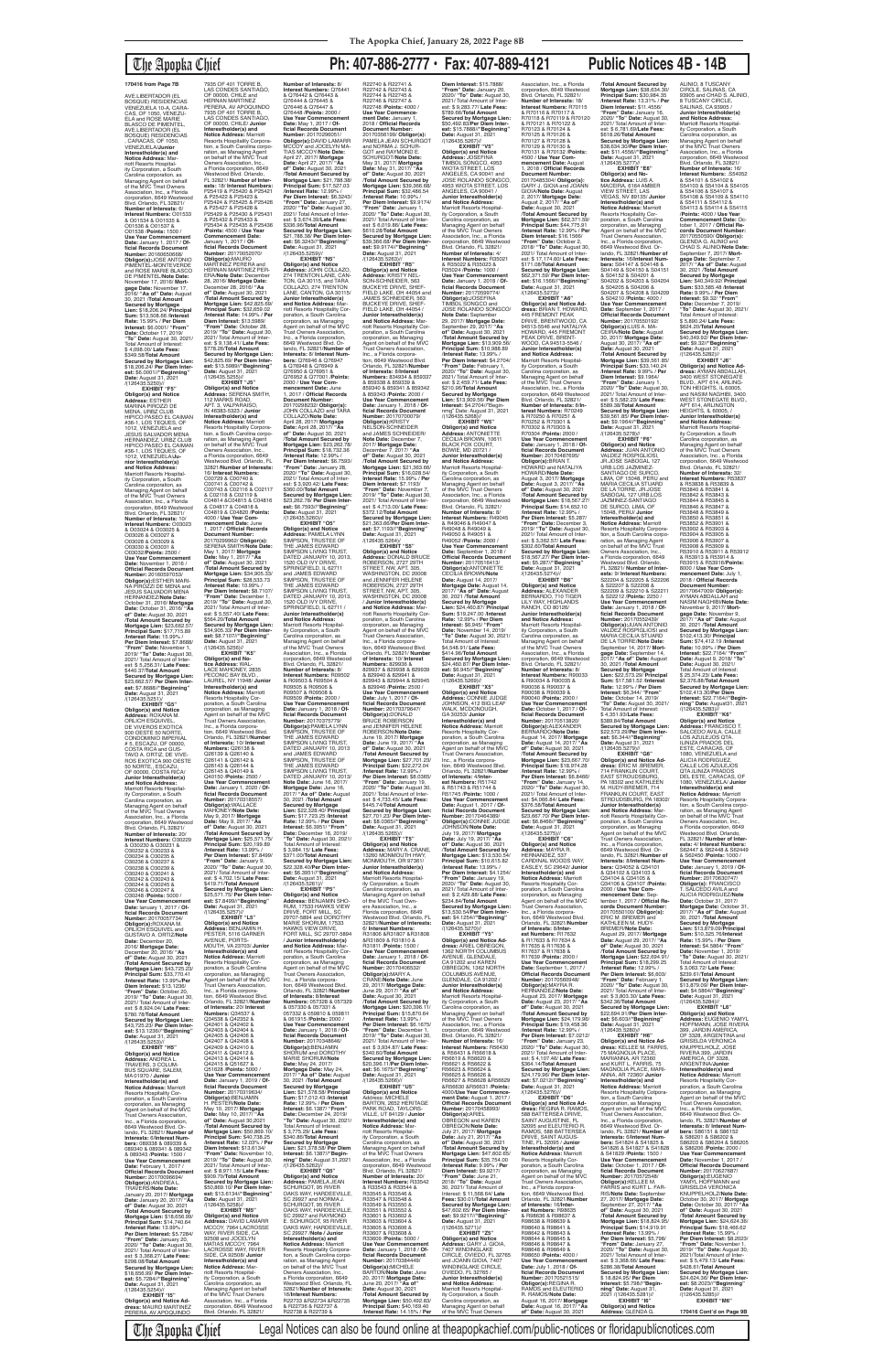**170416 from Page 7B**

AVE.LIBERTADOR (EL BOSQUE) RESIDENCIAS VENEZUELA 10-A, CARACAS, OF 1050, VENEZUELA and ROSE MARIE BLASCO DE PIMENTEL, AVE.LIBERTADOR (EL BOSQUE) RESIDENCIAS VENEZUELA 10-A, CARACAS, OF 1050, VENEZUELA/**Junior Interestholder(s) and Notice Address:** Marriott Resorts Hospitality Corporation, a South Carolina corporation, as Managing Agent on behalf of the MVC Trust Owners Association, Inc., a Florida corporation, 6649 Westwood Blvd. Orlando, FL 32821/ **Number of Interests:** 8/ **Interest Numbers:** C01533 & C01534 & C01535 & C01536 & C01537 & C01538 /**Points:** 1500 / **Use Year Commencement Date:** January 1, 2017 / **Official Records Document Number:** 20160650668/ **Obligor(s):**JOSE ANTONIO PIMENTEL-MONTEVERDE and ROSE MARIE BLASCO DE PIMENTEL/**Note Date:** November 17, 2016/ **Mortgage Date:** November 17, 2016/ **"As of" Date:** August 30, 2021 /**Total Amount Secured by Mortgage Lien:** $18,206.24/ **Principal Sum:** $13,508.66 /**Interest Rate:** 15.99% / **Per Diem Interest:** $6.0001/ **"From" Date:** October 17, 2019/ **"To" Date:** August 30, 2021/ Total Amount of Interest: $ 4,098.00/ **Late Fees:** $349.58/**Total Amount Secured by Mortgage Lien:** $18,206.24/ **Per Diem Interest:** $6.0001//**"Beginning" Date:** August 31, 2021 /(126435.5251)//

**EXHIBIT "F5"**
**Obligor(s) and Notice Address:** ESTHER MARINA PIROZZI DE MENA, URBZ CLUB HIPICO PASEO EL CAIMAN #36-1, LOS TEQUES, OF 1012, VENEZUELA and JESUS SALVADOR MENA HERNANDEZ, URBZ CLUB HIPICO PASEO EL CAIMAN #36-1, LOS TEQUES, OF 1012, VENEZUELA/**Junior Interestholder(s) and Notice Address:** Marriott Resorts Hospitality Corporation, a South Carolina corporation, as Managing Agent on behalf of the MVC Trust Owners Association, Inc., a Florida corporation, 6649 Westwood Blvd. Orlando, FL 32821/ **Number of Interests:** 10/ **Interest Numbers:** C00023 & C00024 & C00025 & C00026 & C00027 & C00028 & C00029 & C00030 & C00031 & C00032/**Points:** 2500 / **Use Year Commencement Date:** November 1, 2016 / **Official Records Document Number:** 20160597053/ **Obligor(s):**ESTHER MARINA PIROZZI DE MENA and JESUS SALVADOR MENA HERNANDEZ/**Note Date:** October 31, 2016/ **Mortgage Date:** October 31, 2016/ **"As of" Date:** August 30, 2021 /**Total Amount Secured by Mortgage Lien:** $23,662.57/ **Principal Sum:** $17,715.89 /**Interest Rate:** 15.99% / **Per Diem Interest:** $7.8688/ **"From" Date:** November 1, 2019/ **"To" Date:** August 30, 2021/ Total Amount of Interest: $ 5,256.31/ **Late Fees:** $440.37/**Total Amount Secured by Mortgage Lien:** $23,662.57/ **Per Diem Interest:** $7.8688//**"Beginning" Date:** August 31, 2021 /(126435.5253)//

**EXHIBIT "G5"**
**Obligor(s) and Notice Address:** ROXANA M. ORLICH ESQUIVEL, DE VIVEROS EXOTICA 900 OESTE 50 NORTE, CONDOMINIO IMPERIAL # 5, ESCAZU, OF 00000, COSTA RICA and ORLICH COSTA RICA DE VIVEROS EXOTICA 900 OESTE 50 NORTE, ESCAZU, OF 00000, COSTA RICA/ **Junior Interestholder(s) and Notice Address:** Marriott Resorts Hospitality Corporation, a South Carolina corporation, as Managing Agent on behalf of the MVC Trust Owners Association, Inc., a Florida corporation, 6649 Westwood Blvd. Orlando, FL 32821/ **Number of Interests:** 20/ **Interest Numbers:** C00229 & C00230 & C00231 & C00232 & C00233 & C00234 & C00235 & C00236 & C00237 & C00238 & C00239 & C00240 & C00241 & C00242 & C00243 & C00244 & C00245 & C00246 & C00247 & C00248/**Points:** 5000 / **Use Year Commencement Date:** January 1, 2017 / **Official Records Document Number:** 20170057724/ **Obligor(s):**ROXANA M. ORLICH ESQUIVEL and ORLICH COSTA RICA/**Note Date:** December 20, 2016/ **Mortgage Date:** December 20, 2016/ **"As of" Date:** August 30, 2021 /**Total Amount Secured by Mortgage Lien:** $43,725.23/ **Principal Sum:** $33,770.41 /**Interest Rate:** 13.99% / **Per Diem Interest:** $13.1236/ **"From" Date:** October 20, 2019/ **"To" Date:** August 30, 2021/ Total Amount of Interest: $ 8,924.04/ **Late Fees:** $780.78/**Total Amount Secured by Mortgage Lien:** $43,725.23/ **Per Diem Interest:** $13.1236//**"Beginning" Date:** August 31, 2021 /(126435.5254)//

**EXHIBIT "H5"**
**Obligor(s) and Notice Address:** ANDREA L. TRAVERS, 3 COLUMBUS SQUARE, SALEM, MA 01970/ **Junior Interestholder(s) and Notice Address:** Marriott Resorts Hospitality Corporation, a South Carolina corporation, as Managing Agent on behalf of the MVC Trust Owners Association, Inc., a Florida corporation, 6649 Westwood Blvd. Orlando, FL 32821/ **Number of Interests:** 6/ **Interest Numbers:** 089338 & 089339 & 089340 & 089341 & 089342 & 089343 /**Points:** 1500 / **Use Year Commencement Date:** February 1, 2017 / **Official Records Document Number:** 20170096622/ **Obligor(s):**ANDREA L. TRAVERS/**Note Date:** January 20, 2017/ **Mortgage Date:** January 20, 2017/ **"As of" Date:** August 30, 2021 /**Total Amount Secured by Mortgage Lien:** $18,656.59/ **Principal Sum:** $14,740.64 /**Interest Rate:** 13.99% / **Per Diem Interest:** $5.7284/ **"From" Date:** January 20, 2020/ **"To" Date:** August 30, 2021/ Total Amount of Interest: $ 3,368.27/ **Late Fees:** $298.08/**Total Amount Secured by Mortgage Lien:** $18,656.59/ **Per Diem Interest:** $5.7284//**"Beginning" Date:** August 31, 2021 /(126435.5256)//

**EXHIBIT "I5"**
**Obligor(s) and Notice Address:** MAURO MARTINEZ PERERA, AV APOQUINDO 7935 OF 401 TORRE B, LAS CONDES SANTIAGO, OF 00000, CHILE and HERNAN MARTINEZ PERERA, AV APOQUINDO 7935 OF 401 TORRE B, LAS CONDES SANTIAGO, OF 00000, CHILE/ **Junior Interestholder(s) and Notice Address:** Marriott Resorts Hospitality Corporation, a South Carolina corporation, as Managing Agent on behalf of the MVC Trust Owners Association, Inc., a Florida corporation, 6649 Westwood Blvd. Orlando, FL 32821/ **Number of Interests:** 18/ **Interest Numbers:** P25419 & P25420 & P25421 & P25422 & P25423 & P25424 & P25425 & P25426 & P25427 & P25428 & P25429 & P25430 & P25431 & P25432 & P25433 & P25434 & P25435 & P25436 /**Points:** 4500 / **Use Year Commencement Date:** January 1, 2017 / **Official Records Document Number:** 20170052070/ **Obligor(s):**MAURO MARTINEZ PERERA and HERNAN MARTINEZ PERERA/**Note Date:** December 28, 2016/ **Mortgage Date:** December 28, 2016/ **"As of" Date:** August 30, 2021 /**Total Amount Secured by Mortgage Lien:** $42,825.69/ **Principal Sum:** $32,659.00 /**Interest Rate:** 14.99% / **Per Diem Interest:** $13.5989/ **"From" Date:** October 28, 2019/ **"To" Date:** August 30, 2021/ Total Amount of Interest: $ 9,138.41/ **Late Fees:** $778.28/**Total Amount Secured by Mortgage Lien:** $42,825.69/ **Per Diem Interest:** $13.5989//**"Beginning" Date:** August 31, 2021 /(126435.5255)//

**EXHIBIT "J5"**
**Obligor(s) and Notice Address:** SERENA SMITH, 112 MARKS ROAD, APT. 3, VALPARAISO, IN 46383-5323 / **Junior Interestholder(s) and Notice Address:** Marriott Resorts Hospitality Corporation, a South Carolina corporation, as Managing Agent on behalf of the MVC Trust Owners Association, Inc., a Florida corporation, 6649 Westwood Blvd. Orlando, FL 32821/**Number of Interests:** 16/ **Interest Numbers:** C00726 & C00740 & C00741 & C00742 & C00743 & C02115 & C02117 & C02118 & C02119 & C04814 &C04815 & C04816 & C04817 & C04818 & C04819 & C04820 /**Points:** 4000 / **Use Year Commencement Date:** June 1, 2017 / **Official Records Document Number:** 20170299962/ **Obligor(s):** SERENA SMITH/**Note Date:** May 1, 2017/ **Mortgage Date:** May 1, 2017/ **"As of" Date:** August 30, 2021 /**Total Amount Secured by Mortgage Lien:** $34,905.33/ **Principal Sum:** $28,533.73 /**Interest Rate:** 10.99% / **Per Diem Interest:** $8.7107/ **"From" Date:** December 1, 2019/ **"To" Date:** August 30, 2021/ Total Amount of Interest: $ 5,537.40/ **Late Fees:** $584.20/**Total Amount Secured by Mortgage Lien:** $34,905.33/ **Per Diem Interest:** $8.7107//**"Beginning" Date:** August 31, 2021 /(126435.5258)/

**Obligor(s) and Notice Address:** WAL-LACE MAHONEY, 2835 PECONIC BAY BLVD., LAUREL, NY 11948/ **Junior Interestholder(s) and Notice Address:** Marriott Resorts Hospitality Corporation, a South Carolina corporation, as Managing Agent on behalf of the MVC Trust Owners Association, Inc., a Florida corporation, 6649 Westwood Blvd. Orlando, FL 32821/**Number of Interests:** 10/ **Interest Numbers:** Q26138 & Q26139 & Q26140 & Q26141 & Q26142 & Q26143 & Q26144 & Q26145 & Q40149 & Q40150 /**Points:** 2500 / **Use Year Commencement Date:** January 1, 2020 / **Official Records Document Number:** 20170318557/ **Obligor(s):**WALLACE MAHONEY/**Note Date:** May 9, 2017/ **Mortgage Date:** May 9, 2017/ **"As of" Date:** August 30, 2021 /**Total Amount Secured by Mortgage Lien:** $25,571.75/ **Principal Sum:** $20,199.89 /**Interest Rate:** 13.99% / **Per Diem Interest:** $7.8499/ **"From" Date:** January 9, 2020/ **"To" Date:** August 30, 2021/ Total Amount of Interest: $ 4,702.15/ **Late Fees:** $419.71/**Total Amount Secured by Mortgage Lien:** $25,571.75/ **Per Diem Interest:** $7.8499//**"Beginning" Date:** August 31, 2021 /(126435.5257)//

**EXHIBIT "L5"**
**Obligor(s) and Notice Address:** BENJAMIN H. PESTER, 8116 GARNER AVENUE, PORTSMOUTH, VA 23703/ **Junior Interestholder(s) and Notice Address:** Marriott Resorts Hospitality Corporation, a South Carolina corporation, as Managing Agent on behalf of the MVC Trust Owners Association, Inc., a Florida corporation, 6649 Westwood Blvd. Orlando, FL 32821/**Number of Interests:** 20/ **Interest Numbers:** Q24537 & Q24538 & Q42403 & Q42404 & Q42405 & Q42406 & Q42407 & Q42408 & Q42409 & Q42410 & Q42411 & Q42412 & Q42413 & Q42414 & Q42415 & Q51627 & Q51628 /**Points:** 5000 / **Use Year Commencement Date:** January 1, 2019 / **Official Records Document Number:** 20170310634/ **Obligor(s):**BENJAMIN H. PESTER/**Note Date:** May 10, 2017/ **Mortgage Date:** May 10, 2017/ **"As of" Date:** August 30, 2021 /**Total Amount Secured by Mortgage Lien:** $50,869.10/ **Principal Sum:** $40,738.26 /**Interest Rate:** 12.03% / **Per Diem Interest:** $13.6134/ **"From" Date:** November 10, 2019/ **"To" Date:** August 30, 2021/ Total Amount of Interest: $ 8,971.15/ **Late Fees:** $909.70/**Total Amount Secured by Mortgage Lien:** $50,869.10/ **Per Diem Interest:** $13.6134//**"Beginning" Date:** August 31, 2021 /(126435.5259)//

**EXHIBIT "M5"**
**Obligor(s) and Notice Address:** DAVID LAMARR MCCOY, 7964 LACROSSE WAY, RIVER SIDE, CA 92508 and JOCELYN MATIAS MCCOY, 7964 LACROSSE WAY, RIVER SIDE, CA 92508/ **Junior Interestholder(s) and Notice Address:** Marriott Resorts Hospitality Corporation, a South Carolina corporation, as Managing Agent on behalf of the MVC Trust Owners Association, Inc., a Florida corporation, 6649 Westwood Blvd. Orlando, FL 32821/ **Number of Interests:** 8/ **Interest Numbers:** Q76441 & Q76442 & Q76443 & Q76444 & Q76445 & Q76446 & Q76447 & Q76448 /**Points:** 2000 / **Use Year Commencement Date:** May 1, 2017 / **Official Records Document Number:** 20170306567/ **Obligor(s):**DAVID LAMARR MCCOY and JOCELYN MATIAS MCCOY/**Note Date:** April 27, 2017/ **Mortgage Date:** April 27, 2017/ **"As of" Date:** August 30, 2021 /**Total Amount Secured by Mortgage Lien:** $21,788.39/ **Principal Sum:** $17,227.03 /**Interest Rate:** 10.99% / **Per Diem Interest:** $5.2591/ **"From" Date:** January 27, 2020/ **"To" Date:** August 30, 2021/ Total Amount of Interest: $ 3,674.23/**Late Fees:** $336.99/**Total Amount Secured by Mortgage Lien:** $21,788.39/ **Per Diem Interest:** $5.2591//**"Beginning" Date:** August 31, 2021 /(126435.5263)//

**EXHIBIT "N5"**
**Obligor(s) and Notice Address:** JOHN COLLAZO, 274 TRENTON LANE, CANTON, GA 30115, and TARA COLLAZO, 274 TRENTON LANE, CANTON, GA 30115/ **Junior Interestholder(s) and Notice Address:** Marriott Resorts Hospitality Corporation, a South Carolina corporation, as Managing Agent on behalf of the MVC Trust Owners Association, Inc., a Florida corporation, 6649 Westwood Blvd. Orlando, FL 32821/**Number of Interests:** 8/ **Interest Numbers:** Q76047 & Q76048 & Q76049 & Q76050 & Q76051 & Q76052 & Q77001 /**Points:** 2000 / **Use Year Commencement Date:** June 1, 2017 / **Official Records Document Number:** 20170283230/ **Obligor(s):**JOHN COLLAZO and TARA COLLAZO/**Note Date:** April 28, 2017/ **Mortgage Date:** April 28, 2017/ **"As of" Date:** August 30, 2021 /**Total Amount Secured by Mortgage Lien:** $23,262.79/ **Principal Sum:** $18,732.36 /**Interest Rate:** 12.99% / **Per Diem Interest:** $6.7593/ **"From" Date:** January 28, 2020/ **"To" Date:** August 30, 2021/ Total Amount of Interest: $ 3,930.42/ **Late Fees:** $350.00/**Total Amount Secured by Mortgage Lien:** $23,262.79/ **Per Diem Interest:** $6.7593//**"Beginning" Date:** August 31, 2021 /(126435.5265)//

**EXHIBIT "O5"**
**Obligor(s) and Notice Address:** PAMELA LYNN SIMPSON, TRUSTEE OF THE JAMES EDWARD SIMPSON LIVING TRUST, DATED JANUARY 10, 2013, 1012 OLD IVY NORTH, SPRINGFIELD, IL 62711 and JAMES EDWARD SIMPSON, TRUSTEE OF THE JAMES EDWARD SIMPSON LIVING TRUST, DATED JANUARY 10, 2013, 1012 OLD IVY NORTH, SPRINGFIELD, IL 62711 / **Junior Interestholder(s) and Notice Address:** Marriott Resorts Hospitality Corporation, a South Carolina corporation, as Managing Agent on behalf of the MVC Trust Owners Association, Inc., a Florida corporation, 6649 Westwood Blvd. Orlando, FL 32821/ **Number of Interests:** 8/ **Interest Numbers:** R09502 & R09503 & R09504 & R09505 & R09506 & R09507 & R09508 & R09509 /**Points:** 2000 / **Use Year Commencement Date:** January 1, 2018 / **Official Records Document Number:** 20170375779/ **Obligor(s):**PAMELA LYNN SIMPSON, TRUSTEE OF THE JAMES EDWARD SIMPSON LIVING TRUST, DATED JANUARY 10, 2013 and JAMES EDWARD SIMPSON, TRUSTEE OF THE JAMES EDWARD SIMPSON LIVING TRUST, DATED JANUARY 10, 2013/ **Note Date:** June 16, 2017/ **Mortgage Date:** June 16, 2017/ **"As of" Date:** August 30, 2021 /**Total Amount Secured by Mortgage Lien:** $22,328.40/ **Principal Sum:** $17,725.25 /**Interest Rate:** 12.99% / **Per Diem Interest:** $6.3961/ **"From" Date:** December 16, 2019/ **"To" Date:** August 30, 2021/ Total Amount of Interest: $ 3,984.15/ **Late Fees:** $371.00/**Total Amount Secured by Mortgage Lien:** $22,328.40/**Per Diem Interest:** $6.3961//**"Beginning" Date:** August 31, 2021 /(126435.5266)//

**EXHIBIT "P5"**
**Obligor(s) and Notice Address:** BENJAMIN SHORUM, 17533 HAWKS VIEW DRIVE, FORT MILL, SC 29707-5804 and DOROTHY MARIE SHORUM, 17533 HAWKS VIEW DRIVE, FORT MILL, SC 29707-5804/ **Junior Interestholder(s) and Notice Address:** Marriott Resorts Hospitality Corporation, a South Carolina corporation, as Managing Agent on behalf of the MVC Trust Owners Association, Inc., a Florida corporation, 6649 Westwood Blvd. Orlando, FL 32821/**Number of Interests:** 6/ **Interest Numbers:** 057328 & 057329 & 057330 & 057331 & 057332 & 059610 & 059611 & 059615 /**Points:** 2000 / **Use Year Commencement Date:** January 1, 2018 / **Official Records Document Number:** 20170348846/ **Obligor(s):**BENJAMIN SHORUM and DOROTHY MARIE SHORUM/**Note Date:** May 24, 2017/ **Mortgage Date:** May 24, 2017/ **"As of" Date:** August 30, 2021 /**Total Amount Secured by Mortgage Lien:** $21,579.58/ **Principal Sum:** $17,012.43 /**Interest Rate:** 12.99% / **Per Diem Interest:** $6.1387/ **"From" Date:** December 24, 2019/ **"To" Date:** August 30, 2021/ Total Amount of Interest: $ 3,775.29/ **Late Fees:** $541.86/**Total Amount Secured by Mortgage Lien:** $21,579.58/ **Per Diem Interest:** $6.1387//**"Beginning" Date:** August 31, 2021 /(126435.5267)//

**EXHIBIT "Q5"**
**Obligor(s) and Notice Address:** PAMELA JEAN SCHURGOT, 95 RIVER OAKS WAY, HARDEEVILLE, SC 29927 and NORMAN J. SCHURGOT, 95 RIVER OAKS WAY, HARDEEVILLE, SC 29927 and RAYMOND E. SCHURGOT, 95 RIVER OAKS WAY, HARDEEVILLE, SC 29927 /**Junior Interestholder(s) and Notice Address:** Marriott Resorts Hospitality Corporation, a South Carolina corporation, as Managing Agent on behalf of the MVC Trust Owners Association, Inc., a Florida corporation, 6649 Westwood Blvd. Orlando, FL 32821/**Number of Interests:** 16/**Interest Numbers:** R22739 &R22740 &R22735 & R22736 & R22737 & R22738 & R22740 & R22741 & R22742 & R22743 & R22744 & R22745 & R22746 & R22747 & R22748 /**Points:** 4000 / **Use Year Commencement Date:** January 1, 2018 / **Official Records Document Number:** 20170356159/ **Obligor(s):**PAMELA JEAN SCHURGOT and NORMAN J. SCHURGOT and RAYMOND E. SCHURGOT/**Note Date:** May 31, 2017/ **Mortgage Date:** May 31, 2017/ **"As of" Date:** August 30, 2021 /**Total Amount Secured by Mortgage Lien:** $39,366.69/ **Principal Sum:** $30,324.04 /**Interest Rate:** 10.99% / **Per Diem Interest:** $9.2574/ **"From" Date:** January 1, 2020/ **"To" Date:** August 30, 2021/ Total Amount of Interest: $ 6,018.68/ **Late Fees:** $524.07/**Total Amount Secured by Mortgage Lien:** $39,366.69/ **Per Diem Interest:** $9.9174//**"Beginning" Date:** August 31, 2021 /(126435.5269)//

**EXHIBIT "R5"**
**Obligor(s) and Notice Address:** KIRSTY NELSON-SCHNEIDER, 563 BUCKEYE DRIVE, SHEFFIELD LAKE, OH 44054 and JAMES SCHNEIDER, 563 BUCKEYE DRIVE, SHEFFIELD LAKE, OH 44054 / **Junior Interestholder(s) and Notice Address:** Marriott Resorts Hospitality Corporation, a South Carolina corporation, as Managing Agent on behalf of the MVC Trust Owners Association, Inc., a Florida corporation, 6649 Westwood Blvd. Orlando, FL 32821/**Number of Interests:** 8/ **Interest Numbers:** 834934 & 859337 & 859338 & 859339 & 859340 & 859341 & 859342 & 859343 /**Points:** 2000 / **Use Year Commencement Date:** January 1, 2018 / **Official Records Document Number:** 20170709779/ **Obligor(s):**KIRSTY NELSON-SCHNEIDER and JAMES SCHNEIDER/ **Note Date:** December 7, 2017/ **Mortgage Date:** December 7, 2017/ **"As of" Date:** August 30, 2021 /**Total Amount Secured by Mortgage Lien:** $21,363.66/ **Principal Sum:** $16,628.04 /**Interest Rate:** 15.99% / **Per Diem Interest:** $7.1593/ **"From" Date:** December 7, 2019/ **"To" Date:** August 30, 2021/ Total Amount of Interest: $ 4,710.57/ **Late Fees:** $375.05/**Total Amount Secured by Mortgage Lien:** $21,363.66/**Per Diem Interest:** $7.1593//**"Beginning" Date:** August 31, 2021 /(126435.5270)//

**EXHIBIT "S5"**
**Obligor(s) and Notice Address:** DONALD BRUCE ROBERTSON, 2727 29TH STREET, NW, APT. 305, WASHINGTON, DC 20008 and JENNIFER HELENE ROBERTSON, 2727 29TH STREET, NW, APT. 305, WASHINGTON, DC 20008 / **Junior Interestholder(s) and Notice Address:** Marriott Resorts Hospitality Corporation, a South Carolina corporation, as Managing Agent on behalf of the MVC Trust Owners Association, Inc., a Florida corporation, 6649 Westwood Blvd. Orlando, FL 32821/**Number of Interests:** 10/ **Interest Numbers:** 829936 & 829937 & 829938 & 829939 & 829940 & 829941 & 829942 & 829943 & 829944 & 829945 & 829946 /**Points:** 2500 / **Use Year Commencement Date:** July 1, 2017 / **Official Records Document Number:** 20170379647/ **Obligor(s):**DONALD BRUCE ROBERTSON and JENNIFER HELENE ROBERTSON/**Note Date:** June 15, 2017/ **Mortgage Date:** June 15, 2017/ **"As of" Date:** August 30, 2021 /**Total Amount Secured by Mortgage Lien:** $27,701.23/ **Principal Sum:** $22,272.04 /**Interest Rate:** 12.99% / **Per Diem Interest:** $8.0365/ **"From" Date:** January 15, 2020/ **"To" Date:** August 30, 2021/ Total Amount of Interest: $ 4,753.45/ **Late Fees:** $442.74/**Total Amount Secured by Mortgage Lien:** $27,701.23/ **Per Diem Interest:** $8.0365//**"Beginning" Date:** August 31, 2021 /(126435.5271)//

**EXHIBIT "T5"**
**Obligor(s) and Notice Address:** MARY A. CRANE, 12050 MONMOUTH HWY, MONMOUTH, OR 97361/ **Junior Interestholder(s) and Notice Address:** Marriott Resorts Hospitality Corporation, a South Carolina corporation, as Managing Agent on behalf of the MVC Trust Owners Association, Inc., a Florida corporation, 6649 Westwood Blvd. Orlando, FL 32821/**Number of Interests:** 6/ **Interest Numbers:** R31805 & R31806 & R31808 &R31809 & R31810 & R31811 /**Points:** 1500 / **Use Year Commencement Date:** January 1, 2018 / **Official Records Document Number:** 20170349632/ **Obligor(s):**MARY A. CRANE/**Note Date:** June 29, 2017/ **Mortgage Date:** June 29, 2017/ **"As of" Date:** August 30, 2021 /**Total Amount Secured by Mortgage Lien:** $20,396.11/ **Principal Sum:** $15,870.64 /**Interest Rate:** 13.99% / **Per Diem Interest:** $6.1675/ **"From" Date:** December 1, 2019/ **"To" Date:** August 30, 2021/ Total Amount of Interest: $ 3,934.87/ **Late Fees:** $340.60/**Total Amount Secured by Mortgage Lien:** $20,396.11/**Per Diem Interest:** $6.1675//**"Beginning" Date:** August 31, 2021 /(126435.5273)//

**EXHIBIT "U5"**
**Obligor(s) and Notice Address:** MICHELLE BARTON, 2632 HERITAGE FARM ROAD, TAYLORSVILLE, NC 28681/ **Junior Interestholder(s) and Notice Address:** Marriott Resorts Hospitality Corporation, a South Carolina corporation, as Managing Agent on behalf of the MVC Trust Owners Association, Inc., a Florida corporation, 6649 Westwood Blvd. Orlando, FL 32821/ **Number of Interests:** 16/ **Interest Numbers:** R33544 & R33545 & R33546 & R33547 & R33548 & R33549 & R33550 & R33551 & R33552 & R33601 & R33602 & R33603 & R33604 & R33605 & R33606 & R33607 & R33608 & R33609 /**Points:** 4000 / **Use Year Commencement Date:** January 1, 2018 / **Official Records Document Number:** 20170384449/ **Obligor(s):**MICHELLE BARTON/**Note Date:** June 20, 2017/ **Mortgage Date:** June 20, 2017/ **"As of" Date:** August 30, 2021 /**Total Amount Secured by Mortgage Lien:** $50,462.83/ **Principal Sum:** $40,939.40 /**Interest Rate:** 14.15% / **Per Diem Interest:** $15.7888/ **"From" Date:** January 20, 2020/ **"To" Date:** August 30, 2021/ Total Amount of Interest: $ 9,283.77/ **Late Fees:** $789.66/**Total Amount Secured by Mortgage Lien:** $50,462.83/**Per Diem Interest:** $15.7888//**"Beginning" Date:** August 31, 2021 /(126435.5274)//

**EXHIBIT "V5"**
**Obligor(s) and Notice Address:** JOSEFINA TIMBOL SONGCO, 4953 WICTA STREET, LOS ANGELES, CA 90041 and JOSE ROLANDO SONGCO, 4953 WICTA STREET, LOS ANGELES, CA 90041 / **Junior Interestholder(s) and Notice Address:** Marriott Resorts Hospitality Corporation, a South Carolina corporation, as Managing Agent on behalf of the MVC Trust Owners Association, Inc., a Florida corporation, 6649 Westwood Blvd. Orlando, FL 32821/ **Number of Interests:** 4/ **Interest Numbers:** R35021 & R35022 & R35023 & R35024 /**Points:** 1000 / **Use Year Commencement Date:** January 1, 2018 / **Official Records Document Number:** 20170359774/ **Obligor(s):**JOSEFINA TIMBOL SONGCO and JOSE ROLANDO SONGCO/ **Note Date:** September 29, 2017/ **Mortgage Date:** September 29, 2017/ **"As of" Date:** August 30, 2021 /**Total Amount Secured by Mortgage Lien:** $13,909.56/ **Principal Sum:** $10,988.89 /**Interest Rate:** 13.99% / **Per Diem Interest:** $4.2704/ **"From" Date:** February 1, 2020/ **"To" Date:** August 30, 2021/ Total Amount of Interest: $ 2,460.51/ **Late Fees:** $210.96/**Total Amount Secured by Mortgage Lien:** $13,909.56/ **Per Diem Interest:** $4.2704//"Beginning" Date: August 31, 2021 /(126435.5275)//

**EXHIBIT "W5"**
**Obligor(s) and Notice Address:** ANTOINETTE CECILIA BROWN, 10611 BLACK FOX COURT, BOWIE, MD 20721 / **Junior Interestholder(s) and Notice Address:** Marriott Resorts Hospitality Corporation, a South Carolina corporation, as Managing Agent on behalf of the MVC Trust Owners Association, Inc., a Florida corporation, 6649 Westwood Blvd. Orlando, FL 32821/ **Number of Interests:** 16/ **Interest Numbers:** R37035 & R37036 & R37037 & R37038 & R37039 & R37040 & R37041 & R37042 & R37043 & R37044 & R37045 & R37046 & R37047 & R37048 & R37049 & R37050 /**Points:** 4000 / **Use Year Commencement Date:** August 1, 2017 / **Official Records Document Number:** 20170418413/ **Obligor(s):**ANTOINETTE CECILIA BROWN/**Note Date:** August 14, 2017/ **Mortgage Date:** August 14, 2017/ **"As of" Date:** August 30, 2021 /**Total Amount Secured by Mortgage Lien:** $59,490.87/ **Principal Sum:** $47,626.43 /**Interest Rate:** 12.99% / **Per Diem Interest:** $17.1855/ **"From" Date:** November 14, 2019/ **"To" Date:** August 30, 2021/ Total Amount of Interest: $ 11,256.36/ **Late Fees:** $958.08/**Total Amount Secured by Mortgage Lien:** $59,490.87/ **Per Diem Interest:** $17.1855//**"Beginning" Date:** August 31, 2021 /(126435.5276)//

**EXHIBIT "X5"**
**Obligor(s) and Notice Address:** CONNIE JUDGE JONSON, 2109 LEAF WALK, MCDONOUGH, GA 30253/ **Junior Interestholder(s) and Notice Address:** Marriott Resorts Hospitality Corporation, a South Carolina corporation, as Managing Agent on behalf of the MVC Trust Owners Association, Inc., a Florida corporation, 6649 Westwood Blvd. Orlando, FL 32821/ **Number of Interests:** 4/ **Interest Numbers:** R51742 & R51743 & R51744 & R51745 /**Points:** 1000 / **Use Year Commencement Date:** January 1, 2018 / **Official Records Document Number:** 20170443289/ **Obligor(s):**CONNIE JUDGE JONSON/**Note Date:** July 19, 2017/ **Mortgage Date:** July 19, 2017/ **"As of" Date:** August 30, 2021 /**Total Amount Secured by Mortgage Lien:** $13,530.54/ **Principal Sum:** $10,615.82 /**Interest Rate:** 14.99% / **Per Diem Interest:** $4.1254/ **"From" Date:** January 19, 2020/ **"To" Date:** August 30, 2021/ Total Amount of Interest: $ 2,429.89/ **Late Fees:** $234.84/**Total Amount Secured by Mortgage Lien:** $13,530.54/**Per Diem Interest:** $4.1254//**"Beginning" Date:** August 31, 2021 /(126435.5277)//

**EXHIBIT "Y5"**
**Obligor(s) and Notice Address:** ARIEL OBREGON, 1362 NORTH COLUMBUS AVENUE, GLENDALE, CA 91202 and KAREN OBREGON, 1362 NORTH COLUMBUS AVENUE, GLENDALE, CA 91202 / **Junior Interestholder(s) and Notice Address:** Marriott Resorts Hospitality Corporation, a South Carolina corporation, as Managing Agent on behalf of the MVC Trust Owners Association, Inc., a Florida corporation, 6649 Westwood Blvd. Orlando, FL 32821/ **Number of Interests:** 16/ **Interest Numbers:** R56613 & R56618 & R56619 & R56620 & R56621 & R56622 & R56623 & R56624 & R56625 & R56626 & R56627 & R56628 &R56629 &R56630 &R56631 /**Points:** 4000/**Use Year Commencement Date:** August 1, 2017 / **Official Records Document Number:** 20170489903/ **Obligor(s):**ARIEL OBREGON and KAREN OBREGON/**Note Date:** July 21, 2017/ **Mortgage Date:** July 21, 2017/ **"As of" Date:** August 30, 2021 /**Total Amount Secured by Mortgage Lien:** $47,502.65/ **Principal Sum:** $38,764.00 /**Interest Rate:** 10.99% / **Per Diem Interest:** $9.9217/ **"From" Date:** June 21, 2018/ **"To" Date:** August 30, 2021/ Total Amount of Interest: $ 11,558.64/ **Late Fees:** $30.01/**Total Amount Secured by Mortgage Lien:** $47,502.65/**Per Diem Interest:** $9.9217//**"Beginning" Date:** August 31, 2021 /(126435.5278)//

**EXHIBIT "Z5"**
**Obligor(s) and Notice Address:** GARY J. OCHA, 7427 WINDINGLAKE CIRCLE, OVIEDO, FL 32765 and JOANN WASHBURN, 7427 WINDINGLAKE CIRCLE, OVIEDO, FL 32765 / **Junior Interestholder(s) and Notice Address:** Marriott Resorts Hospitality Corporation, a South Carolina corporation, as Managing Agent on behalf of the MVC Trust Owners Association, Inc., a Florida corporation, 6649 Westwood Blvd. Orlando, FL 32821/ **Number of Interests:** 18/ **Interest Numbers:** R70115 & R70116 & R70117 & R70118 & R70119 & R70120 & R70121 & R70122 & R70123 & R70124 & R70125 & R70126 & R70127 & R70128 & R70129 & R70130 & R70131 & R70132 /**Points:** 4500 / **Use Year Commencement Date:** August 1, 2018 / **Official Records Document Number:** 20170463304/ **Obligor(s):** GARY J. OCHA and JOANN WASHBURN/**Note Date:** August 2, 2017/ **Mortgage Date:** August 2, 2017/ **"As of" Date:** August 30, 2021 /**Total Amount Secured by Mortgage Lien:** $62,371.59/ **Principal Sum:** $44,775.91 /**Interest Rate:** 12.99% / **Per Diem Interest:** $16.1566/ **"From" Date:** October 2, 2018/ **"To" Date:** August 30, 2021/ Total Amount of Interest: $ 17,174.60/ **Late Fees:** $171.08/**Total Amount Secured by Mortgage Lien:** $62,371.59/ **Per Diem Interest:** $16.1566//**"Beginning" Date:** August 31, 2021 /(126435.5279)//

**EXHIBIT "A6"**
**Obligor(s) and Notice Address:** BRIAN T. HOWARD, 445 FREMONT PEAK DRIVE, BRENTWOOD, CA 94513-5546 and NATALIYA HOWARD, 445 FREMONT PEAK DRIVE, BRENTWOOD, CA 94513-5546 / **Junior Interestholder(s) and Notice Address:** Marriott Resorts Hospitality Corporation, a South Carolina corporation, as Managing Agent on behalf of the MVC Trust Owners Association, Inc., a Florida corporation, 6649 Westwood Blvd. Orlando, FL 32821/ **Number of Interests:** 8/**Interest Numbers:** R70249 & R70250 & R70251 & R70252 & R70301 & R70302 & R70303 & R70304 /**Points:** 2000 / **Use Year Commencement Date:** January 1, 2018 / **Official Records Document Number:** 20170467936/ **Obligor(s):**BRIAN T. HOWARD and NATALIYA HOWARD/**Note Date:** August 3, 2017/ **Mortgage Date:** August 3, 2017/ **"As of" Date:** August 30, 2021 /**Total Amount Secured by Mortgage Lien:** $18,567.27/ **Principal Sum:** $14,652.10 /**Interest Rate:** 12.99% / **Per Diem Interest:** $5.287/ **"From" Date:** December 3, 2019/ **"To" Date:** August 30, 2021/ Total Amount of Interest: $ 3,362.57/ **Late Fees:** $302.60/**Total Amount Secured by Mortgage Lien:** $18,567.27/ **Per Diem Interest:** $5.287//**"Beginning" Date:** August 31, 2021 /(126435.5274)//

**EXHIBIT "B6"**
**Obligor(s) and Notice Address:** ALEXANDER BERNARDO, 710 TIGER LILY WAY, HIGHLANDS RANCH, CO 80126/ **Junior Interestholder(s) and Notice Address:** Marriott Resorts Hospitality Corporation, a South Carolina corporation, as Managing Agent on behalf of the MVC Trust Owners Association, Inc., a Florida corporation, 6649 Westwood Blvd. Orlando, FL 32821/ **Number of Interests:** 8/ **Interest Numbers:** R90033 & R90034 & R90035 & R90036 & R90037 & R90038 & R90039 & R90040 /**Points:** 2000 / **Use Year Commencement Date:** October 1, 2017 / **Official Records Document Number:** 20170513820/ **Obligor(s):**ALEXANDER BERNARDO/**Note Date:** August 14, 2017/ **Mortgage Date:** August 14, 2017/ **"As of" Date:** August 30, 2021 /**Total Amount Secured by Mortgage Lien:** $23,667.70/ **Principal Sum:** $18,974.28 /**Interest Rate:** 12.99% / **Per Diem Interest:** $6.8466/ **"From" Date:** January 14, 2020/ **"To" Date:** August 30, 2021/ Total Amount of Interest: $ 4,066.84/ **Late Fees:** $376.58/**Total Amount Secured by Mortgage Lien:** $23,667.70/ **Per Diem Interest:** $6.8466//**"Beginning" Date:** August 31, 2021 /(126435.5275)//

**EXHIBIT "C6"**
**Obligor(s) and Notice Address:** MAYRA R. HERNANDEZ, 537 CARDINAL WOODS WAY, EASLEY, SC 29642/ **Junior Interestholder(s) and Notice Address:** Marriott Resorts Hospitality Corporation, a South Carolina corporation, as Managing Agent on behalf of the MVC Trust Owners Association, Inc., a Florida corporation, 6649 Westwood Blvd. Orlando, FL 32821/**Number of Interests:** 8/ **Interest Numbers:** R17632 & R17633 & R17634 & R17635 & R17636 & R17637 & R17638 & R17639 /**Points:** 2000 / **Use Year Commencement Date:** September 1, 2017 / **Official Records Document Number:** 20170560549/ **Obligor(s):**MAYRA R. HERNANDEZ/**Note Date:** August 23, 2017/ **Mortgage Date:** August 23, 2017/ **"As of" Date:** August 30, 2021 /**Total Amount Secured by Mortgage Lien:** $24,179.36/ **Principal Sum:** $19,458.36 /**Interest Rate:** 12.99% / **Per Diem Interest:** $7.0212/ **"From" Date:** January 1, 2020/ **"To" Date:** August 30, 2021/ Total Amount of Interest: $ 4,107.46/ **Late Fees:** $364.14/**Total Amount Secured by Mortgage Lien:** $24,179.36/ **Per Diem Interest:** $7.0212//**"Beginning" Date:** August 31, 2021 /(126435.5276)//

**EXHIBIT "D6"**
**Obligor(s) and Notice Address:** REGINA R. RAMOS, 588 BATTERSEA DRIVE, SAINT AUGUSTINE, FL 32095 and ELEUTERIO R. RAMOS, 588 BATTERSEA DRIVE, SAINT AUGUSTINE, FL 32095 / **Junior Interestholder(s) and Notice Address:** Marriott Resorts Hospitality Corporation, a South Carolina corporation, as Managing Agent on behalf of the MVC Trust Owners Association, Inc., a Florida corporation, 6649 Westwood Blvd. Orlando, FL 32821/**Number of Interests:** 16/**Interest Numbers:** R88636 & R88637 & R88638 & R88639 & R88640 & R88641 & R88642 & R88643 & R88644 & R88645 & R88646 & R88647 & R88648 & R88649 & R88650 & R88651 /**Points:** 4000 / **Use Year Commencement Date:** July 1, 2018 / **Official Records Document Number:** 20170521515/ **Obligor(s):**REGINA R. RAMOS and ELEUTERIO R. RAMOS/**Note Date:** August 16, 2017/ **Mortgage Date:** August 16, 2017/ **"As of" Date:** August 30, 2021 /**Total Amount Secured by Mortgage Lien:** $38,634.30/ **Principal Sum:** $30,984.35 /**Interest Rate:** 13.31% / **Per Diem Interest:** $11.4556/ **"From" Date:** January 16, 2020/ **"To" Date:** August 30, 2021/ Total Amount of Interest: $ 6,781.69/**Late Fees:** $618.26/**Total Amount Secured by Mortgage Lien:** $38,634.30/**Per Diem Interest:** $11.4556//**"Beginning" Date:** August 31, 2021 /(126435.5277)//

**EXHIBIT "E6"**
**Obligor(s) and Notice Address:** LUIS A. MACEIRA, 6194 AMBER VIEW STREET, LAS VEGAS, NV 89135/ **Junior Interestholder(s) and Notice Address:** Marriott Resorts Hospitality Corporation, a South Carolina corporation, as Managing Agent on behalf of the MVC Trust Owners Association, Inc., a Florida corporation, 6649 Westwood Blvd. Orlando, FL 32821/**Number of Interests:** 12/ **Interest Numbers:** S04147 & S04148 & S04149 & S04150 & S04151 & S04152 & S04201 & S04202 & S04203 & S04204 & S04205 & S04206 & S04207 & S04208 & S04209 & S04210 /**Points:** 4000 / **Use Year Commencement Date:** September 1, 2017 / **Official Records Document Number:** 20170555129/ **Obligor(s):**LUIS A. MACEIRA/**Note Date:** August 30, 2017/ **Mortgage Date:** August 30, 2017/ **"As of" Date:** August 30, 2021 /**Total Amount Secured by Mortgage Lien:** $39,561.85/ **Principal Sum:** $33,140.24 /**Interest Rate:** 9.99% / **Per Diem Interest:** $9.1964/ **"From" Date:** January 1, 2020/ **"To" Date:** August 30, 2021/ Total Amount of Interest: $ 5,582.23/ **Late Fees:** $589.38/**Total Amount Secured by Mortgage Lien:** $39,561.85/ **Per Diem Interest:** $9.1964//**"Beginning" Date:** August 31, 2021 /(126435.5278)//

**EXHIBIT "F6"**
**Obligor(s) and Notice Address:** JUAN ANTONIO VALDEZ ROSPIGLIOSI, JR.JOSE SABOGAL 127 URB.LOS JAZMINEZ-SANTIAGO DE SURCO, LIMA, OF 15048, PERU and MARIA CECILIA STUARD DE LA TORRE, JR.JOSE SABOGAL 127 URB.LOS JAZMINEZ-SANTIAGO DE SURCO, LIMA, OF 15048, PERU/ **Junior Interestholder(s) and Notice Address:** Marriott Resorts Hospitality Corporation, a South Carolina corporation, as Managing Agent on behalf of the MVC Trust Owners Association, Inc., a Florida corporation, 6649 Westwood Blvd. Orlando, FL 32821/**Number of Interests:** 8/**Interest Numbers:** S22204 & S22205 & S22206 & S22207 & S22208 & S22209 & S22210 & S22211 & S22212 /**Points:** 2250 / **Use Year Commencement Date:** January 1, 2018 / **Official Records Document Number:** 20170552439/ **Obligor(s):**JUAN ANTONIO VALDEZ ROSPIGLIOSI and MARIA CECILIA STUARD DE LA TORRE/**Note Date:** September 14, 2017/ **Mortgage Date:** September 14, 2017/ **"As of" Date:** August 30, 2021 /**Total Amount Secured by Mortgage Lien:** $22,573.29/ **Principal Sum:** $17,581.52 /**Interest Rate:** 12.99% / **Per Diem Interest:** $6.344/ **"From" Date:** October 14, 2019/ **"To" Date:** August 30, 2021/ Total Amount of Interest: $ 4,351.93/**Late Fees:** $389.84/**Total Amount Secured by Mortgage Lien:** $22,573.29/**Per Diem Interest:** $6.344//**"Beginning" Date:** August 31, 2021 /(126435.5279)//

**EXHIBIT "G6"**
**Obligor(s) and Notice Address:** ERIC M. BREMER, 714 FRANKLIN COURT, EAST STROUDSBURG, PA 18302 and KATHLEEN H. HUDY-BREMER, 714 FRANKLIN COURT, EAST STROUDSBURG, PA 18302/ **Junior Interestholder(s) and Notice Address:** Marriott Resorts Hospitality Corporation, a South Carolina corporation, as Managing Agent on behalf of the MVC Trust Owners Association, Inc., a Florida corporation, 6649 Westwood Blvd. Orlando, FL 32821/**Number of Interests:** 8/**Interest Numbers:** Q34052 & Q34101 & Q34102 & Q34103 & Q34104 & Q34105 & Q34106 & Q34107 /**Points:** 2000 / **Use Year Commencement Date:** September 1, 2017 / **Official Records Document Number:** 20170550100/ **Obligor(s):**ERIC M. BREMER and KATHLEEN H. HUDY-BREMER/**Note Date:** August 29, 2017/ **Mortgage Date:** August 29, 2017/ **"As of" Date:** August 30, 2021 /**Total Amount Secured by Mortgage Lien:** $22,694.91/ **Principal Sum:** $18,299.25 /**Interest Rate:** 12.99% / **Per Diem Interest:** $6.603/ **"From" Date:** February 1, 2020/ **"To" Date:** August 30, 2021/ Total Amount of Interest: $ 3,803.30/ **Late Fees:** $342.36/**Total Amount Secured by Mortgage Lien:** $22,694.91/**Per Diem Interest:** $6.603//**"Beginning" Date:** August 31, 2021 /(126435.5280)//

**EXHIBIT "H6"**
**Obligor(s) and Notice Address:** KELLEE M. FARRIS, 75 MAGNOLIA PLACE, MARIANNA, AR 72360 and KURT L. FARRIS, 75 MAGNOLIA PLACE, MARIANNA, AR 72360/ **Junior Interestholder(s) and Notice Address:** Marriott Resorts Hospitality Corporation, a South Carolina corporation, as Managing Agent on behalf of the MVC Trust Owners Association, Inc., a Florida corporation, 6649 Westwood Blvd. Orlando, FL 32821/**Number of Interests:** 6/ **Interest Numbers:** S41824 & S41825 & S41826 & S41827 & S41828 & S41829 /**Points:** 1500 / **Use Year Commencement Date:** October 1, 2017 / **Official Records Document Number:** 20170572549/ **Obligor(s):**KELLEE M. FARRIS and KURT L. FARRIS/**Note Date:** September 27, 2017/ **Mortgage Date:** September 27, 2017/ **"As of" Date:** August 30, 2021 /**Total Amount Secured by Mortgage Lien:** $18,824.95/ **Principal Sum:** $14,919.80 /**Interest Rate:** 13.99% / **Per Diem Interest:** $5.7982/ **"From" Date:** January 27, 2020/ **"To" Date:** August 30, 2021/ Total Amount of Interest: $ 3,368.66/ **Late Fees:** $286.39/**Total Amount Secured by Mortgage Lien:** $18,824.95/ **Per Diem Interest:** $5.7982//**"Beginning" Date:** August 31, 2021 /(126435.5281)//

**EXHIBIT "I6"**
**Obligor(s) and Notice Address:** GLENDA G. ALINIO, 8 TUSCANY CIRCLE, SALINAS, CA 93905 and CHAD S. ALINIO, 8 TUSCANY CIRCLE, SALINAS, CA 93905 / **Junior Interestholder(s) and Notice Address:** Marriott Resorts Hospitality Corporation, a South Carolina corporation, as Managing Agent on behalf of the MVC Trust Owners Association, Inc., a Florida corporation, 6649 Westwood Blvd. Orlando, FL 32821/**Number of Interests:** 16/ **Interest Numbers:** S54052 & S54101 & S54102 & S54103 & S54104 & S54105 & S54106 & S54107 & S54108 & S54109 & S54110 & S54111 & S54112 & S54113 & S54114 & S54115 /**Points:** 4000 / **Use Year Commencement Date:** October 1, 2017 / **Official Records Document Number:** 20170559206/ **Obligor(s):**GLENDA G. ALINIO and CHAD S. ALINIO/**Note Date:** September 7, 2017/ **Mortgage Date:** September 7, 2017/ **"As of" Date:** August 30, 2021 /**Total Amount Secured by Mortgage Lien:** $40,349.92/ **Principal Sum:** $33,626.39 /**Interest Rate:** 9.99% / **Per Diem Interest:** $9.32/ **"From" Date:** February 7, 2020/ **"To" Date:** August 30, 2021/ Total Amount of Interest: $ 5,880.24/ **Late Fees:** $624.29/**Total Amount Secured by Mortgage Lien:** $40,349.92/ **Per Diem Interest:** $9.32//**"Beginning" Date:** August 31, 2021 /(126435.5283)//

**EXHIBIT "J6"**
**Obligor(s) and Notice Address:** AYMAN ABDALLAH, 3400 WEST STONEGATE BLVD., APT 614, ARLINGTON HEIGHTS, IL 60005, and NASIM NASHER, 3400 WEST STONEGATE BLVD., APT 614, ARLINGTON HEIGHTS, IL 60005 / **Junior Interestholder(s) and Notice Address:** Marriott Resorts Hospitality Corporation, a South Carolina corporation, as Managing Agent on behalf of the MVC Trust Owners Association, Inc., a Florida corporation, 6649 Westwood Blvd. Orlando, FL 32821/ **Number of Interests:** 32/**Interest Numbers:** R53837 & R53838 & R53839 & R53840 & R53841 & R53842 & R53843 & R53844 & R53845 & R53846 & R53847 & R53848 & R53849 & R53850 & R53851 & R53852 & R53901 & R53902 & R53903 & R53904 & R53905 & R53906 & R53907 & R53908 & R53909 & R53910 & R53911 & R53912 & R53913 & R53914 & R53915 & R53916 /**Points:** 8000 / **Use Year Commencement Date:** July 1, 2018 / **Official Records Document Number:** 20170641009/ **Obligor(s):**AYMAN ABDALLAH and NASIM NASHER/**Note Date:** November 9, 2017/ **Mortgage Date:** November 9, 2017/ **"As of" Date:** August 30, 2021 /**Total Amount Secured by Mortgage Lien:** $102,413.20/ **Principal Sum:** $74,412.12 /**Interest Rate:** 12.99% / **Per Diem Interest:** $26.8504/ **"From" Date:** August 9, 2018/ **"To" Date:** August 30, 2021/ Total Amount of Interest: $ 25,474.21/ **Late Fees:** $2,376.88/**Total Amount Secured by Mortgage Lien:** $102,413.20/**Per Diem Interest:** $26.8504//**"Beginning" Date:** August 31, 2021 /(126435.5284)//

**EXHIBIT "K6"**
**Obligor(s) and Notice Address:** FRANCISCO T. SALCEDO AVILA, CALLE LOS AZULEJOS QTA LINAZA PRADOS DEL ESTE, CARACAS, OF 1080, VENEZUELA and ALICIA RODRIGUEZ, CALLE LOS AZULEJOS QTA.LINAZA PRADOS DEL ESTE, CARACAS, OF 1080, VENEZUELA/ **Junior Interestholder(s) and Notice Address:** Marriott Resorts Hospitality Corporation, a South Carolina corporation, as Managing Agent on behalf of the MVC Trust Owners Association, Inc., a Florida corporation, 6649 Westwood Blvd. Orlando, FL 32821/ **Number of Interests:** 4/ **Interest Numbers:** S62447 & S62448 & S62449 & S62450 /**Points:** 1000 / **Use Year Commencement Date:** January 1, 2019 / **Official Records Document Number:** 20170630747/ **Obligor(s):**FRANCISCO T. SALCEDO AVILA and ALICIA RODRIGUEZ/**Note Date:** October 31, 2017/ **Mortgage Date:** October 31, 2017/ **"As of" Date:** August 30, 2021 /**Total Amount Secured by Mortgage Lien:** $13,670.89/ **Principal Sum:** $10,326.32 /**Interest Rate:** 15.99% / **Per Diem Interest:** $4.5864/ **"From" Date:** November 1, 2019/ **"To" Date:** August 30, 2021/ Total Amount of Interest: $ 3,063.70/ **Late Fees:** $239.61/**Total Amount Secured by Mortgage Lien:** $13,670.89/**Per Diem Interest:** $4.5864//**"Beginning" Date:** August 31, 2021 /(126435.5288)//

**EXHIBIT "L6"**
**Obligor(s) and Notice Address:** EUGENIO YAMYL HOFFMANN, AV. PARRA 399, JARDIN AMERICA, CP 3328, ARGENTINA and GRISELDA VERONICA KNUPPELHOLZ, JOSE RIVERA 399, JARDIN AMERICA, CP 3328, ARGENTINA/**Junior Interestholder(s) and Notice Address:** Marriott Resorts Hospitality Corporation, a South Carolina corporation, as Managing Agent on behalf of the MVC Trust Owners Association, Inc., a Florida corporation, 6649 Westwood Blvd. Orlando, FL 32821/ **Number of Interests:** 8/ **Interest Numbers:** S86151 & S86152 & S86201 & S86202 & S86203 & S86204 & S86205 & S86206 /**Points:** 2000 / **Use Year Commencement Date:** November 1, 2017 / **Official Records Document Number:** 20170627687/ **Obligor(s):**EUGENIO YAMYL HOFFMANN and GRISELDA VERONICA KNUPPELHOLZ/**Note Date:** October 30, 2017/ **Mortgage Date:** October 30, 2017/ **"As of" Date:** August 30, 2021 /**Total Amount Secured by Mortgage Lien:** $24,624.30/ **Principal Sum:** $19,465.62 /**Interest Rate:** 13.99% / **Per Diem Interest:** $7.5646/ **"From" Date:** November 1, 2019/ **"To" Date:** August 30, 2021/ Total Amount of Interest: $ 5,053.17/ **Late Fees:** $428.61/**Total Amount Secured by Mortgage Lien:** $24,624.30/ **Per Diem Interest:** $7.5646//**"Beginning" Date:** August 31, 2021 /(126435.5289)//

**EXHIBIT "M6"**

**170416 Cont'd on Page 9B**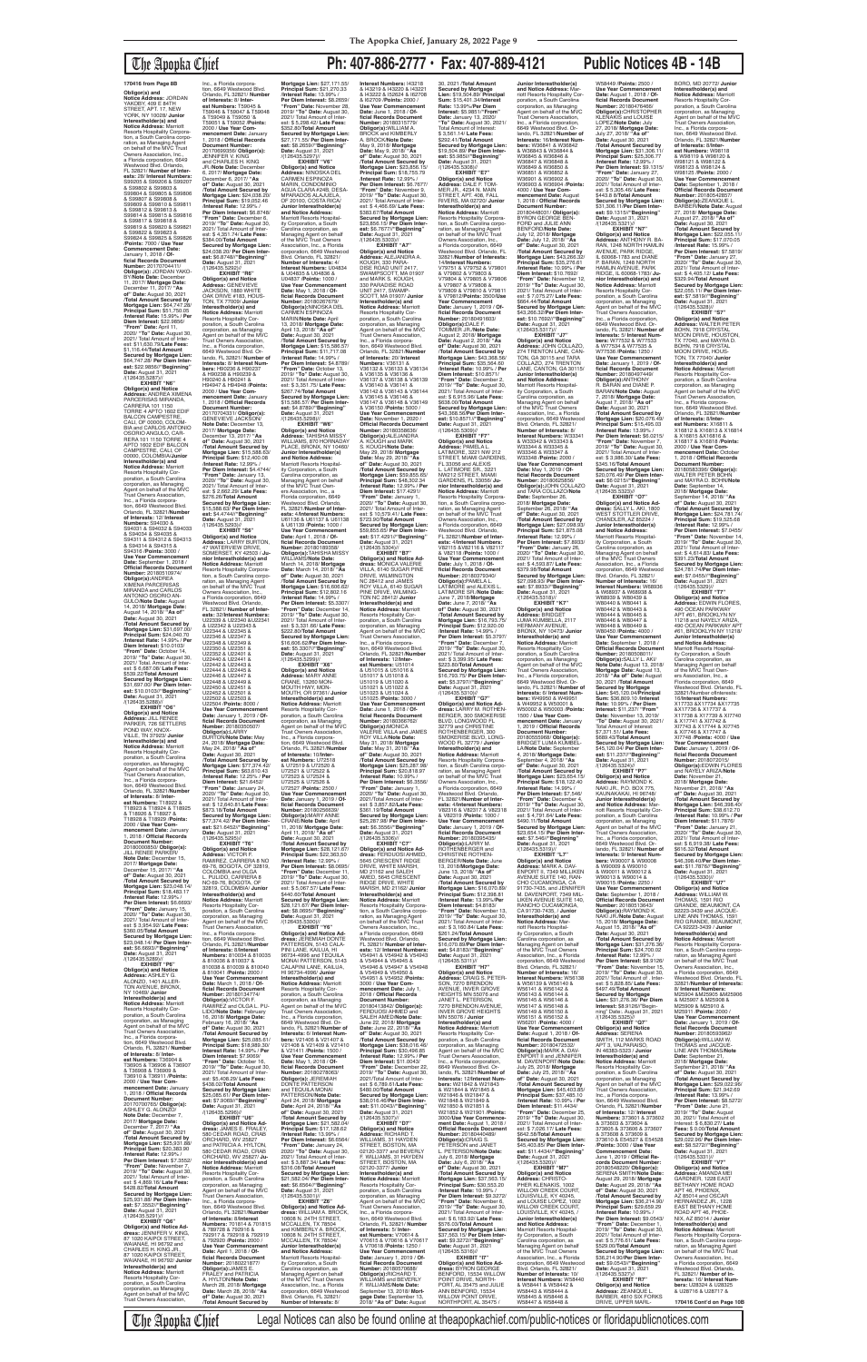**170416 from Page 8B**

**Obligor(s) and Notice Address:** JORDAN YAKOBY, 409 E 84TH STREET, APT. 17, NEW YORK, NY 10028/ **Junior Interestholder(s) and Notice Address:** Marriott Resorts Hospitality Corporation, a South Carolina corporation, as Managing Agent on behalf of the MVC Trust Owners Association, Inc., a Florida corporation, 6649 Westwood Blvd. Orlando, FL 32821/ **Number of Interests:** 29/ **Interest Numbers:** S99205 & S99206 & S99207 & S99208 & S99603 & S99604 & S99605 & S99606 & S99607 & S99608 & S99609 & S99610 & S99611 & S99612 & S99613 & S99614 & S99615 & S99616 & S99617 & S99618 & S99619 & S99620 & S99621 & S99622 & S99623 & S99624 & S99625 & S99626 /**Points:** 7000 / **Use Year Commencement Date:** January 1, 2018 / **Official Records Document Number:** 20170704411/ **Obligor(s):**JORDAN YAKOBY/**Note Date:** December 11, 2017/ **Mortgage Date:** December 11, 2017/ **"As of" Date:** August 30, 2021 /**Total Amount Secured by Mortgage Lien:** $64,747.28/ **Principal Sum:** $51,750.05 /**Interest Rate:** 15.99% / **Per Diem Interest:** $22.9856/ **"From" Date:** April 11, 2020/ **"To" Date:** August 30, 2021/ Total Amount of Interest: $11,630.70/ **Late Fees:** $1,116.54/**Total Amount Secured by Mortgage Lien:** $64,747.28/ **Per Diem Interest:** $22.9856//**"Beginning" Date:** August 31, 2021 /(126435.5287)//

**EXHIBIT "N6"**

**Obligor(s) and Notice Address:** ANDREA XIMENA PARCERISAS MIRANDA, CARRERA 101 1150 TORRE 4 APTO 1602 EDIF BALCON CAMPESTRE, CALI, OF 00000, COLOMBIA and CARLOS ANTONIO OSORIO ANGULO, CARRERA 101 1150 TORRE 4 APTO 1602 EDIF BALCON CAMPESTRE, CALI, OF 00000, COLOMBIA/ **Junior Interestholder(s) and Notice Address:** Marriott Resorts Hospitality Corporation, a South Carolina corporation, as Managing Agent on behalf of the MVC Trust Owners Association, Inc., a Florida corporation, 6649 Westwood Blvd. Orlando, FL 32821/ **Number of Interests:** 12/ **Interest Numbers:** S94030 & S94031 & S94032 & S94033 & S94034 & S94035 & S94311 & S94312 & S94313 & S94314 & S94315 & S94316 /**Points:** 3000 / **Use Year Commencement Date:** September 1, 2018 / **Official Records Document Number:** 20180510974/ **Obligor(s):**ANDREA XIMENA PARCERISAS MIRANDA and CARLOS ANTONIO OSORIO ANGULO/**Note Date:** August 14, 2018/ **Mortgage Date:** August 14, 2018/ **"As of" Date:** August 30, 2021 /**Total Amount Secured by Mortgage Lien:** $31,057.00/ **Principal Sum:** $24,040.70 /**Interest Rate:** 14.99% / **Per Diem Interest:** $10.0103/ **"From" Date:** October 14, 2019/ **"To" Date:** August 30, 2021/ Total Amount of Interest: $ 6,887.08/ **Late Fees:** $629.22/**Total Amount Secured by Mortgage Lien:** $31,057.00/ **Per Diem Interest:** $10.0103//**"Beginning" Date:** August 31, 2021 /(126435.5288)//

**EXHIBIT "O6"**

**Obligor(s) and Notice Address:** JILL RENEE PARKER, 526 SETTLERS POND WAY, KNOXVILLE, TN 37923/ **Junior Interestholder(s) and Notice Address:** Marriott Resorts Hospitality Corporation, a South Carolina corporation, as Managing Agent on behalf of the MVC Trust Owners Association, Inc., a Florida corporation, 6649 Westwood Blvd. Orlando, FL 32821/ **Number of Interests:** 8/ **Interest Numbers:** T18922 & T18923 & T18924 & T18925 & T18926 & T18927 & T18928 & T18929 /**Points:** 2000 / **Use Year Commencement Date:** January 1, 2018 / **Official Records Document Number:** 20180004950/ **Obligor(s):**JILL RENEE PARKER/**Note Date:** December 15, 2017/ **Mortgage Date:** December 15, 2017/ **"As of" Date:** August 30, 2021 /**Total Amount Secured by Mortgage Lien:** $23,048.14/ **Principal Sum:** $18,483.17 /**Interest Rate:** 12.99% / **Per Diem Interest:** $6.6693/ **"From" Date:** January 15, 2020/ **"To" Date:** August 30, 2021/ Total Amount of Interest: $ 3,854.92/ **Late Fees:** $360.05/**Total Amount Secured by Mortgage Lien:** $23,048.14/ **Per Diem Interest:** $6.6693//**"Beginning" Date:** August 31, 2021 /(126435.5289)//

**EXHIBIT "P6"**

**Obligor(s) and Notice Address:** ASHLEY G ALONZO, 1401 ALLERTON AVENUE, BRONX, NY 10469/ **Junior Interestholder(s) and Notice Address:** Marriott Resorts Hospitality Corporation, a South Carolina corporation, as Managing Agent on behalf of the MVC Trust Owners Association, Inc., a Florida corporation, 6649 Westwood Blvd. Orlando, FL 32821/ **Number of Interests:** 8/ **Interest Numbers:** T36904 & T36905 & T36906 & T36907 & T36908 & T36909 & T36910 & T36911 /**Points:** 2000 / **Use Year Commencement Date:** January 1, 2018 / **Official Records Document Number:** 20170702595/ **Obligor(s):**ASHLEY G. ALONZO/ **Note Date:** December 7, 2017/ **Mortgage Date:** December 7, 2017/ **"As of" Date:** August 30, 2021 /**Total Amount Secured by Mortgage Lien:** $25,931.88/ **Principal Sum:** $20,383.90 /**Interest Rate:** 12.99% / **Per Diem Interest:** $7.3552/ **"From" Date:** November 7, 2019/ **"To" Date:** August 30, 2021/ Total Amount of Interest: $ 4,869.16/ **Late Fees:** $428.82/**Total Amount Secured by Mortgage Lien:** $25,931.88/ **Per Diem Interest:** $7.3552//**"Beginning" Date:** August 31, 2021 /(126435.5291)//

**EXHIBIT "Q6"**

**Obligor(s) and Notice Address:** JENNIFER V. KING, 87 1020 KAIPOI STREET, WAIANAE, HI 96792 and CHARLES H. KING JR., 87 1020 KAIPOI STREET, WAIANAE, HI 96792/ **Junior Interestholder(s) and Notice Address:** Marriott Resorts Hospitality Corporation, a South Carolina corporation, as Managing Agent on behalf of the MVC Trust Owners Association, Inc., a Florida corporation, 6649 Westwood Blvd. Orlando, FL 32821/ **Number of Interests:** 8/ **Interest Numbers:** T59045 & T59046 & T59047 & T59048 & T59049 & T59050 & T59051 & T59052 /**Points:** 2000 / **Use Year Commencement Date:** January 1, 2018 / **Official Records Document Number:** 20170699356/ **Obligor(s):**JENNIFER V. KING and CHARLES H. KING JR./**Note Date:** December 6, 2017/ **Mortgage Date:** December 6, 2017/ **"As of" Date:** August 30, 2021 /**Total Amount Secured by Mortgage Lien:** $24,038.20/ **Principal Sum:** $19,052.40 /**Interest Rate:** 12.99% / **Per Diem Interest:** $6.8748/ **"From" Date:** December 6, 2019/ **"To" Date:** August 30, 2021/ Total Amount of Interest: $ 4,351.74/ **Late Fees:** $384.06/**Total Amount Secured by Mortgage Lien:** $24,038.20/ **Per Diem Interest:** $6.8748//**"Beginning" Date:** August 31, 2021 /(126435.5292)//

**EXHIBIT "R6"**

**Obligor(s) and Notice Address:** GENEVIEVE JACKSON, 1880 WHITE OAK DRIVE #183, HOUSTON, TX 77009/ **Junior Interestholder(s) and Notice Address:** Marriott Resorts Hospitality Corporation, a South Carolina corporation, as Managing Agent on behalf of the MVC Trust Owners Association, Inc., a Florida corporation, 6649 Westwood Blvd. Orlando, FL 32821/ **Number of Interests:** 6/ **Interest Numbers:** H90236 & H90237 & H90238 & H90239 & H90240 & H90241 & H94947 & H94948 /**Points:** 2000 / **Use Year Commencement Date:** January 1, 2018 / **Official Records Document Number:** 20170700431/ **Obligor(s):**GENEVIEVE JACKSON/**Note Date:** December 13, 2017/ **Mortgage Date:** December 13, 2017/ **"As of" Date:** August 30, 2021 /**Total Amount Secured by Mortgage Lien:** $15,588.63/ **Principal Sum:** $12,400.08 /**Interest Rate:** 12.99% / **Per Diem Interest:** $4.4744/ **"From" Date:** January 13, 2020/ **"To" Date:** August 30, 2021/ Total Amount of Interest: $ 2,662.29/ **Late Fees:** $276.26/**Total Amount Secured by Mortgage Lien:** $15,588.63/ **Per Diem Interest:** $4.4744//**"Beginning" Date:** August 31, 2021 /(126435.5293)//

**EXHIBIT "S6"**

**Obligor(s) and Notice Address:** LARRY BURTON, 47 WATERVIEW DRIVE, SOMERSET, KY 42503 / **Junior Interestholder(s) and Notice Address:** Marriott Resorts Hospitality Corporation, a South Carolina corporation, as Managing Agent on behalf of the MVC Trust Owners Association, Inc., a Florida corporation, 6649 Westwood Blvd. Orlando, FL 32821/ **Number of Interests:** 32/ **Interest Numbers:** U22339 & U22340 & U22341 & U22342 & U22343 & U22344 & U22345 & U22346 & U22347 & U22348 & U22349 & U22350 & U22351 & U22352 & U22401 & U22440 & U22441 & U22442 & U22443 & U22444 & U22445 & U22446 & U22447 & U22448 & U22449 & U22450 & U22451 & U22452 & U22501 & U22502 & U22503 & U22504 /**Points:** 8000 / **Use Year Commencement Date:** January 1, 2019 / **Official Records Document Number:** 20180305507/ **Obligor(s):**LARRY BURTON/**Note Date:** May 24, 2018/ **Mortgage Date:** May 24, 2018/ **"As of" Date:** August 30, 2021 /**Total Amount Secured by Mortgage Lien:** $77,374.42/ **Principal Sum:** $63,610.43 /**Interest Rate:** 12.25% / **Per Diem Interest:** $21.6452/ **"From" Date:** January 24, 2020/ **"To" Date:** August 30, 2021/ Total Amount of Interest: $ 12,640.81/ **Late Fees:** $873.18/**Total Amount Secured by Mortgage Lien:** $77,374.42/ **Per Diem Interest:** $21.6452//**"Beginning" Date:** August 31, 2021 /(126435.5295)//

**EXHIBIT "T6"**

**Obligor(s) and Notice Address:** VICTOR F. RAMIREZ, CARRERA 8 NO 89-76, BOGOTA, OF 32819, COLOMBIA and OLGA L. PULIDO, CARRERA 8 NO 89-76, BOGOTA, OF 32819, COLOMBIA/ **Junior Interestholder(s) and Notice Address:** Marriott Resorts Hospitality Corporation, a South Carolina corporation, as Managing Agent on behalf of the MVC Trust Owners Association, Inc., a Florida corporation, 6649 Westwood Blvd. Orlando, FL 32821/**Number of Interests:** 8/**Interest Numbers:** 810034 & 810035 & 810036 & 810037 & 810038 & 810039 & 810040 & 810041 /**Points:** 2000 / **Use Year Commencement Date:** March 1, 2018 / **Official Records Document Number:** 20180134774/ **Obligor(s):**VICTOR F. RAMIREZ and OLGA L. PULIDO/**Note Date:** February 16, 2018/ **Mortgage Date:** February 16, 2018/ **"As of" Date:** August 30, 2021 /**Total Amount Secured by Mortgage Lien:** $25,085.61/ **Principal Sum:** $18,989.30 /**Interest Rate:** 14.99% / **Per Diem Interest:** $7.9069/ **"From" Date:** October 16, 2019/ **"To" Date:** August 30, 2021/ Total Amount of Interest: $5,408.29/ **Late Fees:** $438.02/**Total Amount Secured by Mortgage Lien:** $25,085.61/ **Per Diem Interest:** $7.9069//**"Beginning" Date:** August 31, 2021 /(126435.5296)//

**EXHIBIT "U6"**

**Obligor(s) and Notice Address:** JAMES C. FRALEY, 580 CEDAR ROAD, CRAB ORCHARD, WV 25827 and PATRICIA A. HYLTON, 580 CEDAR ROAD, CRAB ORCHARD, WV 25827/ **Junior Interestholder(s) and Notice Address:** Marriott Resorts Hospitality Corporation, a South Carolina corporation, as Managing Agent on behalf of the MVC Trust Owners Association, Inc., a Florida corporation, 6649 Westwood Blvd. Orlando, FL 32821/ **Number of Interests:** 4/ **Interest Numbers:** 792815 & 792816 & 792817 & 792818 /**Points:** 1000 / **Use Year Commencement Date:** April 1, 2018 / **Official Records Document Number:** 20180221877/ **Obligor(s):**JAMES C. FRALEY and PATRICIA A. HYLTON/**Note Date:** March 28, 2018/ **Mortgage Date:** March 28, 2018/ **"As of" Date:** August 30, 2021 /**Total Amount Secured by Mortgage Lien:** $27,171.55/ **Principal Sum:** $21,270.33 /**Interest Rate:** 13.99% / **Per Diem Interest:** $8.2659/ **"From" Date:** November 28, 2019/ **"To" Date:** August 30, 2021/ Total Amount of Interest: $ 5,298.42/ **Late Fees:** $352.80/**Total Amount Secured by Mortgage Lien:** $27,171.55/ **Per Diem Interest:** $8.2659//**"Beginning" Date:** August 31, 2021 /(126435.5297)//

**EXHIBIT "V6"**

**Obligor(s) and Notice Address:** NINOSKA DEL CARMEN ESPINOZA MARIN, CONDOMINIO AGUILAS DEL PARK DESAMPARADOS ALAJUELA, OF 20100, COSTA RICA/ **Junior Interestholder(s) and Notice Address:** Marriott Resorts Hospitality Corporation, a South Carolina corporation, as Managing Agent on behalf of the MVC Trust Owners Association, Inc., a Florida corporation, 6649 Westwood Blvd. Orlando, FL 32821/ **Number of Interests:** 4/ **Interest Numbers:** U04834 & U04835 & U04836 & U04837 /**Points:** 1000 / **Use Year Commencement Date:** May 1, 2018 / **Official Records Document Number:** 20180287979/ **Obligor(s):**NINOSKA DEL CARMEN ESPINOZA MARIN/**Note Date:** April 13, 2018/ **Mortgage Date:** April 13, 2018/ **"As of" Date:** August 30, 2021 /**Total Amount Secured by Mortgage Lien:** $15,586.57/ **Principal Sum:** $11,717.98 /**Interest Rate:** 14.99% / **Per Diem Interest:** $4.8793/ **"From" Date:** October 13, 2019/ **"To" Date:** August 30, 2021/ Total Amount of Interest: $ 3,361.75/ **Late Fees:** $256.84/**Total Amount Secured by Mortgage Lien:** $15,586.57/ **Per Diem Interest:** $4.8793//**"Beginning" Date:** August 31, 2021 /(126435.5298)//

**EXHIBIT "W6"**

**Obligor(s) and Notice Address:** TANISHA MISSY WILLIAMS, 870 HORNADAY PLACE, BRONX, NY 10460/ **Junior Interestholder(s) and Notice Address:** Marriott Resorts Hospitality Corporation, a South Carolina corporation, as Managing Agent on behalf of the MVC Trust Owners Association, Inc., a Florida corporation, 6649 Westwood Blvd. Orlando, FL 32821/ **Number of Interests:** 4/ **Interest Numbers:** U61136 & U61137 & U61138 & U61139 /**Points:** 1000 / **Use Year Commencement Date:** April 1, 2018 / **Official Records Document Number:** 20180183358/ **Obligor(s):**TANISHA MISSY WILLIAMS/**Note Date:** March 14, 2018/ **Mortgage Date:** March 14, 2018/ **"As of" Date:** August 30, 2021 /**Total Amount Secured by Mortgage Lien:** $16,606.62/ **Principal Sum:** $12,602.16 /**Interest Rate:** 13.99% / **Per Diem Interest:** $3.3307/ **"From" Date:** December 14, 2019/ **"To" Date:** August 30, 2021/ Total Amount of Interest: $ 3,331.96/ **Late Fees:** $222.50/**Total Amount Secured by Mortgage Lien:** $16,606.62/**Per Diem Interest:** $3.3307//**"Beginning" Date:** August 31, 2021 /(126435.5299)//

**EXHIBIT "X6"**

**Obligor(s) and Notice Address:** MARY ANNE CRANE, 13390 NEW MOUTH HWY, MON-MOUTH, OR 97361/ **Junior Interestholder(s) and Notice Address:** Marriott Resorts Hospitality Corporation, a South Carolina corporation, as Managing Agent on behalf of the MVC Trust Owners Association, Inc., a Florida corporation, 6649 Westwood Blvd. Orlando, FL 32821/ **Number of Interests:** 10/**Interest Numbers:** U72518 & U72519 & U72520 & U72521 & U72522 & U72523 & U72524 & U72525 & U72526 & U72527 /**Points:** 2500 / **Use Year Commencement Date:** January 1, 2019 / **Official Records Document Number:** 20180288999/ **Obligor(s):**MARY ANNE CRANE/**Note Date:** April 11, 2018/ **Mortgage Date:** April 11, 2018/ **"As of" Date:** August 30, 2021 /**Total Amount Secured by Mortgage Lien:** $28,121.67/ **Principal Sum:** $22,363.50 /**Interest Rate:** 13.99% / **Per Diem Interest:** $8.6905/ **"From" Date:** January 11, 2020/ **"To" Date:** August 30, 2021/ Total Amount of Interest: $ 5,092.67/ **Late Fees:** $440.50/**Total Amount Secured by Mortgage Lien:** $28,121.67/ **Per Diem Interest:** $8.6905//**"Beginning" Date:** August 31, 2021 /(126435.5300)//

**EXHIBIT "Y6"**

**Obligor(s) and Notice Address:** JEREMIAH DONTE PATTERSON, 5143 CALAPINI LANE, KAILUA, HI 96734-4998 and TEQUILA MONAI PATTERSON, 5143 CALAPINI LANE, KAILUA, HI 96734-4998/ **Junior Interestholder(s) and Notice Address:** Marriott Resorts Hospitality Corporation, a South Carolina corporation, as Managing Agent on behalf of the MVC Trust Owners Association, Inc., a Florida corporation, 6649 Westwood Blvd. Orlando, FL 32821/ **Number of Interests:** 6/ **Interest Numbers:** V21406 & V21407 & V21408 & V21409 & V21410 & V21411 /**Points:** 1500 / **Use Year Commencement Date:** May 1, 2018 / **Official Records Document Number:** 20180278063/ **Obligor(s):** JEREMIAH DONTE PATTERSON and TEQUILA MONAI PATTERSON/**Note Date:** April 24, 2018/ **Mortgage Date:** April 24, 2018/ **"As of" Date:** August 30, 2021 /**Total Amount Secured by Mortgage Lien:** $21,582.04/ **Principal Sum:** $17,128.02 /**Interest Rate:** 13.99% / **Per Diem Interest:** $6.6564/ **"From" Date:** January 24, 2020/ **"To" Date:** August 30, 2021/ Total Amount of Interest: $ 3,887.34/ **Late Fees:** $316.68/**Total Amount Secured by Mortgage Lien:** $21,582.04/ **Per Diem Interest:** $6.6564//**"Beginning" Date:** August 31, 2021 /(126435.5301)//

**EXHIBIT "Z6"**

**Obligor(s) and Notice Address:** WILLIAM A. BROCK, 10606 N. 24TH STREET, MCCALLEN, TX 78504 and KIMBERLY A. BROCK, 10606 N. 24TH STREET, MCCALLEN, TX 78504/ **Junior Interestholder(s) and Notice Address:** Marriott Resorts Hospitality Corporation, a South Carolina corporation, as Managing Agent on behalf of the MVC Trust Owners Association, Inc., a Florida corporation, 6649 Westwood Blvd. Orlando, FL 32821/ **Number of Interests:** 8/ **Interest Numbers:** I43218 & I43219 & I43220 & I43221 & I43222 & I52624 & I62708 & I62709 /**Points:** 2000 / **Use Year Commencement Date:** June 1, 2018 / **Official Records Document Number:** 20180310778/ **Obligor(s):**WILLIAM A. BROCK and KIMBERLY A. BROCK/**Note Date:** May 9, 2018/ **Mortgage Date:** May 9, 2018/ **"As of" Date:** August 30, 2021 /**Total Amount Secured by Mortgage Lien:** $23,856.15/ **Principal Sum:** $18,755.79 /**Interest Rate:** 12.99% / **Per Diem Interest:** $6.7677/ **"From" Date:** November 9, 2019/ **"To" Date:** August 30, 2021/ Total Amount of Interest: $ 4,466.65/ **Late Fees:** $383.71/**Total Amount Secured by Mortgage Lien:** $23,856.15/ **Per Diem Interest:** $6.7677//**"Beginning" Date:** August 31, 2021 /(126435.5302)//

**EXHIBIT "A7"**

**Obligor(s) and Notice Address:** ALEJANDRA A. KOUGH, 330 PARADISE ROAD UNIT 2417, SWAMPSCOTT, MA 01907 and MARK S. KOUGH, 330 PARADISE ROAD UNIT 2417, SWAMPSCOTT, MA 01907/ **Junior Interestholder(s) and Notice Address:** Marriott Resorts Hospitality Corporation, a South Carolina corporation, as Managing Agent on behalf of the MVC Trust Owners Association, Inc., a Florida corporation, 6649 Westwood Blvd. Orlando, FL 32821/**Number of Interests:** 20/ **Interest Numbers:** V36131 & V36132 & V36133 & V36134 & V36135 & V36136 & V36137 & V36138 & V36139 & V36140 & V36141 & V36142 & V36143 & V36144 & V36145 & V36146 & V36147 & V36148 & V36149 & V36150 /**Points:** 5000 / **Use Year Commencement Date:** January 1, 2019 / **Official Records Document Number:** 20180336665/ **Obligor(s):**ALEJANDRA A. KOUGH and MARK S. KOUGH/**Note Date:** May 29, 2018/ **Mortgage Date:** May 29, 2018/ **"As of" Date:** August 30, 2021 /**Total Amount Secured by Mortgage Lien:** $59,835.65/ **Principal Sum:** $48,302.34 /**Interest Rate:** 12.99% / **Per Diem Interest:** $17.4291/ **"From" Date:** January 1, 2020/ **"To" Date:** August 30, 2021/ Total Amount of Interest: $ 10,579.41/ **Late Fees:** $703.90/**Total Amount Secured by Mortgage Lien:** $59,835.65/ **Per Diem Interest:** $17.4291//**"Beginning" Date:** August 31, 2021 /(126435.5304)//

**EXHIBIT "B7"**

**Obligor(s) and Notice Address:** MONICA VALERIE VILLA, 6140 SUGAR PINE DRIVE, WILMINGTON, NC 28412 and JAMES ROY VILLA, 6140 SUGAR PINE DRIVE, WILMINGTON, NC 28412/ **Junior Interestholder(s) and Notice Address:** Marriott Resorts Hospitality Corporation, a South Carolina corporation, as Managing Agent on behalf of the MVC Trust Owners Association, Inc., a Florida corporation, 6649 Westwood Blvd. Orlando, FL 32821/**Number of Interests:** 10/**Interest Numbers:** U51014 & U51015 & U51016 & U51017 & U51018 & U51019 & U51020 & U51021 & U51022 & U51023 /**Points:** 2500 / **Use Year Commencement Date:** June 1, 2018 / **Official Records Document Number:** 20180326552/ **Obligor(s):**MONICA VALERIE VILLA and JAMES ROY VILLA/**Note Date:** May 31, 2018/ **Mortgage Date:** May 31, 2018/ **"As of" Date:** August 30, 2021 /**Total Amount Secured by Mortgage Lien:** $25,267.98/ **Principal Sum:** $20,818.07 /**Interest Rate:** 10.99% / **Per Diem Interest:** $6.3556/ **"From" Date:** January 1, 2020/ **"To" Date:** August 30, 2021/ Total Amount of Interest: $ 3,857.82/ **Late Fees:** $342.09/**Total Amount Secured by Mortgage Lien:** $25,267.98/ **Per Diem Interest:** $6.3556//**"Beginning" Date:** August 31, 2021 /(126435.5305)//

**EXHIBIT "C7"**

**Obligor(s) and Notice Address:** FERDOUSI AHMAD, 5645 CRESCENT RIDGE DRIVE, WHITE MARSH, MD 21162 and SALEH AHMAD, 5645 CRESCENT RIDGE DRIVE, WHITE MARSH, MD 21162/ **Junior Interestholder(s) and Notice Address:** Marriott Resorts Hospitality Corporation, a South Carolina corporation, as Managing Agent on behalf of the MVC Trust Owners Association, Inc., a Florida corporation, 6649 Westwood Blvd. Orlando, FL 32821/ **Number of Interests:** 12/**Interest Numbers:** V54941 & V54942 & V54943 & V54944 & V54945 & V54946 & V54947 & V54948 & V54949 & V54950 & V54951 & V54952 /**Points:** 3000 / **Use Year Commencement Date:** July 1, 2018 / **Official Records Document Number:** 20180413849/ **Obligor(s):** FERDOUSI AHMAD and SALEH AHMAD/**Note Date:** June 22, 2018/ **Mortgage Date:** June 22, 2018/ **"As of" Date:** August 30, 2021 /**Total Amount Secured by Mortgage Lien:** $38,016.46/ **Principal Sum:** $30,499.55 /**Interest Rate:** 12.99% / **Per Diem Interest:** $11.0053/ **"From" Date:** January 22, 2020/ **"To" Date:** August 30, 2021/ Total Amount of Interest: $ 6,789.61/ **Late Fees:** $480.00/**Total Amount Secured by Mortgage Lien:** $38,016.46/ **Per Diem Interest:** $11.0053//**"Beginning" Date:** August 31, 2021 /(126435.5306)//

**EXHIBIT "D7"**

**Obligor(s) and Notice Address:** RICHARD T. WILLIAMS, 26 HAYDEN STREET, BOSTON, MA 02130-3017 and BEVERLY F. WILLIAMS, 26 HAYDEN STREET, BOSTON, MA 02130-3017/ **Junior Interestholder(s) and Notice Address:** Marriott Resorts Hospitality Corporation, a South Carolina corporation, as Managing Agent on behalf of the MVC Trust Owners Association, Inc., a Florida corporation, 6649 Westwood Blvd. Orlando, FL 32821/ **Number of Interests:** 8/ **Interest Numbers:** V70614 & V70615 & V70616 & V70617 & V70618 & V70619 & V70620 & V70621 /**Points:** 2000 / **Use Year Commencement Date:** January 1, 2019 / **Official Records Document Number:** 20180576089/ **Obligor(s):**RICHARD T. WILLIAMS and BEVERLY F. WILLIAMS/**Note Date:** September 13, 2018/ **Mortgage Date:** September 13, 2018/ **"As of" Date:** August 30, 2021 /**Total Amount Secured by Mortgage Lien:** $19,504.88/ **Principal Sum:** $15,401.34/**Interest Rate:** 13.99%/**Per Diem Interest:** $5.9851/ **"From" Date:** January 13, 2020/ **"To" Date:** August 30, 2021/ Total Amount of Interest: $ 3,561.14/ **Late Fees:** $292.40/**Total Amount Secured by Mortgage Lien:** $19,504.88/ **Per Diem Interest:** $5.9851//**"Beginning" Date:** August 31, 2021 /(126435.5308)//

**EXHIBIT "E7"**

**Obligor(s) and Notice Address:** DALE F. TOMLINSON, 303 EAST 13TH STREET, APT. 40B, FALL RIVERS, MA 02720/ **Junior Interestholder(s) and Notice Address:** Marriott Resorts Hospitality Corporation, a South Carolina corporation, as Managing Agent on behalf of the MVC Trust Owners Association, Inc., a Florida corporation, 6649 Westwood Blvd. Orlando, FL 32821/**Number of Interests:** 14/**Interest Numbers:** V79751 & V79752 & V79801 & V79802 & V79803 & V79804 & V79805 & V79806 & V79807 & V79808 & V79809 & V79810 & V79811 & V79812/**Points:** 3500 / **Use Year Commencement Date:** January 1, 2019 / **Official Records Document Number:** 20180491603/ **Obligor(s):**DALE F. TOMLINSON/**Note Date:** August 2, 2018/ **Mortgage Date:** August 2, 2018/ **"As of" Date:** August 30, 2021 /**Total Amount Secured by Mortgage Lien:** $42,368.58/ **Principal Sum:** $35,564.60 /**Interest Rate:** 10.99% / **Per Diem Interest:** $10.8571/ **"From" Date:** January 2, 2020/ **"To" Date:** August 30, 2021/ Total Amount of Interest: $ 6,579.35/ **Late Fees:** $636.06/**Total Amount Secured by Mortgage Lien:** $42,368.58/ **Per Diem Interest:** $10.8571//**"Beginning" Date:** August 31, 2021 /(126435.5309)//

**EXHIBIT "F7"**

**Obligor(s) and Notice Address:** PAMELA L. LATIMORE, 3071 NW 212 STREET, MIAMI GARDENS, FL 33056 and ALEXIS L. LATIMORE, 3071 NW212 STREET, MIAMI GARDENS, FL 33056/ **Junior Interestholder(s) and Notice Address:** Marriott Resorts Hospitality Corporation, a South Carolina corporation, as Managing Agent on behalf of the MVC Trust Owners Association, Inc., a Florida corporation, 6649 Westwood Blvd. Orlando, FL 32821/ **Number of Interests:** 4/ **Interest Numbers:** V82115 & V82116 & V82117 & V82118 /**Points:** 1000 / **Use Year Commencement Date:** July 1, 2018 / **Official Records Document Number:** 20180379340/ **Obligor(s):**PAMELA L. LATIMORE and ALEXIS L. LATIMORE/**Note Date:** June 7, 2018/ **Mortgage Date:** June 7, 2018/ **"As of" Date:** August 30, 2021 /**Total Amount Secured by Mortgage Lien:** $16,793.79/ **Principal Sum:** $12,920.20 /**Interest Rate:** 14.99% / **Per Diem Interest:** $5.3797/ **"From" Date:** December 7, 2019/ **"To" Date:** August 30, 2021/ Total Amount of Interest: $ 3,400.0/ **Late Fees:** $223.60/**Total Amount Secured by Mortgage Lien:** $16,793.79/ **Per Diem Interest:** $5.3797//**"Beginning" Date:** August 31, 2021 /(126435.5310)//

**EXHIBIT "G7"**

**Obligor(s) and Notice Address:** LARRY W. ROTHEN-BERGER, 360 SMOKERISE BLVD, LONGWOOD, FL 32779 and CHRISTINE ROTHENBERGER, 360 SMOKERISE BLVD, LONGWOOD, FL 32779/ **Junior Interestholder(s) and Notice Address:** Marriott Resorts Hospitality Corporation, a South Carolina corporation, as Managing Agent on behalf of the MVC Trust Owners Association, Inc., a Florida corporation, 6649 Westwood Blvd. Orlando, FL 32821/**Number of Interests:** 4/**Interest Numbers:** V82318 & V82317 & V82318 & V82319 /**Points:** 1000 / **Use Year Commencement Date:** January 1, 2019 / **Official Records Document Number:** 20180393650/ **Obligor(s):**LARRY W. ROTHENBERGER and CHRISTINE ROTHENBERGER/**Note Date:** June 13, 2018/ **Mortgage Date:** June 13, 2018/ **"As of" Date:** August 30, 2021 /**Total Amount Secured by Mortgage Lien:** $16,070.89/ **Principal Sum:** $12,298.81 /**Interest Rate:** 14.99% / **Per Diem Interest:** $4.8183/ **"From" Date:** November 13, 2019/ **"To" Date:** August 30, 2021/ Total Amount of Interest: $ 3,168.58/ **Late Fees:** $261.24/**Total Amount Secured by Mortgage Lien:** $16,070.89/**Per Diem Interest:** $4.8183//**"Beginning" Date:** August 31, 2021 /(126435.5311)//

**EXHIBIT "H7"**

**Obligor(s) and Notice Address:** JANET L. PETERSON, 7270 BRENDON AVENUE, INVER GROVE HEIGHTS, MN 55076 and JANET L. PETERSON, 7270 BRENDON AVENUE, INVER GROVE HEIGHTS, MN 55076/ **Junior Interestholder(s) and Notice Address:** Marriott Resorts Hospitality Corporation, a South Carolina corporation, as Managing Agent on behalf of the MVC Trust Owners Association, Inc., a Florida corporation, 6649 Westwood Blvd. Orlando, FL 32821/**Number of Interests:** 12/**Interest Numbers:** W21842 & W21843 & W21844 & W21845 & W21846 & W21847 & W21848 & W21849 & W21850 & W21851 & W21852 & W21901 /**Points:** 3000/**Use Year Commencement Date:** January 1, 2019 / **Official Records Document Number:** 20180440489/ **Obligor(s):**DAVE S. PETERSON and JANET L. PETERSON/**Note Date:** July 6, 2018/ **Mortgage Date:** July 6, 2018/ **"As of" Date:** August 30, 2021 /**Total Amount Secured by Mortgage Lien:** $37,563.75/ **Principal Sum:** $30,553.20 /**Interest Rate:** 10.99% / **Per Diem Interest:** $9.3272/ **"From" Date:** November 6, 2019/ **"To" Date:** August 30, 2021/ Total Amount of Interest: $ 6,183.93/ **Late Fees:** $576.03/**Total Amount Secured by Mortgage Lien:** $37,563.15/ **Per Diem Interest:** $9.3272//**"Beginning" Date:** August 31, 2021 /(126435.5312)//

**EXHIBIT "I7"**

**Obligor(s) and Notice Address:** BYRON GEORGE BENFORD, 15534 WILLOW POINT DRIVE, NORTH PORT, AL 35475 and JULIE ANN BENFORD, 15534 WILLOW POINT DRIVE, NORTHPORT, AL 35475/ **Junior Interestholder(s) and Notice Address:** Marriott Resorts Hospitality Corporation, a South Carolina corporation, as Managing Agent on behalf of the MVC Trust Owners Association, Inc., a Florida corporation, 6649 Westwood Blvd. Orlando, FL 32821/**Number of Interests:** 16/**Interest Numbers:** W36841 & W36842 & W36843 & W36844 & W36845 & W36846 & W36847 & W36848 & W36849 & W36850 & W36851 & W36852 & W36901 & W36902 & W36903 & W36904 /**Points:** 4000 / **Use Year Commencement Date:** August 1, 2018 / **Official Records Document Number:** 20180448031/ **Obligor(s):** BYRON GEORGE BENFORD and JULIE ANN BENFORD/**Note Date:** July 12, 2018/ **Mortgage Date:** July 12, 2018/ **"As of" Date:** August 30, 2021 /**Total Amount Secured by Mortgage Lien:** $43,266.32/ **Principal Sum:** $35,276.61 /**Interest Rate:** 10.99% / **Per Diem Interest:** $10.7692/ **"From" Date:** December 12, 2019/ **"To" Date:** August 30, 2021/ Total Amount of Interest: $ 7,075.27/ **Late Fees:** $664.44/**Total Amount Secured by Mortgage Lien:** $43,266.32/**Per Diem Interest:** $10.7692//**"Beginning" Date:** August 31, 2021 /(126435.5317)//

**EXHIBIT "J7"**

**Obligor(s) and Notice Address:** JOHN COLLAZO, 274 TRENTON LANE, CANTON, GA 30115 and TARA COLLAZO, 274 TRENTON LANE, CANTON, GA 30115/ **Junior Interestholder(s) and Notice Address:** Marriott Resorts Hospitality Corporation, a South Carolina corporation, as Managing Agent on behalf of the MVC Trust Owners Association, Inc., a Florida corporation, 6649 Westwood Blvd. Orlando, FL 32821/ **Number of Interests:** 8/ **Interest Numbers:** W33341 & W33342 & W33343 & W33344 & W33345 & W33346 & W33347 & W33348 /**Points:** 2000 / **Use Year Commencement Date:** May 1, 2019 / **Official Records Document Number:** 20180625856/ **Obligor(s):**JOHN COLLAZO and TARA COLLAZO/**Note Date:** September 26, 2018/ **Mortgage Date:** September 26, 2018/ **"As of" Date:** August 30, 2021 /**Total Amount Secured by Mortgage Lien:** $27,098.93/ **Principal Sum:** $21,875.08 /**Interest Rate:** 12.99% / **Per Diem Interest:** $7.8933/ **"From" Date:** January 26, 2020/ **"To" Date:** August 30, 2021/ Total Amount of Interest: $ 4,593.87/ **Late Fees:** $379.98/**Total Amount Secured by Mortgage Lien:** $27,098.93/ **Per Diem Interest:** $7.8933//**"Beginning" Date:** August 31, 2021 /(126435.5318)//

**EXHIBIT "K7"**

**Obligor(s) and Notice Address:** BRIDGET LUMA KUMBELLA, 2117 HERMANY AVENUE, BRONX, NY 10473/ **Junior Interestholder(s) and Notice Address:** Marriott Resorts Hospitality Corporation, a South Carolina corporation, as Managing Agent on behalf of the MVC Trust Owners Association, Inc., a Florida corporation, 6649 Westwood Blvd. Orlando, FL 32821/ **Number of Interests:** 6/ **Interest Numbers:** W49950 & W49951 & W49952 & W50001 & W50002 & W50003 /**Points:** 1500 / **Use Year Commencement Date:** January 1, 2019 / **Official Records Document Number:** 20180551966/ **Obligor(s):** BRIDGET LUMA KUMBELLA/**Note Date:** September 4, 2018/ **Mortgage Date:** September 4, 2018/ **"As of" Date:** August 30, 2021 /**Total Amount Secured by Mortgage Lien:** $22,654.15/ **Principal Sum:** $18,122.40 /**Interest Rate:** 14.99% / **Per Diem Interest:** $7.546/ **"From" Date:** December 4, 2019/ **"To" Date:** August 30, 2021/ Total Amount of Interest: $ 4,791.64/ **Late Fees:** $490.11/**Total Amount Secured by Mortgage Lien:** $22,654.15/ **Per Diem Interest:** $7.546//**"Beginning" Date:** August 31, 2021 /(126435.5319)//

**EXHIBIT "L7"**

**Obligor(s) and Notice Address:** MARK A. DAVENPORT II, 7349 MILLIKEN AVENUE SUITE 140, RANCHO CUCAMONGA, CA 91730-7435, and JENNIFER M. DAVENPORT, 7349 MILLIKEN AVENUE SUITE 140, RANCHO CUCAMONGA, CA 91730-7435, / **Junior Interestholder(s) and Notice Address:** Marriott Resorts Hospitality Corporation, a South Carolina corporation, as Managing Agent on behalf of the MVC Trust Owners Association, Inc., a Florida corporation, 6649 Westwood Blvd. Orlando, FL 32821/ **Number of Interests:** 16/ **Interest Numbers:** W56138 & W56139 & W56140 & W56141 & W56142 & W56143 & W56144 & W56145 & W56146 & W56147 & W56148 & W56149 & W56150 & W56151 & W56152 & W56201 /**Points:** 4000 / **Use Year Commencement Date:** August 1, 2018 / **Official Records Document Number:** 20180472532/ **Obligor(s):**MARK A. DAVENPORT II and JENNIFER M. DAVENPORT/**Note Date:** July 25, 2018/ **Mortgage Date:** July 25, 2018/ **"As of" Date:** August 30, 2021 /**Total Amount Secured by Mortgage Lien:** $45,403.85/ **Principal Sum:** $37,485.10 /**Interest Rate:** 10.99% / **Per Diem Interest:** $11.4434/ **"From" Date:** December 25, 2019/ **"To" Date:** August 30, 2021/ Total Amount of Interest: $ 7,026.17/ **Late Fees:** $642.58/**Total Amount Secured by Mortgage Lien:** $45,403.85/ **Per Diem Interest:** $11.4434//**"Beginning" Date:** August 31, 2021 /(126435.5320)//

**EXHIBIT "M7"**

**Obligor(s) and Notice Address:** CHRISTOPHER KLENAKIS, 1002 WILLOW CREEK COURT, LOUISVILLE, KY 40245, and LOUISE LOPEZ, 1002 WILLOW CREEK COURT, LOUISVILLE, KY 40245, / **Junior Interestholder(s) and Notice Address:** Marriott Resorts Hospitality Corporation, a South Carolina corporation, as Managing Agent on behalf of the MVC Trust Owners Association, Inc., a Florida corporation, 6649 Westwood Blvd. Orlando, FL 32821/ **Number of Interests:** 10/ **Interest Numbers:** W58440 & W58441 & W58442 & W58443 & W58444 & W58445 & W58446 & W58447 & W58448 & W58449 /**Points:** 2500 / **Use Year Commencement Date:** August 1, 2018 / **Official Records Document Number:** 20180476468/ **Obligor(s):**CHRISTOPHER KLENAKIS and LOUISE LOPEZ/**Note Date:** July 27, 2018/ **Mortgage Date:** July 27, 2018/ **"As of" Date:** August 30, 2021 /**Total Amount Secured by Mortgage Lien:** $31,306.11/ **Principal Sum:** $25,306.77 /**Interest Rate:** 12.99% / **Per Diem Interest:** $9.1315/ **"From" Date:** January 27, 2020/ **"To" Date:** August 30, 2021/ Total Amount of Interest: $ 5,305.45/ **Late Fees:** $443.89/**Total Amount Secured by Mortgage Lien:** $31,306.11/**Per Diem Interest:** $9.1315//**"Beginning" Date:** August 31, 2021 /(126435.5321)//

**EXHIBIT "N7"**

**Obligor(s) and Notice Address:** ANTHONY R. BARAN, 1248 NORTH HAMLIN AVENUE, PARK RIDGE, IL 60068-1783 and DIANE P. BARAN, 1248 NORTH HAMLIN AVENUE, PARK RIDGE, IL 60068-1783/ **Junior Interestholder(s) and Notice Address:** Marriott Resorts Hospitality Corporation, a South Carolina corporation, as Managing Agent on behalf of the MVC Trust Owners Association, Inc., a Florida corporation, 6649 Westwood Blvd. Orlando, FL 32821/**Number of Interests:** 5/ **Interest Numbers:** W77532 & W77533 & W77534 & W77535 & W77536 /**Points:** 1250 / **Use Year Commencement Date:** January 1, 2019 / **Official Records Document Number:** 20180497449/ **Obligor(s):**ANTHONY R. BARAN and DIANE P. BARAN/**Note Date:** August 7, 2018/ **Mortgage Date:** August 7, 2018/ **"As of" Date:** August 30, 2021 /**Total Amount Secured by Mortgage Lien:** $20,070.49/ **Principal Sum:** $15,495.03 /**Interest Rate:** 13.99% / **Per Diem Interest:** $6.0215/ **"From" Date:** November 7, 2019/ **"To" Date:** August 30, 2021/ Total Amount of Interest: $ 3,986.30/ **Late Fees:** $345.16/**Total Amount Secured by Mortgage Lien:** $20,070.49/ **Per Diem Interest:** $6.0215//**"Beginning" Date:** August 31, 2021 /(126435.5322)//

**EXHIBIT "O7"**

**Obligor(s) and Notice Address:** SALLY L. AKI, 1630 WEST STOTTLER DRIVE, CHANDLER, AZ 85224 / **Junior Interestholder(s) and Notice Address:** Marriott Resorts Hospitality Corporation, a South Carolina corporation, as Managing Agent on behalf of the MVC Trust Owners Association, Inc., a Florida corporation, 6649 Westwood Blvd. Orlando, FL 32821/ **Number of Interests:** 16/ **Interest Numbers:** W89936 & W89937 & W89938 & W89939 & W89940 & W89941 & W89942 & W89943 & W89944 & W89945 & W89946 & W89947 & W89948 & W89949 & W89950 & W90451 /**Points:** 4000 / **Use Year Commencement Date:** September 1, 2018 / **Official Records Document Number:** 20180509172/ **Obligor(s):**SALLY L. AKI/ **Note Date:** August 13, 2018/ **Mortgage Date:** August 13, 2018/ **"As of" Date:** August 30, 2021 /**Total Amount Secured by Mortgage Lien:** $45,120.04/ **Principal Sum:** $36,809.10 /**Interest Rate:** 10.99% / **Per Diem Interest:** $11.237/ **"From" Date:** November 13, 2019/ **"To" Date:** August 30, 2021/ Total Amount of Interest: $ 7,371.51/ **Late Fees:** $689.43/**Total Amount Secured by Mortgage Lien:** $45,120.04/ **Per Diem Interest:** $11.237//**"Beginning" Date:** August 31, 2021 /(126435.5324)//

**EXHIBIT "P7"**

**Obligor(s) and Notice Address:** RAYMOND K. NAKI JR., P.O. BOX 779, KAUNAKAKAI, HI 96748/ **Junior Interestholder(s) and Notice Address:** Marriott Resorts Hospitality Corporation, a South Carolina corporation, as Managing Agent on behalf of the MVC Trust Owners Association, Inc., a Florida corporation, 6649 Westwood Blvd. Orlando, FL 32821/ **Number of Interests:** 8/ **Interest Numbers:** W90007 & W90008 & W90009 & W90010 & W90011 & W90012 & W90013 & W90014 /**Points:** 2000 / **Use Year Commencement Date:** September 1, 2018 / **Official Records Document Number:** 20180513645/ **Obligor(s):**RAYMOND K. NAKI JR./**Note Date:** August 15, 2018/ **Mortgage Date:** August 15, 2018/ **"As of" Date:** August 30, 2021 /**Total Amount Secured by Mortgage Lien:** $31,276.36/ **Principal Sum:** $24,700.92 /**Interest Rate:** 13.99% / **Per Diem Interest:** $9.6126/ **"From" Date:** November 15, 2019/ **"To" Date:** August 30, 2021/ Total Amount of Interest: $ 5,828.85/ **Late Fees:** $497.49/**Total Amount Secured by Mortgage Lien:** $31,276.36/ **Per Diem Interest:** $8.8126//**"Beginning" Date:** August 31, 2021 /(126435.5325)//

**EXHIBIT "Q7"**

**Obligor(s) and Notice Address:** SERENA SMITH, 112 MARKS ROAD APT 3, VALPARAISO, IN 46383-6323 / **Junior Interestholder(s) and Notice Address:** Marriott Resorts Hospitality Corporation, a South Carolina corporation, as Managing Agent on behalf of the MVC Trust Owners Association, Inc., a Florida corporation, 6649 Westwood Blvd. Orlando, FL 32821/ **Number of Interests:** 12/ **Interest Numbers:** 373601 & 373602 & 373603 & 373604 & 373605 & 373606 & 373607 & 373608 & 373609 & 373610 & E54527 & E54528 /**Points:** 3000 / **Use Year Commencement Date:** June 1, 2018 / **Official Records Document Number:** 20180349220/ **Obligor(s):** SERENA SMITH/**Note Date:** May 29, 2018/ **Mortgage Date:** May 29, 2018/ **"As of" Date:** August 30, 2021 /**Total Amount Secured by Mortgage Lien:** $36,214.90/ **Principal Sum:** $29,659.29 /**Interest Rate:** 10.99% / **Per Diem Interest:** $9.0543/ **"From" Date:** December 1, 2019/ **"To" Date:** August 30, 2021/ Total Amount of Interest: $ 5,776.61/ **Late Fees:** $529.00/**Total Amount Secured by Mortgage Lien:** $36,214.90/**Per Diem Interest:** $9.0543//**"Beginning" Date:** August 31, 2021 /(126435.5327)//

**EXHIBIT "R7"**

**Obligor(s) and Notice Address:** ZEANIQUE L. BARBER, 4810 SIX FORKS DRIVE, UPPER MARLBORO, MD 20772/ **Junior Interestholder(s) and Notice Address:** Marriott Resorts Hospitality Corporation, a South Carolina corporation, as Managing Agent on behalf of the MVC Trust Owners Association, Inc., a Florida corporation, 6649 Westwood Blvd. Orlando, FL 32821/**Number of Interests:** 8/**Interest Numbers:** W98119 & W98120 & W98121 & W98122 & W98123 & W98124 & W98125 /**Points:** 2000 / **Use Year Commencement Date:** September 1, 2018 / **Official Records Document Number:** 20180542667/ **Obligor(s):**ZEANIQUE L. BARBER/**Note Date:** August 27, 2018/ **Mortgage Date:** August 27, 2018/ **"As of" Date:** August 30, 2021 /**Total Amount Secured by Mortgage Lien:** $22,055.11/ **Principal Sum:** $17,070.05 /**Interest Rate:** 13.99% / **Per Diem Interest:** $7.5819/ **"From" Date:** January 27, 2020/ **"To" Date:** August 30, 2021/ Total Amount of Interest: $ 4,403.12/ **Late Fees:** $329.24/**Total Amount Secured by Mortgage Lien:** $22,055.11/ **Per Diem Interest:** $7.5819//**"Beginning" Date:** August 31, 2021 /(126435.5328)//

**EXHIBIT "S7"**

**Obligor(s) and Notice Address:** WALTER PETER BOHN, 3434 SOUTH HAMPTON MOON DRIVE, HOUSTON, TX 77040 and MAYRA D. BOHN, 7918 CRYSTAL MOON DRIVE, HOUSTON, TX 77040/ **Junior Interestholder(s) and Notice Address:** Marriott Resorts Hospitality Corporation, a South Carolina corporation, as Managing Agent on behalf of the MVC Trust Owners Association, Inc., a Florida corporation, 6649 Westwood Blvd. Orlando, FL 32821/ **Number of Interests:** 8/ **Interest Numbers:** X16810 & X16811 & X16812 & X16813 & X16814 & X16815 & X16816 & X16817 & X16818 /**Points:** 2000 / **Use Year Commencement Date:** October 1, 2018 / **Official Records Document Number:** 20180603776/ **Obligor(s):** WALTER PETER BOHN and MAYRA D. BOHN/**Note Date:** September 14, 2018/ **Mortgage Date:** September 14, 2018/ **"As of" Date:** August 30, 2021 /**Total Amount Secured by Mortgage Lien:** $24,781.74/ **Principal Sum:** $19,525.68 /**Interest Rate:** 12.99% / **Per Diem Interest:** $7.0455/ **"From" Date:** November 14, 2019/ **"To" Date:** August 30, 2021/ Total Amount of Interest: $ 4,614.83/ **Late Fees:** $391.23/**Total Amount Secured by Mortgage Lien:** $24,781.74/**Per Diem Interest:** $7.0455//**"Beginning" Date:** August 31, 2021 /(126435.5329)//

**EXHIBIT "T7"**

**Obligor(s) and Notice Address:** EDWIN FLORES, 490 OCEAN PARKWAY APT #61, BROOKLYN NY 11218 and NAYELY ARIZA, 490 OCEAN PARKWAY APT #61, BROOKLYN NY 11218/ **Junior Interestholder(s) and Notice Address:** Marriott Resorts Hospitality Corporation, a South Carolina corporation, as Managing Agent on behalf of the MVC Trust Owners Association, Inc., a Florida corporation, 6649 Westwood Blvd. Orlando, FL 32821/**Number of Interests:** 16/**Interest Numbers:** X17733 & X17734 & X17735 & X17736 & X17737 & X17738 & X17739 & X17740 & X17741 & X17742 & X17743 & X17744 & X17745 & X17746 & X17747 & X17748 /**Points:** 4000 / **Use Year Commencement Date:** October 1, 2018 / **Official Records Document Number:** 20180730370/ **Obligor(s):**EDWIN FLORES and NAYELY ARIZA/**Note Date:** November 21, 2018/ **Mortgage Date:** November 21, 2018/ **"As of" Date:** August 30, 2021 /**Total Amount Secured by Mortgage Lien:** $46,398.40/ **Principal Sum:** $38,612.70 /**Interest Rate:** 10.99% / **Per Diem Interest:** $11.7876/ **"From" Date:** January 21, 2020/ **"To" Date:** August 30, 2021/ Total Amount of Interest: $ 7,283.08/ **Late Fees:** $616.32/**Total Amount Secured by Mortgage Lien:** $46,398.40/**Per Diem Interest:** $11.7876//**"Beginning" Date:** August 31, 2021 /(126435.5330)//

**EXHIBIT "U7"**

**Obligor(s) and Notice Address:** WILLIAM W. THOMAS, 1591 RIO GRANDE, BEAUMONT, CA 92223-2435 and JACQUELINE ANN THOMAS, 1591 RIO GRANDE, BEAUMONT, CA 92223-2435 / **Junior Interestholder(s) and Notice Address:** Marriott Resorts Hospitality Corporation, a South Carolina corporation, as Managing Agent on behalf of the MVC Trust Owners Association, Inc., a Florida corporation, 6649 Westwood Blvd. Orlando, FL 32821/**Number of Interests:** 8/**Interest Numbers:** M25904 & M25905 &M25906 & M25907 & M25908 & M25909 & M25910 & M25911 /**Points:** 2000 / **Use Year Commencement Date:** January 1, 2019 / **Official Records Document Number:** 20180633862/ **Obligor(s):**WILLIAM W. THOMAS and JACQUELINE ANN THOMAS/**Note Date:** September 21, 2018/ **Mortgage Date:** September 21, 2018/ **"As of" Date:** August 30, 2021 /**Total Amount Secured by Mortgage Lien:** $29,022.99/ **Principal Sum:** $21,942.69 /**Interest Rate:** 13.99% / **Per Diem Interest:** $8.5272/ **"From" Date:** November 21, 2019/ **"To" Date:** August 30, 2021/ Total Amount of Interest: $ 6,830.27/ **Late Fees:** $ 0.00/**Total Amount Secured by Mortgage Lien:** $29,022.99/ **Per Diem Interest:** $8.5272//**"Beginning" Date:** August 31, 2021 /(126435.5331)//

**EXHIBIT "V7"**

**Obligor(s) and Notice Address:** AMANDA MEI GARDENER, 1326 EAST BETHANY HOME ROAD APT 46, PHOENIX, AZ 85014 and OSCAR HERNANDEZ JR., 1326 EAST BETHANY HOME ROAD APT 46, PHOENIX, AZ 85014 / **Junior Interestholder(s) and Notice Address:** Marriott Resorts Hospitality Corporation, a South Carolina corporation, as Managing Agent on behalf of the MVC Trust Owners Association, Inc., a Florida corporation, 6649 Westwood Blvd. Orlando, FL 32821/ **Number of Interests:** 8/ **Interest Numbers:** U28324 & U28325 & U28716 & U28717 &

**170416 Cont'd on Page 10B**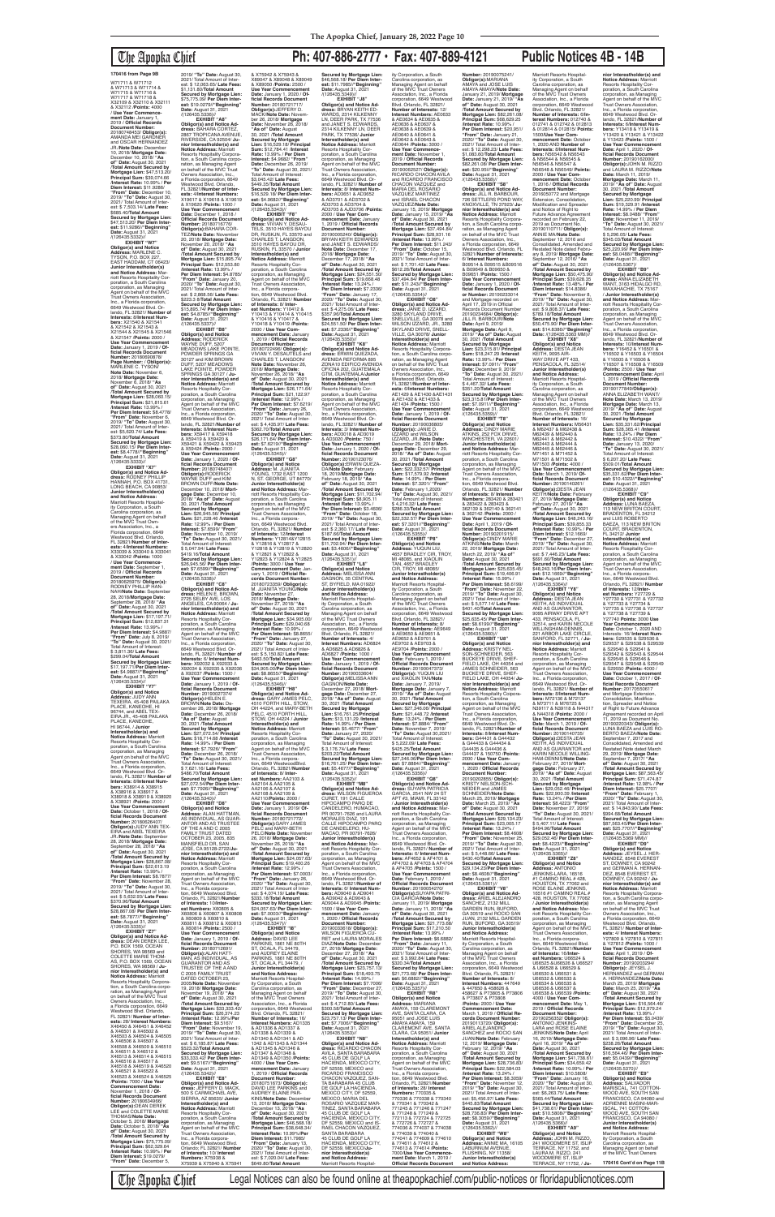170416 from Page 9B

W71711 & W71712 & W71713 & W71714 & W71715 & W71716 & W71717 & W71718 & X32109 & X32110 & X32111 & X32112 /**Points:** 4000 / **Use Year Commencement Date:** January 1, 2019 / **Official Records Document Number:** 20180749463/**Obligor(s):** AMANDA MEI GARDNER and OSCAR HERNANDEZ JR/**Note Date:** December 10, 2018/ **Mortgage Date:** December 10, 2018/ **"As of" Date:** August 30, 2021 /**Total Amount Secured by Mortgage Lien:** $47,513.20/ **Principal Sum:** $39,074.66 /**Interest Rate:** 10.99% / **Per Diem Interest:** $11.9286/ **"From" Date:** December 10, 2019/ **"To" Date:** August 30, 2021/ Total Amount of Interest: $ 7,503.14/ Late Fees: $685.40/**Total Amount Secured by Mortgage Lien:** $47,513.20/ **Per Diem Interest:** $11.9286//**"Beginning" Date:** August 31, 2021 /(126435.5332)//

**EXHIBIT "W7"**
**Obligor(s) and Notice Address:** MARLENE C. TYSON, P.O. BOX 227, EAST HADDAM, CT 06423/ **Junior Interestholder(s) and Notice Address:** Marriott Resorts Hospitality Corporation, a South Carolina corporation, as Managing Agent on behalf of the MVC Trust Owners Association, Inc., a Florida corporation, 6649 Westwood Blvd. Orlando, FL 32821/ **Number of Interests:** 8/**Interest Numbers:** K21540 & K21541 & K21542 & K21543 & K21544 & K21545 & K21546 & K21547 /**Points:** 2000 / **Use Year Commencement Date:** January 1, 2019 / **Official Records Document Number:** 20180690876/ **Obligor(s):** MARLENE C. TYSON/ **Note Date:** November 6, 2018/ **Mortgage Date:** November 6, 2018/ **"As of" Date:** August 30, 2021 /**Total Amount Secured by Mortgage Lien:** $28,060.15/ **Principal Sum:** $21,815.61 /**Interest Rate:** 13.99% / **Per Diem Interest:** $8.4778/ **"From" Date:** November 6, 2019/ **"To" Date:** August 30, 2021/ Total Amount of Interest: $ 5,340.74/ Late Fees: $653.80/**Total Amount Secured by Mortgage Lien:** $28,060.15/ **Per Diem Interest:** $8.4778//**"Beginning" Date:** August 31, 2021 /(126435.5333)//

**EXHIBIT "X7"**
**Obligor(s) and Notice Address:** RODNEY PHILLIP HANNAH, P.O. BOX 41731, LONG BEACH, CA 90853/ **Junior Interestholder(s) and Notice Address:** Marriott Resorts Hospitality Corporation, a South Carolina corporation, as Managing Agent on behalf of the MVC Trust Owners Association, Inc., a Florida corporation, 6649 Westwood Blvd. Orlando, FL 32821/**Number of Interests:** 4/**Interest Numbers:** X33039 & X33040 & X33041 & X33042 /**Points:** 1000 / **Use Year Commencement Date:** September 1, 2019 / **Official Records Document Number:** 20190625975/ **Obligor(s):** RODNEY PHILLIP HANNAH/**Note Date:** September 28, 2018/ **Mortgage Date:** September 28, 2018/ **"As of" Date:** August 30, 2021 /**Total Amount Secured by Mortgage Lien:** $17,197.71/ **Principal Sum:** $12,637.31 /**Interest Rate:** 13.99% / **Per Diem Interest:** $4.9887/ **"From" Date:** July 6, 2019/ **"To" Date:** August 30, 2021/ Total Amount of Interest: $ 3,811.36/ Late Fees: $299.04/**Total Amount Secured by Mortgage Lien:** $17,197.71/**Per Diem Interest:** $4.9887//**"Beginning" Date:** August 31, 2021 /(126435.5334)//

**EXHIBIT "Y7"**
**Obligor(s) and Notice Address:** JUDY ANN TEXEIRA, 45-408 PALAKA PLACE, KANEOHE, HI 96744 and ABEL TEXEIRA JR., 45-408 PALAKA PLACE, KANEOHE, HI 96744/ **Junior Interestholder(s) and Notice Address:** Marriott Resorts Hospitality Corporation, a South Carolina corporation, as Managing Agent on behalf of the MVC Trust Owners Association, Inc., a Florida corporation, 6649 Westwood Blvd. Orlando, FL 32821/**Number of Interests:** 8/**Interest Numbers:** X38914 & X38915 & X38916 & X38917 & X38918 & X38919 & X38920 & X38921 /**Points:** 2000 / **Use Year Commencement Date:** October 1, 2018 / **Official Records Document Number:** 20180626407/ **Obligor(s):** JUDY ANN TEXEIRA and ABEL TEXEIRA JR./**Note Date:** September 28, 2018/ **Mortgage Date:** September 28, 2018/ **"As of" Date:** August 30, 2021 /**Total Amount Secured by Mortgage Lien:** $28,867.08/ **Principal Sum:** $22,613.19 /**Interest Rate:** 13.99% / **Per Diem Interest:** $8.7877/ **"From" Date:** November 28, 2019/ **"To" Date:** August 30, 2021/ Total Amount of Interest: $ 5,343.00/ Late Fees: $370.96/**Total Amount Secured by Mortgage Lien:** $28,867.08/ **Per Diem Interest:** $8.7877//**"Beginning" Date:** August 31, 2021 /(126435.5335)//

**EXHIBIT "Z7"**
**Obligor(s) and Notice Address:** DEAN DEREK LEE, P.O. BOX 1589, OCEAN SHORES, WA 98569 and COLETTE MARIE THOMAS, P.O. BOX 1589, OCEAN SHORES, WA 98569 / **Junior Interestholder(s) and Notice Address:** Marriott Resorts Hospitality Corporation, a South Carolina corporation, as Managing Agent on behalf of the MVC Trust Owners Association, Inc., a Florida corporation, 6649 Westwood Blvd. Orlando, FL 32821/ **Number of Interests:** 16/**Interest Numbers:** K46450 & K46451 & K46452 & K46503 & K46502 & K46503 & K46504 & K46505 & K46506 & K46507 & K46508 & K46509 & K46510 & K46511 & K46512 & K46513 /**Points:** 4000 / **Use Year Commencement Date:** November 1, 2018 / **Official Records Document Number:** 20180649966/ **Obligor(s):** DEAN DEREK LEE and COLETTE MARIE THOMAS/**Note Date:** October 5, 2018/ **Mortgage Date:** October 5, 2018/ **"As of" Date:** August 30, 2021 /**Total Amount Secured by Mortgage Lien:** $75,775.09/ **Principal Sum:** $62,329.84 /**Interest Rate:** 10.99% / **Per Diem Interest:** $19.0279/ **"From" Date:** December 5, 2019/ **"To" Date:** August 30, 2021/ Total Amount of Interest: $ 12,063.65/ Late Fees: $1,131.60/**Total Amount Secured by Mortgage Lien:** $75,775.09/ **Per Diem Interest:** $19.0279//**"Beginning" Date:** August 31, 2021 /(126435.5336)//

**EXHIBIT "A8"**
**Obligor(s) and Notice Address:** BAHARA CORTEZ, 2867 TROPICANA AVENUE, RIVERSIDE, CA 92504/ **Junior Interestholder(s) and Notice Address:** Marriott Resorts Hospitality Corporation, a South Carolina corporation, as Managing Agent on behalf of the MVC Trust Owners Association, Inc., a Florida corporation, 6649 Westwood Blvd. Orlando, FL 32821/**Number of Interests:** 4/**Interest Numbers:** X19617 & X19618 & X19619 & X19620 /**Points:** 1000 / **Use Year Commencement Date:** December 1, 2018 / **Official Records Document Number:** 20180716770/ **Obligor(s):** BAHARA CORTEZ/**Note Date:** November 20, 2018/ **Mortgage Date:** November 20, 2018/ **"As of" Date:** August 30, 2021 /**Total Amount Secured by Mortgage Lien:** $15,895.74/ **Principal Sum:** $12,553.80 /**Interest Rate:** 13.99% / **Per Diem Interest:** $4.8785/ **"From" Date:** January 20, 2020/ **"To" Date:** August 30, 2021/ Total Amount of Interest: $ 2,898.56/ Late Fees: $223.38/**Total Amount Secured by Mortgage Lien:** $15,895.74/ **Per Diem Interest:** $4.8785//**"Beginning" Date:** August 31, 2021 /(126435.5337)//

**EXHIBIT "B8"**
**Obligor(s) and Notice Address:** RODERICK WAYNE DUFF, 5207 MEADOWS LAKE POINTE, POWDER SPRINGS GA 30127 and KIM BROWN DUFF, 5207 MEADOWS LAKE POINTE, POWDER SPRINGS GA 30127 / **Junior Interestholder(s) and Notice Address:** Marriott Resorts Hospitality Corporation, a South Carolina corporation, as Managing Agent on behalf of the MVC Trust Owners Association, Inc., a Florida corporation, 6649 Westwood Blvd. Orlando, FL 32821/**Number of Interests:** 8/**Interest Numbers:** X59417 & X59418 & X59419 & X59420 & X59421 & X59422 & X59423 & X59424 /**Points:** 2000 / **Use Year Commencement Date:** January 1, 2020 / **Official Records Document Number:** 20180748407/ **Obligor(s):** RODERICK WAYNE DUFF and KIM BROWN DUFF/**Note Date:** December 10, 2018/ **Mortgage Date:** December 10, 2018/ **"As of" Date:** August 30, 2021 /**Total Amount Secured by Mortgage Lien:** $26,945.56/ **Principal Sum:** $21,228.46 /**Interest Rate:** 12.99% / **Per Diem Interest:** $7.6600/ **"From" Date:** November 10, 2019/ **"To" Date:** August 30, 2021/ Total Amount of Interest: $ 5,047.94/ Late Fees: $419.16/**Total Amount Secured by Mortgage Lien:** $26,945.56/ **Per Diem Interest:** $7.6600//**"Beginning" Date:** August 31, 2021 /(126435.5338)//

**EXHIBIT "C8"**
**Obligor(s) and Notice Address:** HELEN E. BROWN, 2725 SELBY AVE, LOS ANGELES, CA 90064 / **Junior Interestholder(s) and Notice Address:** Marriott Resorts Hospitality Corporation, a South Carolina corporation, as Managing Agent on behalf of the MVC Trust Owners Association, Inc., a Florida corporation, 6649 Westwood Blvd. Orlando, FL 32821/**Number of Interests:** 6/**Interest Numbers:** X92032 & X92033 & X92034 & X92035 & X92036 & X92037 /**Points:** 1500 / **Use Year Commencement Date:** January 1, 2019 / **Official Records Document Number:** 20180827734/ **Obligor(s):** HELEN E. BROWN/**Note Date:** December 26, 2018/ **Mortgage Date:** December 26, 2018/ **"As of" Date:** August 30, 2021 /**Total Amount Secured by Mortgage Lien:** $27,072.54/ **Principal Sum:** $18,174.68 /**Interest Rate:** 14.99% / **Per Diem Interest:** $7.7926/ **"From" Date:** December 26, 2018/ **"To" Date:** August 30, 2021/ Total Amount of Interest: $ 7,621.16/ Late Fees: $488.70/**Total Amount Secured by Mortgage Lien:** $27,072.54/**Per Diem Interest:** $7.7926//**"Beginning" Date:** August 31, 2021 /(126435.5340)//

**EXHIBIT "D8"**
**Obligor(s) and Notice Address:** ALAN HATTMAN, AS INDIVIDUAL, AS GUARANTOR AND AS TRUSTEE OF THE A AND C HATT FAMILY TRUST DATED OCTOBER 23, 2005, 835 MANSFIELD DR, SAN JOSE, CA 95128-2722/**Junior Interestholder(s) and Notice Address:** Marriott Resorts Hospitality Corporation, a South Carolina corporation, as Managing Agent on behalf of the MVC Trust Owners Association, Inc., a Florida corporation, 6649 Westwood Blvd. Orlando, FL 32821/**Number of Interests:** 10/**Interest Numbers:** X60805 & X60806 & X60807 & X60808 & X60809 & X60810 & X60811 & X60812 & X60813 & X60814 /**Points:** 2500 / **Use Year Commencement Date:** January 1, 2019 / **Official Records Document Number:** 20180713601/ **Obligor(s):** ALAN HATTMAN, AS INDIVIDUAL, AS GUARANTOR AND AS TRUSTEE OF THE A AND C 2005 FAMILY TRUST DATED OCTOBER 23, 2005/**Note Date:** November 19, 2018/ **Mortgage Date:** November 19, 2018/ **"As of" Date:** August 30, 2021 /**Total Amount Secured by Mortgage Lien:** $33,333.42/ **Principal Sum:** $26,374.23 /**Interest Rate:** 12.99% / **Per Diem Interest:** $9.5167/ **"From" Date:** November 19, 2019/ **"To" Date:** August 30, 2021/ Total Amount of Interest: $ 6,185.87/ Late Fees: $523.32/**Total Amount Secured by Mortgage Lien:** $33,333.42/ **Per Diem Interest:** $9.5167//**"Beginning" Date:** August 31, 2021 /(126435.5342)//

**EXHIBIT "E8"**
**Obligor(s) and Notice Address:** JEFFERY D. MACK, 500 S CARMICHAEL AVE, SIERRA, AZ 85635/ **Junior Interestholder(s) and Notice Address:** Marriott Resorts Hospitality Corporation, a South Carolina corporation, as Managing Agent on behalf of the MVC Trust Owners Association, Inc., a Florida corporation, 6649 Westwood Blvd. Orlando, FL 32821/**Number of Interests:** 12/**Interest Numbers:** X75939 & X75940 & X75941 & X75942 & X75943 & X80647 & X80648 & X80649 & X80650 /**Points:** 2500 / **Use Year Commencement Date:** January 1, 2020 / **Official Records Document Number:** 20180721717/ **Obligor(s):** JEFFERY D. MACK/**Note Date:** November 26, 2018/ **Mortgage Date:** November 26, 2018/ **"As of" Date:** August 30, 2021 /**Total Amount Secured by Mortgage Lien:** $16,529.16/ **Principal Sum:** $12,764.41 /**Interest Rate:** 13.99% / **Per Diem Interest:** $4.9603/ **"From" Date:** December 26, 2019/ **"To" Date:** August 30, 2021/ Total Amount of Interest: $3,045.42/ Late Fees: $469.33/**Total Amount Secured by Mortgage Lien:** $16,529.16/ **Per Diem Interest:** $4.9603//**"Beginning" Date:** August 31, 2021 /(126435.5343)//

**EXHIBIT "F8"**
**Obligor(s) and Notice Address:** VIVIAN Y. DESAUTELS, 3510 HAYES BAYOU DR, RUSKIN, FL 33570 and CHARLES T. LANGDON, 3510 HAYES BAYOU DR, RUSKIN, FL 33570 / **Junior Interestholder(s) and Notice Address:** Marriott Resorts Hospitality Corporation, a South Carolina corporation, as Managing Agent on behalf of the MVC Trust Owners Association, Inc., a Florida corporation, 6649 Westwood Blvd. Orlando, FL 32821/**Number of Interests:** 8/**Interest Numbers:** Y10412 & Y10413 & Y10414 & Y10415 & Y10416 & Y10417 & Y10418 & Y10419 /**Points:** 2000 / **Use Year Commencement Date:** January 1, 2019 / **Official Records Document Number:** 20180722490/ **Obligor(s):** VIVIAN Y. DESAUTELS and CHARLES T. LANGDON/**Note Date:** November 26, 2018/ **Mortgage Date:** November 26, 2018/ **"As of" Date:** August 30, 2021 /**Total Amount Secured by Mortgage Lien:** $26,171.64/ **Principal Sum:** $21,122.97 /**Interest Rate:** 12.99% / **Per Diem Interest:** $7.6219/ **"From" Date:** January 26, 2020/ **"To" Date:** August 30, 2021/ Total Amount of Interest: $ 4,435.97/ Late Fees: $362.70/**Total Amount Secured by Mortgage Lien:** $26,171.64/ **Per Diem Interest:** $7.6219//**"Beginning" Date:** August 31, 2021 /(126435.5344)//

**EXHIBIT "G8"**
**Obligor(s) and Notice Address:** M. JUANITA YOUNG, 1724 EAST 1200 N, ST. GEORGE, UT 84770/ **Junior Interestholder(s) and Notice Address:** Marriott Resorts Hospitality Corporation, a South Carolina corporation, as Managing Agent on behalf of the MVC Trust Owners Association, Inc., a Florida corporation, 6649 Westwood Blvd. Orlando, FL 32821/**Number of Interests:** 8/**Interest Numbers:** Y12818 & Y12819 & Y12820 & Y12821 & Y12822 & Y12823 & Y12824 & Y12825 /**Points:** 3000 / **Use Year Commencement Date:** January 1, 2019 / **Official Records Document Number:** 20180723330/ **Obligor(s):** M. JUANITA YOUNG/**Note Date:** November 27, 2018/ **Mortgage Date:** November 27, 2018/ **"As of" Date:** August 30, 2021 /**Total Amount Secured by Mortgage Lien:** $34,905.00/ **Principal Sum:** $29,040.68 /**Interest Rate:** 10.99% / **Per Diem Interest:** $8.8655/ **"From" Date:** January 27, 2020/ **"To" Date:** August 30, 2021/ Total Amount of Interest: $ 5,150.82/ Late Fees: $463.50/**Total Amount Secured by Mortgage Lien:** $34,905.00/ **Per Diem Interest:** $8.8655//**"Beginning" Date:** August 31, 2021 /(126435.5345)//

**EXHIBIT "H8"**
**Obligor(s) and Notice Address:** GARY JAMES PELC, 4510 PIPER GLEN DR, STOW, OH 44224, and MARY BETH PELC, 4510 PIPER GLEN DR, STOW, OH 44224 / **Junior Interestholder(s) and Notice Address:** Marriott Resorts Hospitality Corporation, a South Carolina corporation, as Managing Agent on behalf of the MVC Trust Owners Association, Inc., a Florida corporation, 6649 Westwood Blvd. Orlando, FL 32821/**Number of Interests:** 8/**Interest Numbers:** AA2103 & AA2104 & AA2105 & AA2106 & AA2107 & AA2108 & AA2109 & AA2110 /**Points:** 2000 / **Use Year Commencement Date:** January 1, 2019 / **Official Records Document Number:** 20180721170/ **Obligor(s):** GARY JAMES PELC and MARY BETH PELC/**Note Date:** November 26, 2018/ **Mortgage Date:** November 26, 2018/ **"As of" Date:** August 30, 2021 /**Total Amount Secured by Mortgage Lien:** $26,607.83/ **Principal Sum:** $21,033.68 /**Interest Rate:** 12.99% / **Per Diem Interest:** $7.0003/ **"From" Date:** January 26, 2020/ **"To" Date:** August 30, 2021/ Total Amount of Interest: $ 4,074.15/ Late Fees: $333.18/**Total Amount Secured by Mortgage Lien:** $26,607.83/ **Per Diem Interest:** $7.0003//**"Beginning" Date:** August 31, 2021 /(126435.5347)//

**EXHIBIT "I8"**
**Obligor(s) and Notice Address:** DAVID LEE PARKINS, 1681 NE 50TH ST, OCALA, FL 34479 and AUDREY ELAINE PARKINS, 1681 NE 50TH ST, OCALA, FL 34479 / **Junior Interestholder(s) and Notice Address:** Marriott Resorts Hospitality Corporation, a South Carolina corporation, as Managing Agent on behalf of the MVC Trust Owners Association, Inc., a Florida corporation, 6649 Westwood Blvd. Orlando, FL 32821/**Number of Interests:** 16/**Interest Numbers:** AD1338 & AD1339 & AD1340 & AD1341 & AD1342 & AD1343 & AD1344 & AD1345 & AD1346 & AD1347 & AD1348 & AD1349 & AD1350 /**Points:** 4000 / **Use Year Commencement Date:** January 1, 2019 / **Official Records Document Number:** 20180751673/ **Obligor(s):** DAVID LEE PARKINS and AUDREY ELAINE PARKINS/**Note Date:** December 13, 2018/ **Mortgage Date:** December 13, 2018/ **"As of" Date:** August 30, 2021 /**Total Amount Secured by Mortgage Lien:** $45,168.18/ **Principal Sum:** $38,648.34 /**Interest Rate:** 10.99% / **Per Diem Interest:** $11.7985/ **"From" Date:** January 13, 2020/ **"To" Date:** August 30, 2021/ Total Amount of Interest: $ 7,008.09/ Late Fees: $649.80/**Total Amount Secured by Mortgage Lien:** $45,168.18/ **Per Diem Interest:** $11.7985//**"Beginning" Date:** August 31, 2021 /(126435.5349)//

**EXHIBIT "J8"**
**Obligor(s) and Notice Address:** BRYAN KEITH EDWARDS, 2314 KILKENNY LN, DEER PARK, TX 77536 and JANET R. EDWARDS, 2314 KILKENNY LN, DEER PARK, TX 77536/ **Junior Interestholder(s) and Notice Address:** Marriott Resorts Hospitality Corporation, a South Carolina corporation, as Managing Agent on behalf of the MVC Trust Owners Association, Inc., a Florida corporation, 6649 Westwood Blvd. Orlando, FL 32821/**Number of Interests:** 8/**Interest Numbers:** AD3701 & AD3702 & AD3703 & AD3704 & AD3705 & AD3706 & AD3707 & AD3708 /**Points:** 2000 / **Use Year Commencement Date:** January 1, 2019 / **Official Records Document Number:** 20180826340/ **Obligor(s):** BRYAN KEITH EDWARDS and JANET R. EDWARDS/**Note Date:** December 17, 2018/ **Mortgage Date:** December 17, 2018/ **"As of" Date:** August 30, 2021 /**Total Amount Secured by Mortgage Lien:** $24,551.50/ **Principal Sum:** $19,668.48 /**Interest Rate:** 13.24% / **Per Diem Interest:** $7.2336/ **"From" Date:** January 17, 2020/ **"To" Date:** August 30, 2021/ Total Amount of Interest: $ 4,275.06/ Late Fees: $357.96/**Total Amount Secured by Mortgage Lien:** $24,551.50/ **Per Diem Interest:** $7.2336//**"Beginning" Date:** August 31, 2021 /(126435.5350)//

**EXHIBIT "K8"**
**Obligor(s) and Notice Address:** EFRAIN QUEZADA, AVENIDA REFORMA 695 ZONA 10 EDIFICO AVENIDA OFICINA 202, GUATEMALA CITY, GUATEMALA / **Junior Interestholder(s) and Notice Address:** Marriott Resorts Hospitality Corporation, a South Carolina corporation, as Managing Agent on behalf of the MVC Trust Owners Association, Inc., a Florida corporation, 6649 Westwood Blvd. Orlando, FL 32821/**Number of Interests:** 3/**Interest Numbers:** AD3018 & AD3019 & AD3020 /**Points:** 750 / **Use Year Commencement Date:** January 1, 2020 / **Official Records Document Number:** 20190123076/ **Obligor(s):** EFRAIN QUEZADA/**Note Date:** February 18, 2019/ **Mortgage Date:** February 18, 2019/ **"As of" Date:** August 30, 2021 /**Total Amount Secured by Mortgage Lien:** $11,702.94/ **Principal Sum:** $8,905.11 /**Interest Rate:** 13.99% / **Per Diem Interest:** $3.4606/ **"From" Date:** October 18, 2019/ **"To" Date:** August 30, 2021/ Total Amount of Interest: $ 2,350.17/ Late Fees: $197.66/**Total Amount Secured by Mortgage Lien:** $11,702.94/ **Per Diem Interest:** $3.4606//**"Beginning" Date:** August 31, 2021 /(126435.5351)//

**EXHIBIT "L8"**
**Obligor(s) and Notice Address:** MELISSA ANN GAGNON, 35 CENTRAL ST, BYFIELD, MA 01922/ **Junior Interestholder(s) and Notice Address:** Marriott Resorts Hospitality Corporation, a South Carolina corporation, as Managing Agent on behalf of the MVC Trust Owners Association, Inc., a Florida corporation, 6649 Westwood Blvd. Orlando, FL 32821/**Number of Interests:** 4/**Interest Numbers:** AD6824 & AD6825 & AD6826 & AD6827 /**Points:** 1000 / **Use Year Commencement Date:** January 1, 2019 / **Official Records Document Number:** 20190030604/ **Obligor(s):** MELISSA ANN GAGNON/**Note Date:** December 27, 2018/ **Mortgage Date:** December 27, 2018/ **"As of" Date:** August 30, 2021 /**Total Amount Secured by Mortgage Lien:** $16,761.29/ **Principal Sum:** $13,121.29 /**Interest Rate:** 14.99% / **Per Diem Interest:** $5.4677/ **"From" Date:** January 27, 2020/ **"To" Date:** August 30, 2021/ Total Amount of Interest: $ 3,176.75/ Late Fees: $203.22/**Total Amount Secured by Mortgage Lien:** $16,761.29/ **Per Diem Interest:** $5.4677//**"Beginning" Date:** August 31, 2021 /(126435.5352)//

**EXHIBIT "M8"**
**Obligor(s) and Notice Address:** WILSON FIGUEROA CUIRET, 161 CALLE HIPOCAMPO PARQ DE CANDELERO, HUMACAO, PR 00791-7626 and LAURA MORALES DIAZ, 161 CALLE HIPOCAMPO PARQ DE CANDELERO, HUMACAO, PR 00791-7626/ **Junior Interestholder(s) and Notice Address:** Marriott Resorts Hospitality Corporation, a South Carolina corporation, as Managing Agent on behalf of the MVC Trust Owners Association, Inc., a Florida corporation, 6649 Westwood Blvd. Orlando, FL 32821/**Number of Interests:** 6/**Interest Numbers:** AD9040 & AD9041 & AD9042 & AD9043 & AD9044 & AD9045 /**Points:** 1500 / **Use Year Commencement Date:** January 1, 2020 / **Official Records Document Number:** 20190036116/ **Obligor(s):** WILSON FIGUEROA CUIRET and LAURA MORALES DIAZ/**Note Date:** December 27, 2018/ **Mortgage Date:** December 27, 2018/ **"As of" Date:** August 30, 2021 /**Total Amount Secured by Mortgage Lien:** $23,757.13/ **Principal Sum:** $18,403.49 /**Interest Rate:** 14.99% / **Per Diem Interest:** $7.7066/ **"From" Date:** November 27, 2019/ **"To" Date:** August 30, 2021/ Total Amount of Interest: $ 4,712.63/ Late Fees: $300.18/**Total Amount Secured by Mortgage Lien:** $23,757.13/ **Per Diem Interest:** $7.7066//**"Beginning" Date:** August 31, 2021 /(126435.5353)//

**EXHIBIT "N8"**
**Obligor(s) and Notice Address:** RICARDO CHACON AVILA, SANTA BARBARA 45 CLUB DE GOLF LA HACIENDA, MEXICO CITY, DF 52559, MEXICO and MARIA DEL ROSARIO VAZQUEZ MARTINEZ, SANTA BARBARA 45 CLUB DE GOLF LA HACIENDA, MEXICO CITY, DF 52559, MEXICO and RICARDO FRANCISCO CHACON VAZQUEZ, SANTA BARBARA 45 CLUB DE GOLF LA HACIENDA, MEXICO CITY, DF 52559, MEXICO and ISRAEL CHACON VAZQUEZ, SANTA BARBARA 45 CLUB DE GOLF LA HACIENDA, MEXICO CITY, DF 52559, MEXICO/**Junior Interestholder(s) and Notice Address:** Marriott Resorts Hospitality Corporation, a South Carolina corporation, as Managing Agent on behalf of the MVC Trust Owners Association, Inc., a Florida corporation, 6649 Westwood Blvd. Orlando, FL 32821/**Number of Interests:** 12/**Interest Numbers:** AE0633 & AE0634 & AE0635 & AE0636 & AE0639 & AE0640 & AE0641 & AE0642 & AE0643 & AE0644 /**Points:** 3000 / **Use Year Commencement Date:** January 1, 2020 / **Official Records Document Number:** 20190052270/ **Obligor(s):** RICARDO CHACON AVILA and RICARDO FRANCISCO CHACON VAZQUEZ and MARIA DEL ROSARIO VAZQUEZ MARTINEZ and ISRAEL CHACON VAZQUEZ/**Note Date:** January 15, 2019/ **Mortgage Date:** January 15, 2019/ **"As of" Date:** August 30, 2021 /**Total Amount Secured by Mortgage Lien:** $37,494.84/ **Principal Sum:** $28,931.16 /**Interest Rate:** 13.99% / **Per Diem Interest:** $11.243/ **"From" Date:** October 15, 2019/ **"To" Date:** August 30, 2021/ Total Amount of Interest: $ 7,701.42/ Late Fees: $612.26/**Total Amount Secured by Mortgage Lien:** $37,494.84/ **Per Diem Interest:** $11.243//**"Beginning" Date:** August 31, 2021 /(126435.5354)//

**EXHIBIT "O8"**
**Obligor(s) and Notice Address:** JANE M. IZZARD, 3280 SKYLAND DRIVE, SNELLVILLE, GA 30078 and WILSON IZZARD, JR., 3280 SKYLAND DRIVE, SNELLVILLE, GA 30078/ **Junior Interestholder(s) and Notice Address:** Marriott Resorts Hospitality Corporation, a South Carolina corporation, as Managing Agent on behalf of the MVC Trust Owners Association, Inc., a Florida corporation, 6649 Westwood Blvd. Orlando, FL 32821/**Number of Interests:** 4/**Interest Numbers:** AE1421 & AE1422 & AE1423 & AE1424 /**Points:** 1500 / **Use Year Commencement Date:** January 1, 2019 / **Official Records Document Number:** 20190036605/ **Obligor(s):** JANE M. IZZARD and WILSON IZZARD, JR./**Note Date:** December 28, 2018/ **Mortgage Date:** December 28, 2018/ **"As of" Date:** August 30, 2021 /**Total Amount Secured by Mortgage Lien:** $22,332.57/ **Principal Sum:** $17,578.92 /**Interest Rate:** 14.99% / **Per Diem Interest:** $7.3037/ **"From" Date:** November 28, 2019/ **"To" Date:** August 30, 2021/ Total Amount of Interest: $ 4,216.32/ Late Fees: $288.33/**Total Amount Secured by Mortgage Lien:** $22,332.57/ **Per Diem Interest:** $7.3037//**"Beginning" Date:** August 31, 2021 /(126435.5355)//

**EXHIBIT "P8"**
**Obligor(s) and Notice Address:** YUQUN LIU, 4657 BRADLEY CIR, TROY, MI 48085, and XIAOLIN TIAN, 4657 BRADLEY CIR, TROY, MI 48085/ **Junior Interestholder(s) and Notice Address:** Marriott Resorts Hospitality Corporation, a South Carolina corporation, as Managing Agent on behalf of the MVC Trust Owners Association, Inc., a Florida corporation, 6649 Westwood Blvd. Orlando, FL 32821/**Number of Interests:** 8/**Interest Numbers:** AE8649 & AE8650 & AE8651 & AE8652 & AE8701 & AE8702 & AE8703 & AE8704 /**Points:** 2000 / **Use Year Commencement Date:** January 1, 2020 / **Official Records Document Number:** 20190047312/ **Obligor(s):** YUQUN LIU and XIAOLIN TIAN/**Note Date:** January 7, 2019/ **Mortgage Date:** January 7, 2019/ **"As of" Date:** August 30, 2021 /**Total Amount Secured by Mortgage Lien:** $27,446.06/ **Principal Sum:** $21,661.12 /**Interest Rate:** 13.24% / **Per Diem Interest:** $7.8848/ **"From" Date:** January 7, 2020/ **"To" Date:** August 30, 2021/ Total Amount of Interest: $ 5,222.50/ Late Fees: $425.82/**Total Amount Secured by Mortgage Lien:** $27,446.06/**Per Diem Interest:** $7.8848//**"Beginning" Date:** August 31, 2021 /(126435.5356)//

**EXHIBIT "Q8"**
**Obligor(s) and Notice Address:** SILVANA PATRICIA GARCIA, 10441 SW 24 ST APT #3, MIAMI, FL 33165 / **Junior Interestholder(s) and Notice Address:** Marriott Resorts Hospitality Corporation, a South Carolina corporation, as Managing Agent on behalf of the MVC Trust Owners Association, Inc., a Florida corporation, 6649 Westwood Blvd. Orlando, FL 32821/**Number of Interests:** 6/**Interest Numbers:** AF4701 & AF4702 & AF4703 & AF4704 & AF4705 & AF4706 /**Points:** 1500 / **Use Year Commencement Date:** February 1, 2019 / **Official Records Document Number:** 20190054270/ **Obligor(s):** SILVANA PATRICIA GARCIA/**Note Date:** January 11, 2019/ **Mortgage Date:** January 11, 2019/ **"As of" Date:** August 30, 2021 /**Total Amount Secured by Mortgage Lien:** $21,773.68/ **Principal Sum:** $17,210.50 /**Interest Rate:** 13.99% / **Per Diem Interest:** $6.6882/ **"From" Date:** August 11, 2019/ **"To" Date:** August 30, 2021/ Total Amount of Interest: $ 3,908.84/ Late Fees: $322.34/**Total Amount Secured by Mortgage Lien:** $21,773.68/ **Per Diem Interest:** $6.6882//**"Beginning" Date:** August 31, 2021 /(126435.5358)//

**EXHIBIT "R8"**
**Obligor(s) and Notice Address:** MARIANA AMAYA, 159 CLAREMONT AVE, SANTA CLARA, CA 95051 and JOSE LUIS AMAYA AMAYA, 159 CLAREMONT AVE, SANTA CLARA, CA 95051/ **Junior Interestholder(s) and Notice Address:** Marriott Resorts Hospitality Corporation, a South Carolina corporation, as Managing Agent on behalf of the MVC Trust Owners Association, Inc., a Florida corporation, 6649 Westwood Blvd. Orlando, FL 32821/**Number of Interests:** 16/**Interest Numbers:** 770335 & 770336 & 770339 & 770340 & 770341 & 770342 & 770343 & 770344 & 770345 & 770346 & 772111 & 772112 & 772113 & 772114 & 772115 & 772116 /**Points:** 4000 / **Use Year Commencement Date:** February 1, 2019 / **Official Records Document Number:** 20190075241/ **Obligor(s):** MARIANA AMAYA and JOSE LUIS AMAYA AMAYA/**Note Date:** January 21, 2019/ **Mortgage Date:** January 21, 2019/ **"As of" Date:** August 30, 2021 /**Total Amount Secured by Mortgage Lien:** $62,261.08/ **Principal Sum:** $50,620.23 /**Interest Rate:** 10.99% / **Per Diem Interest:** $20.951/ **"From" Date:** January 21, 2020/ **"To" Date:** August 30, 2021/ Total Amount of Interest: $ 12,058.23/ Late Fees: $1,083.60/**Total Amount Secured by Mortgage Lien:** $62,261.08/ **Per Diem Interest:** $20.951//**"Beginning" Date:** August 31, 2021 /(126435.5359)//

**EXHIBIT "S8"**
**Obligor(s) and Notice Address:** JILL R. BARBOUR, 726 SETTLERS POND WAY, KNOXVILLE, TN 37923/ **Junior Interestholder(s) and Notice Address:** Marriott Resorts Hospitality Corporation, a South Carolina corporation, as Managing Agent on behalf of the MVC Trust Owners Association, Inc., a Florida corporation, 6649 Westwood Blvd. Orlando, FL 32821/**Number of Interests:** 6/**Interest Numbers:** B09514 & B09515 & B09516 & B09649 & B09650 & B09651 /**Points:** 1500 / **Use Year Commencement Date:** January 1, 2020 / **Official Records Document Number:** 20190233014 and Mortgage recorded on April 17, 2019 in Official Records Document Number 20190235999/ **Obligor(s):** JILL R. BARBOUR/**Note Date:** April 9, 2019/ **Mortgage Date:** April 9, 2019/ **"As of" Date:** August 30, 2021 /**Total Amount Secured by Mortgage Lien:** $23,315.81/ **Principal Sum:** $18,247.29 /**Interest Rate:** 13.99% / **Per Diem Interest:** $7.0911/ **"From" Date:** December 9, 2019/ **"To" Date:** August 30, 2021/ Total Amount of Interest: $ 4,467.32/ Late Fees: $351.20/**Total Amount Secured by Mortgage Lien:** $23,315.81/ **Per Diem Interest:** $7.0911//**"Beginning" Date:** August 31, 2021 /(126435.5360)//

**EXHIBIT "T8"**
**Obligor(s) and Notice Address:** CINDY MARIE ATKINS, 252 FOX DRIVE, WINCHESTER, VA 22601/ **Junior Interestholder(s) and Notice Address:** Marriott Resorts Hospitality Corporation, a South Carolina corporation, as Managing Agent on behalf of the MVC Trust Owners Association, Inc., a Florida corporation, 6649 Westwood Blvd. Orlando, FL 32821/**Number of Interests:** 8/**Interest Numbers:** 283420 & 283421 & 283422 & 283423 & 362139 & 362140 & 362141 & 362142 /**Points:** 2000 / **Use Year Commencement Date:** April 1, 2019 / **Official Records Document Number:** 20190219915/ **Obligor(s):** CINDY MARIE ATKINS/**Note Date:** March 22, 2019/ **Mortgage Date:** March 22, 2019/ **"As of" Date:** August 30, 2021 /**Total Amount Secured by Mortgage Lien:** $25,635.45/ **Principal Sum:** $19,456.91 /**Interest Rate:** 15.99% / **Per Diem Interest:** $8.6199/ **"From" Date:** November 22, 2019/ **"To" Date:** August 30, 2021/ Total Amount of Interest: $ 5,577.14/ Late Fees: $401.40/**Total Amount Secured by Mortgage Lien:** $25,635.45/ **Per Diem Interest:** $8.6199//**"Beginning" Date:** August 31, 2021 /(126435.5361)//

**EXHIBIT "U8"**
**Obligor(s) and Notice Address:** KRISTY NELSON-SCHNEIDER, 563 BUCKEYE DRIVE, SHEFFIELD LAKE, OH 44054 and JAMES SCHNEIDER, 563 BUCKEYE DRIVE, SHEFFIELD LAKE, OH 44054/ **Junior Interestholder(s) and Notice Address:** Marriott Resorts Hospitality Corporation, a South Carolina corporation, as Managing Agent on behalf of the MVC Trust Owners Association, Inc., a Florida corporation, 6649 Westwood Blvd. Orlando, FL 32821/**Number of Interests:** 8/**Interest Numbers:** G44431 & G44432 & G44433 & G44434 & G44435 & G44436 & G44437 & 150750 /**Points:** 2000 / **Use Year Commencement Date:** January 1, 2020 / **Official Records Document Number:** 20190202855/ **Obligor(s):** KRISTY NELSON-SCHNEIDER and JAMES SCHNEIDER/**Note Date:** March 25, 2019/ **Mortgage Date:** March 25, 2019/ **"As of" Date:** August 30, 2021 /**Total Amount Secured by Mortgage Lien:** $29,134.23/ **Principal Sum:** $23,003.17 /**Interest Rate:** 13.24% / **Per Diem Interest:** $8.4603/ **"From" Date:** November 25, 2019/ **"To" Date:** August 30, 2021/ Total Amount of Interest: $ 5,448.65/ Late Fees: $432.40/**Total Amount Secured by Mortgage Lien:** $29,134.23/**Per Diem Interest:** $8.4603//**"Beginning" Date:** August 31, 2021 /(126435.5362)//

**EXHIBIT "V8"**
**Obligor(s) and Notice Address:** ARIEL ALEJANDRO SANCHEZ, 2132 MILL GARDEN RUN, BUFORD, GA 30519 and ROCIO SAN JUAN, 2132 MILL GARDEN RUN, BUFORD, GA 30519/ **Junior Interestholder(s) and Notice Address:** Marriott Resorts Hospitality Corporation, a South Carolina corporation, as Managing Agent on behalf of the MVC Trust Owners Association, Inc., a Florida corporation, 6649 Westwood Blvd. Orlando, FL 32821/**Number of Interests:** 8/**Interest Numbers:** A47649 & A47650 & A58626 & A58627 & P73805 & P73806 & P73807 & P73808 /**Points:** 2000 / **Use Year Commencement Date:** March 1, 2019 / **Official Records Document Number:** 20190117208/ **Obligor(s):** ARIEL ALEJANDRO SANCHEZ and ROCIO SAN JUAN/**Note Date:** February 7, 2019/ **Mortgage Date:** February 7, 2019/ **"As of" Date:** August 30, 2021 /**Total Amount Secured by Mortgage Lien:** $29,738.83/ **Principal Sum:** $22,984.03 /**Interest Rate:** 13.24% / **Per Diem Interest:** $8.3059/ **"From" Date:** January 7, 2020/ **"To" Date:** August 30, 2021/ Total Amount of Interest: $ 5,456.97/ Late Fees: $445.83/**Total Amount Secured by Mortgage Lien:** $29,738.83/ **Per Diem Interest:** $8.3059//**"Beginning" Date:** August 31, 2021 /(126435.5363)//

**EXHIBIT "W8"**
**Obligor(s) and Notice Address:** ANNIE MA/ **Junior Interestholder(s) and Notice Address:** Marriott Resorts Hospitality Corporation, a South Carolina corporation, as Managing Agent on behalf of the MVC Trust Owners Association, Inc., a Florida corporation, 6649 Westwood Blvd. Orlando, FL 32821/**Number of Interests:** 6/**Interest Numbers:** 012740 & 012741 & 012742 & 012813 & 012814 & 012815 /**Points:** 1500/**Use Year Commencement Date:** October 1, 2016 / **Official Records Document Number:** 20160307719 and Extension, Consolidation, Modification and Spreader and Notice of Right to Future Advance Agreement recorded on February 22, 2019 as Document No. 20190110711/ **Obligor(s):** ANNIE MA/**Note Date:** September 12, 2016 and Consolidated, Amended and Restated Note dated February 8, 2019/ **Mortgage Date:** September 12, 2016/ **"As of" Date:** August 30, 2021 /**Total Amount Secured by Mortgage Lien:** $50,475.90/ **Principal Sum:** $39,628.35 /**Interest Rate:** 13.49% / **Per Diem Interest:** $14.8386/ **"From" Date:** November 8, 2019/ **"To" Date:** August 30, 2021/ Total Amount of Interest: $ 9,808.37/ Late Fees: $789.18/**Total Amount Secured by Mortgage Lien:** $50,475.90/ **Per Diem Interest:** $14.8386//**"Beginning" Date:** August 31, 2021 /(126435.5365)//

**EXHIBIT "X8"**
**Obligor(s) and Notice Address:** DESTA JEAN KEITH, 9095 AIRWAY DRIVE APT 433, PENSACOLA, FL 32514/ **Junior Interestholder(s) and Notice Address:** Marriott Resorts Hospitality Corporation, a South Carolina corporation, as Managing Agent on behalf of the MVC Trust Owners Association, Inc., a Florida corporation, 6649 Westwood Blvd. Orlando, FL 32821/**Number of Interests:** 16/**Interest Numbers:** M56431 & M62437 & M62438 & M62439 & M62440 & M62441 & M62442 & M62443 & M62444 & M62445 & M62446 & M71451 & M71452 & M71501 & M71502 & M71503 /**Points:** 4000 / **Use Year Commencement Date:** March 1, 2019 / **Official Records Document Number:** 20190140261/ **Obligor(s):** DESTA JEAN KEITH/**Note Date:** February 27, 2019/ **Mortgage Date:** February 27, 2019/ **"As of" Date:** August 30, 2021 /**Total Amount Secured by Mortgage Lien:** $48,243.16/ **Principal Sum:** $39,855.33 /**Interest Rate:** 12.99% / **Per Diem Interest:** $14.3811/ **"From" Date:** December 27, 2019/ **"To" Date:** August 30, 2021/ Total Amount of Interest: $ 7,446.23/ Late Fees: $691.60/**Total Amount Secured by Mortgage Lien:** $48,243.16/**Per Diem Interest:** $14.3811//**"Beginning" Date:** August 31, 2021 /(126435.5364)//

**EXHIBIT "Y8"**
**Obligor(s) and Notice Address:** DESTA JEAN KEITH, AS INDIVIDUAL AND AS GUARANTOR, 9095 AIRWAY DRIVE APT 433, PENSACOLA, FL 32514, and KARIN NECOLE WILLINGHAM-DENNIS, 221 ARBOR LAKE CIRCLE, SANFORD, FL 32771, / **Junior Interestholder(s) and Notice Address:** Marriott Resorts Hospitality Corporation, a South Carolina corporation, as Managing Agent on behalf of the MVC Trust Owners Association, Inc., a Florida corporation, 6649 Westwood Blvd. Orlando, FL 32821/**Number of Interests:** 8/**Interest Numbers:** M73130 & M73131 & M73711 & M76725 & N39117 & N39118 & N44317 & N44318 /**Points:** 2000 / **Use Year Commencement Date:** March 1, 2019 / **Official Records Document Number:** 20190140726/ **Obligor(s):** DESTA JEAN KEITH, AS INDIVIDUAL AND AS GUARANTOR and KARIN NECOLE WILLINGHAM-DENNIS/**Note Date:** February 27, 2019/ **Mortgage Date:** February 27, 2019/ **"As of" Date:** August 30, 2021 /**Total Amount Secured by Mortgage Lien:** $29,052.46/ **Principal Sum:** $22,900.30 /**Interest Rate:** 13.24% / **Per Diem Interest:** $8.4223/ **"From" Date:** November 27, 2019/ **"To" Date:** August 30, 2021/ Total Amount of Interest: $ 5,407.11/ Late Fees: $494.95/**Total Amount Secured by Mortgage Lien:** $29,052.46/ **Per Diem Interest:** $8.4223//**"Beginning" Date:** August 31, 2021 /(126435.5365)//

**EXHIBIT "Z8"**
**Obligor(s) and Notice Address:** ANTONIO JENKINS-LARA, 16516 #1 CAMINO REAL # 428, HOUSTON, TX 77062 and ROSE ELAINE JENKINS, 16516 #1 CAMINO REAL # 428, HOUSTON, TX 77062 / **Junior Interestholder(s) and Notice Address:** Marriott Resorts Hospitality Corporation, a South Carolina corporation, as Managing Agent on behalf of the MVC Trust Owners Association, Inc., a Florida corporation, 6649 Westwood Blvd. Orlando, FL 32821/**Number of Interests:** 16/**Interest Numbers:** U66524 & U66525 & U66526 & U66527 & U66528 & U66529 & U66530 & U66531 & U66532 & U66533 & U66534 & U66535 & U66536 & U66537 & U66538 & U66539 /**Points:** 4000 / **Use Year Commencement Date:** May 1, 2019 / **Official Records Document Number:** 20190256352/ **Obligor(s):** ANTONIO JENKINS-LARA and ROSE ELAINE JENKINS/**Note Date:** April 16, 2019/ **Mortgage Date:** April 16, 2019/ **"As of" Date:** August 30, 2021 /**Total Amount Secured by Mortgage Lien:** $41,738.61/ **Principal Sum:** $34,659.42 /**Interest Rate:** 10.99% / **Per Diem Interest:** $10.5808/ **"From" Date:** January 16, 2020/ **"To" Date:** August 30, 2021/ Total Amount of Interest: $ 6,263.75/ Late Fees: $565.44/**Total Amount Secured by Mortgage Lien:** $41,738.61/ **Per Diem Interest:** $10.5808//**"Beginning" Date:** August 31, 2021 /(126435.5366)//

**EXHIBIT "A9"**
**Obligor(s) and Notice Address:** JOHN M. RIZZO, 241 WOODMERE ST, ISLIP TERRACE, NY 11752 and LAURA A. RIZZO, 241 WOODMERE ST, ISLIP TERRACE, NY 11752, / **Junior Interestholder(s) and Notice Address:** Marriott Resorts Hospitality Corporation, a South Carolina corporation, as Managing Agent on behalf of the MVC Trust Owners Association, Inc., a Florida corporation, 6649 Westwood Blvd. Orlando, FL 32821/**Number of Interests:** 6/**Interest Numbers:** Y13418 & Y13419 & Y13420 & Y13421 & Y13422 & Y13423 /**Points:** 1500 / **Use Year Commencement Date:** April 1, 2020 / **Official Records Document Number:** 20190178463/ **Obligor(s):** JOHN M. RIZZO and LAURA A. RIZZO/**Note Date:** March 11, 2019/ **Mortgage Date:** March 11, 2019/ **"As of" Date:** August 30, 2021 /**Total Amount Secured by Mortgage Lien:** $25,230.09/ **Principal Sum:** $20,006.95 /**Interest Rate:** 14.89% / **Per Diem Interest:** $8.1468/ **"From" Date:** November 11, 2019/ **"To" Date:** August 30, 2021/ Total Amount of Interest: $ 5,093.56/ Late Fees: $345.00/**Total Amount Secured by Mortgage Lien:** $25,230.09/ **Per Diem Interest:** $8.1468//**"Beginning" Date:** August 31, 2021 /(126435.5367)//

**EXHIBIT "B9"**
**Obligor(s) and Notice Address:** ANNA ELIZABETH WANT, 1300 PASEO RD, WAXAHACHIE, TX 75167 / **Junior Interestholder(s) and Notice Address:** Marriott Resorts Hospitality Corporation, a South Carolina corporation, as Managing Agent on behalf of the MVC Trust Owners Association, Inc., a Florida corporation, 6649 Westwood Blvd. Orlando, FL 32821/**Number of Interests:** 10/**Interest Numbers:** Y16502 & Y16503 & Y16504 & Y16505 & Y16506 & Y16507 & Y16508 & Y16509 /**Points:** 2500 / **Use Year Commencement Date:** April 1, 2019 / **Official Records Document Number:** 20190178490/ **Obligor(s):** ANNA ELIZABETH WANT/**Note Date:** March 13, 2019/ **Mortgage Date:** March 13, 2019/ **"As of" Date:** August 30, 2021 /**Total Amount Secured by Mortgage Lien:** $35,331.67/ **Principal Sum:** $28,580.41 /**Interest Rate:** 13.24% / **Per Diem Interest:** $10.4322/ **"From" Date:** January 13, 2020/ **"To" Date:** August 30, 2021/ Total Amount of Interest: $ 6,207.20/ Late Fees: $509.07/**Total Amount Secured by Mortgage Lien:** $35,331.67/ **Per Diem Interest:** $10.4322//**"Beginning" Date:** August 31, 2021 /(126435.5368)//

**EXHIBIT "C9"**
**Obligor(s) and Notice Address:** LUNA BAEZA, 113 NEW BRITON COURT, BRADENTON, FL 34212 and LUIS ROBERTO BAEZA, 113 NEW BRITON COURT, BRADENTON, FL 34212/ **Junior Interestholder(s) and Notice Address:** Marriott Resorts Hospitality Corporation, a South Carolina corporation, as Managing Agent on behalf of the MVC Trust Owners Association, Inc., a Florida corporation, 6649 Westwood Blvd. Orlando, FL 32821/**Number of Interests:** 12/**Interest Numbers:** Y27729 & Y27730 & Y27731 & Y27732 & Y27733 & Y27734 & Y27735 & Y27736 & Y27737 & Y27738 & Y27739 & Y27740 /**Points:** 3000 / **Use Year Commencement Date:** October 1, 2020 AND **Interest Numbers:** S29535 & S29536 & S29537 & S29538 & S29539 & S29540 & S29541 & S29542 & S29543 & S29544 & S29545 & S29546 & S29547 & S29548 & S29549 & S29550 /**Points:** 4000 / **Use Year Commencement Date:** October 1, 2017 / **Official Records Document Number:** 20170555061 and Mortgage Extension, Consolidation, Modification, Spreader and Notice of Right to Future Advance Agreement recorded on April 11, 2019 as Document No. 20190223249/ **Obligor(s):** LUNA BAEZA and LUIS ROBERTO BAEZA/**Note Date:** March 29, 2019/ **Mortgage Date:** September 7, 2017/ **"As of" Date:** August 30, 2021 /**Total Amount Secured by Mortgage Lien:** $72,563.45/ **Principal Sum:** $57,474.87 /**Interest Rate:** 13.99% / **Per Diem Interest:** $25.7707/ **"From" Date:** January 1, 2020/ **"To" Date:** August 30, 2021/ Total Amount of Interest: $ 14,843.90/ Late Fees: $994.68/**Total Amount Secured by Mortgage Lien:** $72,563.45/ **Per Diem Interest:** $25.7707//**"Beginning" Date:** August 31, 2021 /(126435.5369)//

**EXHIBIT "D9"**
**Obligor(s) and Notice Address:** JEYSEL J. HERNANDEZ, 4904 EVEREST ST, DOWNEY, CA 90242 and GERMAN A. HERNANDEZ, 4904 EVEREST ST, DOWNEY, CA 90242 / **Junior Interestholder(s) and Notice Address:** Marriott Resorts Hospitality Corporation, a South Carolina corporation, as Managing Agent on behalf of the MVC Trust Owners Association, Inc., a Florida corporation, 6649 Westwood Blvd. Orlando, FL 32821/**Number of Interests:** 4/**Interest Numbers:** Y27809 & Y27810 & Y27811 & Y27812 /**Points:** 1000 / **Use Year Commencement Date:** January 1, 2020 / **Official Records Document Number:** 20190200394/ **Obligor(s):** JEYSEL J. HERNANDEZ and GERMAN A. HERNANDEZ/**Note Date:** March 25, 2019/ **Mortgage Date:** March 25, 2019/ **"As of" Date:** August 30, 2021 /**Total Amount Secured by Mortgage Lien:** $16,564.46/ **Principal Sum:** $12,979.24 /**Interest Rate:** 14.99% / **Per Diem Interest:** $5.4045/ **"From" Date:** December 25, 2019/ **"To" Date:** August 30, 2021/ Total Amount of Interest: $ 3,296.96/ Late Fees: $238.26/**Total Amount Secured by Mortgage Lien:** $16,564.46/ **Per Diem Interest:** $5.4045//**"Beginning" Date:** August 31, 2021 /(126435.5370)//

**EXHIBIT "E9"**
**Obligor(s) and Notice Address:** SALVADOR MARISCAL, 741 COTTONWOOD AVE, SOUTH SAN FRANCISCO, CA 94080 and ADRIENNE BASSI-MARISCAL, 741 COTTONWOOD AVE, SOUTH SAN FRANCISCO, CA 94080 / **Junior Interestholder(s) and**

**170416 Cont'd on Page 11B**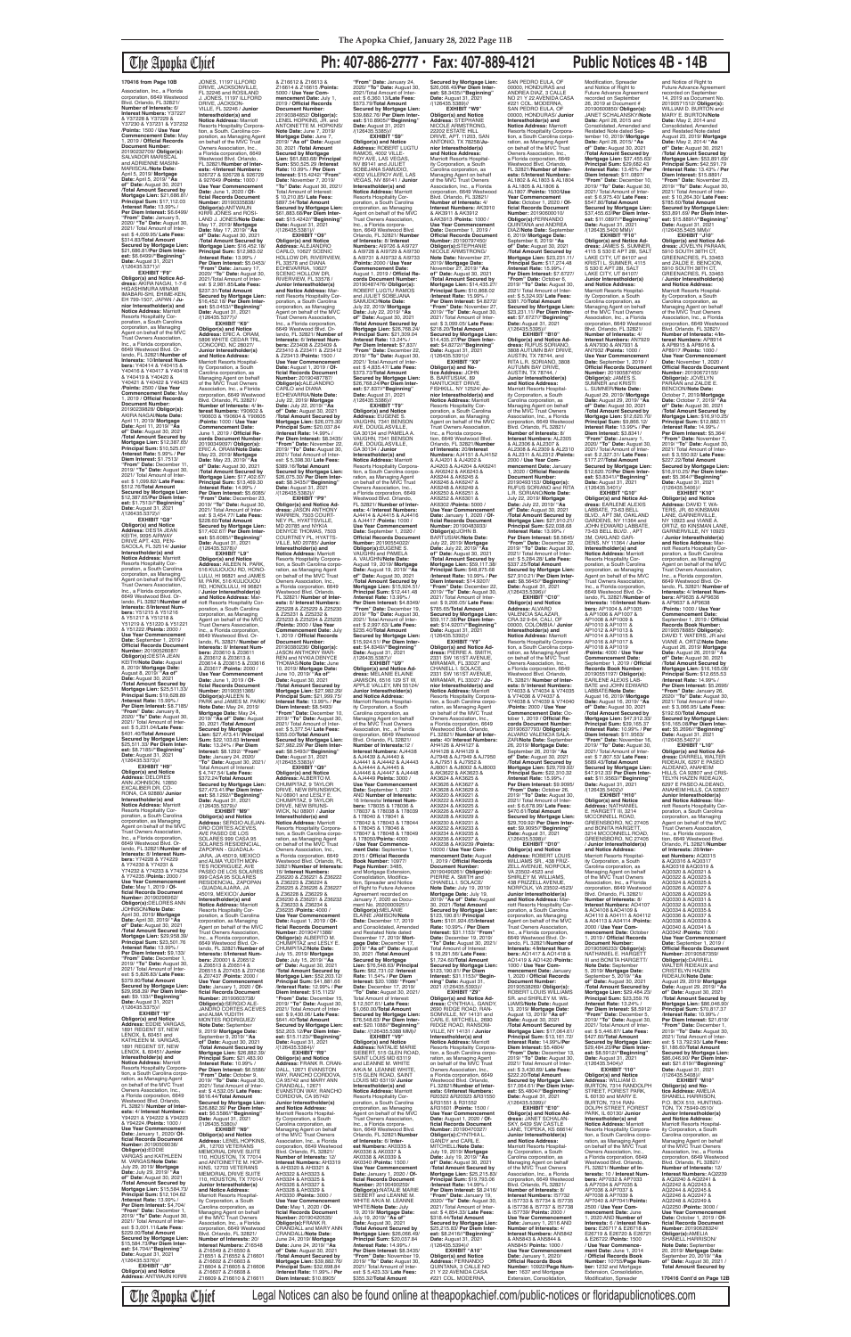**170416 from Page 10B**

Association, Inc., a Florida corporation, 6649 Westwood Blvd. Orlando, FL 32821/ **Number of Interests:** 6/ **Interest Numbers:** Y37227 & Y37228 & Y37229 & Y37230 & Y37231 & Y37232 /**Points:** 1500 / **Use Year Commencement Date:** May 1, 2019 / **Official Records Document Number:** 20190232709/ **Obligor(s):** SALVADOR MARISCAL and ADRIENNE MASINI-MARISCAL/**Note Date:** April 5, 2019/ **Mortgage Date:** April 5, 2019/ **"As of" Date:** August 30, 2021 /**Total Amount Secured by Mortgage Lien:** $21,686.81/ **Principal Sum:** $17,112.03 /**Interest Rate:** 13.99% / **Per Diem Interest:** $6.6499/ **"From" Date:** January 5, 2020/ **"To" Date:** August 30, 2021/ Total Amount of Interest: $ 4,009.95/ **Late Fees:** $314.83/**Total Amount Secured by Mortgage Lien:** $21,686.81/**Per Diem Interest:** $6.6499//**"Beginning" Date:** August 31, 2021 /(126435.5371)//

**EXHIBIT "F9" Obligor(s) and Notice Address:** AKIHA NAGAI, 1-7-6 HIGASHIMURA,MINAMI MAKAR-SHI, EHIME-KEN, EH 799-1507, JAPAN / **Junior Interestholder(s) and Notice Address:** Marriott Resorts Hospitality Corporation, a South Carolina corporation, as Managing Agent on behalf of the MVC Trust Owners Association, Inc., a Florida corporation, 6649 Westwood Blvd. Orlando, FL 32821/**Number of Interests:** 10/ **Interest Numbers:** Y40414 & Y40415 & Y40416 & Y40417 & Y40418 & Y40419 & Y40420 & Y40421 & Y40422 & Y40423 /**Points:** 2500 / **Use Year Commencement Date:** May 1, 2019 / **Official Records Document Number:** 20190235636/ **Obligor(s):** AKIHA NAGAI/**Note Date:** April 11, 2019/ **Mortgage Date:** April 11, 2019/ **"As of" Date:** August 30, 2021 /**Total Amount Secured by Mortgage Lien:** $12,267.65/ **Principal Sum:** $10,525.07 /**Interest Rate:** 5.99% / **Per Diem Interest:** $1.7513/ **"From" Date:** December 11, 2019/ **"To" Date:** August 30, 2021/ Total Amount of Interest: $ 1,092.82/ **Late Fees:** $374.76/**Total Amount Secured by Mortgage Lien:** $12,267.65/**Per Diem Interest:** $1.7513//**"Beginning" Date:** August 31, 2021 /(126435.5372)//

**EXHIBIT "G9" Obligor(s) and Notice Address:** DESTA JEAN KEITH, 5928 AIRWAY DRIVE APT. 433, PENSACOLA, FL 32514/ **Junior Interestholder(s) and Notice Address:** Marriott Resorts Hospitality Corporation, a South Carolina corporation, as Managing Agent on behalf of the MVC Trust Owners Association, Inc., a Florida corporation, 6649 Westwood Blvd. Orlando, FL 32821/**Number of Interests:** 8/ **Interest Numbers:** Y51215 & Y51216 & Y51217 & Y51218 & Y51219 & Y51220 & Y51221 & Y51222 /**Points:** 2000 / **Use Year Commencement Date:** September 1, 2019 / **Official Records Document Number:** 20190526087/ **Obligor(s):**DESTA JEAN KEITH/**Note Date:** August 8, 2019/ **Mortgage Date:** August 8, 2019/ **"As of" Date:** August 30, 2021 /**Total Amount Secured by Mortgage Lien:** $25,511.33/ **Principal Sum:** $19,628.89 /**Interest Rate:** 15.99% / **Per Diem Interest:** $8.7185/ **"From" Date:** January 8, 2020/ **"To" Date:** August 30, 2021/ Total Amount of Interest: $ 5,231.04/**Late Fees:** $401.40/**Total Amount Secured by Mortgage Lien:** $25,511.33/ **Per Diem Interest:** $8.7185//**"Beginning" Date:** August 31, 2021 /(126435.5373)//

**EXHIBIT "H9" Obligor(s) and Notice Address:** DELORES ANN JOHNSON, 12850 EXCALIBER DR, CORONA, CA 92880/ **Junior Interestholder(s) and Notice Address:** Marriott Resorts Hospitality Corporation, a South Carolina corporation, as Managing Agent on behalf of the MVC Trust Owners Association, Inc., a Florida corporation, 6649 Westwood Blvd. Orlando, FL 32821/**Number of Interests:** 8/ **Interest Numbers:** Y74228 & Y74229 & Y74230 & Y74231 & Y74232 & Y74233 & Y74234 & Y74235 /**Points:** 2000 / **Use Year Commencement Date:** May 1, 2019 / **Official Records Document Number:** 20190266962/ **Obligor(s):**DELORES ANN JOHNSON/**Note Date:** April 30, 2019/ **Mortgage Date:** April 30, 2019/ **"As of" Date:** August 30, 2021 /**Total Amount Secured by Mortgage Lien:** $29,058.38/ **Principal Sum:** $23,501.76 /**Interest Rate:** 13.99% / **Per Diem Interest:** $9.133/ **"From" Date:** December 1, 2019/ **"To" Date:** August 30, 2021/ Total Amount of Interest: $ 5,625.93/**Late Fees:** $270.69/**Total Amount Secured by Mortgage Lien:** $29,058.38/ **Per Diem Interest:** $9.133//**"Beginning" Date:** August 31, 2021 /(126435.5375)//

**EXHIBIT "I9" Obligor(s) and Notice Address:** EDDIE VARGAS, 1891 REGENT ST, NEW LENOX, IL 60451 and KATHLEEN M. VARGAS, 1891 REGENT ST, NEW LENOX, IL 60451/ **Junior Interestholder(s) and Notice Address:** Marriott Resorts Hospitality Corporation, a South Carolina corporation, as Managing Agent on behalf of the MVC Trust Owners Association, Inc., a Florida corporation, 6649 Westwood Blvd. Orlando, FL 32821/**Number of Interests:** 4/ **Interest Numbers:** Y04221 & Y04222 & Y04223 & Y04224 /**Points:** 1000 / **Use Year Commencement Date:** January 1, 2020/ **Official Records Document Number:** 20190559539/ **Obligor(s):**EDDIE VARGAS and KATHLEEN M. VARGAS/**Note Date:** July 29, 2019/ **Mortgage Date:** July 29, 2019/ **"As of" Date:** August 30, 2021 /**Total Amount Secured by Mortgage Lien:** $15,584.73/ **Principal Sum:** $12,104.62 /**Interest Rate:** 13.99% / **Per Diem Interest:** $4.704/ **"From" Date:** December 1, 2019/ **"To" Date:** August 30, 2021/ Total Amount of Interest: $ 3,001.11/**Late Fees:** $229.00/**Total Amount Secured by Mortgage Lien:** $15,584.73/**Per Diem Interest:** $4.704//**"Beginning" Date:** August 31, 2021 /(126435.5376)//

**EXHIBIT "J9" Obligor(s) and Notice Address:** ANTWAUN KIRRI JONES, 11197 ILLFORD DRIVE, JACKSONVILLE, FL 32246 and ROSILAND J. JONES, 11197 ILLFORD DRIVE, JACKSONVILLE, FL 32246 / **Junior Interestholder(s) and Notice Address:** Marriott Resorts Hospitality Corporation, a South Carolina corporation, as Managing Agent on behalf of the MVC Trust Owners Association, Inc., a Florida corporation, 6649 Westwood Blvd. Orlando, FL 32821/**Number of Interests:** 4/**Interest Numbers:** 926727 & 926728 & 926729 & 927649 /**Points:** 1000 / **Use Year Commencement Date:** June 1, 2020 / **Official Records Document Number:** 20190335638/ **Obligor(s):**ANTWAUN KIRRI JONES and ROSILAND J. JONES/**Note Date:** May 17, 2019/ **Mortgage Date:** May 17, 2019/ **"As of" Date:** August 30, 2021 /**Total Amount Secured by Mortgage Lien:** $16,452.18/ **Principal Sum:** $12,983.02 /**Interest Rate:** 13.99% / **Per Diem Interest:** $5.0453/ **"From" Date:** January 17, 2020/ **"To" Date:** August 30, 2021/Total Amount of Interest: $ 2,981.85/**Late Fees:** $237.31/**Total Amount Secured by Mortgage Lien:** $16,452.18/ **Per Diem Interest:** $5.0453//**"Beginning" Date:** August 31, 2021 /(126435.5377)//

**EXHIBIT "K9" Obligor(s) and Notice Address:** ERIC A. ORAM, 5896 WHITE CEDAR TRL, CONCORD, NC 28027/ **Junior Interestholder(s) and Notice Address:** Marriott Resorts Hospitality Corporation, a South Carolina corporation, as Managing Agent on behalf of the MVC Trust Owners Association, Inc., a Florida corporation, 6649 Westwood Blvd. Orlando, FL 32821/**Number of Interests:** 4/ **Interest Numbers:** Y90602 & Y90603 & Y90604 & Y90605 /**Points:** 1000 / **Use Year Commencement Date:** June 1, 2019 / **Official Records Document Number:** 20190322609/ **Obligor(s):** ERIC A. ORAM/**Note Date:** May 23, 2019/ **Mortgage Date:** May 23, 2019/ **"As of" Date:** August 30, 2021 /**Total Amount Secured by Mortgage Lien:** $17,402.67/ **Principal Sum:** $13,469.30 /**Interest Rate:** 14.99% / **Per Diem Interest:** $5.6085/ **"From" Date:** December 23, 2019/ **"To" Date:** August 30, 2021/ Total Amount of Interest: $ 3,454.77/ **Late Fees:** $228.60/**Total Amount Secured by Mortgage Lien:** $17,402.67/ **Per Diem Interest:** $5.6085//**"Beginning" Date:** August 31, 2021 /(126435.5378)//

**EXHIBIT "L9" Obligor(s) and Notice Address:** AILEEN N. PARK, 516 KULIOUOU RD, HONOLULU, HI 96821 and JAMES M. PARK, 516 KULIOUOU RD, HONOLULU, HI 96821 / **Junior Interestholder(s) and Notice Address:** Marriott Resorts Hospitality Corporation, a South Carolina corporation, as Managing Agent on behalf of the MVC Trust Owners Association, Inc., a Florida corporation, 6649 Westwood Blvd. Orlando, FL 32821/ **Number of Interests:** 8/ **Interest Numbers:** Z03610 & Z03611 & Z03612 & Z03613 & Z03614 & Z03615 & Z03616 & Z03617 /**Points:** 2000 / **Use Year Commencement Date:** June 1, 2019 / **Official Records Document Number:** 20190351366/ **Obligor(s):**AILEEN N. PARK and JAMES M. PARK/ **Note Date:** May 24, 2019/ **Mortgage Date:** May 24, 2019/ **"As of" Date:** August 30, 2021 /**Total Amount Secured by Mortgage Lien:** $27,473.41/**Principal Sum:** $22,103.63 /**Interest Rate:** 13.24% / **Per Diem Interest:** $8.1292/ **"From" Date:** January 24, 2020/ **"To" Date:** August 30, 2021/ Total Amount of Interest: $ 4,747.54/ **Late Fees:** $372.24/**Total Amount Secured by Mortgage Lien:** $27,473.41/**Per Diem Interest:** $8.1292//**"Beginning" Date:** August 31, 2021 /(126435.5379)//

**EXHIBIT "M9" Obligor(s) and Notice Address:** SERGIO ALEJANDRO CORTES ACEVES, AVE PASEO DE LOS SOLARES 999 CASA 95 SOLARES RESIDENCIAL, ZAPOPAN - GUADALAJARA, JA 45019, MEXICO and ALMA YUDITH MONTES RODRIGUEZ, AVE PASEO DE LOS SOLARES 999 CASA 95 SOLARES RESIDENCIAL, ZAPOPAN - GUADALAJARA, JA 45019, MEXICO/ **Junior Interestholder(s) and Notice Address:** Marriott Resorts Hospitality Corporation, a South Carolina corporation, as Managing Agent on behalf of the MVC Trust Owners Association, Inc., a Florida corporation, 6649 Westwood Blvd. Orlando, FL 32821/**Number of Interests:** 8/**Interest Numbers:** Z00601 & Z06512 & Z06513 & Z06514 & Z06515 & Z07435 & Z07436 & Z07437 /**Points:** 2000 / **Use Year Commencement Date:** January 1, 2020 / **Official Records Document Number:** 20190603738/ **Obligor(s):**SERGIO ALEJANDRO CORTES ACEVES and ALMA YUDITH MONTES RODRIGUEZ/ **Note Date:** September 9, 2019/ **Mortgage Date:** September 9, 2019/ **"As of" Date:** August 30, 2021 /**Total Amount Secured by Mortgage Lien:** $26,882.39/ **Principal Sum:** $21,483.00 /**Interest Rate:** 10.99% / **Per Diem Interest:** $6.5583/ **"From" Date:** October 9, 2019/ **"To" Date:** August 30, 2021/ Total Amount of Interest: $ 4,532.05/ **Late Fees:** $616.44/**Total Amount Secured by Mortgage Lien:** $26,882.39/ **Per Diem Interest:** $6.5586//**"Beginning" Date:** August 31, 2021 /(126435.5380)//

**EXHIBIT "N9" Obligor(s) and Notice Address:** LENEL HOPKINS, JR., 12703 VETERANS MEMORIAL DRIVE SUITE 110, HOUSTON, TX 77014 and ANTOINETTE M. HOPKINS, 12703 VETERANS MEMORIAL DRIVE SUITE 110, HOUSTON, TX 77014/ **Junior Interestholder(s) and Notice Address:** Marriott Resorts Hospitality Corporation, a South Carolina corporation, as Managing Agent on behalf of the MVC Trust Owners Association, Inc., a Florida corporation, 6649 Westwood Blvd. Orlando, FL 32821/ **Number of Interests:** 20/ **Interest Numbers:** Z16548 & Z16549 & Z16550 & Z16551 & Z16552 & Z16601 & Z16602 & Z16603 & Z16604 & Z16605 & Z16606 & Z16607 & Z16608 & Z16609 & Z16610 & Z16611 & Z16612 & Z16613 & Z16614 & Z16615 /**Points:** 5000 / **Use Year Commencement Date:** July 1, 2019 / **Official Records Document Number:** 20190384862/ **Obligor(s):** LENEL HOPKINS, JR. and ANTOINETTE M. HOPKINS/ **Note Date:** June 7, 2019/ **Mortgage Date:** June 7, 2019/ **"As of" Date:** August 30, 2021 /**Total Amount Secured by Mortgage Lien:** $61,883.69/ **Principal Sum:** $50,325.29 /**Interest Rate:** 10.99% / **Per Diem Interest:** $15.3632/ **"From" Date:** November 7, 2019/ **"To" Date:** August 30, 2021/ Total Amount of Interest: $ 10,210.85/ **Late Fees:** $897.54/**Total Amount Secured by Mortgage Lien:** $61,883.69/**Per Diem Interest:** $15.4241//**"Beginning" Date:** August 31, 2021 /(126435.5381)//

**EXHIBIT "O9" Obligor(s) and Notice Address:** ALEJANDRO CARLO, 1007 SCENIC HOLLOW DR, RIVERVIEW, FL 33578 and DIANA ECHEVARRIA, 1007 SCENIC HOLLOW DR, RIVERVIEW, FL 33578/ **Junior Interestholder(s) and Notice Address:** Marriott Resorts Hospitality Corporation, a South Carolina corporation, as Managing Agent on behalf of the MVC Trust Owners Association, Inc., a Florida corporation, 6649 Westwood Blvd. Orlando, FL 32821/**Number of Interests:** 6/**Interest Numbers:** Z23408 & Z23409 & Z23410 & Z23411 & Z23412 & Z23413 /**Points:** 1500 / **Use Year Commencement Date:** August 1, 2019 / **Official Records Document Number:** 20190487797/ **Obligor(s):**ALEJANDRO CARLO and DIANA ECHEVARRIA/**Note Date:** July 22, 2019/ **Mortgage Date:** July 22, 2019/ **"As of" Date:** August 30, 2021 /**Total Amount Secured by Mortgage Lien:** $26,075.30/ **Principal Sum:** $20,607.84 /**Interest Rate:** 11.99% / **Per Diem Interest:** $6.8635/ **"From" Date:** November 22, 2019/ **"To" Date:** August 30, 2021/ Total Amount of Interest: $ 4,461.25/**Late Fees:** $389.16/**Total Amount Secured by Mortgage Lien:** $26,075.30/ **Per Diem Interest:** $6.8635//**"Beginning" Date:** August 31, 2021 /(126435.5382)//

**EXHIBIT "P9" Obligor(s) and Notice Address:** JASON ANTHONY WARREN, 7503 COURTNEY PL, HYATTSVILLE, MD 20785 and NYKIA DENNICE THOMAS, 7503 COURTNEY PL, HYATTSVILLE, MD 20785/ **Junior Interestholder(s) and Notice Address:** Marriott Resorts Hospitality Corporation, a South Carolina corporation, as Managing Agent on behalf of the MVC Trust Owners Association, Inc., a Florida corporation, 6649 Westwood Blvd. Orlando, FL 32821/ **Number of Interests:** 8/**Interest Numbers:** Z25228 & Z25229 & Z25230 & Z25231 & Z25232 & Z25233 & Z25234 & Z25235 /**Points:** 2000 / **Use Year Commencement Date:** July 1, 2019 / **Official Records Document Number:** 20190386208/ **Obligor(s):** JASON ANTHONY WARREN and NYKIA DENNICE THOMAS/**Note Date:** June 19, 2019/ **Mortgage Date:** June 19, 2019/ **"As of" Date:** August 30, 2021 /**Total Amount Secured by Mortgage Lien:** $27,982.29/ **Principal Sum:** $21,969.75 /**Interest Rate:** 13.99% / **Per Diem Interest:** $8.5403/ **"From" Date:** December 10, 2019/ **"To" Date:** August 30, 2021/ Total Amount of Interest: $ 5,377.54/ **Late Fees:** $385.00/**Total Amount Secured by Mortgage Lien:** $27,982.29/ **Per Diem Interest:** $8.5403//**"Beginning" Date:** August 31, 2021 /(126435.5383)//

**EXHIBIT "Q9" Obligor(s) and Notice Address:** ALBERTO M. CHUMPITAZ, 8 TAYLOR DRIVE, NEW BRUNSWICK, NJ 08901 and LESLY E. CHUMPITAZ, 8 TAYLOR DRIVE, NEW BRUNSWICK, NJ 08901/ **Junior Interestholder(s) and Notice Address:** Marriott Resorts Hospitality Corporation, a South Carolina corporation, as Managing Agent on behalf of the MVC Trust Owners Association, Inc., a Florida corporation, 6649 Westwood Blvd. Orlando, FL 32821/**Number of Interests:** 16/ **Interest Numbers:** Z36220 & Z36221 & Z36222 & Z36223 & Z36224 & Z36225 & Z36226 & Z36227 & Z36228 & Z36229 & Z36230 & Z36231 & Z36232 & Z36233 & Z36234 & Z36235 /**Points:** 4000 / **Use Year Commencement Date:** August 1, 2019 / **Official Records Document Number:** 20190471388/ **Obligor(s):**ALBERTO M. CHUMPITAZ and LESLY E. CHUMPITAZ/**Note Date:** July 15, 2019/ **Mortgage Date:** July 15, 2019/ **"As of" Date:** August 30, 2021 /**Total Amount Secured by Mortgage Lien:** $52,203.12/ **Principal Sum:** $41,881.66 /**Interest Rate:** 12.99% / **Per Diem Interest:** $15.1123/ **"From" Date:** November 15, 2019/ **"To" Date:** August 30, 2021/ Total Amount of Interest: $ 9,430.06/ **Late Fees:** $641.40/**Total Amount Secured by Mortgage Lien:** $52,203.12/**Per Diem Interest:** $15.1123//**"Beginning" Date:** August 31, 2021 /(126435.5384)//

**EXHIBIT "R9" Obligor(s) and Notice Address:** FRANK R. CRANDALL, 1801 EVANSTON WAY, RANCHO CORDOVA, CA 95742 and MARY ANN CRANDALL, 11801 EVANSTON WAY, RANCHO CORDOVA, CA 95742/ **Junior Interestholder(s) and Notice Address:** Marriott Resorts Hospitality Corporation, a South Carolina corporation, as Managing Agent on behalf of the MVC Trust Owners Association, Inc., a Florida corporation, 6649 Westwood Blvd. Orlando, FL 32821/ **Number of Interests:** 12/ **Interest Numbers:** AH3319 & AH3320 & AH3321 & AH3322 & AH3323 & AH3324 & AH3325 & AH3326 & AH3327 & AH3328 & AH3329 & AH3330 /**Points:** 3000 / **Use Year Commencement Date:** July 1, 2019 / **Official Records Document Number:** 20190406325/ **Obligor(s):**FRANK R. CRANDALL and MARY ANN CRANDALL/**Note Date:** June 24, 2019/ **Mortgage Date:** June 24, 2019/ **"As of" Date:** August 30, 2021 /**Total Amount Secured by Mortgage Lien:** $39,882.76/ **Principal Sum:** $32,668.84 /**Interest Rate:** 11.99% / **Per Diem Interest:** $10.8805/ **"From" Date:** January 24, 2020/ **"To" Date:** August 30, 2021/Total Amount of Interest: $ 6,360.13/**Late Fees:** $573.79/**Total Amount Secured by Mortgage Lien:** $39,882.76/ **Per Diem Interest:** $10.8805//**"Beginning" Date:** August 31, 2021 /(126435.5385)//

**EXHIBIT "S9" Obligor(s) and Notice Address:** ARTURO LUGTU RAMOS, 4002 VILLECROY AVE, LAS VEGAS, NV 89141 and JULIET SOBEJANA SAMUDIO, 4002 VILLECROY AVE, LAS VEGAS, NV 89141/ **Junior Interestholder(s) and Notice Address:** Marriott Resorts Hospitality Corporation, a South Carolina corporation, as Managing Agent on behalf of the MVC Trust Owners Association, Inc., a Florida corporation, 6649 Westwood Blvd. Orlando, FL 32821/**Number of Interests:** 8/ **Interest Numbers:** A09726 & A09727 & A09728 & A09729 & A09730 & A09731 & A09732 & A09733 /**Points:** 2000 / **Use Year Commencement Date:** January 1, 2020 / **Official Records Document Number:** 20190474576/ **Obligor(s):** ROBERT LUGTU RAMOS and JULIET SOBEJANA SAMUDIO/**Note Date:** July 20, 2019/ **Mortgage Date:** July 20, 2019/ **"As of" Date:** August 30, 2021 /**Total Amount Secured by Mortgage Lien:** $26,768.24/ **Principal Sum:** $21,509.04 /**Interest Rate:** 13.24% / **Per Diem Interest:** $7.837/ **"From" Date:** December 22, 2019/ **"To" Date:** August 30, 2021/ Total Amount of Interest: $ 4,835.41/ **Late Fees:** $173.79/**Total Amount Secured by Mortgage Lien:** $26,768.24/**Per Diem Interest:** $7.837//**"Beginning" Date:** August 31, 2021 /(126435.5386)//

**EXHIBIT "T9" Obligor(s) and Notice Address:** EUGENE S. VAUGHN, 1341 BENSON AVE, DOUGLASVILLE, GA 30134 and PAMELA A. VAUGHN, 1341 BENSON AVE, DOUGLASVILLE, GA 30134/ **Junior Interestholder(s) and Notice Address:** Marriott Resorts Hospitality Corporation, a South Carolina corporation, as Managing Agent on behalf of the MVC Trust Owners Association, Inc., a Florida corporation, 6649 Westwood Blvd. Orlando, FL 32821/ **Number of Interests:** 4/ **Interest Numbers:** AJ4414 & AJ4415 & AJ4416 & AJ4417 /**Points:** 1000 / **Use Year Commencement Date:** September 1, 2020 / **Official Records Document Number:** 20190534522/ **Obligor(s):**EUGENE S. VAUGHN and PAMELA A. VAUGHN/**Note Date:** August 19, 2019/ **Mortgage Date:** August 19, 2019/ **"As of" Date:** August 30, 2021 /**Total Amount Secured by Mortgage Lien:** $15,924.51/ **Principal Sum:** $12,441.49 /**Interest Rate:** 13.99% / **Per Diem Interest:** $4.8349/ **"From" Date:** December 19, 2019/ **"To" Date:** August 30, 2021/ Total Amount of Interest: $ 2,997.63/ **Late Fees:** $235.39/**Total Amount Secured by Mortgage Lien:** $15,924.51/ **Per Diem Interest:** $4.8349//**"Beginning" Date:** August 31, 2021 /(126435.5387)//

**EXHIBIT "U9" Obligor(s) and Notice Address:** ELAINE JAMISON, 6516 129 ST W, APPLE VALLEY, MN 55124/ **Junior Interestholder(s) and Notice Address:** Marriott Resorts Hospitality Corporation, a South Carolina corporation, as Managing Agent on behalf of the MVC Trust Owners Association, Inc., a Florida corporation, 6649 Westwood Blvd. Orlando, FL 32821/ **Number of Interests:** 12/ **Interest Numbers:** AJ4438 & AJ4439 & AJ4440 & AJ4441 & AJ4442 & AJ4443 & AJ4444 & AJ4445 & AJ4446 & AJ4447 & AJ4448 & AJ4449 /**Points:** 3000 / **Use Year Commencement Date:** January 1, 2020 and 16 **Interest Numbers:** 178035 & 178036 & 178037 & 178038 & 178039 & 178040 & 178041 & 178042 & 178043 & 178044 & 178045 & 178046 & 178047 & 178048 & 178049 & 178050/**Points:** 4000 / **Use Year Commencement Date:** September 1, 2015 / **Official Records Book Number:** 11001/ **Page Number:** 3485, Amended and Restated by Consolidation, Modification, Spreader and Notice of Right to Future Advance Agreement recorded on January 7, 2020 as Document No. 20200009251 / **Obligor(s):**ELAINE JAMISON/**Note Date:** November 17, 2019/ **Mortgage Date:** November 17, 2019/ **"As of" Date:** August 30, 2021 /**Total Amount Secured by Mortgage Lien:** $76,748.83/ **Principal Sum:** $63,713.02 /**Interest Rate:** 11.34% / **Per Diem Interest:** $20.1965/ **"From" Date:** December 17, 2019/ **"To" Date:** August 30, 2021/Total Amount of Interest: $ 12,537.81/ **Late Fees:** $248.00/**Total Amount Secured by Mortgage Lien:** $76,748.83/ **Per Diem Interest:** $20.1965//**"Beginning" Date:** August 31, 2021 /(126435.5388 MM)//

**EXHIBIT "V9" Obligor(s) and Notice Address:** NATALIE MARIE SIEBERT, 615 GLEN ROAD, SAINT LOUIS MO 63119 and LEANNE M. WHITE AKA M. LEANNE WHITE, 615 GLEN ROAD, SAINT LOUIS MO 63119/ **Junior Interestholder(s) and Notice Address:** Marriott Resorts Hospitality Corporation, a South Carolina corporation, as Managing Agent on behalf of the MVC Trust Owners Association, Inc., a Florida corporation, 6649 Westwood Blvd. Orlando, FL 32821/ **Number of Interests:** 4/ **Interest Numbers:** AK0335 & AK0336 & AK0337 & AK0338 & AK0339 & AK0340 /**Points:** 1500 / **Use Year Commencement Date:** August 1, 2019 / **Official Records Document Number:** 20190490629/ **Obligor(s):**NATALIE MARIE SIEBERT and LEANNE M. WHITE A/K/A M. LEANNE WHITE/**Note Date:** July 19, 2019/ **Mortgage Date:** July 19, 2019/ **"As of" Date:** August 30, 2021 /**Total Amount Secured by Mortgage Lien:** $25,608.49/ **Principal Sum:** $20,037.84 /**Interest Rate:** 14.99% / **Per Diem Interest:** $8.3435/ **"From" Date:** November 19, 2019/ **"To" Date:** August 30, 2021/ Total Amount of Interest: $ 5,415.75/ **Late Fees:** $355.32/**Total Amount Secured by Mortgage Lien:** $25,608.49/**Per Diem Interest:** $8.3435//**"Beginning" Date:** August 31, 2021 /(126435.5389)//

**EXHIBIT "W9" Obligor(s) and Notice Address:** STEPHANIE NICOLE ARMSTRONG, 20202 ESTATE HILL DRIVE, APT 11203, SAN ANTONIO, TX 78258/**Junior Interestholder(s) and Notice Address:** Marriott Resorts Hospitality Corporation, a South Carolina corporation, as Managing Agent on behalf of the MVC Trust Owners Association, Inc., a Florida corporation, 6649 Westwood Blvd. Orlando, FL 32821/ **Number of Interests:** 4/ **Interest Numbers:** AK3910 & AK3911 & AK3912 & AK3913 /**Points:** 1000 / **Use Year Commencement Date:** January 1, 2019 / **Official Records Document Number:** 20190797450/ **Obligor(s):**STEPHANIE NICOLE ARMSTRONG/ **Note Date:** November 27, 2019/ **Mortgage Date:** November 27, 2019/ **"As of" Date:** August 30, 2021 /**Total Amount Secured by Mortgage Lien:** $14,435.27/ **Principal Sum:** $10,868.02 /**Interest Rate:** 15.99% / **Per Diem Interest:** $4.8272/ **"From" Date:** November 27, 2019/ **"To" Date:** August 30, 2021/ Total Amount of Interest: $ 3,127.98/ **Late Fees:** $218.20/**Total Amount Secured by Mortgage Lien:** $14,435.27/**Per Diem Interest:** $4.8272//**"Beginning" Date:** August 31, 2021 /(126435.5391)//

**EXHIBIT "X9" Obligor(s) and Notice Address:** JOHN BARTUSKIW, 69 NANTUCKET DRIVE, FISHKILL, NY 12524/ **Junior Interestholder(s) and Notice Address:** Marriott Resorts Hospitality Corporation, a South Carolina corporation, as Managing Agent on behalf of the MVC Trust Owners Association, Inc., a Florida corporation, 6649 Westwood Blvd. Orlando, FL 32821/**Number of Interests:** 8/ **Interest Numbers:** AJ4151 & AJ4152 & AJ4201 & AJ4202 & AJ4203 & AJ4204 & AK6241 & AK6242 & AK6243 & AK6244 & AK6245 & AK6246 & AK6247 & AK6248 & AK6249 & AK6250 & AK6251 & AK6252 & AK6301 & AK6302 /**Points:** 5000 / **Use Year Commencement Date:** January 1, 2020 / **Official Records Document Number:** 20190483933/ **Obligor(s):**JOHN BARTUSKIW/**Note Date:** July 22, 2019/ **Mortgage Date:** July 22, 2019/ **"As of" Date:** August 30, 2021 /**Total Amount Secured by Mortgage Lien:** $59,117.39/ **Principal Sum:** $48,675.68 /**Interest Rate:** 10.99% / **Per Diem Interest:** $14.8597/ **"From" Date:** December 22, 2019/ **"To" Date:** August 30, 2021/ Total Amount of Interest: $ 9,096.05/ **Late Fees:** $785.65/**Total Amount Secured by Mortgage Lien:** $59,117.39/**Per Diem Interest:** $14.8597//**"Beginning" Date:** August 31, 2021 /(126435.5392)//

**EXHIBIT "Y9" Obligor(s) and Notice Address:** PIERRE A. SMITH, 2331 SW 16 ST APT 4N, MIRAMAR, FL 33027 and CHANELL I. SOLACE, 2331 SW 16 ST APT 4N, MIRAMAR, FL 33027 / **Junior Interestholder(s) and Notice Address:** Marriott Resorts Hospitality Corporation, a South Carolina corporation, as Managing Agent on behalf of the MVC Trust Owners Association, Inc., a Florida corporation, 6649 Westwood Blvd. Orlando, FL 32821/**Number of Interests:** 40/ **Interest Numbers:** AP4126 & AP4127 & AP4128 & AP4129 & AJ7948 & AJ7949 & AJ7950 & AJ7951 & AJ7952 & AJ8001 & AJ8002 & AJ8003 & AK3622 & AK3623 & AK3624 & AK3625 & AK3626 & AK3627 & AK3628 & AK3629 & AK3630 & AK3631 & AK3632 & AK3633 & AK3634 & AK3635 & AK3636 & AK3637 & AK3638 & AK3639 & AK3640 & AK3641 & AK3642 & AK3643 & AK3644 & AK3645 & AK3646 & AK3647 /**Points:** 10000 / **Use Year Commencement Date:** January 1, 2020 / **Official Records Document Number:** 20190499253/ **Obligor(s):**PIERRE A. SMITH and CHANELL I. SOLACE/ **Note Date:** July 19, 2019/ **Mortgage Date:** July 19, 2019/ **"As of" Date:** August 30, 2021 /**Total Amount Secured by Mortgage Lien:** $123,190.81/ **Principal Sum:** $101,924.63/**Interest Rate:** 10.99% / **Per Diem Interest:** $31.1153/ **"From" Date:** December 19, 2019/ **"To" Date:** August 30, 2021/ Total Amount of Interest: $ 19,291.56/ **Late Fees:** $1,724.62/**Total Amount Secured by Mortgage Lien:** $123,190.81/ **Per Diem Interest:** $31.1153//**"Beginning" Date:** August 31, 2021 /(126435.5393)//

**EXHIBIT "Z9" Obligor(s) and Notice Address:** CYNTHIA L. GANDY, 2500 RIDGE ROAD, RANSOMVILLE, NY 14131 and CARL E. MITCHELL, 2500 RIDGE ROAD, RANSOMVILLE, NY 14131 / **Junior Interestholder(s) and Notice Address:** Marriott Resorts Hospitality Corporation, a South Carolina corporation, as Managing Agent on behalf of the MVC Trust Owners Association, Inc., a Florida corporation, 6649 Westwood Blvd. Orlando, FL 32821/**Number of Interests:** 8/ **Interest Numbers:** R31550 & R31551 & R31552 & R31601 /**Points:** 1000 / **Use Year Commencement Date:** August 1, 2020/ **Official Records Document Number:** 20190472077 / **Obligor(s):**CYNTHIA L. GANDY and CARL E. MITCHELL/**Note Date:** July 19, 2019/ **Mortgage Date:** July 19, 2019/ **"As of" Date:** August 30, 2021 /**Total Amount Secured by Mortgage Lien:** $25,215.83/ **Principal Sum:** $19,765.06 /**Interest Rate:** 14.99% / **Per Diem Interest:** $8.2416/ **"From" Date:** January 19, 2020/ **"To" Date:** August 30, 2021/ Total Amount of Interest: $ 4,854.33/ **Late Fees:** $346.44/**Total Amount Secured by Mortgage Lien:** $25,215.83/ **Per Diem Interest:** $8.2416//**"Beginning" Date:** August 31, 2021 /(126435.5394)//

**EXHIBIT "A10" Obligor(s) and Notice Address:** FERNANDO QUINTANA, 3 CALLE NO #21, COL. MODERNA, SAN PEDRO SULA, OF 00000, HONDURAS and ANDREA DIAZ, 3 CALLE NO 21 Y 22 AVENIDA CASA #221 COL. MODERNA, SAN PEDRO SULA, OF 00000, HONDURAS/ **Junior Interestholder(s) and Notice Address:** Marriott Resorts Hospitality Corporation, a South Carolina corporation, as Managing Agent on behalf of the MVC Trust Owners Association, Inc., a Florida corporation, 6649 Westwood Blvd. Orlando, FL 32821/**Number of Interests:** 6/**Interest Numbers:** AL1802 & AL1803 & AL1804 & AL1805 & AL1806 & AL1807 /**Points:** 1500/**Use Year Commencement Date:** October 1, 2020 / **Official Records Document Number:** 20190600310/ **Obligor(s):**FERNANDO QUINTANA and ANDREA DIAZ/**Note Date:** September 6, 2019/ **Mortgage Date:** September 6, 2019/ **"As of" Date:** August 30, 2021 /**Total Amount Secured by Mortgage Lien:** $23,231.11/ **Principal Sum:** $17,274.48 /**Interest Rate:** 15.99% / **Per Diem Interest:** $7.6727/ **"From" Date:** October 6, 2019/ **"To" Date:** August 30, 2021/ Total Amount of Interest: $ 5,324.83/ **Late Fees:** $381.70/**Total Amount Secured by Mortgage Lien:** $23,231.11/ **Per Diem Interest:** $7.6727//**"Beginning" Date:** August 31, 2021 /(126435.5395)//

**EXHIBIT "B10" Obligor(s) and Notice Address:** RUFUS SORIANO, 3808 AUTUMN BAY DRIVE, AUSTIN, TX 78744, and RITA LIR. SORIANO, 3808 AUTUMN BAY DRIVE, AUSTIN, TX 78744, / **Junior Interestholder(s) and Notice Address:** Marriott Resorts Hospitality Corporation, a South Carolina corporation, as Managing Agent on behalf of the MVC Trust Owners Association, Inc., a Florida corporation, 6649 Westwood Blvd. Orlando, FL 32821/**Number of Interests:** 8/**Interest Numbers:** AL2305 & AL2306 & AL2307 & AL2308 & AL2309 & AL2310 & AL2311 & AL2312 /**Points:** 2000 / **Use Year Commencement Date:** January 1, 2020 / **Official Records Document Number:** 20190483163/ **Obligor(s):** RUFUS SORIANO and RITA LIR. SORIANO/**Note Date:** July 22, 2019/ **Mortgage Date:** July 22, 2019/ **"As of" Date:** August 30, 2021 /**Total Amount Secured by Mortgage Lien:** $27,910.21/ **Principal Sum:** $22,038.68 /**Interest Rate:** 13.99% / **Per Diem Interest:** $8.5645/ **"From" Date:** December 22, 2019/ **"To" Date:** August 30, 2021/ Total Amount of Interest: $ 5,284.28/ **Late Fees:** $337.25/**Total Amount Secured by Mortgage Lien:** $27,910.21/ **Per Diem Interest:** $8.5645//**"Beginning" Date:** August 31, 2021 /(126435.5396)//

**EXHIBIT "C10" Obligor(s) and Notice Address:** ALVARO VALENCIA SALAZAR, CALLE 2 # 4A, CALI, OF 00000, COLOMBIA/ **Junior Interestholder(s) and Notice Address:** Marriott Resorts Hospitality Corporation, a South Carolina corporation, as Managing Agent on behalf of the MVC Trust Owners Association, Inc., a Florida corporation, 6649 Westwood Blvd. Orlando, FL 32821/ **Number of Interests:** 8/ **Interest Numbers:** V74033 & V74034 & V74035 & V74036 & V74037 & V74038 & V74039 & V74040 /**Points:** 2000 / **Use Year Commencement Date:** October 1, 2019 / **Official Records Document Number:** 20190637750/ **Obligor(s):** ALVARO VALENCIA SALAZAR/**Note Date:** September 26, 2019/ **Mortgage Date:** September 26, 2019/ **"As of" Date:** August 30, 2021 /**Total Amount Secured by Mortgage Lien:** $29,709.92/ **Principal Sum:** $23,310.32 /**Interest Rate:** 15.99% / **Per Diem Interest:** $9.9095/ **"From" Date:** September 26, 2019/ **"To" Date:** August 30, 2021/ Total Amount of Interest: $ 6,678.99/ **Late Fees:** $470.61/**Total Amount Secured by Mortgage Lien:** $29,709.92/ **Per Diem Interest:** $9.9095//**"Beginning" Date:** August 31, 2021 /(126435.5398)//

**EXHIBIT "D10" Obligor(s) and Notice Address:** ROBERT LOUIS WILLIAMS SR., 458 FRIZZELL AVENUE, NORFOLK, VA 23502-4523 and SHIRLEY M. WILLIAMS, 458 FRIZZELL AVENUE, NORFOLK, VA 23502-4523/ **Junior Interestholder(s) and Notice Address:** Marriott Resorts Hospitality Corporation, a South Carolina corporation, as Managing Agent on behalf of the MVC Trust Owners Association, Inc., a Florida corporation, 6649 Westwood Blvd. Orlando, FL 32821/**Number of Interests:** 4/**Interest Numbers:** AO1417 & AO1418 & AO1419 & AO1420 /**Points:** 1000 / **Use Year Commencement Date:** January 1, 2020 / **Official Records Document Number:** 20190538280/ **Obligor(s):** ROBERT LOUIS WILLIAMS SR. and SHIRLEY M. WILLIAMS/**Note Date:** August 13, 2019/ **Mortgage Date:** August 13, 2019/ **"As of" Date:** August 30, 2021 /**Total Amount Secured by Mortgage Lien:** $17,064.61/ **Principal Sum:** $13,161.72 /**Interest Rate:** 14.99% / **Per Diem Interest:** $5.4804/ **"From" Date:** December 13, 2019/ **"To" Date:** August 30, 2021/ Total Amount of Interest: $ 3,430.69/ **Late Fees:** $222.20/**Total Amount Secured by Mortgage Lien:** $17,064.61/ **Per Diem Interest:** $5.4804//**"Beginning" Date:** August 31, 2021 /(126435.5399)//

**EXHIBIT "E10" Obligor(s) and Notice Address:** JANET SCHALANSKY, 640 SW TOPEKA LANE, TOPEKA, KS 66614/ **Junior Interestholder(s) and Notice Address:** Marriott Resorts Hospitality Corporation, a South Carolina corporation, as Managing Agent on behalf of the MVC Trust Owners Association, Inc., a Florida corporation, 6649 Westwood Blvd. Orlando, FL 32821/**Number of Interests:** 8/ **Interest Numbers:** I57732 & I57733 & I57734 & I57735 & I57736 & I57737 & I57738 & I57739 /**Points:** 2000 / **Use Year Commencement Date:** January 1, 2016 AND **Number of Interests:** 4/ **Interest Numbers:** AN5843 & AN5844 & AN5845 & AN5846 /**Points:** 1000 / **Use Year Commencement Date:** January 1, 2020 / **Official Records Book Number:** 10923/**Page Number:** 1637 and Mortgage Extension, Consolidation, Modification, Spreader and Notice of Right to Future Advance Agreement recorded on September 26, 2019 at Document # 20190600850/ **Obligor(s):** JANET SCHALANSKY/**Note Date:** April 28, 2015 and Consolidated, Amended and Restated Note dated September 10, 2019/ **Mortgage Date:** April 28, 2015/ **"As of" Date:** August 30, 2021 /**Total Amount Secured by Mortgage Lien:** $37,455.63/ **Principal Sum:** $29,682.43 /**Interest Rate:** 13.45% / **Per Diem Interest:** $11.0897/ **"From" Date:** December 10, 2019/**"To" Date:** August 30, 2021/ Total Amount of Interest: $ 6,975.40/ **Late Fees:** $547.80/**Total Amount Secured by Mortgage Lien:** $37,455.63/**Per Diem Interest:** $11.0897//**"Beginning" Date:** August 31, 2021 /(126435.5400 MM)//

**EXHIBIT "F10" Obligor(s) and Notice Address:** JAMES S. SUMNER, 4115 S 530 E APT 28, SALT LAKE CITY, UT 84107 and KRISTI L. SUMNER, 4115 S 530 E APT 28, SALT LAKE CITY, UT 84107 / **Junior Interestholder(s) and Notice Address:** Marriott Resorts Hospitality Corporation, a South Carolina corporation, as Managing Agent on behalf of the MVC Trust Owners Association, Inc., a Florida corporation, 6649 Westwood Blvd. Orlando, FL 32821/**Number of Interests:** 4/**Interest Numbers:** AN7929 & AN7930 & AN7931 & AN7932 /**Points:** 1000 / **Use Year Commencement Date:** September 1, 2019 / **Official Records Document Number:** 20190587450/ **Obligor(s):**JAMES S. SUMNER and KRISTI L. SUMNER/**Note Date:** August 29, 2019/ **Mortgage Date:** August 29, 2019/ **"As of" Date:** August 30, 2021 /**Total Amount Secured by Mortgage Lien:** $16,610.25/ **Principal Sum:** $12,620.70 /**Interest Rate:** 13.99% / **Per Diem Interest:** $3.8341/ **"From" Date:** January 1, 2020/ **"To" Date:** August 30, 2021/Total Amount of Interest: $ 2,327.31/ **Late Fees:** $177.27/**Total Amount Secured by Mortgage Lien:** $12,620.70/**Per Diem Interest:** $3.8341//**"Beginning" Date:** August 31, 2021 /(126435.5401)//

**EXHIBIT "G10" Obligor(s) and Notice Address:** EARLENE ALEXIS LABATE, 73-63 BELL BLVD., APT 3M, OAKLAND GARDENS, NY 11364 and JOHN EDWARD LABBATE, 73-63 BELL BLVD. , APT 3M, OAKLAND GARDENS, NY 11364 / **Junior Interestholder(s) and Notice Address:** Marriott Resorts Hospitality Corporation, a South Carolina corporation, as Managing Agent on behalf of the MVC Trust Owners Association, Inc., a Florida corporation, 6649 Westwood Blvd. Orlando, FL 32821/**Number of Interests:** 16/**Interest Numbers:** AP1004 & AP1005 & AP1006 & AP1007 & AP1008 & AP1009 & AP1010 & AP1011 & AP1012 & AP1013 & AP1014 & AP1015 & AP1016 & AP1017 & AP1018 & AP1019 /**Points:** 4000 / **Use Year Commencement Date:** September 1, 2019 / **Official Records Document Number:** 20190551197/ **Obligor(s):** EARLENE ALEXIS LABATE and JOHN EDWARD LABBATE/**Note Date:** August 16, 2019/ **Mortgage Date:** August 16, 2019/ **"As of" Date:** August 30, 2021 /**Total Amount Secured by Mortgage Lien:** $47,912.33/ **Principal Sum:** $39,165.37 /**Interest Rate:** 10.99% / **Per Diem Interest:** $11.9563/ **"From" Date:** November 16, 2019/ **"To" Date:** August 30, 2021/ Total Amount of Interest: $ 7,807.53/ **Late Fees:** $689.43/**Total Amount Secured by Mortgage Lien:** $47,912.33/ **Per Diem Interest:** $11.9563//**"Beginning" Date:** August 31, 2021 /(126435.5402)//

**EXHIBIT "H10" Obligor(s) and Notice Address:** NATHANIEL E. HARGETT III, 3214 MCCONNELL ROAD, GREENSBORO, NC 27405 and BONITA HARGETT, 3214 MCCONNELL ROAD, GREENSBORO, NC 27405 / **Junior Interestholder(s) and Notice Address:** Marriott Resorts Hospitality Corporation, a South Carolina corporation, as Managing Agent on behalf of the MVC Trust Owners Association, Inc., a Florida corporation, 6649 Westwood Blvd. Orlando, FL 32821/**Number of Interests:** 4/**Interest Numbers:** AO4107 & AO4108 & AO4109 & AO4110 & AO4111 & AO4112 & AO4113 & AO4114 /**Points:** 2000 / **Use Year Commencement Date:** October 1, 2019 / **Official Records Document Number:** 20190566233/ **Obligor(s):** NATHANIEL E. HARGETT III and BONITA HARGETT/ **Note Date:** September 5, 2019/ **Mortgage Date:** September 5, 2019/ **"As of" Date:** August 30, 2021 /**Total Amount Secured by Mortgage Lien:** $29,484.25/ **Principal Sum:** $23,536.77 /**Interest Rate:** 13.49% / **Per Diem Interest:** $8.5761/ **"From" Date:** December 5, 2019/ **"To" Date:** August 30, 2021/ Total Amount of Interest: $ 5,446.87/ **Late Fees:** $427.60/**Total Amount Secured by Mortgage Lien:** $29,484.25/**Per Diem Interest:** $8.5761//**"Beginning" Date:** August 31, 2021 /(126435.5404)//

**EXHIBIT "I10" Obligor(s) and Notice Address:** WILLIAM E. BURTON, 7314 RANDOLPH STREET, FOREST PARK, IL 60130 and MARY E. BURTON, 7314 RANDOLPH STREET, FOREST PARK, IL 60130/ **Junior Interestholder(s) and Notice Address:** Marriott Resorts Hospitality Corporation, a South Carolina corporation, as Managing Agent on behalf of the MVC Trust Owners Association, Inc., a Florida corporation, 6649 Westwood Blvd. Orlando, FL 32821/**Number of Interests:** 12/ **Interest Numbers:** AP7035 & AP7036 & AP7037 & AP7038 & AP7039 & AP7040 & AP7041 & AP7042 & AP7043 & AP7044 & AP7045 & AP7046 /**Points:** 2500 / **Use Year Commencement Date:** June 1, 2020 AND **Number of Interests:** 4/ **Interest Numbers:** E26717 & E26718 & E26719 & E26720 & E26721 & E26722 /**Points:** 1500 / **Use Year Commencement Date:** June 1, 2014 / **Official Records Book Number:** 10755/**Page Number:** 1232 and Mortgage Extension, Consolidation, Modification, Spreader and Notice of Right to Future Advance Agreement recorded on September 14, 2019 as Document No. 20190571512/ **Obligor(s):** WILLIAM E. BURTON and MARY E. BURTON/**Note Date:** May 2, 2014 and Consolidated, Amended and Restated Note dated August 23, 2019/ **Mortgage Date:** May 2, 2014/ **"As of" Date:** August 30, 2021 /**Total Amount Secured by Mortgage Lien:** $53,891.69/ **Principal Sum:** $42,931.70 /**Interest Rate:** 13.45% / **Per Diem Interest:** $16.0398/ **"From" Date:** November 23, 2019/ **"To" Date:** August 30, 2021/ Total Amount of Interest: $ 10,394.35/ **Late Fees:** $785.50/**Total Amount Secured by Mortgage Lien:** $53,891.69/ **Per Diem Interest:** $16.0398//**"Beginning" Date:** August 31, 2021 /(126435.5405 MM)//

**EXHIBIT "J10" Obligor(s) and Notice Address:** JOVELYN PARAAN, 5910 SOUTH 38TH CT, GREENACRES, FL 33463 and ZALDE E. BENCION, 5910 SOUTH 38TH CT, GREENACRES, FL 33463 / **Junior Interestholder(s) and Notice Address:** Marriott Resorts Hospitality Corporation, a South Carolina corporation, as Managing Agent on behalf of the MVC Trust Owners Association, Inc., a Florida corporation, 6649 Westwood Blvd. Orlando, FL 32821/**Number of Interests:** 4/**Interest Numbers:** AP8914 & AP8915 & AP8916 & AP8917 /**Points:** 1000 / **Use Year Commencement Date:** January 1, 2020 / **Official Records Document Number:** 20190641098/ **Obligor(s):**JOVELYN PARAAN and ZALDE E. BENCION/**Note Date:** October 7, 2019/ **Mortgage Date:** October 7, 2019/ **"As of" Date:** August 30, 2021 /**Total Amount Secured by Mortgage Lien:** $16,910.25/ **Principal Sum:** $12,882.11 /**Interest Rate:** 14.99% / **Per Diem Interest:** $5.364/ **"From" Date:** November 7, 2019/ **"To" Date:** August 30, 2021/ Total Amount of Interest: $ 3,550.92/ **Late Fees:** $227.22/**Total Amount Secured by Mortgage Lien:** $16,910.25/ **Per Diem Interest:** $5.364//**"Beginning" Date:** August 31, 2021 /(126435.5406)//

**EXHIBIT "K10" Obligor(s) and Notice Address:** DAVID T. WATERS, JR, 20 KINSMAN LANE, GARNERVILLE, NY 10923 and VIANE A. ORTIZ, 20 KINSMAN LANE, GARNERVILLE, NY 10923 / **Junior Interestholder(s) and Notice Address:** Marriott Resorts Hospitality Corporation, a South Carolina corporation, as Managing Agent on behalf of the MVC Trust Owners Association, Inc., a Florida corporation, 6649 Westwood Blvd. Orlando, FL 32821/**Number of Interests:** 4/ **Interest Numbers:** AP9835 & AP9836 & AP9837 & AP9838 /**Points:** 1000 / **Use Year Commencement Date:** September 1, 2019 / **Official Records Document Number:** 20190578830/ **Obligor(s):**DAVID T. WATERS, JR and VIANE A. ORTIZ/**Note Date:** August 26, 2019/ **Mortgage Date:** August 26, 2019/ **"As of" Date:** August 30, 2021 /**Total Amount Secured by Mortgage Lien:** $16,155.08/ **Principal Sum:** $12,573.36 /**Interest Rate:** 14.99% / **Per Diem Interest:** $5.2696/ **"From" Date:** December 26, 2019/ **"To" Date:** August 30, 2021/ Total Amount of Interest: $ 3,098.50/ **Late Fees:** $192.50/**Total Amount Secured by Mortgage Lien:** $16,155.08/**Per Diem Interest:** $5.2696//**"Beginning" Date:** August 31, 2021 /(126435.5407)//

**EXHIBIT "L10" Obligor(s) and Notice Address:** DAVID L. WALTER RIDEAUX, 6297 E PASEO ALDEANO, ANAHEIM HILLS, CA 92807 and CRISTELYN HAZEN RIDEAUX, 6297 E PASEO ALDEANO, ANAHEIM HILLS, CA 92807/ **Junior Interestholder(s) and Notice Address:** Marriott Resorts Hospitality Corporation, a South Carolina corporation, as Managing Agent on behalf of the MVC Trust Owners Association, Inc., a Florida corporation, 6649 Westwood Blvd. Orlando, FL 32821/**Number of Interests:** 28/**Interest Numbers:** AQ0317 & AQ0318 & AQ0319 & AQ0320 & AQ0321 & AQ0322 & AQ0323 & AQ0324 & AQ0325 & AQ0326 & AQ0327 & AQ0328 & AQ0329 & AQ0330 & AQ0331 & AQ0332 & AQ0333 & AQ0334 & AQ0335 & AQ0336 & AQ0337 & AQ0338 & AQ0339 & AQ0340 & AQ0341 & AQ0342 /**Points:** 7000 / **Use Year Commencement Date:** September 1, 2019 / **Official Records Document Number:** 20190552659/ **Obligor(s):**DAVID L. WALTER RIDEAUX and CRISTELYN HAZEN RIDEAUX/**Note Date:** August 20, 2019/ **Mortgage Date:** August 20, 2019/ **"As of" Date:** August 30, 2021 /**Total Amount Secured by Mortgage Lien:** $86,046.90/ **Principal Sum:** $70,817.37 /**Interest Rate:** 10.99% / **Per Diem Interest:** $21.6192/ **"From" Date:** December 1, 2019/ **"To" Date:** August 30, 2021/ Total Amount of Interest: $ 13,793.02/ **Late Fees:** $1,186.51/**Total Amount Secured by Mortgage Lien:** $86,046.90/ **Per Diem Interest:** $21.6192//**"Beginning" Date:** August 31, 2021 /(126435.5408)//

**EXHIBIT "M10" Obligor(s) and Notice Address:** AMELIA SHARELL HARRISON, P.O. BOX 510, HUNTINGTON, TX 75949-0510 / **Junior Interestholder(s) and Notice Address:** Marriott Resorts Hospitality Corporation, a South Carolina corporation, as Managing Agent on behalf of the MVC Trust Owners Association, Inc., a Florida corporation, 6649 Westwood Blvd. Orlando, FL 32821/**Number of Interests:** 12/ **Interest Numbers:** AQ2239 & AQ2240 & AQ2241 & AQ2242 & AQ2243 & AQ2244 & AQ2245 & AQ2246 & AQ2247 & AQ2248 & AQ2249 & AQ2250 /**Points:** 3000 / **Use Year Commencement Date:** October 1, 2019 / **Official Records Document Number:** 20190602889/ **Obligor(s):** AMELIA SHARELL HARRISON/ **Note Date:** September 20, 2019/ **Mortgage Date:** September 20, 2019/ **"As of" Date:** August 30, 2021

**170416 Cont'd on Page 12B**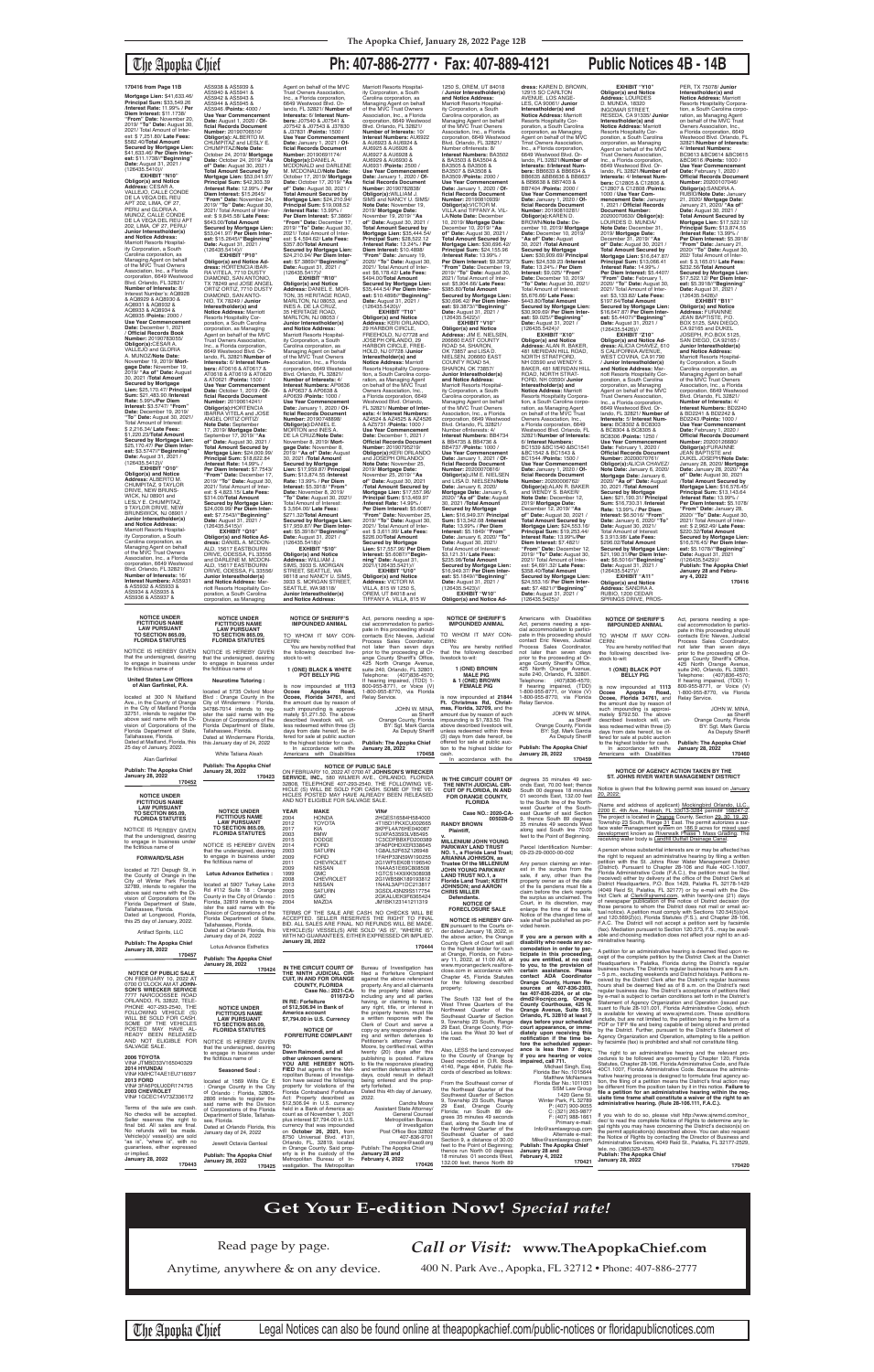**170416 from Page 11B**

**Mortgage Lien:** $41,633.46/ **Principal Sum:** $33,549.26 /**Interest Rate:** 11.99% / **Per Diem Interest:** $11.1738/ **"From" Date:** November 20, 2019/ **"To" Date:** August 30, 2021/ Total Amount of Interest: $ 7,251.80/ **Late Fees:** $582.40/**Total Amount Secured by Mortgage Lien:** $41,633.46/ **Per Diem Interest:** $11.1738//**"Beginning" Date:** August 31, 2021 / (126435.5410)//

**EXHIBIT "N10"**
**Obligor(s) and Notice Address:** CESAR A. VALLEJO, CALLE CONDE DE LA VEGA DEL REU APT 202, LIMA, OF 27, PERU and GLORIA A. MUNOZ, CALLE CONDE DE LA VEGA DEL REU APT 202, LIMA, OF 27, PERU/ **Junior Interestholder(s) and Notice Address:** Marriott Resorts Hospitality Corporation, a South Carolina corporation, as Managing Agent on behalf of the MVC Trust Owners Association, Inc., a Florida corporation, 6649 Westwood Blvd. Orlando, FL 32821/ **Number of Interests:** 8/ **Interest Numbers:** AO8928 & AO8929 & AO8930 & AO8931 & AO8932 & AO8933 & AO8934 & AO8935 /**Points:** 2000 / **Use Year Commencement Date:** December 1, 2021 / **Official Records Book Number:** 20190783055/ **Obligor(s):**CESAR A. VALLEJO and GLORIA A. MUNOZ/**Note Date:** November 19, 2019/ **Mortgage Date:** November 19, 2019/ **"As of" Date:** August 30, 2021 /**Total Amount Secured by Mortgage Lien:** $25,170.47/ **Principal Sum:** $21,483.90 /**Interest Rate:** 5.99%/**Per Diem Interest:** $3.5747/ **"From" Date:** December 19, 2019/ **"To" Date:** August 30, 2021/ Total Amount of Interest: $ 2,216.34/ **Late Fees:** $1,220.23/**Total Amount Secured by Mortgage Lien:** $25,170.47/ **Per Diem Interest:** $3.5747//**"Beginning" Date:** August 31, 2021 / (126435.5412)//

**EXHIBIT "O10"**
**Obligor(s) and Notice Address:** ALBERTO M. CHUMPITAZ, 9 TAYLOR DRIVE, NEW BRUNSWICK, NJ 08901 and LESLY E. CHUMPITAZ, 9 TAYLOR DRIVE, NEW BRUNSWICK, NJ 08901 / **Junior Interestholder(s) and Notice Address:** Marriott Resorts Hospitality Corporation, a South Carolina corporation, as Managing Agent on behalf of the MVC Trust Owners Association, Inc., a Florida corporation, 6649 Westwood Blvd. Orlando, FL 32821/ **Number of Interests:** 16/ **Interest Numbers:** AS5931 & AS5932 & AS5933 & AS5934 & AS5935 & AS5936 & AS5937 & AS5938 & AS5939 & AS5940 & AS5941 & AS5942 & AS5943 & AS5944 & AS5945 & AS5946 /**Points:** 4000 / **Use Year Commencement Date:** August 1, 2020 / **Official Records Document Number:** 20190706510/ **Obligor(s):**ALBERTO M. CHUMPITAZ and LESLY E. CHUMPITAZ/**Note Date:** October 24, 2019/ **Mortgage Date:** October 24, 2019/ **"As of" Date:** August 30, 2021 /**Total Amount Secured by Mortgage Lien:** $53,041.97/ **Principal Sum:** $42,303.39 /**Interest Rate:** 12.99% / **Per Diem Interest:** $15.2645/ **"From" Date:** November 24, 2019/ **"To" Date:** August 30, 2021/ Total Amount of Interest: $ 9,845.58/ **Late Fees:** $643.00/**Total Amount Secured by Mortgage Lien:** $53,041.97/ **Per Diem Interest:** $15.2645//**"Beginning" Date:** August 31, 2021 / (126435.5414)//

**EXHIBIT "P10"**
**Obligor(s) and Notice Address:** HORTENCIA IBARRA VITELA, 7710 DUSTY DIAMOND, SAN ANTONIO, TX 78249 and JOSE ANGEL ORTIZ ORTIZ, 7710 DUSTY DIAMOND, SAN ANTONIO, TX 78249 / **Junior Interestholder(s) and Notice Address:** Marriott Resorts Hospitality Corporation, a South Carolina corporation, as Managing Agent on behalf of the MVC Trust Owners Association, Inc., a Florida corporation, 6649 Westwood Blvd. Orlando, FL 32821/ **Number of Interests:** 8/ **Interest Numbers:** AT0616 & AT0617 & AT0618 & AT0619 & AT0620 & AT0621 /**Points:** 1500 / **Use Year Commencement Date:** October 1, 2019 / **Official Records Document Number:** 20190614244/ **Obligor(s):**HORTENCIA IBARRA VITELA and JOSE ANGEL ORTIZ ORTIZ/ **Note Date:** September 17, 2019/ **Mortgage Date:** September 17, 2019/ **"As of" Date:** August 30, 2021 /**Total Amount Secured by Mortgage Lien:** $24,009.99/ **Principal Sum:** $18,622.84 /**Interest Rate:** 14.99% / **Per Diem Interest:** $7.7543/ **"From" Date:** December 17, 2019/ **"To" Date:** August 30, 2021/ Total Amount of Interest: $ 4,823.15/ **Late Fees:** $314.00/**Total Amount Secured by Mortgage Lien:** $24,009.99/ **Per Diem Interest:** $7.7543//**"Beginning" Date:** August 31, 2021 / (126435.5415)//

**EXHIBIT "Q10"**
**Obligor(s) and Notice Address:** DANIEL A. MCDONALD, 15617 EASTBOURNE DRIVE, ODESSA, FL 33556 and DARLENE M. MCDONALD, 15617 EASTBOURNE DRIVE, ODESSA, FL 33556/ **Junior Interestholder(s) and Notice Address:** Marriott Resorts Hospitality Corporation, a South Carolina corporation, as Managing Agent on behalf of the MVC Trust Owners Association, Inc., a Florida corporation, 6649 Westwood Blvd. Orlando, FL 32821/ **Number of Interests:** 8/ **Interest Numbers:** J07540 & J07541 & J07542 & J07543 & J37830 & J37831 /**Points:** 1500 / **Use Year Commencement Date:** January 1, 2020 / **Official Records Document Number:** 20190691174/ **Obligor(s):**DANIEL A. MCDONALD and DARLENE M. MCDONALD/**Note Date:** October 17, 2019/ **Mortgage Date:** October 17, 2019/ **"As of" Date:** August 30, 2021 /**Total Amount Secured by Mortgage Lien:** $24,210.94/ **Principal Sum:** $18,508.52 /**Interest Rate:** 13.99% / **Per Diem Interest:** $7.3869/ **"From" Date:** December 17, 2019/ **"To" Date:** August 30, 2021/ Total Amount of Interest: $ 4,594.62/ **Late Fees:** $357.80/**Total Amount Secured by Mortgage Lien:** $24,210.94/ **Per Diem Interest:** $7.3869//**"Beginning" Date:** August 31, 2021 / (126435.5417)//

**EXHIBIT "R10"**
**Obligor(s) and Notice Address:** DANIEL E. MORTON, 35 HERITAGE ROAD, MARLTON, NJ 08053 and INES A. DE LA CRUZ, 35 HERITAGE ROAD, MARLTON, NJ 08053 / **Junior Interestholder(s) and Notice Address:** Marriott Resorts Hospitality Corporation, a South Carolina corporation, as Managing Agent on behalf of the MVC Trust Owners Association, Inc., a Florida corporation, 6649 Westwood Blvd. Orlando, FL 32821/ **Number of Interests:** 4/ **Interest Numbers:** AP0638 & AP0637 & AP0638 & AP0639 /**Points:** 1000 / **Use Year Commencement Date:** January 1, 2020 / **Official Records Document Number:** 20190748698/ **Obligor(s):**DANIEL E. MORTON and INES A. DE LA CRUZ/**Note Date:** November 8, 2019/ **Mortgage Date:** November 8, 2019/ **"As of" Date:** August 30, 2021 /**Total Amount Secured by Mortgage Lien:** $17,959.67/ **Principal Sum:** $13,874.55 /**Interest Rate:** 10.99% / **Per Diem Interest:** $4.2356/ **"From" Date:** November 8, 2019/ **"To" Date:** August 30, 2021/ Total Amount of Interest: $ 3,584.10/ **Late Fees:** $271.32/**Total Amount Secured by Mortgage Lien:** $17,959.67/ **Per Diem Interest:** $4.3818//**"Beginning" Date:** August 31, 2021 / (126435.5418)//

**EXHIBIT "S10"**
**Obligor(s) and Notice Address:** WILLIAM J. SIMS, 3933 S. MORGAN STREET, SEATTLE, WA 98118 and NANCY U. SIMS, 3933 S. MORGAN STREET, SEATTLE, WA 98118/ **Junior Interestholder(s) and Notice Address:** Marriott Resorts Hospitality Corporation, a South Carolina corporation, as Managing Agent on behalf of the MVC Trust Owners Association, Inc., a Florida corporation, 6649 Westwood Blvd. Orlando, FL 32821/ **Number of Interests:** 10/ **Interest Numbers:** AU6922 & AU6923 & AU6924 & AU6925 & AU6926 & AU6927 & AU6928 & AU6929 & AU6930 & AU6931 /**Points:** 2500 / **Use Year Commencement Date:** January 1, 2020 / **Official Records Document Number:** 20190782838/ **Obligor(s):**WILLIAM J. SIMS and NANCY U. SIMS/ **Note Date:** November 19, 2019/ **Mortgage Date:** November 19, 2019/ **"As of" Date:** August 30, 2021 /**Total Amount Secured by Mortgage Lien:** $35,444.54/ **Principal Sum:** $28,522.12 /**Interest Rate:** 13.24% / **Per Diem Interest:** $10.4898/ **"From" Date:** January 19, 2020/ **"To" Date:** August 30, 2021/ Total Amount of Interest: $6,178.42/ **Late Fees:** $494.00/**Total Amount Secured by Mortgage Lien:** $35,444.54/ **Per Diem Interest:** $10.4898//**"Beginning" Date:** August 31, 2021 / (126435.5420)//

**EXHIBIT "T10"**
**Obligor(s) and Notice Address:** KERI ORLANDO, 29 HARBOR CIRCLE, FREEHOLD, NJ 07728 and JOSEPH ORLANDO, 29 HARBOR CIRCLE, FREEHOLD, NJ 07728/ **Junior Interestholder(s) and Notice Address:** Marriott Resorts Hospitality Corporation, a South Carolina corporation, as Managing Agent on behalf of the MVC Trust Owners Association, Inc., a Florida corporation, 6649 Westwood Blvd. Orlando, FL 32821/ **Number of Interests:** 4/ **Interest Numbers:** AZ4524 & AZ4525 & AZ4526 & AZ5731 /**Points:** 1000 / **Use Year Commencement Date:** January 1, 2021 / **Official Records Document Number:** 20190746011/ **Obligor(s):**KERI ORLANDO and JOSEPH ORLANDO/ **Note Date:** November 25, 2019/ **Mortgage Date:** November 25, 2019/ **"As of" Date:** August 30, 2021 /**Total Amount Secured by Mortgage Lien:** $17,557.96/ **Principal Sum:** $13,469.49 /**Interest Rate:** 14.99% / **Per Diem Interest:** $5.6087/ **"From" Date:** November 25, 2019/ **"To" Date:** August 30, 2021/ Total Amount of Interest: $ 3,611.95/ **Late Fees:** $226.52/**Total Amount Secured by Mortgage Lien:** $17,557.96/ **Per Diem Interest:** $5.6087//**"Beginning" Date:** August 31, 2021/(126435.5421)//

**EXHIBIT "U10"**
**Obligor(s) and Notice Address:** VICTOR M. VILLA, 1250 S 1250 E, OREM, UT 84018 and TIFFANY A. VILLA, 815 W 1250 S, OREM, UT 84018 / **Junior Interestholder(s) and Notice Address:** Marriott Resorts Hospitality Corporation, a South Carolina corporation, as Managing Agent on behalf of the MVC Trust Owners Association, Inc., a Florida corporation, 6649 Westwood Blvd. Orlando, FL 32821/ **Number of Interests:** 6/ **Interest Numbers:** BA3502 & BA3503 & BA3504 & BA3505 & BA3506 & BA3507 & BA3508 & BA3509 /**Points:** 2000 / **Use Year Commencement Date:** January 1, 2020 / **Official Records Document Number:** 20190810639/ **Obligor(s):**VICTOR M. VILLA and TIFFANY A. VILLA/**Note Date:** November 10, 2019/ **Mortgage Date:** December 10, 2019/ **"As of" Date:** August 30, 2021 /**Total Amount Secured by Mortgage Lien:** $30,696.42/ **Principal Sum:** $24,135.96 /**Interest Rate:** 13.99% / **Per Diem Interest:** $9.3873/ **"From" Date:** January 10, 2020/ **"To" Date:** August 30, 2021/ Total Amount of Interest: $5,904.66/ **Late Fees:** $385.80/**Total Amount Secured by Mortgage Lien:** $30,696.42/ **Per Diem Interest:** $9.3873//**"Beginning" Date:** August 31, 2021 / (126435.5422)//

**EXHIBIT "V10"**
**Obligor(s) and Notice Address:** JIM E. NIELSEN, 209060 EAST COUNTY ROAD 54, SHARON, OK 73857 and LISA D. NIELSEN, 209060 EAST COUNTY ROAD 54, SHARON, OK 73857/ **Junior Interestholder(s) and Notice Address:** Marriott Resorts Hospitality Corporation, a South Carolina corporation, as Managing Agent on behalf of the MVC Trust Owners Association, Inc., a Florida corporation, 6649 Westwood Blvd. Orlando, FL 32821/ **Number of Interests:** 4/ **Interest Numbers:** B84734 & B84735 & B84736 & B84737 /**Points:** 1000 / **Use Year Commencement Date:** January 1, 2020 / **Official Records Document Number:** 20200010616/ **Obligor(s):**JIM E. NIELSEN and LISA D. NIELSEN/**Note Date:** December 19, 2019/ **Mortgage Date:** December 19, 2019/ **"As of" Date:** August 30, 2021 /**Total Amount Secured by Mortgage Lien:** $16,673.71/ **Principal Sum:** $13,340.38 /**Interest Rate:** 13.99% / **Per Diem Interest:** $5.1842/ **"From" Date:** January 19, 2020/ **"To" Date:** August 30, 2021/ Total Amount of Interest: $3,121.31/ **Late Fees:** $235.96/**Total Amount Secured by Mortgage Lien:** $16,673.71/ **Per Diem Interest:** $5.1842//**"Beginning" Date:** August 31, 2021 / (126435.5423)//

**EXHIBIT "W10"**
**Obligor(s) and Notice Address:** KAREN D. BROWN, 12915 SO CARLTON AVENUE, LOS ANGELES, CA 90061/ **Junior Interestholder(s) and Notice Address:** Marriott Resorts Hospitality Corporation, a South Carolina corporation, as Managing Agent on behalf of the MVC Trust Owners Association, Inc., a Florida corporation, 6649 Westwood Blvd. Orlando, FL 32821/ **Number of Interests:** 8/ **Interest Numbers:** BB6633 & BB6634 & BB6635 &BB6636 & BB6637 & BB6638 & BB7403 & BB7404 /**Points:** 2000 / **Use Year Commencement Date:** January 1, 2020 / **Official Records Document Number:** 20190810281/ **Obligor(s):**KAREN D. BROWN/**Note Date:** December 10, 2019/ **Mortgage Date:** December 10, 2019/ **"As of" Date:** August 30, 2021 /**Total Amount Secured by Mortgage Lien:** $30,909.69/ **Principal Sum:** $24,539.23 /**Interest Rate:** 13.24% / **Per Diem Interest:** $9.025/ **"From" Date:** December 10, 2019/ **"To" Date:** August 30, 2021/ Total Amount of Interest: $5,676.65/ **Late Fees:** $443.80/**Total Amount Secured by Mortgage Lien:** $30,909.69/ **Per Diem Interest:** $9.025//**"Beginning" Date:** August 31, 2021 / (126435.5424)//

**EXHIBIT "X10"**
**Obligor(s) and Notice Address:** ALAN R. BAKER, 481 MERIDIAN HILL ROAD, NORTH STRATFORD, NH 03590 and WENDY S. BAKER, 481 MERIDIAN HILL ROAD, NORTH STRATFORD, NH 03590/ **Junior Interestholder(s) and Notice Address:** Marriott Resorts Hospitality Corporation, a South Carolina corporation, as Managing Agent on behalf of the MVC Trust Owners Association, Inc., a Florida corporation, 6649 Westwood Blvd. Orlando, FL 32821/**Number of Interests:** 6/ **Interest Numbers:** BC1539 &BC1540 &BC1541 &BC1542 & BC1543 & BC1544 /**Points:** 1500 / **Use Year Commencement Date:** January 1, 2020 / **Official Records Document Number:** 20200007160/ **Obligor(s):**ALAN R. BAKER and WENDY S. BAKER/ **Note Date:** December 12, 2019/ **Mortgage Date:** December 12, 2019/ **"As of" Date:** August 30, 2021 /**Total Amount Secured by Mortgage Lien:** $24,553.16/ **Principal Sum:** $19,263.44 /**Interest Rate:** 13.99%/**Per Diem Interest:** $7.4861/ **"From" Date:** December 12, 2019/ **"To" Date:** August 30, 2021/ Total Amount of Interest: $4,691.32/ **Late Fees:** $353.40/**Total Amount Secured by Mortgage Lien:** $24,553.16/ **Per Diem Interest:** $7.4861//**"Beginning" Date:** August 31, 2021 / (126435.5425)//

**EXHIBIT "Y10"**
**Obligor(s) and Notice Address:** LOURDES D. MUNDA, 18320 INDOMAR STREET, RESEDA, CA 91335/ **Junior Interestholder(s) and Notice Address:** Marriott Resorts Hospitality Corporation, a South Carolina corporation, as Managing Agent on behalf of the MVC Trust Owners Association, Inc., a Florida corporation, 6649 Westwood Blvd. Orlando, FL 32821/**Number of Interests:** 4/ **Interest Numbers:** C12805 & C12806 & C12807 & C12808 /**Points:** 1000 / **Use Year Commencement Date:** January 1, 2021 / **Official Records Document Number:** 20200070630/ **Obligor(s):**LOURDES D. MUNDA/ **Note Date:** December 31, 2019/ **Mortgage Date:** December 31, 2019/ **"As of" Date:** August 30, 2021 /**Total Amount Secured by Mortgage Lien:** $16,647.87/ **Principal Sum:** $13,066.41 /**Interest Rate:** 14.99% / **Per Diem Interest:** $5.4407/ **"From" Date:** February 1, 2020/ **"To" Date:** August 30, 2021/ Total Amount of Interest: $3,133.82/ **Late Fees:** $197.64/**Total Amount Secured by Mortgage Lien:** $16,647.87/ **Per Diem Interest:** $5.4407//**"Beginning" Date:** August 31, 2021 / (126435.5426)/

**EXHIBIT "Z10"**
**Obligor(s) and Notice Address:** ALICIA CHAVEZ, 610 S CALIFORNIA AVENUE, WEST COVINA, CA 91790 / **Junior Interestholder(s) and Notice Address:** Marriott Resorts Hospitality Corporation, a South Carolina corporation, as Managing Agent on behalf of the MVC Trust Owners Association, Inc., a Florida corporation, 6649 Westwood Blvd. Orlando, FL 32821/ **Number of Interests:** 5/ **Interest Numbers:** BC8302 & BC8303 & BC8304 & BC8305 & BC8306 /**Points:** 1250 / **Use Year Commencement Date:** February 1, 2020 / **Official Records Document Number:** 20200070761/ **Obligor(s):**ALICIA CHAVEZ/ **Note Date:** January 6, 2020/ **Mortgage Date:** January 6, 2020/ **"As of" Date:** August 30, 2021 /**Total Amount Secured by Mortgage Lien:** $21,190.31/ **Principal Sum:** $16,730.31 /**Interest Rate:** 13.99% / **Per Diem Interest:** $6.5016/ **"From" Date:** January 6, 2020/ **"To" Date:** August 30, 2021/ Total Amount of Interest: $ 3,913.98/ **Late Fees:** $296.02/**Total Amount Secured by Mortgage Lien:** $21,190.31/**Per Diem Interest:** $6.5016//**"Beginning" Date:** August 31, 2021 / (126435.5427)//

**EXHIBIT "A11"**
**Obligor(s) and Notice Address:** SANDRA A. RUBIO, 1200 CEDAR SPRINGS DRIVE, PROSPER, TX 75078/ **Junior Interestholder(s) and Notice Address:** Marriott Resorts Hospitality Corporation, a South Carolina corporation, as Managing Agent on behalf of the MVC Trust Owners Association, Inc., a Florida corporation, 6649 Westwood Blvd. Orlando, FL 32821/ **Number of Interests:** 4/ **Interest Numbers:** BC9613 &BC9614 &BC9615 &BC9616 /**Points:** 1000 / **Use Year Commencement Date:** February 1, 2020 / **Official Records Document Number:** 20200107046/ **Obligor(s):**SANDRA A. RUBIO/**Note Date:** January 21, 2020/ **Mortgage Date:** January 21, 2020/ **"As of" Date:** August 30, 2021 /**Total Amount Secured by Mortgage Lien:** $17,522.12/ **Principal Sum:** $13,874.55 /**Interest Rate:** 13.99% / **Per Diem Interest:** $5.3918/ **"From" Date:** January 21, 2020/ **"To" Date:** August 30, 2021/ Total Amount of Interest: $ 3,165.01/ **Late Fees:** $232.56/**Total Amount Secured by Mortgage Lien:** $17,522.12/ **Per Diem Interest:** $5.3918//**"Beginning" Date:** August 31, 2021 / (126435.5428)/

**EXHIBIT "B11"**
**Obligor(s) and Notice Address:** FURAINNE JEAN BAPTISTE, P.O. BOX 5125, SAN DIEGO, CA 92165 and DUKES JOSEPH, P.O.BOX 5125, SAN DIEGO, CA 92165 / **Junior Interestholder(s) and Notice Address:** Marriott Resorts Hospitality Corporation, a South Carolina corporation, as Managing Agent on behalf of the MVC Trust Owners Association, Inc., a Florida corporation, 6649 Westwood Blvd. Orlando, FL 32821/ **Number of Interests:** 4/ **Interest Numbers:** BD2240 & BD2241 & BD2242 & BD2243 /**Points:** 1000 / **Use Year Commencement Date:** February 1, 2020 / **Official Records Document Number:** 20200123339/ **Obligor(s):**FURAINNE JEAN BAPTISTE and DUKES JOSEPH/**Note Date:** January 28, 2020/ **Mortgage Date:** January 28, 2020/ **"As of" Date:** August 30, 2021 /**Total Amount Secured by Mortgage Lien:** $16,574.45/ **Principal Sum:** $13,143.64 /**Interest Rate:** 13.99% / **Per Diem Interest:** $5.1078/ **"From" Date:** January 28, 2020/ **"To" Date:** August 30, 2021/ Total Amount of Interest: $ 2,962.49/ **Late Fees:** $220.32/**Total Amount Secured by Mortgage Lien:** $16,574.45/ **Per Diem Interest:** $5.1078//**"Beginning" Date:** August 31, 2021 / (126435.5429)/

**Publish: The Apopka Chief January 28 and February 4, 2022**

**170416**

---

**NOTICE UNDER FICTITIOUS NAME LAW PURSUANT TO SECTION 865.09, FLORIDA STATUTES**

NOTICE IS HEREBY GIVEN that the undersigned, desiring to engage in business under the fictitious name of

**United States Law Offices of Alan Garfinkel, P.A.**

located at 300 N Maitland Ave., in the County of Orange in the City of Maitland Florida 32751, intends to register the above said name with the Division of Corporations of the Florida Department of State, Tallahassee, Florida.
Dated at Maitland, Florida, this 25 day of January, 2022.

Alan Garfinkel

**Publish: The Apopka Chief January 28, 2022**

**170452**

---

**NOTICE UNDER FICTITIOUS NAME LAW PURSUANT TO SECTION 865.09, FLORIDA STATUTES**

NOTICE IS HEREBY GIVEN that the undersigned, desiring to engage in business under the fictitious name of

**Neurotime Tutoring :**

located at 5735 Oxford Moor Blvd : Orange County in the City of Windermere : Florida, 34786-7014 intends to register the said name with the Division of Corporations of the Florida Department of State, Tallahassee, Florida.
Dated at Windermere Florida, this January of 24, 2022

White Tatiana Akerl

**Publish: The Apopka Chief January 28, 2022**

**170423**

---

**NOTICE OF SHERIFF'S IMPOUNDED ANIMAL**

TO WHOM IT MAY CONCERN:

You are hereby notified that the following described livestock to-wit:

**1 (ONE) BLACK & WHITE POT BELLY PIG**

is now impounded at **1113 Ocoee Apopka Road, Ocoee, Florida 34761,** and the amount due by reason of such impounding is approximately $1,271.50. The above described livestock will, unless redeemed within three (3) days from date hereof, be offered for sale at public auction to the highest bidder for cash.
In accordance with the Americans with Disabilities Act, persons needing a special accommodation to participate in this proceeding should contact Eric Nieves, Judicial Process Sales Coordinator, not later than seven days prior to the proceeding at Orange County Sheriff's Office, 425 North Orange Avenue, suite 240, Orlando, FL 32801. Telephone: (407)836-4570; If hearing impaired, (TDD) 1-800-955-8771, or Voice (V) 1-800-955-8770, via Florida Relay Service.

JOHN W. MINA, as Sheriff
Orange County, Florida
BY: Sgt. Mark Garcia
As Deputy Sheriff

**Publish: The Apopka Chief January 28, 2022**

**170458**

---

**NOTICE OF SHERIFF'S IMPOUNDED ANIMAL**

TO WHOM IT MAY CONCERN:

You are hereby notified that the following described livestock to-wit:

**1 (ONE) BROWN MALE PIG & 1 (ONE) BROWN FEMALE PIG**

is now impounded at **21844 Ft. Christmas Rd., Christmas, Florida, 32709,** and the amount due by reason of such impounding is $1,783.50. The above described livestock will, unless redeemed within three (3) days from date hereof, be offered for sale at public auction to the highest bidder for cash.
In accordance with the Americans with Disabilities Act, persons needing a special accommodation to participate in this proceeding should contact Eric Nieves, Judicial Process Sales Coordinator, not later than seven days prior to the proceeding at Orange County Sheriff's Office, 425 North Orange Avenue, suite 240, Orlando, FL 32801. Telephone: (407)836-4570; If hearing impaired, (TDD) 1-800-955-8771, or Voice (V) 1-800-955-8770, via Florida Relay Service.

JOHN W. MINA, as Sheriff
Orange County, Florida
BY: Sgt. Mark Garcia
As Deputy Sheriff

**Publish: The Apopka Chief January 28, 2022**

**170459**

---

**NOTICE OF SHERIFF'S IMPOUNDED ANIMAL**

TO WHOM IT MAY CONCERN:

You are hereby notified that the following described livestock to-wit:

**1 (ONE) BLACK POT BELLY PIG**

is now impounded at **1113 Ocoee Apopka Road, Ocoee, Florida 34761,** and the amount due by reason of such impounding is approximately $792.50. The above described livestock will, unless redeemed within three (3) days from date hereof, be offered for sale at public auction to the highest bidder for cash.
In accordance with the Americans with Disabilities Act, persons needing a special accommodation to participate in this proceeding should contact Eric Nieves, Judicial Process Sales Coordinator, not later than seven days prior to the proceeding at Orange County Sheriff's Office, 425 North Orange Avenue, suite 240, Orlando, FL 32801. Telephone: (407)836-4570; If hearing impaired, (TDD) 1-800-955-8771, or Voice (V) 1-800-955-8770, via Florida Relay Service.

JOHN W. MINA, as Sheriff
Orange County, Florida
BY: Sgt. Mark Garcia
As Deputy Sheriff

**Publish: The Apopka Chief January 28, 2022**

**170460**

---

**NOTICE UNDER FICTITIOUS NAME LAW PURSUANT TO SECTION 865.09, FLORIDA STATUTES**

NOTICE IS HEREBY GIVEN that the undersigned, desiring to engage in business under the fictitious name of

**FORWARD/SLASH**

located at 721 Delpuph St, in the County of Orange in the City of Winter Park Florida 32789, intends to register the above said name with the Division of Corporations of the Florida Department of State, Tallahassee, Florida.
Dated at Longwood, Florida, this 25 day of January, 2022.

Arthuri Spirits, LLC

**Publish: The Apopka Chief January 28, 2022**

**170457**

---

**NOTICE UNDER FICTITIOUS NAME LAW PURSUANT TO SECTION 865.09, FLORIDA STATUTES**

NOTICE IS HEREBY GIVEN that the undersigned, desiring to engage in business under the fictitious name of

**Lotus Advance Esthetics :**

located at 3937 Turkey Lake Rd #112 Suite 18 : Orange County in the City of Orlando : Florida, 32819 intends to register the said name with the Division of Corporations of the Florida Department of State, Tallahassee, Florida.
Dated at Orlando Florida, this January of 24, 2022

Lotus Advance Esthetics

**Publish: The Apopka Chief January 28, 2022**

**170424**

---

**NOTICE OF PUBLIC SALE**

ON FEBRUARY 10, 2022 AT 0700 AT **JOHNSON'S WRECKER SERVICE, INC.,** 580 WILMER AVE., ORLANDO, FLORIDA 32808, TELEPHONE 407-293-2540, THE FOLLOWING VEHICLE (S) WILL BE SOLD FOR CASH. SOME OF THE VEHICLES POSTED MAY HAVE ALREADY BEEN RELEASED AND NOT ELIGIBLE FOR SALVAGE SALE.

| YEAR | MAKE | VIN# |
|---|---|---|
| 2004 | HONDA | 2HGES16584H584000 |
| 2012 | TOYOTA | 4T1BD1FK0CU052685 |
| 2003 | KIA | 3KPFL4A76HE049997 |
| 2003 | BMW | 5UXFA13593LU04495 |
| 2015 | DODGE | 1C3CDFBB2FD200588 |
| 2011 | FORD | 3FADP4BJ9BM169448 |
| 2003 | SATURN | 1G8AL52F63Z126948 |
| 2009 | FORD | 1FAHP35N09W109255 |
| 2002 | CHEVROLET | 2G1WH55K0B1166540 |
| 2011 | NISSAN | 1N4AA51EX9C808508 |
| 1999 | GMC | 1GTCS14W0XK509938 |
| 2006 | CHEVROLET | 2G1WB58K169193612 |
| 2013 | NISSAN | 1N4AL3AP1DC213817 |
| 2003 | SATURN | 3G5DL43E95S517754 |
| 2015 | GMC | 2GKALUEK9F6305424 |
| 2004 | MAZDA | JM1BK123141121519 |

TERMS OF THE SALE ARE CASH. NO CHECKS WILL BE ACCEPTED. SELLER RESERVES THE RIGHT TO FINAL BID. ALL SALES ARE FINAL. NO REFUNDS WILL BE MADE. VEHICLE(S)/ VESSEL(S) ARE SOLD "AS IS", "WHERE IS", WITH NO GUARANTEES, EITHER EXPRESSED OR IMPLIED.

**January 28, 2022**

**170444**

---

**IN THE CIRCUIT COURT OF THE NINTH JUDICIAL CIRCUIT IN AND FOR ORANGE COUNTY, FLORIDA**

**Case No.: 2020-CA-005028-O**

**RANDY BROWN**
Plaintiff,
v.
**MILLENIUM JOHN YOUNG PARKWAY LAND TRUST NO. 1, a Florida Land Trust; ARMANDO JOHNSON, as Trustee Of the MILLENIUM JOHN YOUNG PARKWAY LAND TRUST NO.1, a Florida Land Trust; KEITH JOHNSON; and AARON CHRIS MILLER,**
Defendants.

**NOTICE OF FORECLOSURE SALE**

**NOTICE IS HEREBY GIVEN** pursuant to the Consent Final Judgment of Foreclosure dated January 18, 2022, in the above action, the Orange County Clerk of Court will sell to the highest bidder for cash at Orange, Florida, on February 17, 2022, at 11:00 AM, at www.myorangeclerk.realforeclose.com in accordance with Chapter 45, Florida Statutes for the following described property:

The South 132 feet of the West Three Quarters of the Northwest Quarter of the Southeast Quarter of Section 9, Township 23 South, Range 29 East, Orange County, Florida Less the West 30 feet of the road.

Also, LESS the land conveyed to the County of Orange by Deed recorded in O.R. Book 4140, Page 4844, Public Records of described as follows:

From the Southeast corner of the Northwest Quarter of the Southeast Quarter of Section 9, Township 23 South, Range 29 East, Orange County, Florida; run South 89 degrees 35 minutes 49 seconds East, along the South line of the Northwest Quarter of the Southeast Quarter of said Section 9, a distance of 30.00 feet to the Point of Beginning; thence run North 00 degrees 18 minutes 01 seconds West, 132.00 feet; thence North 89 degrees 35 minutes 49 seconds East, 70.00 feet; thence South 00 degrees 18 minutes 01 seconds East, 132.00 feet to the South line of the Northwest Quarter of the Southwest Quarter of said Section 9, thence South 89 degrees 35 minutes 49 seconds West along said South line 70.00 feet to the Point of Beginning.

Parcel Identification Number: 09-23-29-0000-00-002

Any person claiming an interest in the surplus from the sale, if any, other than the property owner as of the date of the lis pendens must file a claim before the clerk reports the surplus as unclaimed. The Court, in its discretion, may enlarge the time of the sale. Notice of the changed time of sale shall be published as provided herein.

**If you are a person with a disability who needs any accommodation in order to participate in this proceeding, you are entitled, at no cost to you, to the provision of certain assistance. Please contact ADA Coordinator Orange County, Human Resources at 407-836-2303, fax 407-836-2204, or at ctadmd2@ocnjcc.org, Orange County Courthouse, 425 N. Orange Avenue, Suite 510, Orlando, FL 32810 at least 7 days before your scheduled court appearance, or immediately upon receiving this notification if the time before the scheduled appearance is less than 7 days. If you are hearing or voice impaired, call 711.**

Michael Singh, Esq.
Florida Bar No.: 1015644
Matthew McNamara
Florida Bar No.: 101085
SSM Law Group
1420 Gene St
Winter Park, FL 32789
P: (407) 900-9055
C: (321) 263-9877
F: (407) 988-1661
Primary e-mail:
Info@ssmlawgroup.com
Alternate e-mail:
Mike@ssmlawgroup.com
**Publish: The Apopka Chief January 28, 2022 and February 4, 2022**

**170421**

---

**NOTICE OF AGENCY ACTION TAKEN BY THE ST. JOHNS RIVER WATER MANAGEMENT DISTRICT**

Notice is given that the following permit was issued on January 20, 2022:

(Name and address of applicant) Mockingbird Orlando, LLC., 2200 E. 4th Ave., Hialeah, FL 33013-4764 permit# 166247-1. The project is located in Orange County, Section 26, 20, 19, 28, Township 23 South, Range 31 East. The permit authorizes a surface water management system on 186.6 acres for mixed use development known as Riverside Phase 1 Mass Grading. The receiving water body is Landfill Outfall Drainage Canal.

A person whose substantial interests are or may be affected has the right to request an administrative hearing by filing a written petition with the St. Johns River Water Management District (District). Pursuant to Chapter 28-106 and Rule 40C-1.1007, Florida Administrative Code (F.A.C.), the petition must be filed (received) either by delivery at the office of the District Clerk at District Headquarters, P.O. Box 1429, Palatka FL 32178-1429 (4049 Reid St, Palatka, FL 32177) or by e-mail with the District Clerk at Clerk@sjrwmd.com, within twenty-one (21) days of newspaper publication of the notice of District decision (for those persons to whom the District does not mail or email actual notice). A petition must comply with Sections 120.54(5)(b)4. and 120.569(2)(c), Florida Statutes (F.S.), and Chapter 28-106, F.A.C. The District will not accept a petition sent by facsimile (fax). Mediation pursuant to Section 120.573, F.S., may be available and choosing mediation does not affect your right to an administrative hearing.

A petition for an administrative hearing is deemed filed upon receipt of the complete petition by the District Clerk at the District Headquarters in Palatka, Florida during the District's regular business hours. The District's regular business hours are 8 a.m. - 5 p.m., excluding weekends and District holidays. Petitions received by the District Clerk after the District's regular business hours shall be deemed filed as of 8 a.m. on the District's next regular business day. The District's acceptance of petitions filed by e-mail is subject to certain conditions set forth in the District's Statement of Agency Organization and Operation (issued pursuant to Rule 28-101.001, Florida Administrative Code), which is available for viewing at www.sjrwmd.com. These conditions include, but are not limited to, the petition being in the form of a PDF or TIFF file and being capable of being stored and printed by the District. Further, pursuant to the District's Statement of Agency Organization and Operation, attempting to file a petition by facsimile (fax) is prohibited and shall not constitute filing.

The right to an administrative hearing and the relevant procedures to be followed are governed by Chapter 120, Florida Statutes, Chapter 28-106, Florida Administrative Code, and Rule 40C-1.1007, Florida Administrative Code. Because the administrative hearing process is designed to formulate final agency action, the filing of a petition means the District's final action may be different from the position taken by it in this notice. **Failure to file a petition for an administrative hearing within the requisite time frame shall constitute a waiver of the right to an administrative hearing. (Rule 28-106.111, F.A.C.).**

If you wish to do so, please visit http://www.sjrwmd.com/nor_dec/ to read the complete Notice of Rights to determine any legal rights you may have concerning the District's decision(s) on the permit application(s) described above. You can also request the Notice of Rights by contacting the Director of Business and Administrative Services, 4049 Reid St., Palatka, FL 32177-2529, tele. no. (386)329-4570.

**Publish: The Apopka Chief January 28, 2022**

**170420**

---

**NOTICE OF PUBLIC SALE**

ON FEBRUARY 10, 2022 AT 0700 AT **JOHNSON'S WRECKER SERVICE** 7777 NARCOOSSEE ROAD ORLANDO, FL 32822, TELEPHONE 407-293-2540, THE FOLLOWING VEHICLE (S) WILL BE SOLD FOR CASH. SOME OF THE VEHICLES POSTED MAY HAVE ALREADY BEEN RELEASED AND NOT ELIGIBLE FOR SALVAGE SALE.

**2006 TOYOTA**
VIN# JTMBD33V165040329
**2014 HYUNDAI**
VIN# KMHCT4AE1EU716037
**2013 FORD**
VIN# 3FADP0L00DR174795
**2003 CHEVROLET**
VIN# 1GCEC14V73Z336172

Terms of the sale are cash. No checks will be accepted. Seller reserves the right to final bid. All sales are final. No refunds will be made. Vehicle(s)/ vessel(s) are sold "as is", "where is", with no guarantees, either expressed or implied.

**January 28, 2022**

**170443**

---

**NOTICE UNDER FICTITIOUS NAME LAW PURSUANT TO SECTION 865.09, FLORIDA STATUTES**

NOTICE IS HEREBY GIVEN that the undersigned, desiring to engage in business under the fictitious name of

**Seasoned Soul :**

located at 1569 Willis Ct E : Orange County in the City of Orlando : Florida, 32805-2806 intends to register the said name with the Division of Corporations of the Florida Department of State, Tallahassee, Florida.
Dated at Orlando Florida, this January of 24, 2022

Jewelt Octavia Genteal

**Publish: The Apopka Chief January 28, 2022**

**170425**

---

**IN THE CIRCUIT COURT OF THE NINTH JUDICIAL CIRCUIT, IN AND FOR ORANGE COUNTY, FLORIDA**

**Case No.: 2021-CA-011672-O**

**IN RE: Forfeiture of $12,506.94 in Bank of America account**
**$7,794.00 in U.S. Currency**

**NOTICE OF FORFEITURE COMPLAINT**

**TO:**
**Dawn Raimondi, and all other unknown owners:**
**YOU ARE HEREBY NOTIFIED** that agents of the Metropolitan Bureau of Investigation have seized the following property for violations of the Florida Contraband Forfeiture Act: Property described as $12,506.94 in U.S. currency held in a Bank of America account as of November 3, 2021 plus interest $7,794.00 in U.S. currency that was impounded on **October 26, 2021,** from 8750 Universal Blvd. #131, Orlando, FL, 32819, located in Orange County. Said property is in the custody of the Metropolitan Bureau of Investigation. The Metropolitan Bureau of Investigation has filed a Forfeiture Complaint against the above referenced property. Any and all claimants to the property listed above, including any and all parties having, or claiming to have, any right, title, or interest in the property herein, must file a written response with the Clerk of Court and serve a copy on any response pleading and exhibits and notes to Petitioner's attorney, Candice Moore, by certified mail, within twenty (20) days after this publishing is posted. Failure to file the responsive pleading and written defenses within 20 days, could result in default being entered and the property forfeited.
Dated this 4th day of January, 2022.

Candice Moore
Assistant State Attorney/
General Counsel
Metropolitan Bureau of Investigation
Post Office Box 32802
407-836-9701
cmoore@sao9.org
Publish: The Apopka Chief
**January 28 and February 4, 2022**

**170426**

---

# Get Your E-edition Now! *Special rate!*

Read page by page.

Anytime, anywhere & on any device.

***Call or Visit:* www.TheApopkaChief.com**

400 N. Park Ave., Apopka, FL 32712 • Phone: 407-886-2777

Legal Notices can also be found online at theapopkachief.com/public-notices or floridapublicnotices.com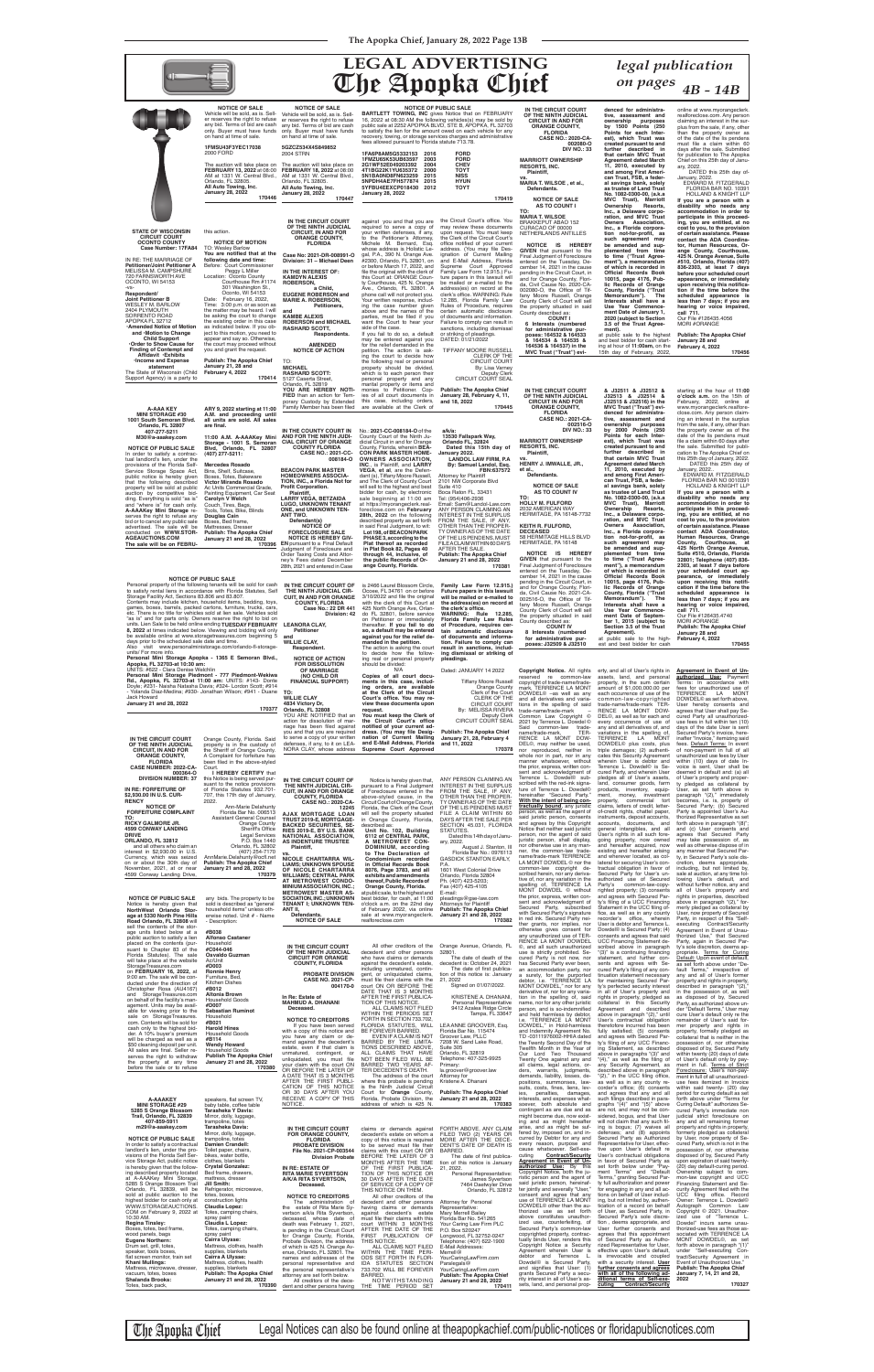# LEGAL ADVERTISING

## The Apopka Chief

*legal publication on pages 4B - 14B*

---

**NOTICE OF SALE**

Vehicle will be sold, as is. Seller reserves the right to refuse any bid. Terms of bid are cash only. Buyer must have funds on hand at time of sale.

**1FMSU43F3YEC17038**
2000 FORD

The auction will take place on **FEBRUARY 13, 2022** at 08:00 AM at 1331 W. Central Blvd., Orlando, FL 32805.
**All Auto Towing, Inc.**
**January 28, 2022**
**170446**

---

**NOTICE OF SALE**

Vehicle will be sold, as is. Seller reserves the right to refuse any bid. Terms of bid are cash only. Buyer must have funds on hand at time of sale.

**5GZCZ534X4S849852**
2004 STRN

The auction will take place on **FEBRUARY 18, 2022** at 08:00 AM at 1331 W. Central Blvd., Orlando, FL 32805.
**All Auto Towing, Inc.**
**January 28, 2022**
**170447**

---

**NOTICE OF PUBLIC SALE**

**BARTLETT TOWING, INC** gives Notice that on FEBRUARY 16, 2022 at 08:30 AM the following vehicles(s) may be sold by public sale at 2252 APOPKA BLVD. STE B, APOPKA, FL 32703 to satisfy the lien for the amount owed on each vehicle for any recovery, towing, or storage services charges and administrative fees allowed pursuant to Florida statute 713.78.

| | | |
|---|---|---|
| 1FA6P8AM8G5332153 | 2016 | FORD |
| 1FMZU65K53UB63597 | 2003 | FORD |
| 2G1WF52E049200392 | 2004 | CHEV |
| 4T1BG22K1YU635372 | 2000 | TOYT |
| 5N1BA08D98N623259 | 2015 | NISS |
| 5NPDH4AE7FH577874 | 2015 | HYUN |
| 5YFBURHE5KP918430 | 2012 | TOYT |

**January 28, 2022**
**170419**

---

**IN THE CIRCUIT COURT OF THE NINTH JUDICIAL CIRCUIT IN AND FOR ORANGE COUNTY, FLORIDA**
**CASE NO.: 2020-CA-002080-O**
**DIV NO.: 40**

**MARRIOTT OWNERSHIP RESORTS, INC.**
**Plaintiff,**
**vs.**
**MARIA T. WILSOE , et al.,**
**Defendants.**

**NOTICE OF SALE AS TO COUNT I**

**TO:**
**MARIA T. WILSOE**
BRAKKEPUT ABAD 152
CURACAO OF 00000
NETHERLANDS ANTILLES

**NOTICE IS HEREBY GIVEN** that pursuant to the Final Judgment of Foreclosure entered on the Tuesday, December 14, 2021 in the cause pending in the Circuit Court, in and for Orange County, Florida, Civil Cause No. 2020-CA-002080-O, the Office of Tiffany Moore Russell, Orange County Clerk of Court will sell the property situated in said County described as:

**COUNT I**
**6 Interests (numbered for administrative purposes: 164532 & 164533 & 164534 & 164535 & 164536 & 164537) in the MVC Trust ("Trust") evidenced for administrative, assessment and ownership purposes by 1500 Points (250 Points for each Interest), which Trust was created pursuant to and further described in that certain MVC Trust Agreement dated March 11, 2010, executed by and among First American Trust, FSB, a federal savings bank, solely as trustee of Land Trust No. 1082-0300-00, (a.k.a MVC Trust), Marriott Ownership Resorts, Inc., a Delaware corporation, and MVC Trust Owners Association, Inc., a Florida corporation not-for-profit, as such agreement may be amended and supplemented from time to time ("Trust Agreement"), a memorandum of which is recorded in Official Records Book 10015, page 4176, Public Records of Orange County, Florida ("Trust Memorandum"). The Interests shall have a Use Year Commencement Date of January 1, 2020 (subject to Section 3.5 of the Trust Agreement).**

at public sale to the highest and best bidder for cash starting at the hour of **11:00am**, on the 15th day of February, 2022, online at www.myorangeclerk.realforeclose.com. Any person claiming an interest in the surplus from the sale, if any, other than the property owner as of the date of the lis pendens must file a claim within 60 days after the sale. Submitted for publication to The Apopka Chief on the 25th day of January, 2022.

DATED this 25th day of January, 2022.
EDWARD M. FITZGERALD
FLORIDA BAR NO. 10391
HOLLAND & KNIGHT LLP

**If you are a person with a disability who needs any accommodation in order to participate in this proceeding, you are entitled, at no cost to you, to the provision of certain assistance. Please contact the ADA Coordinator, Human Resources, Orange County Courthouse, 425 N. Orange Avenue, Suite #510, Orlando, Florida (407) 836-2303, at least 7 days before your scheduled court appearance, or immediately upon receiving this notification if the time before the scheduled appearance is less than 7 days; if you are hearing or voice impaired, call 711.**

Our File #126435.4066
MORI #ORANGE

**Publish: The Apopka Chief**
**January 28 and February 4, 2022**
**170456**

---

**STATE OF WISCONSIN CIRCUIT COURT OCONTO COUNTY**
**Case Number: 17FA84**

IN RE: THE MARRIAGE OF **Petitioner/Joint Petitioner A** MELISSA M. CAMPSHURE 720 FARNSWORTH AVE OCONTO, WI 54153
-vs-
**Respondent/ Joint Petitioner B** WESLEY M. BARLOW 2404 PLYMOUTH SORRENTO ROAD APOPKA FL 32712

**\*Amended Notice of Motion and Motion to Change Child Support**
**\*Order to Show Cause for Finding of Contempt and Affidavit \*Exhibits**
**\*Income and Expense statement**

The State of Wisconsin (Child Support Agency) is a party to this action.

**NOTICE OF MOTION**

TO: Wesley Barlow
**You are notified that at the following date and time:**
Before: Court Commissioner Peggy L.Miller
Location: Oconto County Courthouse Rm #1174 301 Washington St., Oconto, WI 54153
Date: February 16, 2022,
Time: 3:00 p.m. or as soon as the matter may be heard. I will be asking the court to change the existing order in this case as indicated below. If you object to this motion, you need to appear and say so. Otherwise, the court may proceed without you and grant the request.

**Publish: The Apopka Chief**
**January 21, 28 and February 4, 2022**
**170414**

---

**IN THE CIRCUIT COURT OF THE NINTH JUDICIAL CIRCUIT IN AND FOR ORANGE COUNTY, FLORIDA**

**Case No: 2021-DR-008991-O**
**Division: 31 – Michael Deen**

**IN THE INTEREST OF:**
**MICHAEL ALEXIS ROBERSON,**
**a Child,**
**EUGENE ROBERSON and MARIE A. ROBERSON,**
**Petitioners,**
**and**
**KAMBE ALEXIS ROBERSON and MICHAEL RASHARD SCOTT,**
**Respondents.**

**AMENDED NOTICE OF ACTION**

**TO:**
**MICHAEL RASHARD SCOTT:**
5127 Casento Street,
Orlando, FL 32819
**YOU ARE HEREBY NOTIFIED** that an action for Temporary Custody by Extended Family Member has been filed against you and that you are required to serve a copy of your written defenses, if any, to the Petitioner's Attorney, Michelle M. Emerell, Esq. whose address is Holistic Legal, P.A., 390 N. Orange Ave., #2300, Orlando, FL 32801, on or before March 17, 2022, and file the original with the clerk of this Court at ORANGE County, 425 N. Orange Ave., Orlando, FL 32801. A phone call will not protect you. Your written response, including the case number given above and the names of the parties, must be filed if you want the Court to hear your side of the case.

If you fail to do so, a default may be entered against you for the relief demanded in the petition. The action is asking the court to decide how the following real or personal property should be divided, which is to each person their personal property and any marital property or items and monies to Petitioner. Copies of all court documents in this case, including orders, are available at the Clerk of the Circuit Court's office. You may review these documents upon request. You must keep the Clerk of the Circuit Court's office notified of your current address. (You may file Designation of Current Mailing and E-Mail Address, Florida Supreme Court Approved Family Law Form 12.915.) Future papers in this lawsuit will be mailed or e-mailed to the address(es) on record at the clerk's office. WARNING: Rule 12.285, Florida Family Law Rules of Procedure, requires certain automatic disclosure of documents and information. Failure to comply can result in sanctions, including dismissal or striking of pleadings.

DATED: 01/21/2022

TIFFANY MOORE RUSSELL
CLERK OF THE CIRCUIT COURT
By: Lisa Varney
Deputy Clerk
CIRCUIT COURT SEAL

**Publish: The Apopka Chief**
**January 28, February 4, 11, and 18, 2022**
**170445**

---

**A-AAA KEY MINI STORAGE #30**
**1001 South Semoran Blvd. Orlando, FL 32807**
**407-277-5211**
**M30@a-aaakey.com**

**NOTICE OF PUBLIC SALE**

In order to satisfy a contractual landlord's lien, under the provisions of the Florida Self-Service Storage Space Act, public notice is hereby given that the following described property will be sold at public auction by competitive bidding. Everything is sold "as is" and "where is" for cash only. **A-AAAKey Mini Storage** reserves the right to refuse any bid or to cancel any public sale advertised. The sale will be conducted on **WWW.STORAGEAUCTIONS.COM**
**The sale will be on FEBRUARY 9, 2022 starting at 11:00 A.M. and proceeding until all units are sold. All sales are final.**

**11:00 A.M. A-AAAKey Mini Storage - 1001 S. Semoran Blvd. Orlando, FL 32807 (407) 277-5211:**

**Mercedes Rosado**
Bins, Shelf, Suitcase, Boxes, Totes, Bakeware
**Victor Miranda Rosado**
Air Units Commercial Grade, Painting Equipment, Car Seat
**Carolyn V Welch**
Couch, Tires, Bags, Tools, Totes, Bike, Blinds
**Douglas Cain**
Boxes, Bed frame, Mattresses, Dresser

**Publish: The Apopka Chief**
**January 21 and 28, 2022**
**170396**

---

**IN THE COUNTY COURT IN AND FOR THE NINTH JUDICIAL CIRCUIT OF ORANGE COUNTY, FLORIDA**
**CASE NO.: 2021-CC-008184-O**

**BEACON PARK MASTER HOMEOWNERS ASSOCIATION, INC., a Florida Not for Profit Corporation,**
**Plaintiff,**
**v.**
**LARRY TRIGO, BETZAIDA LUGO, UNKNOWN TENANT ONE, and UNKNOWN TENANT TWO,**
**Defendant(s).**

**NOTICE OF FORECLOSURE SALE**

**NOTICE IS HEREBY GIVEN** pursuant to a Final Default Judgment of Foreclosure and Order Taxing Costs and Attorney's Fees dated December 28th, 2021 and entered in Case No.: 2021-CC-008184-O of the County Court of the Ninth Judicial Circuit in and for Orange County, Florida, wherein **BEACON PARK MASTER HOMEOWNERS ASSOCIATION, INC.**, is Plaintiff, and **LARRY VEGA, et al.** are the Defendant (s), Tiffany Moore Russell, and The Clerk of County Court will sell to the highest and best bidder for cash, by electronic sale at www.myorangeclerk.realforeclose.com at https://myorangeclerk.realforeclose.com on **February 28th, 2022** on the following described property as set forth in said Final Judgment, to wit:

**Lot 198, of BEACON PARK PHASE 1, according to the Plat thereof as recorded in Plat Book 62, Page 40 through 45, inclusive, of the public Records of Orange County, Florida.**

**a/k/a:**
**13530 Fallspark Way, Orlando FL, 32824**
**Dated: 19th day of January, 2022.**

**LANDOL LAW FIRM, P.A.**
**By: Samuel Landol, Esq., FBN:637572**

Attorney for Plaintiff
2101 NW Corporate Blvd
Suite 316
Boca Raton FL, 33431
Tel: (954)456-2536
Email: Sam@Landol-Law.com

ANY PERSON CLAIMING AN INTEREST IN THE SURPLUS FROM THE SALE, IF ANY, OTHER THAN THE PROPERTY OWNER AS OF THE DATE OF THE LIS PENDENS MUST FILE A CLAIM WITHIN 60 DAYS AFTER THE SALE.

**Publish: The Apopka Chief**
**January 21 and 28, 2022**
**170407**

---

**IN THE CIRCUIT COURT OF THE NINTH JUDICIAL CIRCUIT IN AND FOR ORANGE COUNTY, FLORIDA**
**CASE NO.: 2021-CA-002516-O**
**DIV NO.: 33**

**MARRIOTT OWNERSHIP RESORTS, INC.**
**Plaintiff,**
**vs.**
**HENRY J. IMWALLE, JR., et al.,**
**Defendants.**

**NOTICE OF SALE AS TO COUNT IV**

**TO:**
**HOLLY M. FULFORD**
2032 AMERICAN WAY
HERMITAGE, PA 16148-7732

**KEITH R. FULFORD, DECEASED**
58 HERMITAGE HILLS BLVD
HERMITAGE, PA 16148

**NOTICE IS HEREBY GIVEN** that pursuant to the Final Judgment of Foreclosure entered on the Tuesday, December 14, 2021 in the cause pending in the Circuit Court, in and for Orange County, Florida, Civil Cause No. 2021-CA-002516-O, the Office of Tiffany Moore Russell, Orange County Clerk of Court will sell the property situated in said County described as:

**COUNT IV**
**8 Interests (numbered for administrative purposes: J32509 & J32510 & J32511 & J32512 & J32513 & J32514 & J32515 & J32516) in the MVC Trust ("Trust") evidenced for administrative, assessment and ownership purposes by 2000 Points (250 Points for each Interest), which Trust was created pursuant to and further described in that certain MVC Trust Agreement dated March 11, 2010, executed by and among First American Trust, FSB, a federal savings bank, solely as trustee of Land Trust No. 1082-0300-00, (a.k.a MVC Trust), Marriott Ownership Resorts, Inc., a Delaware corporation, and MVC Trust Owners Association, Inc., a Florida corporation not-for-profit, as such agreement may be amended and supplemented from time to time ("Trust Agreement"), a memorandum of which is recorded in Official Records Book 10015, page 4176, Public Records of Orange County, Florida ("Trust Memorandum"). The Interests shall have a Use Year Commencement Date of September 1, 2015 (subject to Section 3.5 of the Trust Agreement).**

at public sale to the highest and best bidder for cash starting at the hour of **11:00 o'clock a.m.** on the 15th of February, 2022, online at www.myorangeclerk.realforeclose.com. Any person claiming an interest in the surplus from the sale, if any, other than the property owner as of the date of the lis pendens must file a claim within 60 days after the sale. Submitted for publication to The Apopka Chief on the 25th day of January, 2022.

DATED this 25th day of January, 2022.
EDWARD M. FITZGERALD
FLORIDA BAR NO 0010391
HOLLAND & KNIGHT LLP

**If you are a person with a disability who needs any accommodation in order to participate in this proceeding, you are entitled, at no cost to you, to the provision of certain assistance. Please contact ADA Coordinator, Human Resources, Orange County, Courthouse, at 425 North Orange Avenue, Suite #510, Orlando, Florida 32801; Telephone (407) 836-2303, at least 7 days before your scheduled court appearance, or immediately upon receiving this notification if the time before the scheduled appearance is less than 7 days; if you are hearing or voice impaired, call 711.**

Our File #126435.4740
MORI #ORANGE

**Publish: The Apopka Chief**
**January 28 and February 4, 2022**
**170455**

---

**NOTICE OF PUBLIC SALE**

Personal property of the following tenants will be sold for cash to satisfy rental liens in accordance with Florida Statutes, Self Storage Facility Act, Sections 83.806 and 83.807. Contents may include kitchen, household items, bedding, toys, games, boxes, barrels, packed cartons, furniture, trucks, cars, etc. There is no title for vehicles sold at lien sale. Vehicles sold "as is" and for parts only. Owners reserve the right to bid on units. Lien Sale to be held online ending **TUESDAY FEBRUARY 8, 2022** at times indicated below. Viewing and bidding will only be available online at www.storagetreasures.com beginning 5 days prior to the scheduled sale date and time.
Also visit www.personalministorage.com/orlando-fl-storage-units/ For more info.

**Personal Mini Storage Apopka - 1365 E Semoran Blvd., Apopka, FL 32703-at 10:30 am:**
UNITS: #622 - Clara Denise Welchlin
**Personal Mini Storage Piedmont - 777 Piedmont-Wekiwa Rd., Apopka, FL 32703-at 11:00 am:** UNITS: #143- Donte Doyle; #231- Narahe Natasha Davis; #324- London Scott; #414 - Yolanda Diaz-Medina; #930- Jonathan Wilson; #941 - Duane Jack Renard

**January 21 and 28, 2022**
**170377**

---

**IN THE CIRCUIT COURT OF THE NINTH JUDICIAL CIRCUIT, IN AND FOR ORANGE COUNTY, FLORIDA**
**CASE NO.: 2021-DR-008184-O**
**Division: 42**

**LEANORA CLAY,**
**Petitioner**
**and**
**WILLIE CLAY,**
**Respondent.**

**NOTICE OF ACTION FOR DISSOLUTION OF MARRIAGE (NO CHILD OR FINANCIAL SUPPORT)**

**TO:**
**WILLIE CLAY**
**4834 Victory Dr.**
**Orlando, FL 32808**

YOU ARE NOTIFIED that an action for dissolution of marriage has been filed against you and that you are required to serve a copy of your written defenses, if any, to it on LEANORA CLAY, whose address is 2466 Laurel Blossom Circle, Ocoee, FL 34761 on or before 3/10/2022 and file the original with the clerk of this Court at 425 North Orange Ave, Orlando, FL 32801, before service on Petitioner or immediately thereafter. **If you fail to do so, a default may be entered against you for the relief demanded in the petition.**

The action is asking the court to decide how the following real or personal property should be divided: N/A

**Copies of all court documents in this case, including orders, are available at the Clerk of the Circuit Court's office. You may review these documents upon request.**

**You must keep the Clerk of the Circuit Court's office notified of your current address. (You may file Designation of Current Mailing and E-Mail Address, Florida Supreme Court Approved Family Law Form 12.915.) Future papers in this lawsuit will be mailed or e-mailed to the address(es) on record at the clerk's office.**

**WARNING: Rule 12.285, Florida Family Law Rules of Procedure, requires certain automatic disclosure of documents and information. Failure to comply can result in sanctions, including dismissal or striking of pleadings.**

Dated: JANUARY 14 2022

Tiffany Moore Russell
Orange County
Clerk of the Court
CLERK OF THE CIRCUIT COURT
By: MELISSA RIVERA
Deputy Clerk
CIRCUIT COURT SEAL

**Publish: The Apopka Chief**
**January 21, 28, February 4 and 11, 2022**
**170378**

---

**IN THE CIRCUIT COURT OF THE NINTH JUDICIAL CIRCUIT, IN AND FOR ORANGE COUNTY, FLORIDA**
**CASE NUMBER: 2022-CA-000364-O**
**DIVISION NUMBER: 37**

**IN RE: FORFEITURE OF $2,930.00 IN U.S. CURRENCY**

**NOTICE OF FORFEITURE COMPLAINT**

**TO:**
**RICKY GALMORE JR.**
**4599 CONWAY LANDING DRIVE,**
**ORLANDO, FL 32812**

and all others who claim an interest in $2,930.00 in U.S. Currency, which was seized on or about the 30th day of November, 2021, at or near 4599 Conway Landing Drive, Orange County, Florida. Said property is in the custody of the Sheriff of Orange County. A Complaint for forfeiture has been filed in the above-styled Court.

**I HEREBY CERTIFY** that this Notice is being served pursuant to the notice provisions of Florida Statutes 932.701-707, this 17th day of January, 2022.

Ann-Marie Delahunty
Florida Bar No. 006513
Assistant General Counsel
Orange County
Sheriff's Office
Legal Services
P.O. Box 1440
Orlando, FL 32802
(407) 254-7170
AnnMarie.Delahunty@ocfl.net

**Publish: The Apopka Chief**
**January 21 and 28, 2022**
**170379**

---

**IN THE CIRCUIT COURT OF THE NINTH JUDICIAL CIRCUIT, IN AND FOR ORANGE COUNTY, FLORIDA**
**CASE NO.: 2020-CA-12045**

**AJAX MORTGAGE LOAN TRUST 2019-E, MORTGAGE-BACKED SECURITIES, SERIES 2019-E, BY U.S. BANK NATIONAL ASSOCIATION, AS INDENTURE TRUSTEE,**
**Plaintiff,**
**vs.**
**NICOLE CHARTARRIA WILLIAMS; UNKNOWN SPOUSE OF NICOLE CHARTARRIA WILLIAMS; CENTRAL PARK AT METROWEST CONDOMINIUMASSOCIATION, INC.; METROWEST MASTER ASSOCIATION, INC.; UNKNOWN TENANT 1; UNKNOWN TENANT 2,**
**Defendants.**

**NOTICE OF SALE**

Notice is hereby given that, pursuant to a Final Judgment of Foreclosure entered in the above-styled cause, in the Circuit Court of Orange County, Florida, the Clerk of the Court will sell the property situated in Orange County, Florida, described as:

**Unit No. 1012, of Building 6112 of CENTRAL PARK, A METROWEST CONDOMINIUM, according to The Declaration of Condominium recorded in Official Records Book 8423, Page 1229 and any exhibits and amendments thereof, Public Records of Orange County, Florida.**

at public sale, to the highest and best bidder, for cash, at 11:00 o'clock a.m. on the 22nd day of February 2022, via online sale at www.myorangeclerk.realforeclose.com

ANY PERSON CLAIMING AN INTEREST IN THE SURPLUS FROM THE SALE, IF ANY, OTHER THAN THE PROPERTY OWNER AS OF THE DATE OF THE LIS PENDENS MUST FILE A CLAIM WITHIN 60 DAYS AFTER THE SALE, PURSUANT TO FLORIDA STATUTES, SECTION 45.031, FLORIDA STATUTES.

Dated this 14th day of January, 2022.

August J. Stanton, III
Florida Bar No.: 0976113
GASDICK STANTON EARLY, P.A.
1601 West Colonial Drive
Orlando, Florida 32804
Ph. (407) 425-3203;
Fax (407) 425-4105
E-mail: pleadings@gse-law.com
Attorneys for Plaintiff

**Publish: The Apopka Chief**
**January 21 and 28, 2022**
**170382**

---

**Copyright Notice.** All rights reserved re common-law copyright of trade-name/trade-mark, TERRENCE LA MONT DOWDELL© -as well as any and all derivatives and variations in the spelling of said trade-name/trade-mark- Common Law Copyright © 2021 by Terrence L. Dowdell © Said common-law trade-name/trade-mark, TERRENCE LA MONT DOWDELL©, may neither be used, nor reproduced, neither in whole nor in part, nor in any manner whatsoever, without the prior, express, written consent and acknowledgment of Terrence L. Dowdell© autographed with the red-ink signature of Terrence L. Dowdell© hereinafter "Secured Party." **With the intent of being contractually bound**, any juristic person, as well as the agent of said juristic person, consents and agrees by this Copyright Notice that neither said juristic person, nor the agent of said juristic person, shall display, nor otherwise use in any manner, the common-law trade-name/trade-mark TERRENCE LA MONT DOWDELL© nor the common-law copyright described herein, nor any derivative of, nor any variation in the spelling of, TERRENCE LA MONT DOWDEL © without the prior, express, written consent and acknowledgment of Secured Party, as signified by Secured Party's signature in red ink. Secured Party neither grants, nor implies, nor otherwise gives consent for any unauthorized use of TERRENCE LA MONT DOWDELL ©, and all such unauthorized use is strictly prohibited. Secured Party is not now, nor has Secured Party ever been, an accommodation party, nor a surety, for the purported debtor, i.e. "TERRENCE LA MONT DOWDELL" nor for any derivative of, nor for any variation in the spelling of, said name, nor for any other juristic person, and is so-indemnified and held harmless by debtor, i.e. "TERRENCE LA MONT DOWDELL" in Hold-harmless and Indemnity Agreement No. TD -03111976002-HHIA dated the Twenty Second Day of the Twelfth Month in the Year of Our Lord Two Thousand Twenty One against any and all claims, legal actions, orders, warrants, judgments, demands, liability, losses, depositions, summonses, lawsuits, costs, fines, liens, levies, penalties, damages, interests, and expenses whatsoever, both absolute and contingent as are due and as might become due, now existing and as might hereafter arise, and as might be suffered by, imposed on, and incurred by Debtor for any and every reason, purpose and cause whatsoever. Self-executing **Contract/Security Agreement in Event of Unauthorized Use:** By this Copyright Notice, both the juristic person and the agent of said juristic person, hereinafter jointly and severally "User," consent and agree that any use of TERRENCE LA MONT DOWDELL© other than the authorized use as set forth above constitutes unauthorized use, counterfeiting, of Secured Party's common-law copyrighted property, contractually binds User, renders this Copyright Notice a Security Agreement wherein User is debtor and Terrence L. Dowdell© is Secured Party, and signifies that User: (1) grants Secured Party a security interest in all of User's assets, land, and personal property, and in all of User's interest in assets, land, and personal property, in the sum certain amount of $1,000,000.00 per each occurrence of use of the common-law-copyrighted trade-name/trade-mark TERRENCE LA MONT DOWDELL©, as well as for each and every occurrence of use of any and all derivatives of, and variations in the spelling of, TERRENCE LA MONT DOWDELL© plus costs, plus triple damages; (2) authenticates this Security Agreement wherein User is debtor and Terrence L. Dowdell© is Secured Party, and wherein User pledges all of User's assets, land, consumer goods, farm products, inventory, equipment, money, investment property, commercial tort claims, letters of credit, letter-of-credit rights, chattel paper, instruments, deposit accounts, accounts, documents, and general intangibles, and all User's rights in all such foregoing property, now owned and hereafter acquired, now existing and hereafter arising and wherever located, as collateral for securing User's contractual obligation in favor of Secured Party for User's unauthorized use of Secured Party's common-law-copyrighted property; (3) consents and agrees with Secured Party's filing of a UCC Financing Statement in the UCC filing office, as well as in any county recorder's office, wherein User is debtor and Terrence L. Dowdell© is Secured Party; (4) consents and agrees that said UCC Financing Statement described above in paragraph "(3)" is a continuing financing statement, and further consents and agrees with Secured Party's filing of any continuation statement necessary for maintaining Secured Party's perfected security interest in all of User's property and rights in property, pledged as collateral in this Security Agreement and described above in paragraph "(2)," until User's contractual obligation therefore incurred has been fully satisfied; (5) consents and agrees with Secured Party's filing of any UCC Financing Statement, as described above in paragraphs "(3)" and "(4)," as well as the filing of any Security Agreement, as described above in paragraph "(2)," in the UCC filing office, as well as in any county recorder's office; (6) consents and agrees that any and all such filings described in paragraphs "(4)" and "(5)" above are not, and may not be considered, bogus, and that User will not claim that any such filing is bogus; (7) waives all defenses; and (8) appoints Secured Party as Authorized Representative for User, effective upon User's default re User's contractual obligations in favor of Secured Party as set forth below under "Payment Terms" and "Default Terms," granting Secured Party full authorization and power for engaging in any and all actions on behalf of User including, but not limited by, authentication of a record on behalf of User, as Secured Party, in Secured Party's sole discretion, deems appropriate, and User further consents and agrees that this appointment of Secured Party as Authorized Representative for User, effective upon User's default, is irrevocable and coupled with a security interest. **User further consents and agrees with all of the following additional terms of Self-executing Contract/Security Agreement in Event of Unauthorized Use:** Payment Terms: In accordance with fees for unauthorized use of TERRENCE LA MONT DOWDELL© as set forth above, User hereby consents and agrees that User shall pay Secured Party all unauthorized-use fees in full within ten (10) days of the date User is sent Secured Party's invoice, hereinafter "Invoice," itemizing said fees. Default Terms: In event of non-payment in full of all unauthorized-use fees by User within (10) days of date Invoice is sent, User shall be deemed in default and (a) all of User's property and property pledged as collateral by User, as set forth above in paragraph "(2)," immediately becomes, i.e. is, property of Secured Party; (b) Secured Party is appointed User's Authorized Representative as set forth above in paragraph "(8)"; and (c) User consents and agrees that Secured Party may take possession of, as well as otherwise dispose of in any manner that Secured Party, in Secured Party's sole discretion, deems appropriate, including, but not limited by, sale at auction, at any time following User's default, and without further notice, any and all of User's property and rights in properties, described above in paragraph "(2)," formerly pledged as collateral by User, now property of Secured Party, in respect of this "Self-executing Contract/Security Agreement in Event of Unauthorized Use," that Secured Party, again in Secured Party's sole discretion, deems appropriate. Terms for Curing Default: Upon event of default, as set forth above under "Default Terms," irrespective of any and all of User's former property and rights in property, described in paragraph "(2)," in the possession of, as well as disposed of by, Secured Party, as authorized above under "Default Terms," User may cure User's default only re the remainder of User's said former property and rights in property formerly pledged as collateral that is neither in the possession of, nor otherwise disposed of by, Secured Party within twenty (20) days of date of User's default only by payment in full. Terms of Strict Foreclosure: User's non-payment in full of all unauthorized-use fees itemized in Invoice within said twenty-(20)-day period for curing default as set forth above under "Terms for Curing Default" authorizes Secured Party's immediate non-judicial strict foreclosure on any and all remaining former property and rights in property, formerly pledged as collateral by User, now property of Secured Party, which is not in the possession of, nor otherwise disposed of, by Secured Party upon expiration of said twenty-(20) day default-curing period. Ownership subject to common-law copyright and UCC Financing Statement and Security Agreement filed with the UCC filing office. Record Owner: Terrence L. Dowdell© Autograph Common Law Copyright © 2022. Unauthorized use of "Terrence L. Dowdell" incurs same unauthorized-use fees as those associated with TERRENCE LA MONT DOWDELL©, as set forth above in paragraph "(1)" under "Self-executing Contract/Security Agreement in Event of Unauthorized Use."

**Publish: The Apopka Chief**
**January 7, 14, 21 and 28, 2022**
**170327**

---

**NOTICE OF PUBLIC SALE**

Notice is hereby given that NorthWest Orlando Storage at 5330 North Pine Hills Road Orlando, FL 32808 will sell the contents of the storage units listed below at a public auction to satisfy a lien placed on the contents (pursuant to Chapter 83 of the Florida Statutes). The sale will take place at the website StorageTreasures.com on **FEBRUARY 16, 2022**, at 9:00 am. The sale will be conducted under the direction of Christopher Rosa (AU4167) and StorageTreasures.com on behalf of the facility's management. Units may be available for viewing prior to the sale on StorageTreasures.com. Contents will be sold for cash only to the highest bidder. A 10% buyer's premium will be charged as well as a $50 cleaning deposit per unit. All sales are final. Seller reserves the right to withdraw the property at any time before the sale or to refuse any bids. The property to be sold is described as "general household items" unless otherwise noted. Unit # - Name - Description:

**#B038**
**Alfonso Castaner**
Household
**#C044-046**
**Davette Guzman**
Ac/Unit
**#D003**
**Ronnie Henry**
Furniture, Bed, Kitchen Dishes
**#B012**
**Altonia Brown**
Household Goods
**#D001**
**Sebastian Rumlnot**
Household
**#B021**
**Harold Hines**
Household Goods
**#B114**
**Wendy Howard**
Household Goods

**Publish: The Apopka Chief**
**January 21 and 28, 2022**
**170380**

---

**IN THE CIRCUIT COURT OF THE NINTH JUDICIAL CIRCUIT FOR ORANGE COUNTY, FLORIDA**

**PROBATE DIVISION**
**CASE NO. 2021-CP-004170-0**

**In Re: Estate of MAHMUD A. DHANANI**
**Deceased.**

**NOTICE TO CREDITORS**

If you have been served with a copy of this notice and you have any claim or demand against the decedent's estate, even if that claim is unmatured, contingent, or unliquidated, you must file your claim with the court ON OR BEFORE THE LATER OF A DATE THAT IS 3 MONTHS AFTER THE FIRST PUBLICATION OF THIS NOTICE OR 30 DAYS AFTER YOU RECEIVE A COPY OF THIS NOTICE.

All other creditors of the decedent and other persons who have claims or demands against the decedent's estate, including unmatured, contingent, or unliquidated claims, must file their claims with the court ON OR BEFORE THE DATE THAT IS 3 MONTHS AFTER THE FIRST PUBLICATION OF THIS NOTICE.

ALL CLAIMS NOT FILED WITHIN THE PERIODS SET FORTH IN SECTION 733.702, FLORIDA STATUTES, WILL BE FOREVER BARRED.

EVEN IF A CLAIM IS NOT BARRED BY THE LIMITATIONS DESCRIBED ABOVE, ALL CLAIMS THAT HAVE NOT BEEN FILED WILL BE BARRED TWO YEARS AFTER DECEDENT'S DEATH.

The address of the court where this probate is pending is the Ninth Judicial Circuit Court for Orange County, Florida, Probate Division, the address of which is 425 N. Orange Avenue, Orlando, FL 32801.

The date of death of the decedent is: October 24, 2021

The date of first publication of this notice is: January 21, 2022.

Signed on 01/07/2022.

KRISTENE A. DHANANI,
Personal Representative
9412 Azalea Ridge Circle
Tampa, FL 33647

LEA ANNE GROOVER, Esq.
Florida Bar No. 115474
EPGD Attorneys at Law, P.A.
7208 W. Sand Lake Road,
Suite 305
Orlando, FL 32819
Telephone: 407-325-9925
Primary: la.groover@groover.law
Attorney for
Kristene A. Dhanani

**Publish: The Apopka Chief**
**January 21 and 28, 2022**
**170383**

---

**A-AAAKEY MINI STORAGE #29**
**5285 S Orange Blossom Trail, Orlando, FL 32839**
**407-859-5511**
**m29@a-aaakey.com**

**NOTICE OF PUBLIC SALE**

In order to satisfy a contractual landlord's lien, under the provisions of the Florida Self Service Storage Act, public notice is hereby given that the following described property located at A-AAAKey Mini Storage, 5285 S Orange Blossom Trail Orlando, FL 32839, will be sold at public auction to the highest bidder for cash only at WWW.STORAGEAUCTIONS.COM on February 9, 2022 at 10:30 AM.

**Regina Tinsley:**
Boxes, Bins, bed frame, wood panels, bags
**Eugene Northern:**
Drum set, grill, totes, speaker, tools boxes, flat screen monitor, trash set
**Khari Mullings:**
Mattress, microwave, dresser, vacuum, totes, boxes
**Sheilandra Brooks:**
Totes, back pack, speakers, flat screen TV, baby table, coffee table
**Tarasheka Y Davis:**
Mirror, dolly, luggage, trampoline, totes
**Tarasheka Davis:**
Mirror, dolly, luggage, trampoline, totes
**Damien Crandell:**
Toilet paper, chairs, bikes, water bottle, clothes, blankets
**Crystal Gonzalez:**
Bed frame, drawers, mattress, dresser
**Jill Smith:**
Refrigerator, microwave, totes, boxes, construction lights
**Claudia Lopez:**
Totes, camping chairs, spray paint
**Claudia L. Lopez:**
Totes, camping chairs, spray paint
**Caira Ulysse:**
Mattress, clothes, health supplies, blankets
**Cairra A Ulysse:**
Mattress, clothes, health supplies, blankets

**Publish: The Apopka Chief**
**January 21 and 28, 2022**
**170398**

---

**IN THE CIRCUIT COURT FOR ORANGE COUNTY, FLORIDA**
**PROBATE DIVISION**
**File No. 2021-CP-003544**
**Division Probate**

**IN RE: ESTATE OF RITA MARIE SYVERTSON A/K/A RITA SYVERTSON, Deceased.**

**NOTICE TO CREDITORS**

The administration of the estate of Rita Marie Syvertson a/k/a Rita Syvertson, deceased, whose date of death was February 1, 2021, is pending in the Circuit Court for Orange County, Florida, Probate Division, the address of which is 425 N. Orange Avenue, Orlando, FL 32801. The names and addresses of the personal representative and the personal representative's attorney are set forth below.

All creditors of the decedent and other persons having claims or demands against decedent's estate on whom a copy of this notice is required to be served must file their claims with this court ON OR BEFORE THE LATER OF 3 MONTHS AFTER THE TIME OF THE FIRST PUBLICATION OF THIS NOTICE OR 30 DAYS AFTER THE DATE OF SERVICE OF A COPY OF THIS NOTICE ON THEM.

All other creditors of the decedent and other persons having claims or demands against decedent's estate must file their claims with this court WITHIN 3 MONTHS AFTER THE DATE OF THE FIRST PUBLICATION OF THIS NOTICE.

ALL CLAIMS NOT FILED WITHIN THE TIME PERIODS SET FORTH IN FLORIDA STATUTES SECTION 733.702 WILL BE FOREVER BARRED.

NOTWITHSTANDING THE TIME PERIODS SET FORTH ABOVE, ANY CLAIM FILED TWO (2) YEARS OR MORE AFTER THE DECEDENT'S DATE OF DEATH IS BARRED.

The date of first publication of this notice is January 21, 2022.

Personal Representative:
James Syvertson
7464 Clearbrook Drive
Orlando, FL 32812

Attorney for Personal Representative:
Mary Merrell Bailey
Florida Bar No. 541265
Your Caring Law Firm, PLLC
P.O. Box 520247
Longwood, FL 32752-0247
Telephone: (407) 622-1900
E-Mail Addresses:
MerrellB@YourCaringLawFirm.com
PaulineM@YourCaringLawFirm.com

**Publish: The Apopka Chief**
**January 21 and 28, 2022**
**170411**

---

Legal Notices can also be found online at theapopkachief.com/public-notices or floridapublicnotices.com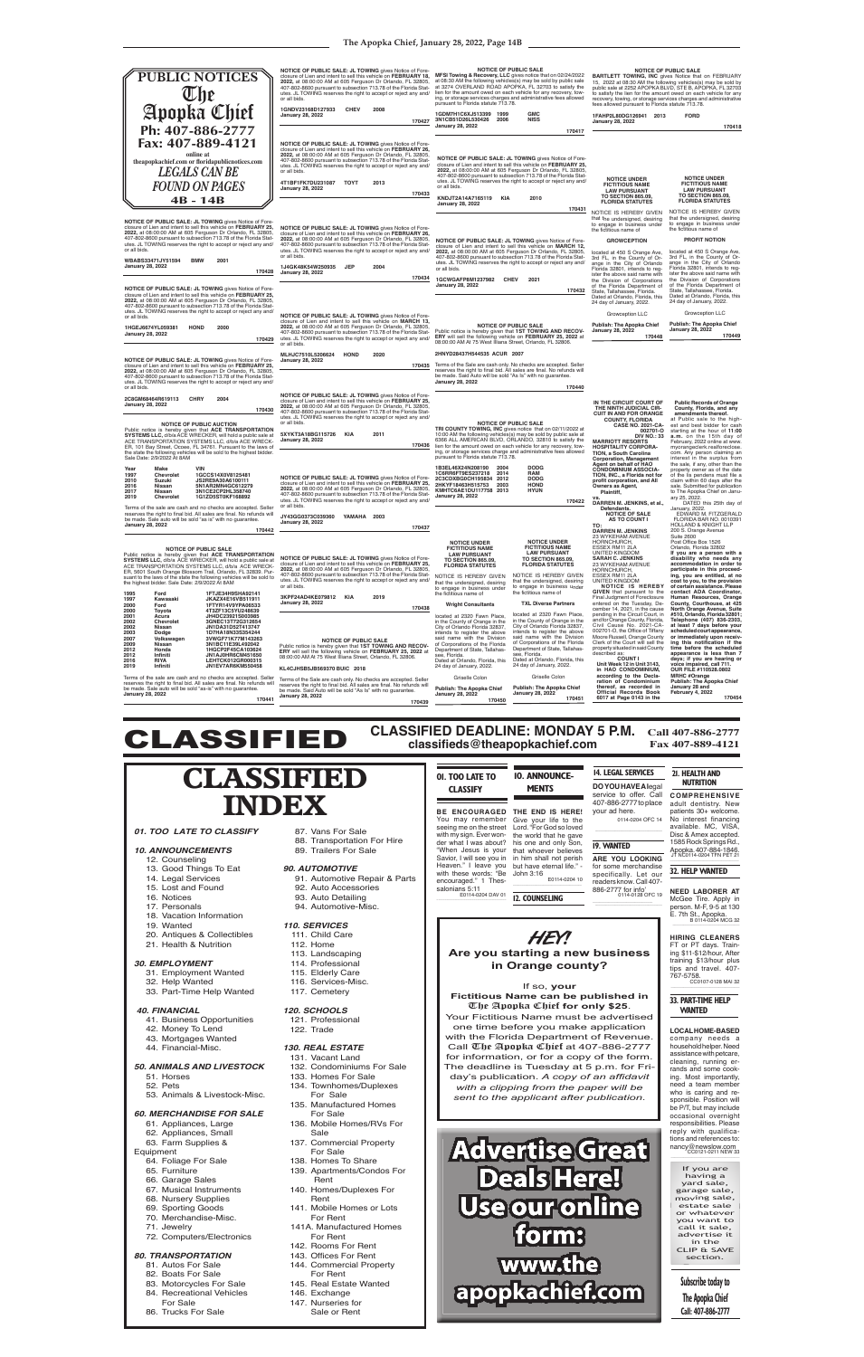# PUBLIC NOTICES

## The Apopka Chief

**Ph: 407-886-2777**
**Fax: 407-889-4121**

online at
theapopkachief.com or floridapublicnotices.com

*LEGALS CAN BE FOUND ON PAGES*
**4B - 14B**

**NOTICE OF PUBLIC SALE: JL TOWING** gives Notice of Foreclosure of Lien and intent to sell this vehicle on **FEBRUARY 25, 2022,** at 08:00:00 AM at 605 Ferguson Dr Orlando, FL 32805, 407-802-8600 pursuant to subsection 713.78 of the Florida Statutes. JL TOWING reserves the right to accept or reject any and/ or all bids.

**WBABS33471JY51594 BMW 2001**
**January 28, 2022**
**170428**

**NOTICE OF PUBLIC SALE: JL TOWING** gives Notice of Foreclosure of Lien and intent to sell this vehicle on **FEBRUARY 25, 2022,** at 08:00:00 AM at 605 Ferguson Dr Orlando, FL 32805, 407-802-8600 pursuant to subsection 713.78 of the Florida Statutes. JL TOWING reserves the right to accept or reject any and/ or all bids.

**1HGEJ6674YL059381 HOND 2000**
**January 28, 2022**
**170429**

**NOTICE OF PUBLIC SALE: JL TOWING** gives Notice of Foreclosure of Lien and intent to sell this vehicle on **FEBRUARY 25, 2022,** at 08:00:00 AM at 605 Ferguson Dr Orlando, FL 32805, 407-802-8600 pursuant to subsection 713.78 of the Florida Statutes. JL TOWING reserves the right to accept or reject any and/ or all bids.

**2C8GM68464R619113 CHRY 2004**
**January 28, 2022**
**170430**

**NOTICE OF PUBLIC AUCTION**

Public notice is hereby given that **ACE TRANSPORTATION SYSTEMS LLC,** d/b/a ACE WRECKER, will hold a public sale at ACE TRANSPORTATION SYSTEMS LLC, d/b/a ACE WRECKER, 101 Bay Street, Ocoee, FL 34761. Pursuant to the laws of the state the following vehicles will be sold to the highest bidder. Sale Date: 2/9/2022 At 8AM

| Year | Make | VIN |
|---|---|---|
| 1997 | Chevrolet | 1GCCS14X0V8125481 |
| 2010 | Suzuki | JS2RE9A30A6100111 |
| 2016 | Nissan | 5N1AR2MN4GC612279 |
| 2017 | Nissan | 3N1CE2CP3HL358740 |
| 2019 | Chevrolet | 1G1ZD5ST0KF168892 |

Terms of the sale are cash and no checks are accepted. Seller reserves the right to final bid. All sales are final. No refunds will be made. Sale auto will be sold "as is" with no guarantee.
**January 28, 2022**
**170442**

**NOTICE OF PUBLIC SALE**

Public notice is hereby given that **ACE TRANSPORTATION SYSTEMS LLC,** d/b/a ACE WRECKER, will hold a public sale at ACE TRANSPORTATION SYSTEMS LLC, d/b/a ACE WRECKER, 5601 South Orange Blossom Trail, Orlando, FL 32839. Pursuant to the laws of the state the following vehicles will be sold to the highest bidder. Sale Date: 2/9/2022 At 8AM

| | | |
|---|---|---|
| 1995 | Ford | 1FTJE34H9SHA92141 |
| 1997 | Kawasaki | JKAZX4E16VB511911 |
| 2000 | Ford | 1FTYR14V0YPA06533 |
| 2000 | Toyota | 4T3ZF13C5YU246639 |
| 2001 | Acura | JH4DC23921S003985 |
| 2002 | Chevrolet | 3GNEC13T72G312654 |
| 2002 | Nissan | JN1DA31D92T412747 |
| 2003 | Dodge | 1D7HA18N33S354244 |
| 2007 | Volkswagen | 3VWGF71K77M143263 |
| 2009 | Nissan | 3N1BC11E39L492042 |
| 2012 | Honda | 1HGCP2F45CA103624 |
| 2012 | Infiniti | JN1AJ0HR6CM451650 |
| 2016 | RIYA | LEHTCK012GR000315 |
| 2019 | Infiniti | JN1EV7AR6KM550458 |

Terms of the sale are cash and no checks are accepted. Seller reserves the right to final bid. All sales are final. No refunds will be made. Sale auto will be sold "as-is" with no guarantee.
**January 28, 2022**
**170441**

**NOTICE OF PUBLIC SALE: JL TOWING** gives Notice of Foreclosure of Lien and intent to sell this vehicle on **FEBRUARY 18, 2022,** at 08:00:00 AM at 605 Ferguson Dr Orlando, FL 32805, 407-802-8600 pursuant to subsection 713.78 of the Florida Statutes. JL TOWING reserves the right to accept or reject any and/ or all bids.

**1GNDV23168D127933 CHEV 2008**
**January 28, 2022**
**170427**

**NOTICE OF PUBLIC SALE: JL TOWING** gives Notice of Foreclosure of Lien and intent to sell this vehicle on **FEBRUARY 26, 2022,** at 08:00:00 AM at 605 Ferguson Dr Orlando, FL 32805, 407-802-8600 pursuant to subsection 713.78 of the Florida Statutes. JL TOWING reserves the right to accept or reject any and/ or all bids.

**4T1BF1FK7DU231087 TOYT 2013**
**January 28, 2022**
**170433**

**NOTICE OF PUBLIC SALE: JL TOWING** gives Notice of Foreclosure of Lien and intent to sell this vehicle on **FEBRUARY 26, 2022,** at 08:00:00 AM at 605 Ferguson Dr Orlando, FL 32805, 407-802-8600 pursuant to subsection 713.78 of the Florida Statutes. JL TOWING reserves the right to accept or reject any and/ or all bids.

**1J4GK48K54W250935 JEP 2004**
**January 28, 2022**
**170434**

**NOTICE OF PUBLIC SALE: JL TOWING** gives Notice of Foreclosure of Lien and intent to sell this vehicle on **MARCH 13, 2022,** at 08:00:00 AM at 605 Ferguson Dr Orlando, FL 32805, 407-802-8600 pursuant to subsection 713.78 of the Florida Statutes. JL TOWING reserves the right to accept or reject any and/ or all bids.

**MLHJC7510L5206624 HOND 2020**
**January 28, 2022**
**170435**

**NOTICE OF PUBLIC SALE: JL TOWING** gives Notice of Foreclosure of Lien and intent to sell this vehicle on **FEBRUARY 25, 2022,** at 08:00:00 AM at 605 Ferguson Dr Orlando, FL 32805, 407-802-8600 pursuant to subsection 713.78 of the Florida Statutes. JL TOWING reserves the right to accept or reject any and/ or all bids.

**5XYKT3A18BG115726 KIA 2011**
**January 28, 2022**
**170436**

**NOTICE OF PUBLIC SALE: JL TOWING** gives Notice of Foreclosure of Lien and intent to sell this vehicle on **FEBRUARY 25, 2022,** at 08:00:00 AM at 605 Ferguson Dr Orlando, FL 32805, 407-802-8600 pursuant to subsection 713.78 of the Florida Statutes. JL TOWING reserves the right to accept or reject any and/ or all bids.

**JYAGG037C039360 YAMAHA 2003**
**January 28, 2022**
**170437**

**NOTICE OF PUBLIC SALE: JL TOWING** gives Notice of Foreclosure of Lien and intent to sell this vehicle on **FEBRUARY 25, 2022,** at 08:00:00 AM at 605 Ferguson Dr Orlando, FL 32805, 407-802-8600 pursuant to subsection 713.78 of the Florida Statutes. JL TOWING reserves the right to accept or reject any and/ or all bids.

**3KPF24AD4KE079812 KIA 2019**
**January 28, 2022**
**170438**

**NOTICE OF PUBLIC SALE**

Public notice is hereby given that **1ST TOWING AND RECOVERY** will sell the following vehicle on **FEBRUARY 25, 2022** at 08:00:00 AM at 75 West Illiana Street, Orlando, FL 32806.

**KL4CJHSB5JB569370 BUIC 2018**

Terms of the Sale are cash only. No checks are accepted. Seller reserves the right to final bid. All sales are final. No refunds will be made. Said Auto will be sold "As Is" with no guarantee.
**January 28, 2022**
**170439**

**NOTICE OF PUBLIC SALE**

**MFSI Towing & Recovery, LLC** gives notice that on 02/24/2022 at 08:30 AM the following vehicles(s) may be sold by public sale at 3274 OVERLAND ROAD APOPKA, FL 32703 to satisfy the lien for the amount owed on each vehicle for any recovery, towing, or storage services charges and administrative fees allowed pursuant to Florida statute 713.78.

**1GDMTH1C6KJ513399 1999 GMC**
**3N1CB51D26L530426 2006 NISS**
**January 28, 2022**
**170417**

**NOTICE OF PUBLIC SALE: JL TOWING** gives Notice of Foreclosure of Lien and intent to sell this vehicle on **FEBRUARY 25, 2022,** at 08:00:00 AM at 605 Ferguson Dr Orlando, FL 32805, 407-802-8600 pursuant to subsection 713.78 of the Florida Statutes. JL TOWING reserves the right to accept or reject any and/ or all bids.

**KNDJT2A14A7165119 KIA 2010**
**January 28, 2022**
**170431**

**NOTICE OF PUBLIC SALE: JL TOWING** gives Notice of Foreclosure of Lien and intent to sell this vehicle on **MARCH 12, 2022,** at 08:00:00 AM at 605 Ferguson Dr Orlando, FL 32805, 407-802-8600 pursuant to subsection 713.78 of the Florida Statutes. JL TOWING reserves the right to accept or reject any and/ or all bids.

**1GCWGAFP8M1237982 CHEV 2021**
**January 28, 2022**
**170432**

**NOTICE OF PUBLIC SALE**

Public notice is hereby given that **1ST TOWING AND RECOVERY** will sell the following vehicle on **FEBRUARY 25, 2022** at 08:00:00 AM at 75 West Illiana Street, Orlando, FL 32806.

**2HNYD28437H544535 ACUR 2007**

Terms of the Sale are cash only. No checks are accepted. Seller reserves the right to final bid. All sales are final. No refunds will be made. Said Auto will be sold "As Is" with no guarantee.
**January 28, 2022**
**170440**

**NOTICE OF PUBLIC SALE**

**TRI COUNTY TOWING, INC** gives notice that on 02/11/2022 at 10:00 AM the following vehicles(s) may be sold by public sale at 6300 ALL AMERICAN BLVD. ORLANDO, 32810 to satisfy the lien for the amount owed on each vehicle for any recovery, towing, or storage services charges and administrative fees allowed pursuant to Florida statute 713.78.

| | | |
|---|---|---|
| 1B3EL46X24N208190 | 2004 | DODG |
| 1C6RR6FT9ES273218 | 2014 | RAM |
| 2C3CDXBG0CH195834 | 2012 | DODG |
| 2HKYF18463H515753 | 2003 | HOND |
| KMHTC6AE1DU117758 | 2013 | HYUN |

**January 28, 2022**
**170422**

**NOTICE OF PUBLIC SALE**

**BARTLETT TOWING, INC** gives Notice that on FEBRUARY 15, 2022 at 08:30 AM the following vehicles(s) may be sold by public sale at 2252 APOPKA BLVD, STE B, APOPKA, FL 32703 to satisfy the lien for the amount owed on each vehicle for any recovery, towing, or storage services charges and administrative fees allowed pursuant to Florida statute 713.78.

**1FAHP2L80DG126941 2013 FORD**
**January 28, 2022**
**170418**

**NOTICE UNDER FICTITIOUS NAME LAW PURSUANT TO SECTION 865.09, FLORIDA STATUTES**

NOTICE IS HEREBY GIVEN that the undersigned, desiring to engage in business under the fictitious name of

**GROWCEPTION**

located at 450 S Orange Ave, 3rd FL, in the County of Orange in the City of Orlando Florida 32801, intends to register the above said name with the Division of Corporations of the Florida Department of State, Tallahassee, Florida.
Dated at Orlando, Florida, this 24 day of January, 2022.

Growception LLC

**Publish: The Apopka Chief**
**January 28, 2022**
**170448**

**NOTICE UNDER FICTITIOUS NAME LAW PURSUANT TO SECTION 865.09, FLORIDA STATUTES**

NOTICE IS HEREBY GIVEN that the undersigned, desiring to engage in business under the fictitious name of

**PROOF NOTICE**

located at 450 S Orange Ave, 3rd FL, in the County of Orange in the City of Orlando Florida 32801, intends to register the above said name with the Division of Corporations of the Florida Department of State, Tallahassee, Florida.
Dated at Orlando, Florida, this 24 day of January, 2022.

Growception LLC

**Publish: The Apopka Chief**
**January 28, 2022**
**170449**

**NOTICE UNDER FICTITIOUS NAME LAW PURSUANT TO SECTION 865.09, FLORIDA STATUTES**

NOTICE IS HEREBY GIVEN that the undersigned, desiring to engage in business under the fictitious name of

**Wright Consultants**

located at 2320 Fawn Place, in the County of Orange in the City of Orlando Florida 32837, intends to register the above said name with the Division of Corporations of the Florida Department of State, Tallahassee, Florida.
Dated at Orlando, Florida, this 24 day of January, 2022.

Griselle Colon

**Publish: The Apopka Chief**
**January 28, 2022**
**170450**

**NOTICE UNDER FICTITIOUS NAME LAW PURSUANT TO SECTION 865.09, FLORIDA STATUTES**

NOTICE IS HEREBY GIVEN that the undersigned, desiring to engage in business under the fictitious name of

**TXL Diverse Partners**

located at 2320 Fawn Place, in the County of Orange in the City of Orlando Florida 32837, intends to register the above said name with the Division of Corporations of the Florida Department of State, Tallahassee, Florida.
Dated at Orlando, Florida, this 24 day of January, 2022.

Griselle Colon

**Publish: The Apopka Chief**
**January 28, 2022**
**170451**

**IN THE CIRCUIT COURT OF THE NINTH JUDICIAL CIRCUIT IN AND FOR ORANGE COUNTY, FLORIDA**
**CASE NO. 2021-CA-002701-O**
**DIV NO.: 33**

**MARRIOTT RESORTS HOSPITALITY CORPORATION, a South Carolina Corporation, Management Agent on behalf of HAO CONDOMINIUM ASSOCIATION, INC., a Florida not for profit corporation, and All Owners as Agent,**
**Plaintiff,**
**vs.**
**DARREN M. JENKINS, et al.,**
**Defendants.**

**NOTICE OF SALE AS TO COUNT I**

**TO:**
**DARREN M. JENKINS**
23 WYKEHAM AVENUE
HORNCHURCH,
ESSEX RM11 2LA
UNITED KINGDOM
**SARAH C. JENKINS**
23 WYKEHAM AVENUE
HORNCHURCH,
ESSEX RM11 2LA
UNITED KINGDOM

**NOTICE IS HEREBY GIVEN** that pursuant to the Final Judgment of Foreclosure entered on the Tuesday, December 14, 2021, in the cause pending in the Circuit Court, in and for Orange County, Florida, Civil Cause No. 2021-CA-002701-O, the Office of Tiffany Moore Russell, Orange County Clerk of the Court will sell the property situated in said County described as:

**COUNT I**
**Unit Week 12 in Unit 3143, in HAO CONDOMINIUM, according to the Declaration of Condominium thereof, as recorded in Official Records Book 6017 at Page 0143 in the**

**Public Records of Orange County, Florida, and any amendments thereof.**

at Public sale to the highest and best bidder for cash starting at the hour of **11:00 a.m.** on the 15th day of February, 2022 online at www.myorangeclerk.realforeclose.com. Any person claiming an interest in the surplus from the sale, if any, other than the property owner as of the date of the lis pendens must file a claim within 60 days after the sale. Submitted for publication to The Apopka Chief on January 25, 2022.

DATED this 25th day of January, 2022.

EDWARD M. FITZGERALD
FLORIDA BAR NO. 0010391
HOLLAND & KNIGHT LLP
200 S. Orange Avenue
Suite 2600
Post Office Box 1526
Orlando, Florida 32802

**If you are a person with a disability who needs any accommodation in order to participate in this proceeding, you are entitled, at no cost to you, to the provision of certain assistance. Please contact ADA Coordinator, Human Resources, Orange County Courthouse, at 425 North Orange Avenue, Suite #510, Orlando, Florida 32801, Telephone: (407) 836-2303, at least 7 days before your scheduled court appearance, or immediately upon receiving this notification if the time before the scheduled appearance is less than 7 days; if you are hearing or voice impaired, call 711.**
**OUR FILE #110528.0802**
**MRHC #Orange**
**Publish: The Apopka Chief**
**January 28 and February 4, 2022**
**170454**

# CLASSIFIED

**CLASSIFIED DEADLINE: MONDAY 5 P.M.**
**classifieds@theapopkachief.com**
**Call 407-886-2777**
**Fax 407-889-4121**

## CLASSIFIED INDEX

*01. TOO LATE TO CLASSIFY*

*10. ANNOUNCEMENTS*
12. Counseling
13. Good Things To Eat
14. Legal Services
15. Lost and Found
16. Notices
17. Personals
18. Vacation Information
19. Wanted
20. Antiques & Collectibles
21. Health & Nutrition

*30. EMPLOYMENT*
31. Employment Wanted
32. Help Wanted
33. Part-Time Help Wanted

*40. FINANCIAL*
41. Business Opportunities
42. Money To Lend
43. Mortgages Wanted
44. Financial-Misc.

*50. ANIMALS AND LIVESTOCK*
51. Horses
52. Pets
53. Animals & Livestock-Misc.

*60. MERCHANDISE FOR SALE*
61. Appliances, Large
62. Appliances, Small
63. Farm Supplies & Equipment
64. Foliage For Sale
65. Furniture
66. Garage Sales
67. Musical Instruments
68. Nursery Supplies
69. Sporting Goods
70. Merchandise-Misc.
71. Jewelry
72. Computers/Electronics

*80. TRANSPORTATION*
81. Autos For Sale
82. Boats For Sale
83. Motorcycles For Sale
84. Recreational Vehicles For Sale
86. Trucks For Sale
87. Vans For Sale
88. Transportation For Hire
89. Trailers For Sale

*90. AUTOMOTIVE*
91. Automotive Repair & Parts
92. Auto Accessories
93. Auto Detailing
94. Automotive-Misc.

*110. SERVICES*
111. Child Care
112. Home
113. Landscaping
114. Professional
115. Elderly Care
116. Services-Misc.
117. Cemetery

*120. SCHOOLS*
121. Professional
122. Trade

*130. REAL ESTATE*
131. Vacant Land
132. Condominiums For Sale
133. Homes For Sale
134. Townhomes/Duplexes For Sale
135. Manufactured Homes For Sale
136. Mobile Homes/RVs For Sale
137. Commercial Property For Sale
138. Homes To Share
139. Apartments/Condos For Rent
140. Homes/Duplexes For Rent
141. Mobile Homes or Lots For Rent
141A. Manufactured Homes For Rent
142. Rooms For Rent
143. Offices For Rent
144. Commercial Property For Rent
145. Real Estate Wanted
146. Exchange
147. Nurseries for Sale or Rent

### 01. TOO LATE TO CLASSIFY

**BE ENCOURAGED** You may remember seeing me on the street with my sign. Ever wonder what I was about? "When Jesus is your Savior, I will see you in Heaven." I leave you with these words: "Be encouraged." 1 Thessalonians 5:11
E0114-0204 DAV 01

### 10. ANNOUNCEMENTS

**THE END IS HERE!** Give your life to the Lord. "For God so loved the world that he gave his one and only Son, that whoever believes in him shall not perish but have eternal life." - John 3:16
E0114-0204 10

### 12. COUNSELING

### 14. LEGAL SERVICES

**DO YOU HAVE A** legal service to offer. Call 407-886-2777 to place your ad here.
0114-0204 OFC 14

### 19. WANTED

**ARE YOU LOOKING** for some merchandise specifically. Let our readers know. Call 407-886-2777 for info.
0114-0128 OFC 19

### 21. HEALTH AND NUTRITION

**COMPREHENSIVE** adult dentistry. New patients 30+ welcome. No interest financing available. MC, VISA, Disc & Amex accepted. 1585 Rock Springs Rd., Apopka. 407-884-1846.
JT ED0114-0204 TFN PET 21

### 32. HELP WANTED

**NEED LABORER AT** McGee Tire. Apply in person. M-F, 9-5 at 130 E. 7th St., Apopka.
B 0114-0204 MCG 32

**HIRING CLEANERS** FT or PT days. Training $11-$12/hour, After training $13/hour plus tips and travel. 407-767-5758.
CC0107-0128 MAI 32

### 33. PART-TIME HELP WANTED

**LOCAL HOME-BASED** company needs a household helper. Need assistance with petcare, cleaning, running errands and some cooking. Most importantly, need a team member who is caring and responsible. Position will be P/T, but may include occasional overnight responsibilities. Please reply with qualifications and references to: nancy@newslow.com
CC0121-0211 NEW 33

**HEY!**

**Are you starting a new business in Orange county?**

If so, **your Fictitious Name can be published in The Apopka Chief for only $25**. Your Fictitious Name must be advertised one time before you make application with the Florida Department of Revenue. Call The Apopka Chief at 407-886-2777 for information, or for a copy of the form. The deadline is Tuesday at 5 p.m. for Friday's publication. *A copy of an affidavit with a clipping from the paper will be sent to the applicant after publication.*

**Advertise Great Deals Here! Use our online form: www.theapopkachief.com**

If you are having a yard sale, garage sale, moving sale, estate sale or whatever you want to call it sale, advertise it in the CLIP & SAVE section.

**Subscribe today to The Apopka Chief Call: 407-886-2777**